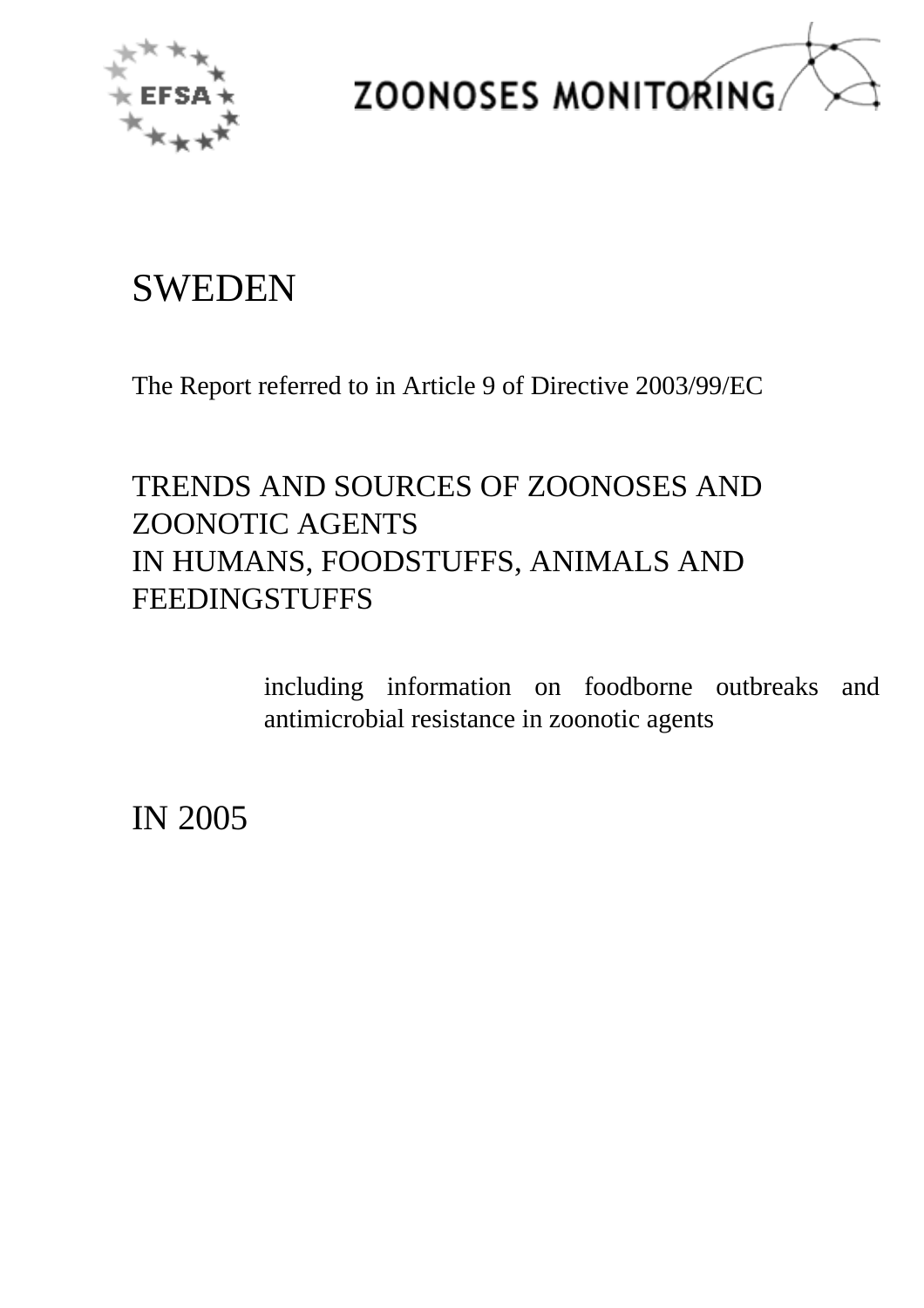# SWEDEN

The Report referred to in Article 9 of Directive 2003/99/EC

## TRENDS AND SOURCES OF ZOONOSES AND ZOONOTIC AGENTS IN HUMANS, FOODSTUFFS, ANIMALS AND FEEDINGSTUFFS

including information on foodborne outbreaks and antimicrobial resistance in zoonotic agents

## IN 2005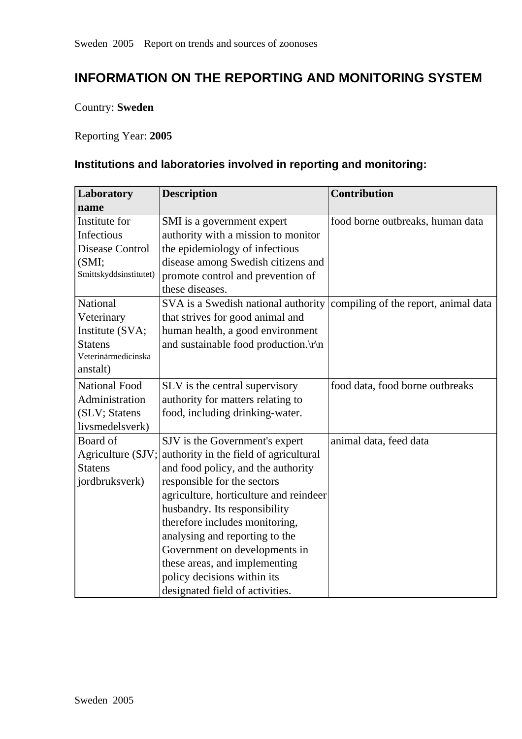# INFORMATION ON THE REPORTING AND MONITORING SYSTEM

Country: **Sweden**

Reporting Year: **2005**

## Institutions and laboratories involved in reporting and monitoring:

| Laboratory name | Description | Contribution |
|---|---|---|
| Institute for Infectious Disease Control (SMI; Smittskyddsinstitutet) | SMI is a government expert authority with a mission to monitor the epidemiology of infectious disease among Swedish citizens and promote control and prevention of these diseases. | food borne outbreaks, human data |
| National Veterinary Institute (SVA; Statens Veterinärmedicinska anstalt) | SVA is a Swedish national authority that strives for good animal and human health, a good environment and sustainable food production.\r\n | compiling of the report, animal data |
| National Food Administration (SLV; Statens livsmedelsverk) | SLV is the central supervisory authority for matters relating to food, including drinking-water. | food data, food borne outbreaks |
| Board of Agriculture (SJV; Statens jordbruksverk) | SJV is the Government's expert authority in the field of agricultural and food policy, and the authority responsible for the sectors agriculture, horticulture and reindeer husbandry. Its responsibility therefore includes monitoring, analysing and reporting to the Government on developments in these areas, and implementing policy decisions within its designated field of activities. | animal data, feed data |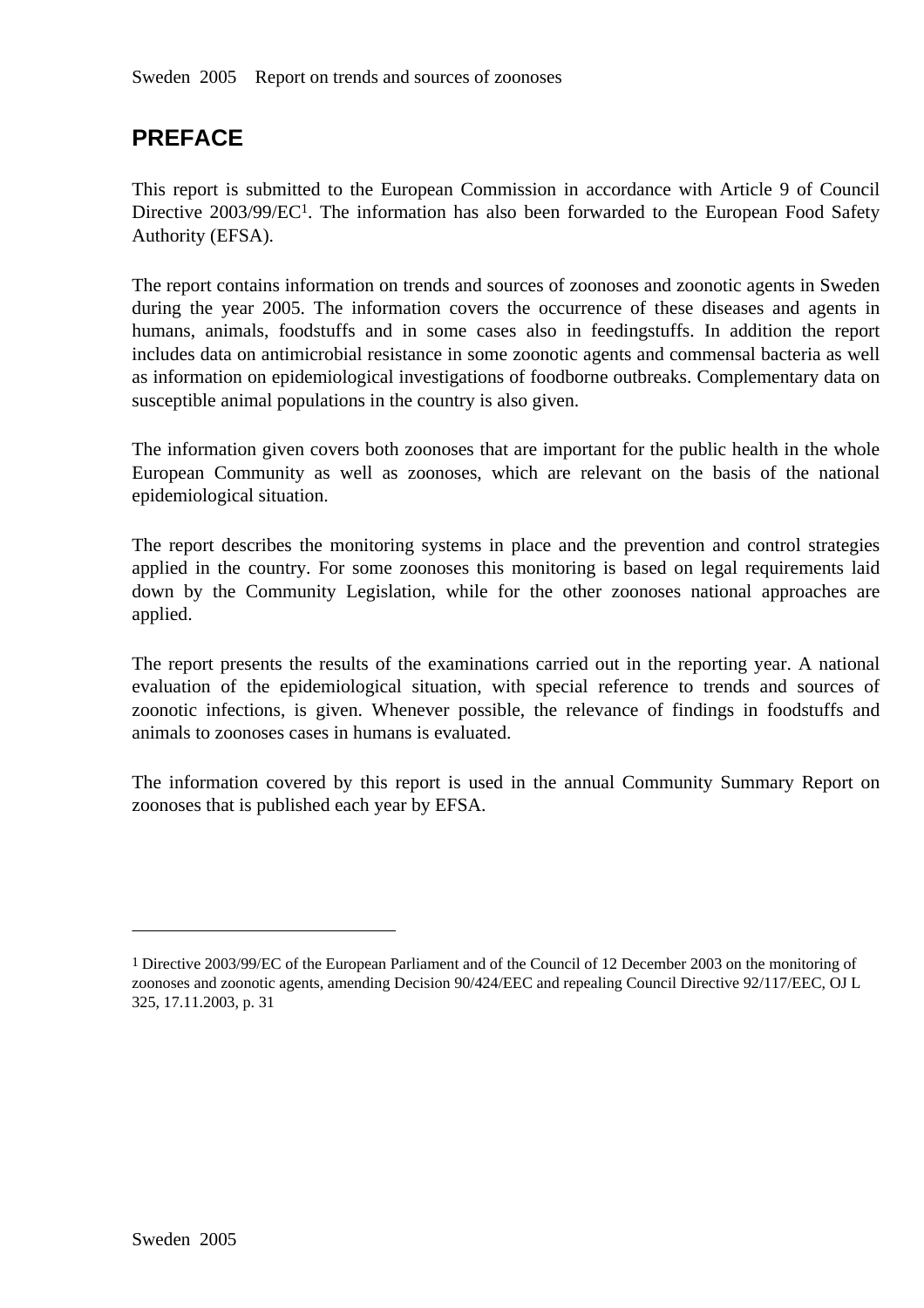# PREFACE

This report is submitted to the European Commission in accordance with Article 9 of Council Directive 2003/99/EC[1]. The information has also been forwarded to the European Food Safety Authority (EFSA).

The report contains information on trends and sources of zoonoses and zoonotic agents in Sweden during the year 2005. The information covers the occurrence of these diseases and agents in humans, animals, foodstuffs and in some cases also in feedingstuffs. In addition the report includes data on antimicrobial resistance in some zoonotic agents and commensal bacteria as well as information on epidemiological investigations of foodborne outbreaks. Complementary data on susceptible animal populations in the country is also given.

The information given covers both zoonoses that are important for the public health in the whole European Community as well as zoonoses, which are relevant on the basis of the national epidemiological situation.

The report describes the monitoring systems in place and the prevention and control strategies applied in the country. For some zoonoses this monitoring is based on legal requirements laid down by the Community Legislation, while for the other zoonoses national approaches are applied.

The report presents the results of the examinations carried out in the reporting year. A national evaluation of the epidemiological situation, with special reference to trends and sources of zoonotic infections, is given. Whenever possible, the relevance of findings in foodstuffs and animals to zoonoses cases in humans is evaluated.

The information covered by this report is used in the annual Community Summary Report on zoonoses that is published each year by EFSA.

---

[1] Directive 2003/99/EC of the European Parliament and of the Council of 12 December 2003 on the monitoring of zoonoses and zoonotic agents, amending Decision 90/424/EEC and repealing Council Directive 92/117/EEC, OJ L 325, 17.11.2003, p. 31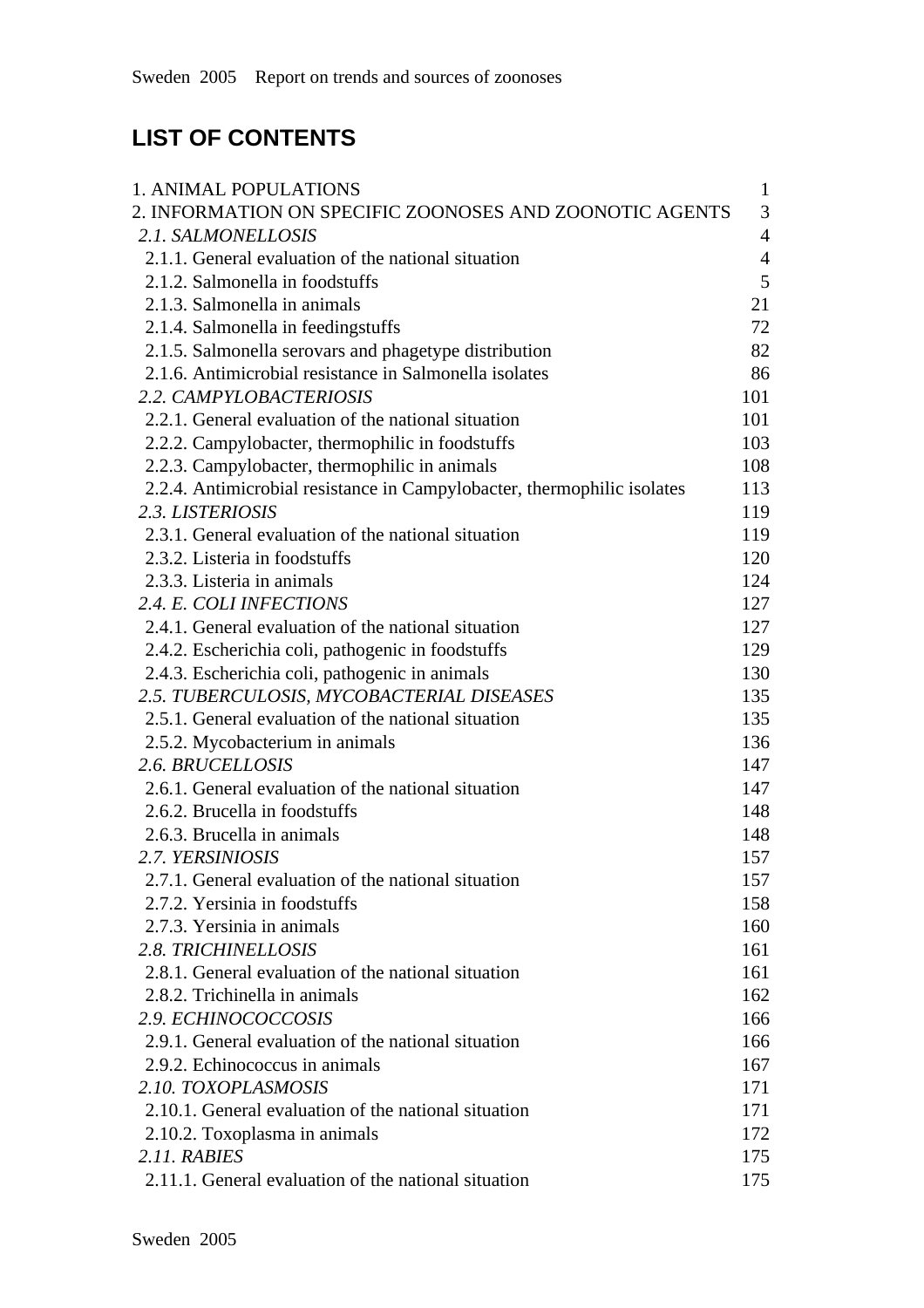# LIST OF CONTENTS

| | |
|---|---|
| 1. ANIMAL POPULATIONS | 1 |
| 2. INFORMATION ON SPECIFIC ZOONOSES AND ZOONOTIC AGENTS | 3 |
| *2.1. SALMONELLOSIS* | 4 |
| 2.1.1. General evaluation of the national situation | 4 |
| 2.1.2. Salmonella in foodstuffs | 5 |
| 2.1.3. Salmonella in animals | 21 |
| 2.1.4. Salmonella in feedingstuffs | 72 |
| 2.1.5. Salmonella serovars and phagetype distribution | 82 |
| 2.1.6. Antimicrobial resistance in Salmonella isolates | 86 |
| *2.2. CAMPYLOBACTERIOSIS* | 101 |
| 2.2.1. General evaluation of the national situation | 101 |
| 2.2.2. Campylobacter, thermophilic in foodstuffs | 103 |
| 2.2.3. Campylobacter, thermophilic in animals | 108 |
| 2.2.4. Antimicrobial resistance in Campylobacter, thermophilic isolates | 113 |
| *2.3. LISTERIOSIS* | 119 |
| 2.3.1. General evaluation of the national situation | 119 |
| 2.3.2. Listeria in foodstuffs | 120 |
| 2.3.3. Listeria in animals | 124 |
| *2.4. E. COLI INFECTIONS* | 127 |
| 2.4.1. General evaluation of the national situation | 127 |
| 2.4.2. Escherichia coli, pathogenic in foodstuffs | 129 |
| 2.4.3. Escherichia coli, pathogenic in animals | 130 |
| *2.5. TUBERCULOSIS, MYCOBACTERIAL DISEASES* | 135 |
| 2.5.1. General evaluation of the national situation | 135 |
| 2.5.2. Mycobacterium in animals | 136 |
| *2.6. BRUCELLOSIS* | 147 |
| 2.6.1. General evaluation of the national situation | 147 |
| 2.6.2. Brucella in foodstuffs | 148 |
| 2.6.3. Brucella in animals | 148 |
| *2.7. YERSINIOSIS* | 157 |
| 2.7.1. General evaluation of the national situation | 157 |
| 2.7.2. Yersinia in foodstuffs | 158 |
| 2.7.3. Yersinia in animals | 160 |
| *2.8. TRICHINELLOSIS* | 161 |
| 2.8.1. General evaluation of the national situation | 161 |
| 2.8.2. Trichinella in animals | 162 |
| *2.9. ECHINOCOCCOSIS* | 166 |
| 2.9.1. General evaluation of the national situation | 166 |
| 2.9.2. Echinococcus in animals | 167 |
| *2.10. TOXOPLASMOSIS* | 171 |
| 2.10.1. General evaluation of the national situation | 171 |
| 2.10.2. Toxoplasma in animals | 172 |
| *2.11. RABIES* | 175 |
| 2.11.1. General evaluation of the national situation | 175 |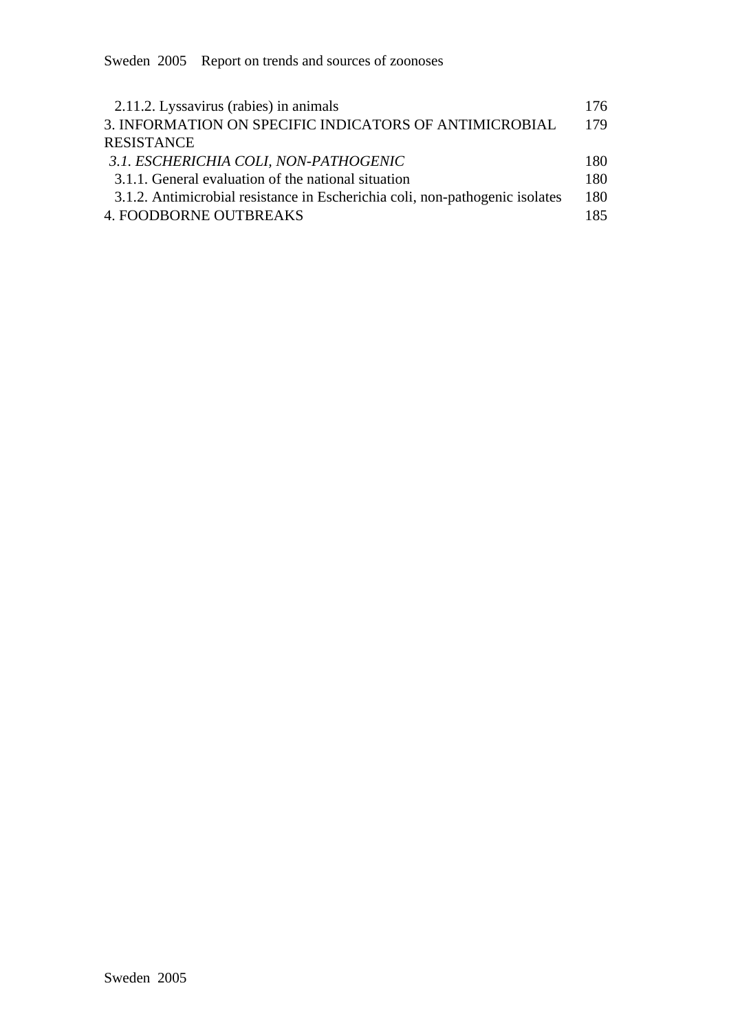| | |
|---|---|
| 2.11.2. Lyssavirus (rabies) in animals | 176 |
| 3. INFORMATION ON SPECIFIC INDICATORS OF ANTIMICROBIAL RESISTANCE | 179 |
| *3.1. ESCHERICHIA COLI, NON-PATHOGENIC* | 180 |
| 3.1.1. General evaluation of the national situation | 180 |
| 3.1.2. Antimicrobial resistance in Escherichia coli, non-pathogenic isolates | 180 |
| 4. FOODBORNE OUTBREAKS | 185 |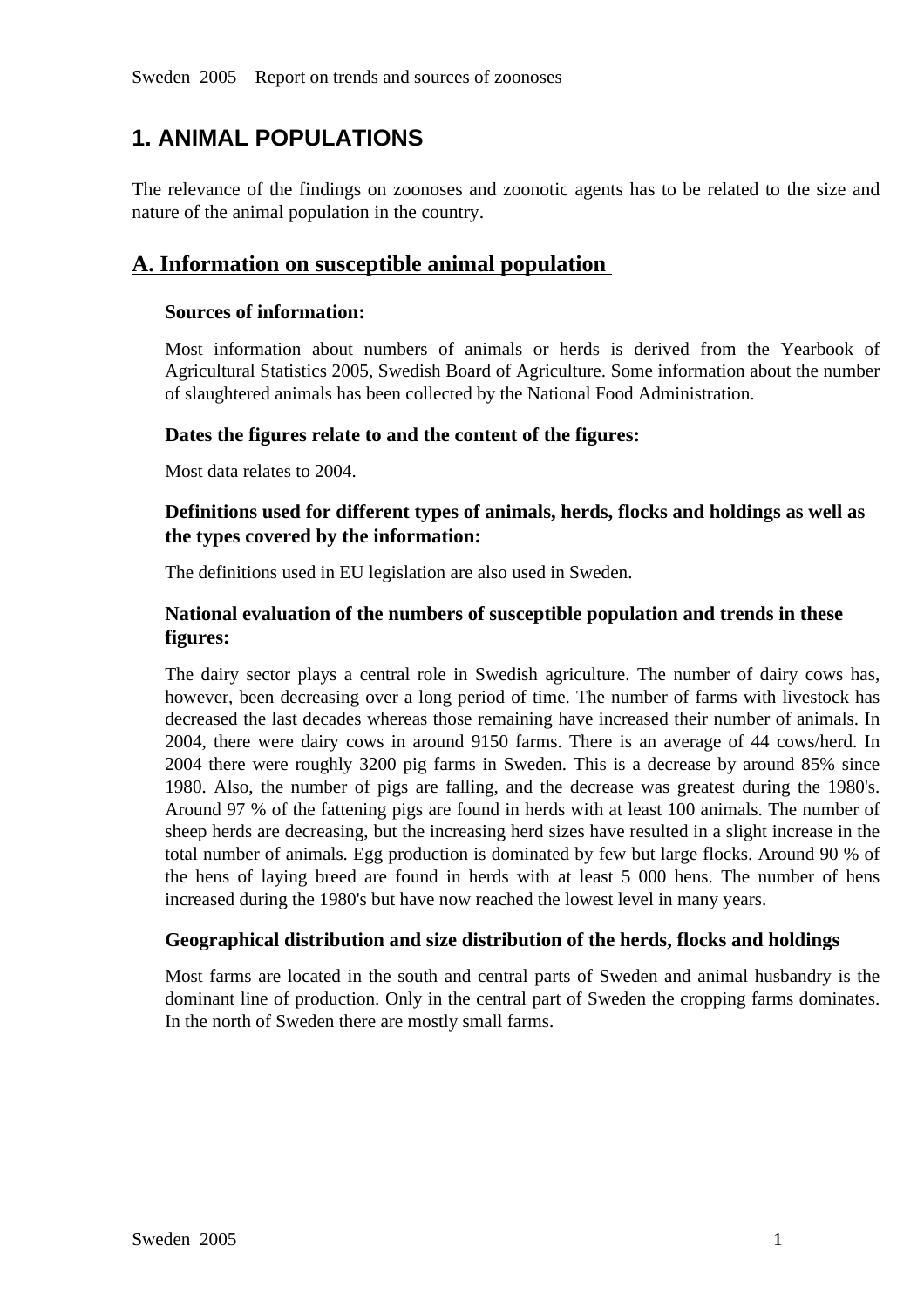# 1. ANIMAL POPULATIONS

The relevance of the findings on zoonoses and zoonotic agents has to be related to the size and nature of the animal population in the country.

## A. Information on susceptible animal population

### Sources of information:

Most information about numbers of animals or herds is derived from the Yearbook of Agricultural Statistics 2005, Swedish Board of Agriculture. Some information about the number of slaughtered animals has been collected by the National Food Administration.

### Dates the figures relate to and the content of the figures:

Most data relates to 2004.

### Definitions used for different types of animals, herds, flocks and holdings as well as the types covered by the information:

The definitions used in EU legislation are also used in Sweden.

### National evaluation of the numbers of susceptible population and trends in these figures:

The dairy sector plays a central role in Swedish agriculture. The number of dairy cows has, however, been decreasing over a long period of time. The number of farms with livestock has decreased the last decades whereas those remaining have increased their number of animals. In 2004, there were dairy cows in around 9150 farms. There is an average of 44 cows/herd. In 2004 there were roughly 3200 pig farms in Sweden. This is a decrease by around 85% since 1980. Also, the number of pigs are falling, and the decrease was greatest during the 1980's. Around 97 % of the fattening pigs are found in herds with at least 100 animals. The number of sheep herds are decreasing, but the increasing herd sizes have resulted in a slight increase in the total number of animals. Egg production is dominated by few but large flocks. Around 90 % of the hens of laying breed are found in herds with at least 5 000 hens. The number of hens increased during the 1980's but have now reached the lowest level in many years.

### Geographical distribution and size distribution of the herds, flocks and holdings

Most farms are located in the south and central parts of Sweden and animal husbandry is the dominant line of production. Only in the central part of Sweden the cropping farms dominates. In the north of Sweden there are mostly small farms.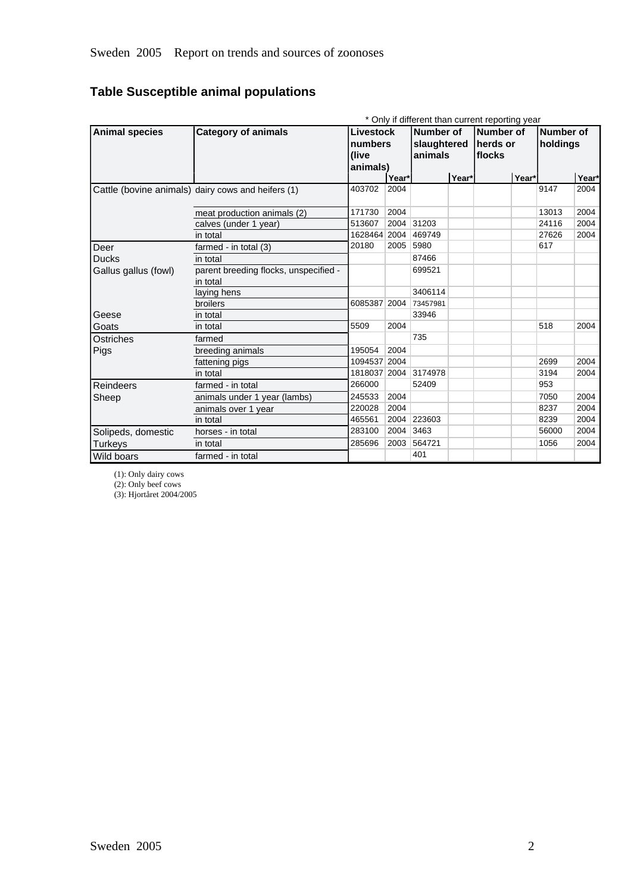## Table Susceptible animal populations

\* Only if different than current reporting year

| Animal species | Category of animals | Livestock numbers (live animals) | Year* | Number of slaughtered animals | Year* | Number of herds or flocks | Year* | Number of holdings | Year* |
|---|---|---|---|---|---|---|---|---|---|
| Cattle (bovine animals) | dairy cows and heifers (1) | 403702 | 2004 | | | | | 9147 | 2004 |
| | meat production animals (2) | 171730 | 2004 | | | | | 13013 | 2004 |
| | calves (under 1 year) | 513607 | 2004 | 31203 | | | | 24116 | 2004 |
| | in total | 1628464 | 2004 | 469749 | | | | 27626 | 2004 |
| Deer | farmed - in total (3) | 20180 | 2005 | 5980 | | | | 617 | |
| Ducks | in total | | | 87466 | | | | | |
| Gallus gallus (fowl) | parent breeding flocks, unspecified - in total | | | 699521 | | | | | |
| | laying hens | | | 3406114 | | | | | |
| | broilers | 6085387 | 2004 | 73457981 | | | | | |
| Geese | in total | | | 33946 | | | | | |
| Goats | in total | 5509 | 2004 | | | | | 518 | 2004 |
| Ostriches | farmed | | | 735 | | | | | |
| Pigs | breeding animals | 195054 | 2004 | | | | | | |
| | fattening pigs | 1094537 | 2004 | | | | | 2699 | 2004 |
| | in total | 1818037 | 2004 | 3174978 | | | | 3194 | 2004 |
| Reindeers | farmed - in total | 266000 | | 52409 | | | | 953 | |
| Sheep | animals under 1 year (lambs) | 245533 | 2004 | | | | | 7050 | 2004 |
| | animals over 1 year | 220028 | 2004 | | | | | 8237 | 2004 |
| | in total | 465561 | 2004 | 223603 | | | | 8239 | 2004 |
| Solipeds, domestic | horses - in total | 283100 | 2004 | 3463 | | | | 56000 | 2004 |
| Turkeys | in total | 285696 | 2003 | 564721 | | | | 1056 | 2004 |
| Wild boars | farmed - in total | | | 401 | | | | | |

(1): Only dairy cows
(2): Only beef cows
(3): Hjortåret 2004/2005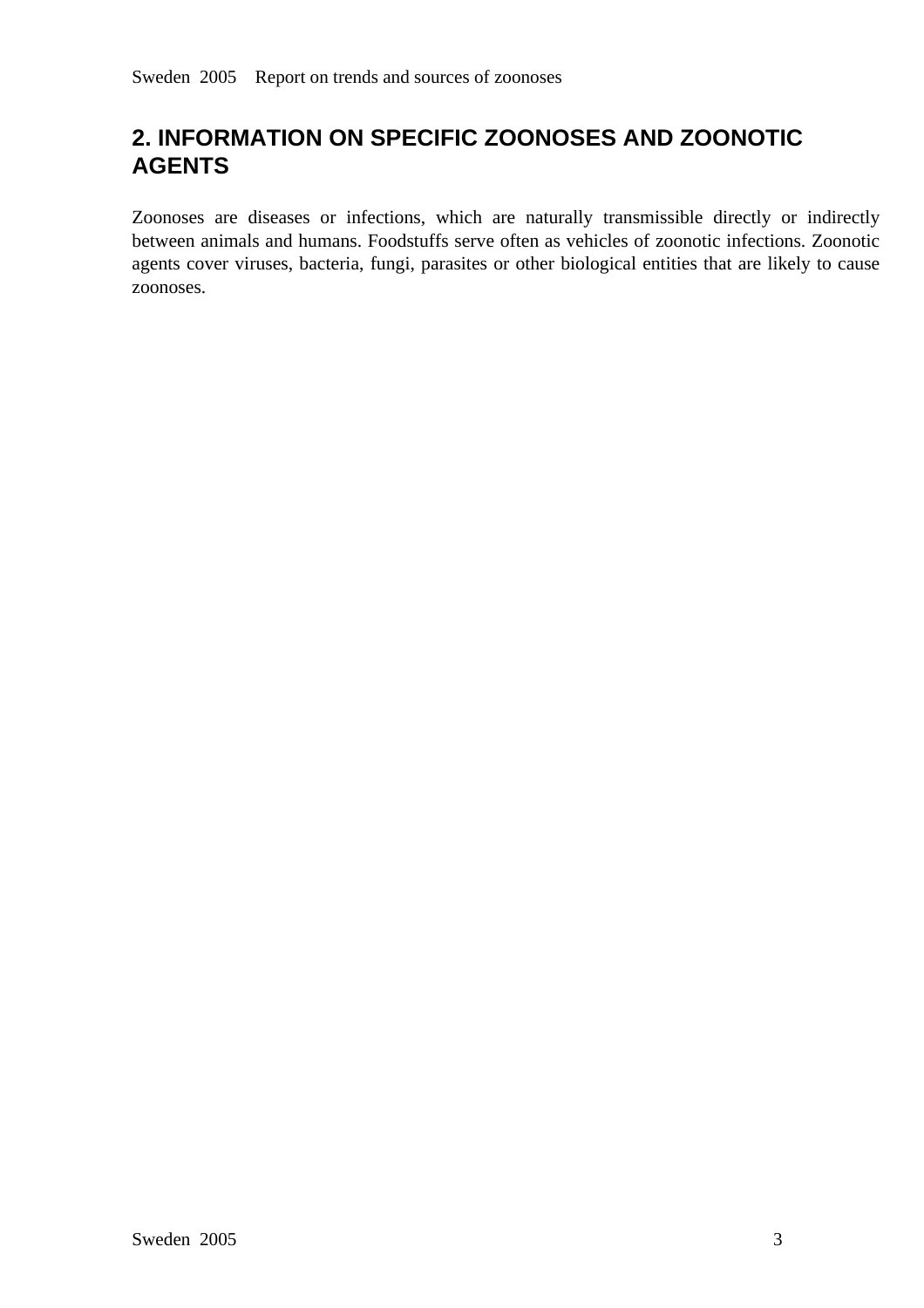# 2. INFORMATION ON SPECIFIC ZOONOSES AND ZOONOTIC AGENTS

Zoonoses are diseases or infections, which are naturally transmissible directly or indirectly between animals and humans. Foodstuffs serve often as vehicles of zoonotic infections. Zoonotic agents cover viruses, bacteria, fungi, parasites or other biological entities that are likely to cause zoonoses.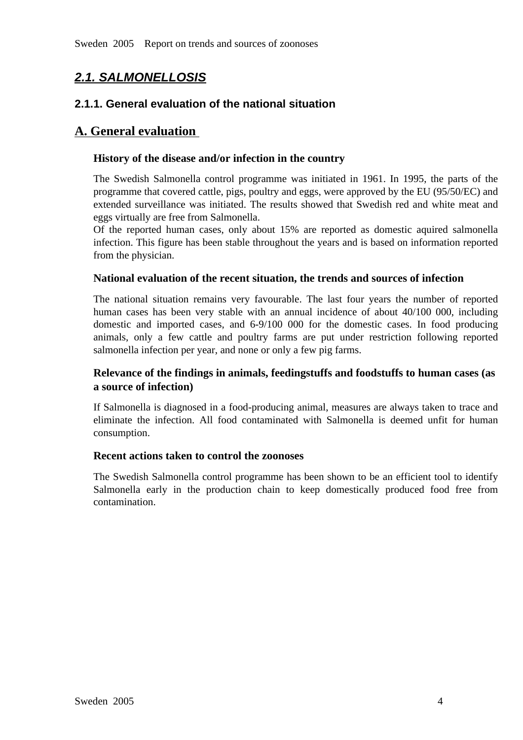## *2.1. SALMONELLOSIS*

### 2.1.1. General evaluation of the national situation

## A. General evaluation

**History of the disease and/or infection in the country**

The Swedish Salmonella control programme was initiated in 1961. In 1995, the parts of the programme that covered cattle, pigs, poultry and eggs, were approved by the EU (95/50/EC) and extended surveillance was initiated. The results showed that Swedish red and white meat and eggs virtually are free from Salmonella.
Of the reported human cases, only about 15% are reported as domestic aquired salmonella infection. This figure has been stable throughout the years and is based on information reported from the physician.

**National evaluation of the recent situation, the trends and sources of infection**

The national situation remains very favourable. The last four years the number of reported human cases has been very stable with an annual incidence of about 40/100 000, including domestic and imported cases, and 6-9/100 000 for the domestic cases. In food producing animals, only a few cattle and poultry farms are put under restriction following reported salmonella infection per year, and none or only a few pig farms.

**Relevance of the findings in animals, feedingstuffs and foodstuffs to human cases (as a source of infection)**

If Salmonella is diagnosed in a food-producing animal, measures are always taken to trace and eliminate the infection. All food contaminated with Salmonella is deemed unfit for human consumption.

**Recent actions taken to control the zoonoses**

The Swedish Salmonella control programme has been shown to be an efficient tool to identify Salmonella early in the production chain to keep domestically produced food free from contamination.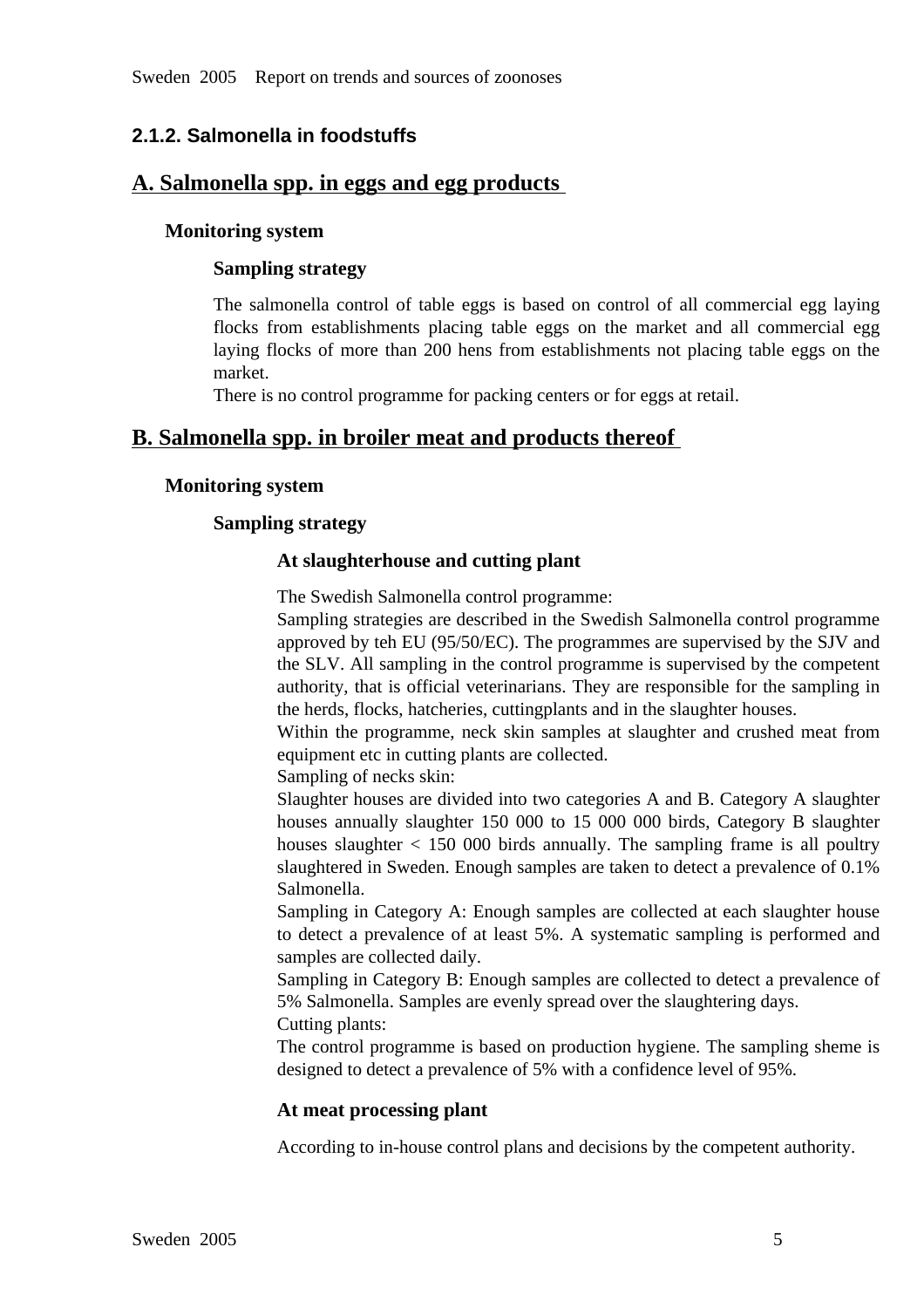### 2.1.2. Salmonella in foodstuffs

## A. Salmonella spp. in eggs and egg products

**Monitoring system**

**Sampling strategy**

The salmonella control of table eggs is based on control of all commercial egg laying flocks from establishments placing table eggs on the market and all commercial egg laying flocks of more than 200 hens from establishments not placing table eggs on the market.
There is no control programme for packing centers or for eggs at retail.

## B. Salmonella spp. in broiler meat and products thereof

**Monitoring system**

**Sampling strategy**

**At slaughterhouse and cutting plant**

The Swedish Salmonella control programme:
Sampling strategies are described in the Swedish Salmonella control programme approved by teh EU (95/50/EC). The programmes are supervised by the SJV and the SLV. All sampling in the control programme is supervised by the competent authority, that is official veterinarians. They are responsible for the sampling in the herds, flocks, hatcheries, cuttingplants and in the slaughter houses.
Within the programme, neck skin samples at slaughter and crushed meat from equipment etc in cutting plants are collected.
Sampling of necks skin:
Slaughter houses are divided into two categories A and B. Category A slaughter houses annually slaughter 150 000 to 15 000 000 birds, Category B slaughter houses slaughter < 150 000 birds annually. The sampling frame is all poultry slaughtered in Sweden. Enough samples are taken to detect a prevalence of 0.1% Salmonella.
Sampling in Category A: Enough samples are collected at each slaughter house to detect a prevalence of at least 5%. A systematic sampling is performed and samples are collected daily.
Sampling in Category B: Enough samples are collected to detect a prevalence of 5% Salmonella. Samples are evenly spread over the slaughtering days.
Cutting plants:
The control programme is based on production hygiene. The sampling sheme is designed to detect a prevalence of 5% with a confidence level of 95%.

**At meat processing plant**

According to in-house control plans and decisions by the competent authority.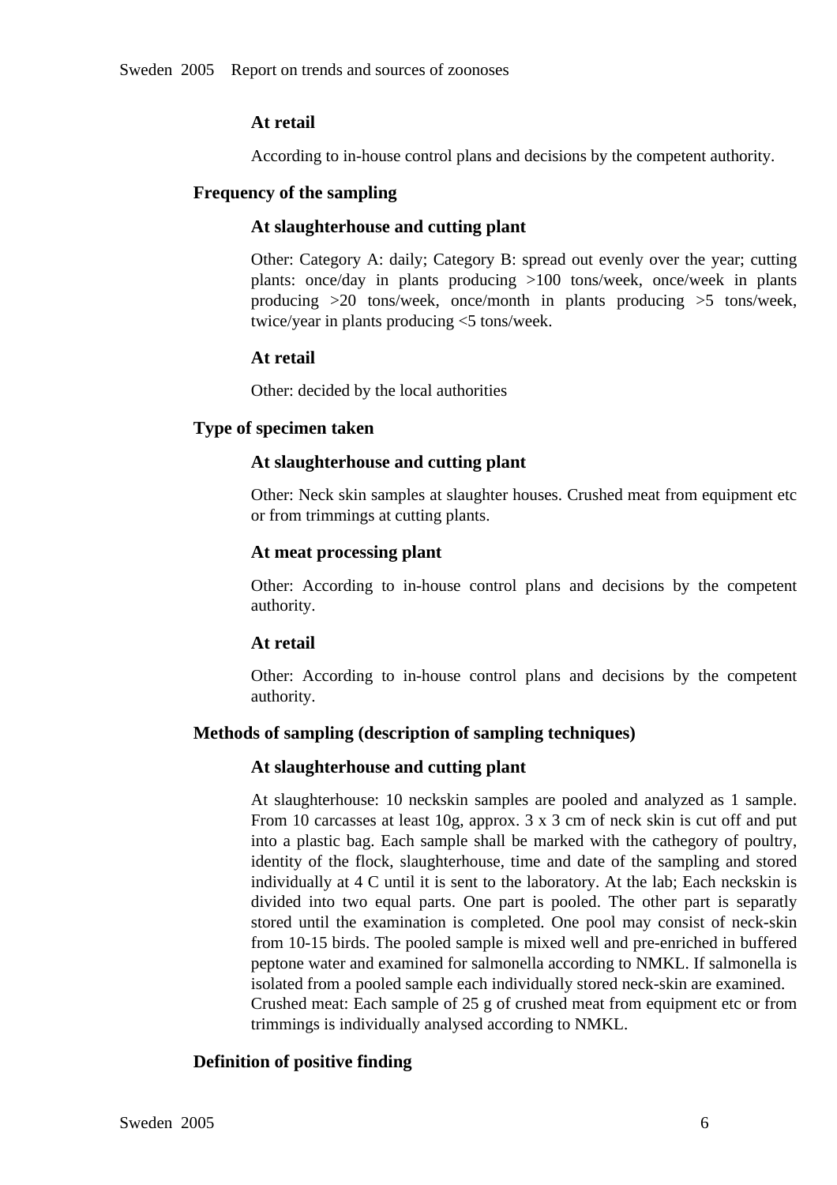#### At retail

According to in-house control plans and decisions by the competent authority.

### Frequency of the sampling

#### At slaughterhouse and cutting plant

Other: Category A: daily; Category B: spread out evenly over the year; cutting plants: once/day in plants producing >100 tons/week, once/week in plants producing >20 tons/week, once/month in plants producing >5 tons/week, twice/year in plants producing <5 tons/week.

#### At retail

Other: decided by the local authorities

### Type of specimen taken

#### At slaughterhouse and cutting plant

Other: Neck skin samples at slaughter houses. Crushed meat from equipment etc or from trimmings at cutting plants.

#### At meat processing plant

Other: According to in-house control plans and decisions by the competent authority.

#### At retail

Other: According to in-house control plans and decisions by the competent authority.

### Methods of sampling (description of sampling techniques)

#### At slaughterhouse and cutting plant

At slaughterhouse: 10 neckskin samples are pooled and analyzed as 1 sample. From 10 carcasses at least 10g, approx. 3 x 3 cm of neck skin is cut off and put into a plastic bag. Each sample shall be marked with the cathegory of poultry, identity of the flock, slaughterhouse, time and date of the sampling and stored individually at 4 C until it is sent to the laboratory. At the lab; Each neckskin is divided into two equal parts. One part is pooled. The other part is separatly stored until the examination is completed. One pool may consist of neck-skin from 10-15 birds. The pooled sample is mixed well and pre-enriched in buffered peptone water and examined for salmonella according to NMKL. If salmonella is isolated from a pooled sample each individually stored neck-skin are examined.
Crushed meat: Each sample of 25 g of crushed meat from equipment etc or from trimmings is individually analysed according to NMKL.

### Definition of positive finding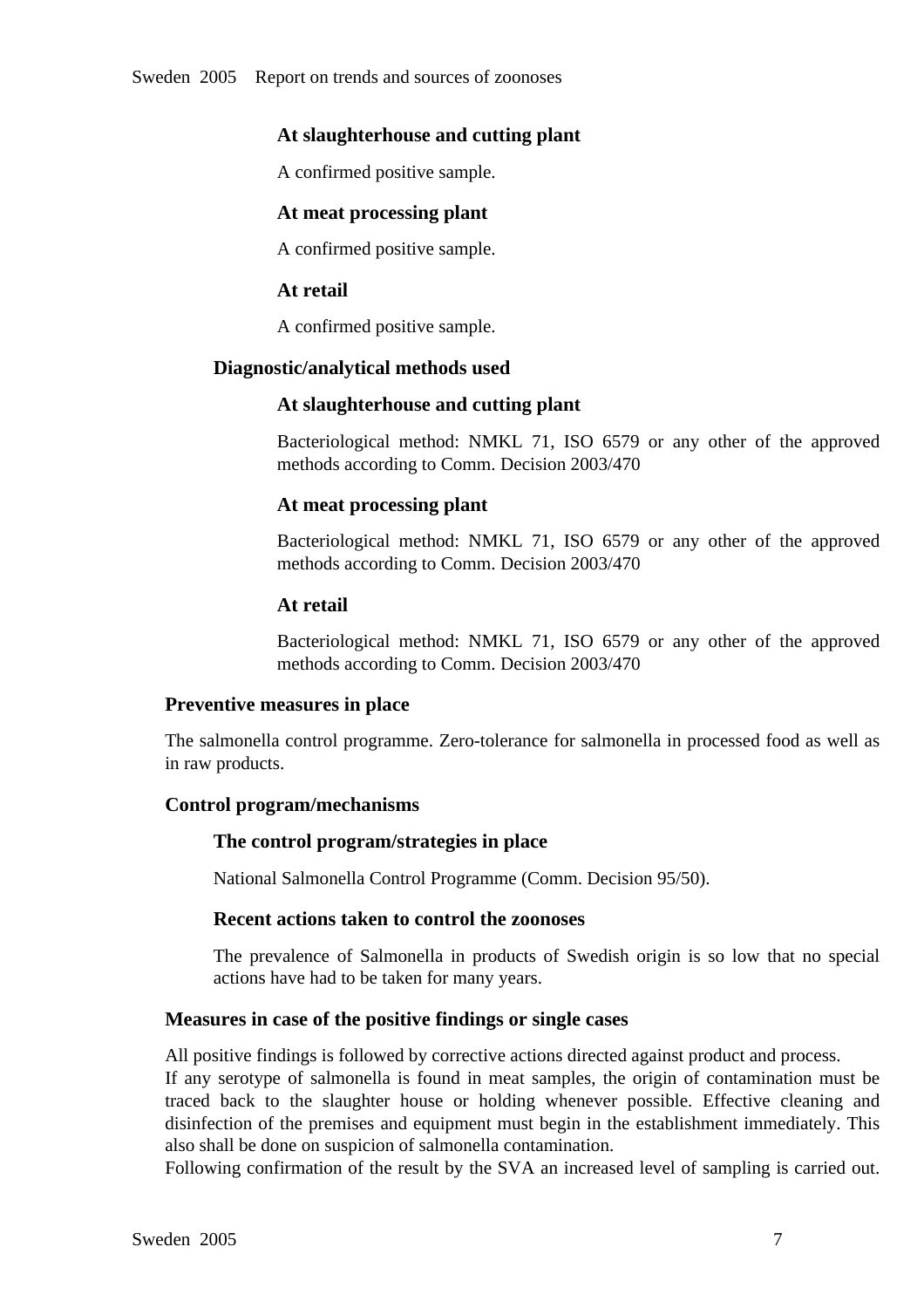#### At slaughterhouse and cutting plant

A confirmed positive sample.

#### At meat processing plant

A confirmed positive sample.

#### At retail

A confirmed positive sample.

### Diagnostic/analytical methods used

#### At slaughterhouse and cutting plant

Bacteriological method: NMKL 71, ISO 6579 or any other of the approved methods according to Comm. Decision 2003/470

#### At meat processing plant

Bacteriological method: NMKL 71, ISO 6579 or any other of the approved methods according to Comm. Decision 2003/470

#### At retail

Bacteriological method: NMKL 71, ISO 6579 or any other of the approved methods according to Comm. Decision 2003/470

## Preventive measures in place

The salmonella control programme. Zero-tolerance for salmonella in processed food as well as in raw products.

## Control program/mechanisms

### The control program/strategies in place

National Salmonella Control Programme (Comm. Decision 95/50).

### Recent actions taken to control the zoonoses

The prevalence of Salmonella in products of Swedish origin is so low that no special actions have had to be taken for many years.

## Measures in case of the positive findings or single cases

All positive findings is followed by corrective actions directed against product and process.
If any serotype of salmonella is found in meat samples, the origin of contamination must be traced back to the slaughter house or holding whenever possible. Effective cleaning and disinfection of the premises and equipment must begin in the establishment immediately. This also shall be done on suspicion of salmonella contamination.
Following confirmation of the result by the SVA an increased level of sampling is carried out.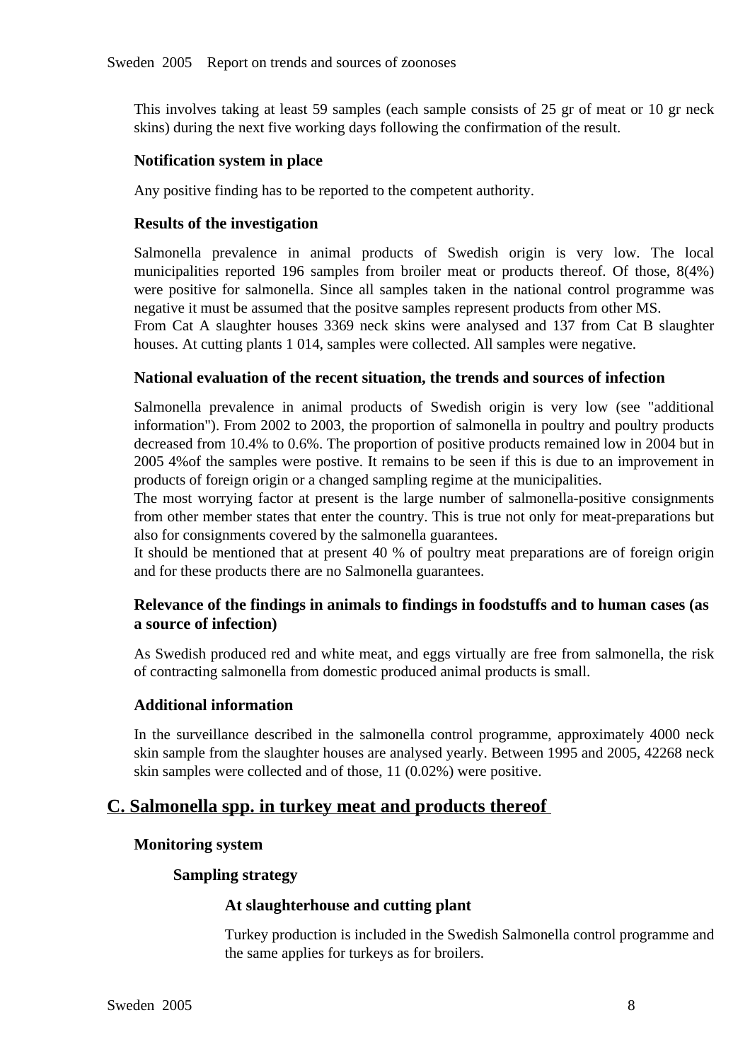This involves taking at least 59 samples (each sample consists of 25 gr of meat or 10 gr neck skins) during the next five working days following the confirmation of the result.

**Notification system in place**

Any positive finding has to be reported to the competent authority.

**Results of the investigation**

Salmonella prevalence in animal products of Swedish origin is very low. The local municipalities reported 196 samples from broiler meat or products thereof. Of those, 8(4%) were positive for salmonella. Since all samples taken in the national control programme was negative it must be assumed that the positve samples represent products from other MS.
From Cat A slaughter houses 3369 neck skins were analysed and 137 from Cat B slaughter houses. At cutting plants 1 014, samples were collected. All samples were negative.

**National evaluation of the recent situation, the trends and sources of infection**

Salmonella prevalence in animal products of Swedish origin is very low (see "additional information"). From 2002 to 2003, the proportion of salmonella in poultry and poultry products decreased from 10.4% to 0.6%. The proportion of positive products remained low in 2004 but in 2005 4%of the samples were postive. It remains to be seen if this is due to an improvement in products of foreign origin or a changed sampling regime at the municipalities.
The most worrying factor at present is the large number of salmonella-positive consignments from other member states that enter the country. This is true not only for meat-preparations but also for consignments covered by the salmonella guarantees.
It should be mentioned that at present 40 % of poultry meat preparations are of foreign origin and for these products there are no Salmonella guarantees.

**Relevance of the findings in animals to findings in foodstuffs and to human cases (as a source of infection)**

As Swedish produced red and white meat, and eggs virtually are free from salmonella, the risk of contracting salmonella from domestic produced animal products is small.

**Additional information**

In the surveillance described in the salmonella control programme, approximately 4000 neck skin sample from the slaughter houses are analysed yearly. Between 1995 and 2005, 42268 neck skin samples were collected and of those, 11 (0.02%) were positive.

## C. Salmonella spp. in turkey meat and products thereof

**Monitoring system**

**Sampling strategy**

**At slaughterhouse and cutting plant**

Turkey production is included in the Swedish Salmonella control programme and the same applies for turkeys as for broilers.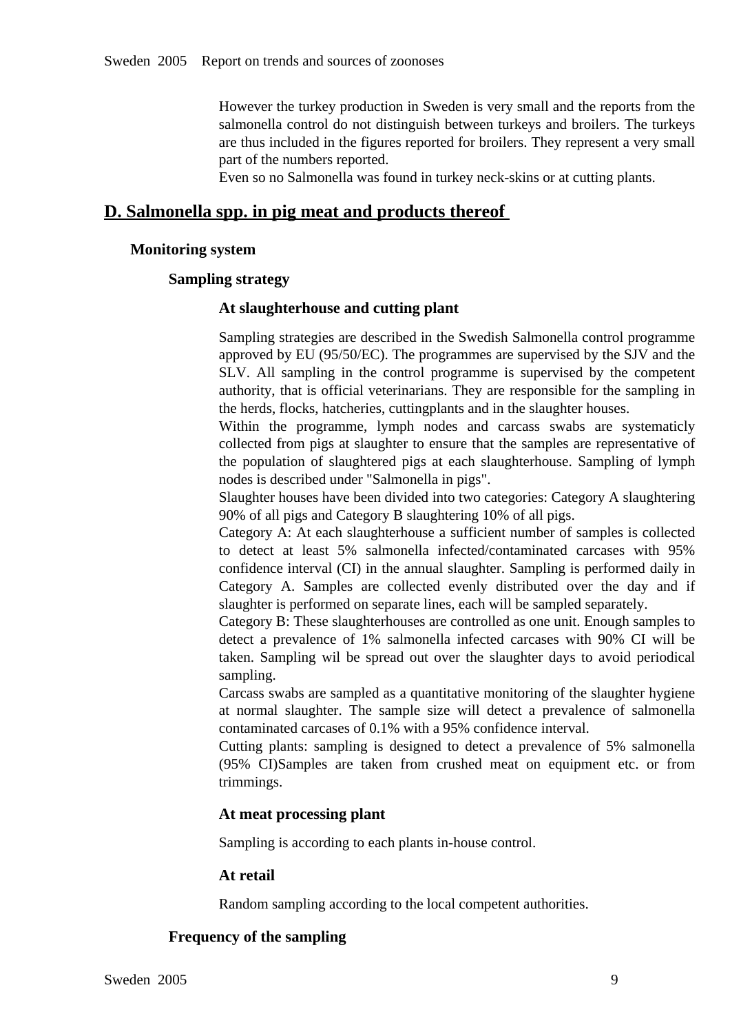However the turkey production in Sweden is very small and the reports from the salmonella control do not distinguish between turkeys and broilers. The turkeys are thus included in the figures reported for broilers. They represent a very small part of the numbers reported.
Even so no Salmonella was found in turkey neck-skins or at cutting plants.

## D. Salmonella spp. in pig meat and products thereof

### Monitoring system

#### Sampling strategy

##### At slaughterhouse and cutting plant

Sampling strategies are described in the Swedish Salmonella control programme approved by EU (95/50/EC). The programmes are supervised by the SJV and the SLV. All sampling in the control programme is supervised by the competent authority, that is official veterinarians. They are responsible for the sampling in the herds, flocks, hatcheries, cuttingplants and in the slaughter houses.
Within the programme, lymph nodes and carcass swabs are systematicly collected from pigs at slaughter to ensure that the samples are representative of the population of slaughtered pigs at each slaughterhouse. Sampling of lymph nodes is described under "Salmonella in pigs".
Slaughter houses have been divided into two categories: Category A slaughtering 90% of all pigs and Category B slaughtering 10% of all pigs.
Category A: At each slaughterhouse a sufficient number of samples is collected to detect at least 5% salmonella infected/contaminated carcases with 95% confidence interval (CI) in the annual slaughter. Sampling is performed daily in Category A. Samples are collected evenly distributed over the day and if slaughter is performed on separate lines, each will be sampled separately.
Category B: These slaughterhouses are controlled as one unit. Enough samples to detect a prevalence of 1% salmonella infected carcases with 90% CI will be taken. Sampling wil be spread out over the slaughter days to avoid periodical sampling.
Carcass swabs are sampled as a quantitative monitoring of the slaughter hygiene at normal slaughter. The sample size will detect a prevalence of salmonella contaminated carcases of 0.1% with a 95% confidence interval.
Cutting plants: sampling is designed to detect a prevalence of 5% salmonella (95% CI)Samples are taken from crushed meat on equipment etc. or from trimmings.

##### At meat processing plant

Sampling is according to each plants in-house control.

##### At retail

Random sampling according to the local competent authorities.

#### Frequency of the sampling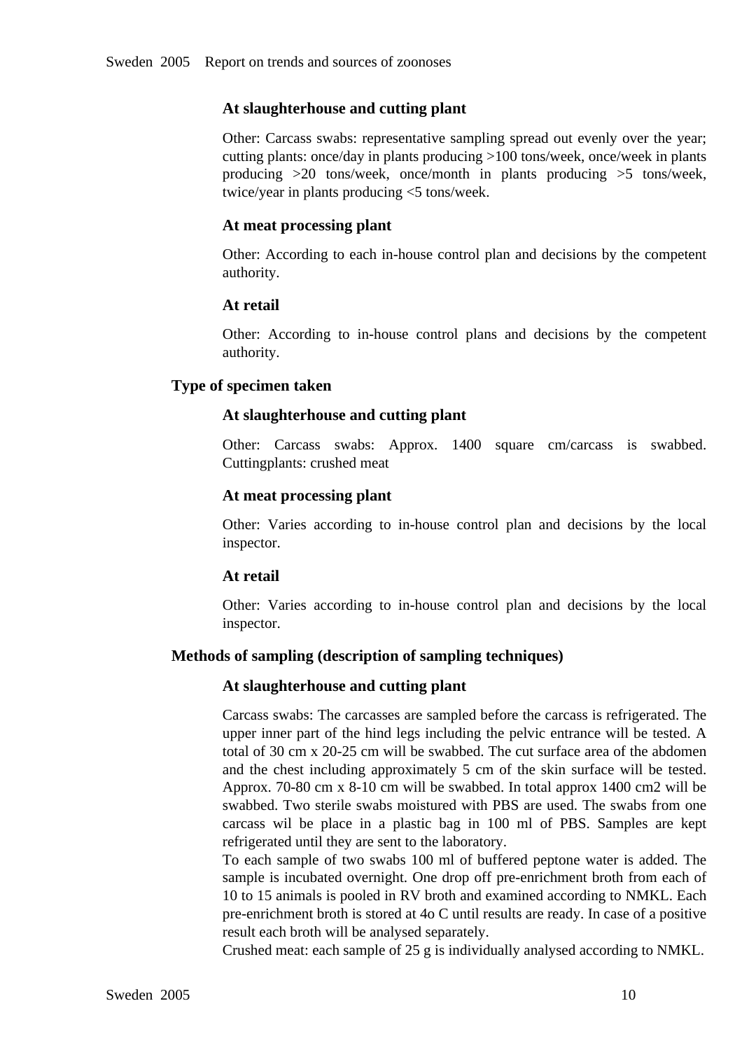#### At slaughterhouse and cutting plant

Other: Carcass swabs: representative sampling spread out evenly over the year; cutting plants: once/day in plants producing >100 tons/week, once/week in plants producing >20 tons/week, once/month in plants producing >5 tons/week, twice/year in plants producing <5 tons/week.

#### At meat processing plant

Other: According to each in-house control plan and decisions by the competent authority.

#### At retail

Other: According to in-house control plans and decisions by the competent authority.

### Type of specimen taken

#### At slaughterhouse and cutting plant

Other: Carcass swabs: Approx. 1400 square cm/carcass is swabbed. Cuttingplants: crushed meat

#### At meat processing plant

Other: Varies according to in-house control plan and decisions by the local inspector.

#### At retail

Other: Varies according to in-house control plan and decisions by the local inspector.

### Methods of sampling (description of sampling techniques)

#### At slaughterhouse and cutting plant

Carcass swabs: The carcasses are sampled before the carcass is refrigerated. The upper inner part of the hind legs including the pelvic entrance will be tested. A total of 30 cm x 20-25 cm will be swabbed. The cut surface area of the abdomen and the chest including approximately 5 cm of the skin surface will be tested. Approx. 70-80 cm x 8-10 cm will be swabbed. In total approx 1400 cm2 will be swabbed. Two sterile swabs moistured with PBS are used. The swabs from one carcass wil be place in a plastic bag in 100 ml of PBS. Samples are kept refrigerated until they are sent to the laboratory.
To each sample of two swabs 100 ml of buffered peptone water is added. The sample is incubated overnight. One drop off pre-enrichment broth from each of 10 to 15 animals is pooled in RV broth and examined according to NMKL. Each pre-enrichment broth is stored at 4o C until results are ready. In case of a positive result each broth will be analysed separately.
Crushed meat: each sample of 25 g is individually analysed according to NMKL.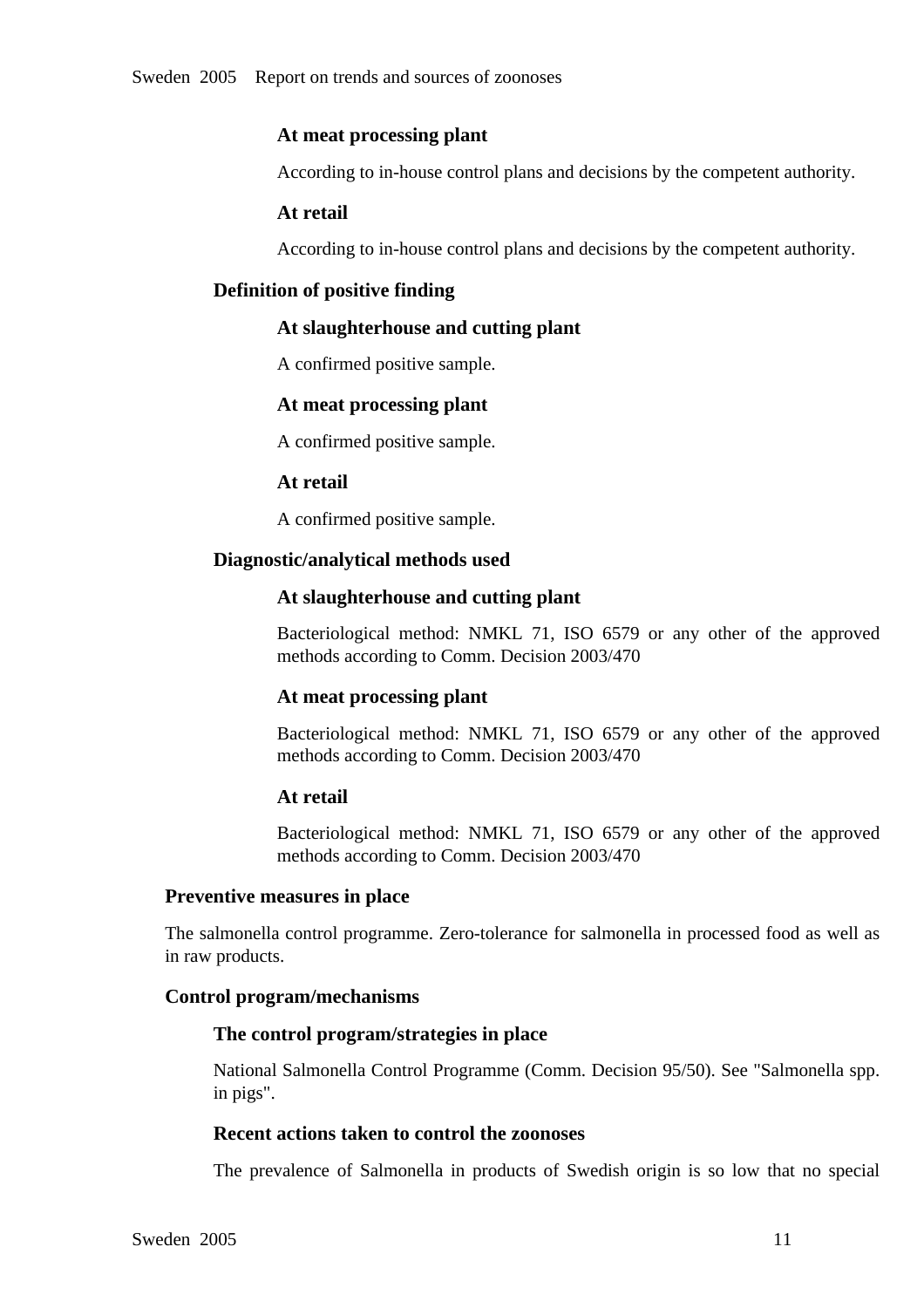#### At meat processing plant

According to in-house control plans and decisions by the competent authority.

#### At retail

According to in-house control plans and decisions by the competent authority.

### Definition of positive finding

#### At slaughterhouse and cutting plant

A confirmed positive sample.

#### At meat processing plant

A confirmed positive sample.

#### At retail

A confirmed positive sample.

### Diagnostic/analytical methods used

#### At slaughterhouse and cutting plant

Bacteriological method: NMKL 71, ISO 6579 or any other of the approved methods according to Comm. Decision 2003/470

#### At meat processing plant

Bacteriological method: NMKL 71, ISO 6579 or any other of the approved methods according to Comm. Decision 2003/470

#### At retail

Bacteriological method: NMKL 71, ISO 6579 or any other of the approved methods according to Comm. Decision 2003/470

## Preventive measures in place

The salmonella control programme. Zero-tolerance for salmonella in processed food as well as in raw products.

## Control program/mechanisms

### The control program/strategies in place

National Salmonella Control Programme (Comm. Decision 95/50). See "Salmonella spp. in pigs".

### Recent actions taken to control the zoonoses

The prevalence of Salmonella in products of Swedish origin is so low that no special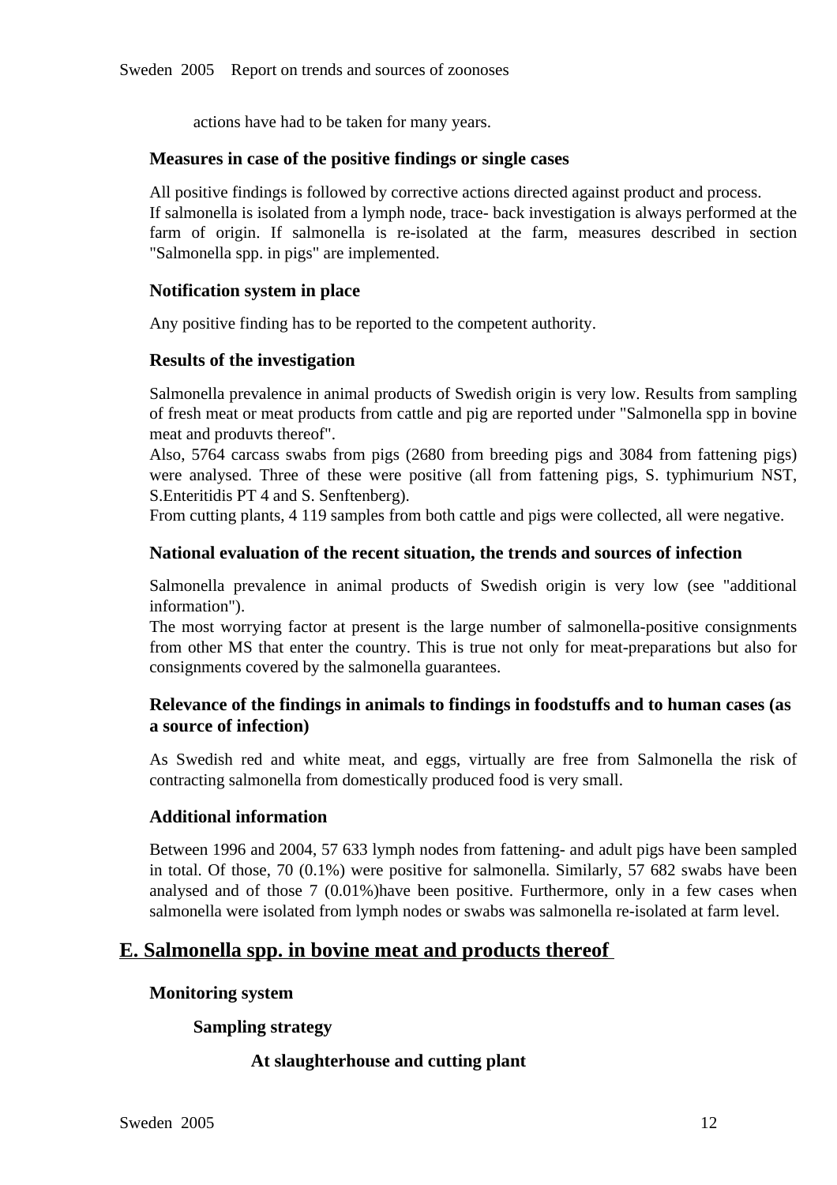actions have had to be taken for many years.

### Measures in case of the positive findings or single cases

All positive findings is followed by corrective actions directed against product and process.
If salmonella is isolated from a lymph node, trace- back investigation is always performed at the farm of origin. If salmonella is re-isolated at the farm, measures described in section "Salmonella spp. in pigs" are implemented.

### Notification system in place

Any positive finding has to be reported to the competent authority.

### Results of the investigation

Salmonella prevalence in animal products of Swedish origin is very low. Results from sampling of fresh meat or meat products from cattle and pig are reported under "Salmonella spp in bovine meat and produvts thereof".
Also, 5764 carcass swabs from pigs (2680 from breeding pigs and 3084 from fattening pigs) were analysed. Three of these were positive (all from fattening pigs, S. typhimurium NST, S.Enteritidis PT 4 and S. Senftenberg).
From cutting plants, 4 119 samples from both cattle and pigs were collected, all were negative.

### National evaluation of the recent situation, the trends and sources of infection

Salmonella prevalence in animal products of Swedish origin is very low (see "additional information").
The most worrying factor at present is the large number of salmonella-positive consignments from other MS that enter the country. This is true not only for meat-preparations but also for consignments covered by the salmonella guarantees.

### Relevance of the findings in animals to findings in foodstuffs and to human cases (as a source of infection)

As Swedish red and white meat, and eggs, virtually are free from Salmonella the risk of contracting salmonella from domestically produced food is very small.

### Additional information

Between 1996 and 2004, 57 633 lymph nodes from fattening- and adult pigs have been sampled in total. Of those, 70 (0.1%) were positive for salmonella. Similarly, 57 682 swabs have been analysed and of those 7 (0.01%)have been positive. Furthermore, only in a few cases when salmonella were isolated from lymph nodes or swabs was salmonella re-isolated at farm level.

## E. Salmonella spp. in bovine meat and products thereof

### Monitoring system

#### Sampling strategy

##### At slaughterhouse and cutting plant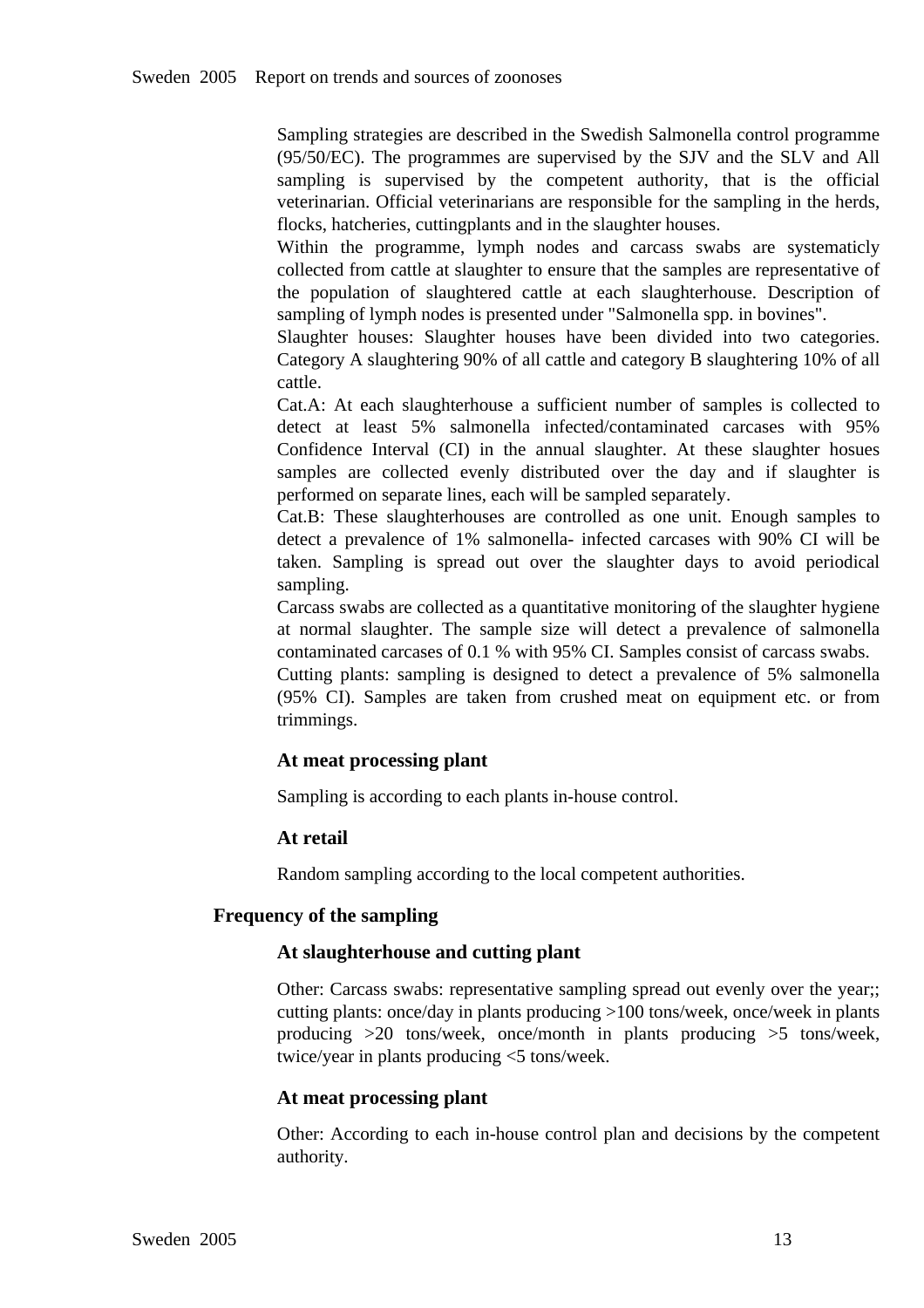Sampling strategies are described in the Swedish Salmonella control programme (95/50/EC). The programmes are supervised by the SJV and the SLV and All sampling is supervised by the competent authority, that is the official veterinarian. Official veterinarians are responsible for the sampling in the herds, flocks, hatcheries, cuttingplants and in the slaughter houses.
Within the programme, lymph nodes and carcass swabs are systematicly collected from cattle at slaughter to ensure that the samples are representative of the population of slaughtered cattle at each slaughterhouse. Description of sampling of lymph nodes is presented under "Salmonella spp. in bovines".
Slaughter houses: Slaughter houses have been divided into two categories. Category A slaughtering 90% of all cattle and category B slaughtering 10% of all cattle.
Cat.A: At each slaughterhouse a sufficient number of samples is collected to detect at least 5% salmonella infected/contaminated carcases with 95% Confidence Interval (CI) in the annual slaughter. At these slaughter hosues samples are collected evenly distributed over the day and if slaughter is performed on separate lines, each will be sampled separately.
Cat.B: These slaughterhouses are controlled as one unit. Enough samples to detect a prevalence of 1% salmonella- infected carcases with 90% CI will be taken. Sampling is spread out over the slaughter days to avoid periodical sampling.
Carcass swabs are collected as a quantitative monitoring of the slaughter hygiene at normal slaughter. The sample size will detect a prevalence of salmonella contaminated carcases of 0.1 % with 95% CI. Samples consist of carcass swabs.
Cutting plants: sampling is designed to detect a prevalence of 5% salmonella (95% CI). Samples are taken from crushed meat on equipment etc. or from trimmings.

### At meat processing plant

Sampling is according to each plants in-house control.

### At retail

Random sampling according to the local competent authorities.

## Frequency of the sampling

### At slaughterhouse and cutting plant

Other: Carcass swabs: representative sampling spread out evenly over the year;; cutting plants: once/day in plants producing >100 tons/week, once/week in plants producing >20 tons/week, once/month in plants producing >5 tons/week, twice/year in plants producing <5 tons/week.

### At meat processing plant

Other: According to each in-house control plan and decisions by the competent authority.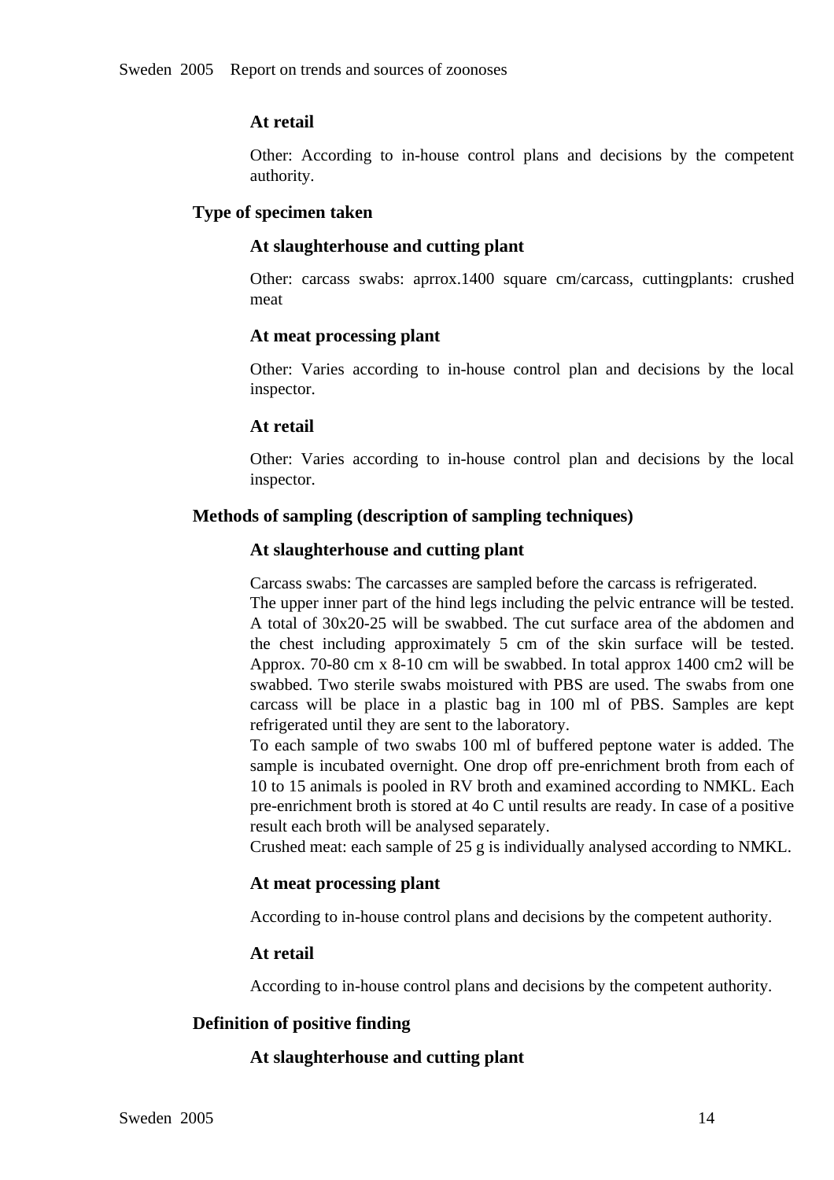#### At retail

Other: According to in-house control plans and decisions by the competent authority.

### Type of specimen taken

#### At slaughterhouse and cutting plant

Other: carcass swabs: aprrox.1400 square cm/carcass, cuttingplants: crushed meat

#### At meat processing plant

Other: Varies according to in-house control plan and decisions by the local inspector.

#### At retail

Other: Varies according to in-house control plan and decisions by the local inspector.

### Methods of sampling (description of sampling techniques)

#### At slaughterhouse and cutting plant

Carcass swabs: The carcasses are sampled before the carcass is refrigerated.
The upper inner part of the hind legs including the pelvic entrance will be tested. A total of 30x20-25 will be swabbed. The cut surface area of the abdomen and the chest including approximately 5 cm of the skin surface will be tested. Approx. 70-80 cm x 8-10 cm will be swabbed. In total approx 1400 cm2 will be swabbed. Two sterile swabs moistured with PBS are used. The swabs from one carcass will be place in a plastic bag in 100 ml of PBS. Samples are kept refrigerated until they are sent to the laboratory.
To each sample of two swabs 100 ml of buffered peptone water is added. The sample is incubated overnight. One drop off pre-enrichment broth from each of 10 to 15 animals is pooled in RV broth and examined according to NMKL. Each pre-enrichment broth is stored at 4o C until results are ready. In case of a positive result each broth will be analysed separately.
Crushed meat: each sample of 25 g is individually analysed according to NMKL.

#### At meat processing plant

According to in-house control plans and decisions by the competent authority.

#### At retail

According to in-house control plans and decisions by the competent authority.

### Definition of positive finding

#### At slaughterhouse and cutting plant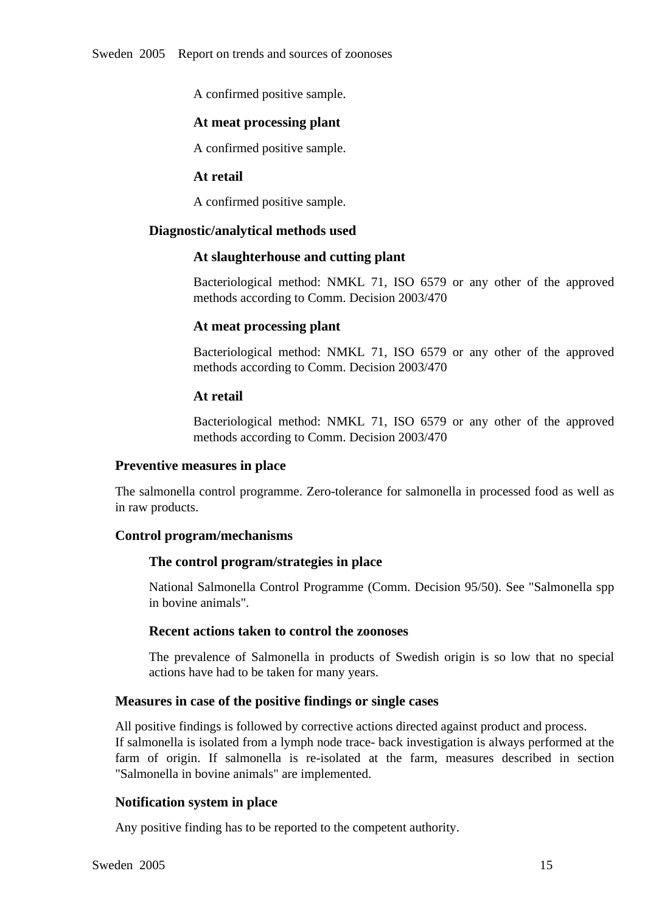A confirmed positive sample.

#### At meat processing plant

A confirmed positive sample.

#### At retail

A confirmed positive sample.

### Diagnostic/analytical methods used

#### At slaughterhouse and cutting plant

Bacteriological method: NMKL 71, ISO 6579 or any other of the approved methods according to Comm. Decision 2003/470

#### At meat processing plant

Bacteriological method: NMKL 71, ISO 6579 or any other of the approved methods according to Comm. Decision 2003/470

#### At retail

Bacteriological method: NMKL 71, ISO 6579 or any other of the approved methods according to Comm. Decision 2003/470

## Preventive measures in place

The salmonella control programme. Zero-tolerance for salmonella in processed food as well as in raw products.

## Control program/mechanisms

### The control program/strategies in place

National Salmonella Control Programme (Comm. Decision 95/50). See "Salmonella spp in bovine animals".

### Recent actions taken to control the zoonoses

The prevalence of Salmonella in products of Swedish origin is so low that no special actions have had to be taken for many years.

## Measures in case of the positive findings or single cases

All positive findings is followed by corrective actions directed against product and process.
If salmonella is isolated from a lymph node trace- back investigation is always performed at the farm of origin. If salmonella is re-isolated at the farm, measures described in section "Salmonella in bovine animals" are implemented.

## Notification system in place

Any positive finding has to be reported to the competent authority.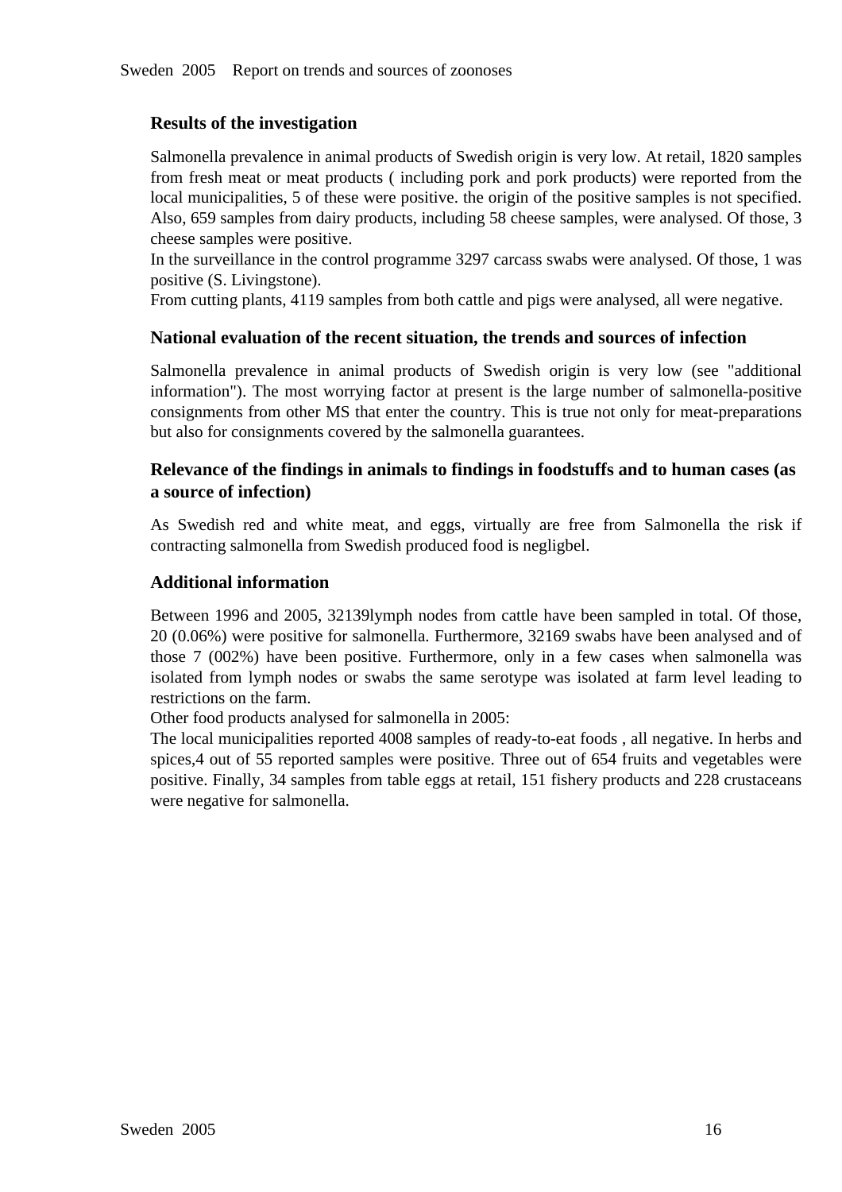### Results of the investigation

Salmonella prevalence in animal products of Swedish origin is very low. At retail, 1820 samples from fresh meat or meat products ( including pork and pork products) were reported from the local municipalities, 5 of these were positive. the origin of the positive samples is not specified. Also, 659 samples from dairy products, including 58 cheese samples, were analysed. Of those, 3 cheese samples were positive.
In the surveillance in the control programme 3297 carcass swabs were analysed. Of those, 1 was positive (S. Livingstone).
From cutting plants, 4119 samples from both cattle and pigs were analysed, all were negative.

### National evaluation of the recent situation, the trends and sources of infection

Salmonella prevalence in animal products of Swedish origin is very low (see "additional information"). The most worrying factor at present is the large number of salmonella-positive consignments from other MS that enter the country. This is true not only for meat-preparations but also for consignments covered by the salmonella guarantees.

### Relevance of the findings in animals to findings in foodstuffs and to human cases (as a source of infection)

As Swedish red and white meat, and eggs, virtually are free from Salmonella the risk if contracting salmonella from Swedish produced food is negligbel.

### Additional information

Between 1996 and 2005, 32139lymph nodes from cattle have been sampled in total. Of those, 20 (0.06%) were positive for salmonella. Furthermore, 32169 swabs have been analysed and of those 7 (002%) have been positive. Furthermore, only in a few cases when salmonella was isolated from lymph nodes or swabs the same serotype was isolated at farm level leading to restrictions on the farm.
Other food products analysed for salmonella in 2005:
The local municipalities reported 4008 samples of ready-to-eat foods , all negative. In herbs and spices,4 out of 55 reported samples were positive. Three out of 654 fruits and vegetables were positive. Finally, 34 samples from table eggs at retail, 151 fishery products and 228 crustaceans were negative for salmonella.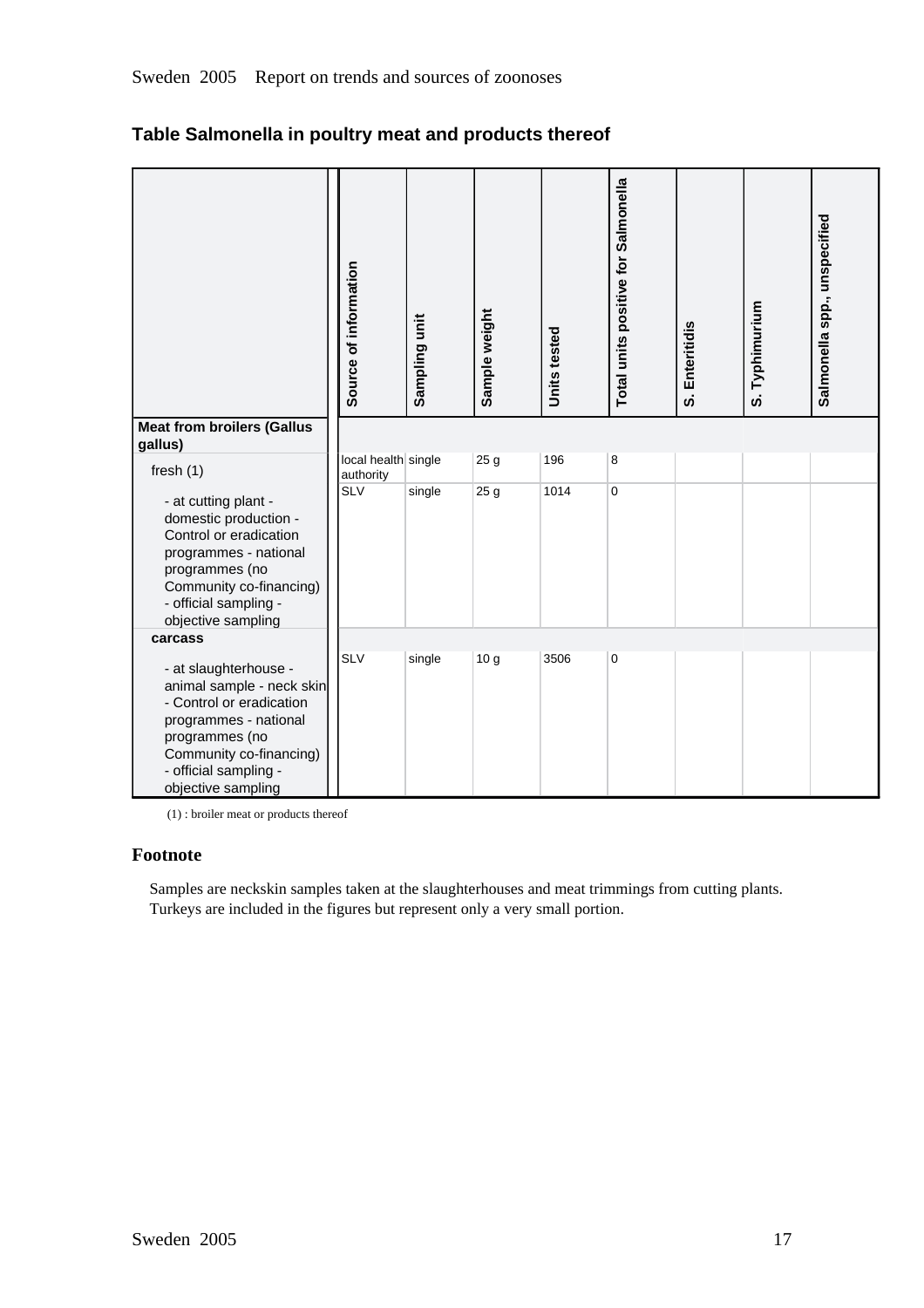## Table Salmonella in poultry meat and products thereof

| | Source of information | Sampling unit | Sample weight | Units tested | Total units positive for Salmonella | S. Enteritidis | S. Typhimurium | Salmonella spp., unspecified |
|---|---|---|---|---|---|---|---|---|
| **Meat from broilers (Gallus gallus)** | | | | | | | | |
| fresh (1) | local health authority | single | 25 g | 196 | 8 | | | |
| - at cutting plant - domestic production - Control or eradication programmes - national programmes (no Community co-financing) - official sampling - objective sampling | SLV | single | 25 g | 1014 | 0 | | | |
| **carcass** | | | | | | | | |
| - at slaughterhouse - animal sample - neck skin - Control or eradication programmes - national programmes (no Community co-financing) - official sampling - objective sampling | SLV | single | 10 g | 3506 | 0 | | | |

(1) : broiler meat or products thereof

### Footnote

Samples are neckskin samples taken at the slaughterhouses and meat trimmings from cutting plants.
Turkeys are included in the figures but represent only a very small portion.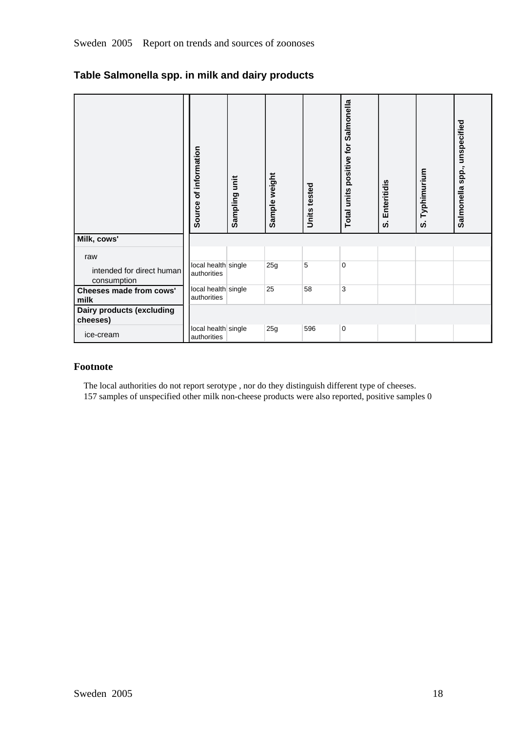## Table Salmonella spp. in milk and dairy products

| | Source of information | Sampling unit | Sample weight | Units tested | Total units positive for Salmonella | S. Enteritidis | S. Typhimurium | Salmonella spp., unspecified |
|---|---|---|---|---|---|---|---|---|
| **Milk, cows'** | | | | | | | | |
| raw | | | | | | | | |
| intended for direct human consumption | local health authorities | single | 25g | 5 | 0 | | | |
| **Cheeses made from cows' milk** | local health authorities | single | 25 | 58 | 3 | | | |
| **Dairy products (excluding cheeses)** | | | | | | | | |
| ice-cream | local health authorities | single | 25g | 596 | 0 | | | |

### Footnote

The local authorities do not report serotype , nor do they distinguish different type of cheeses.
157 samples of unspecified other milk non-cheese products were also reported, positive samples 0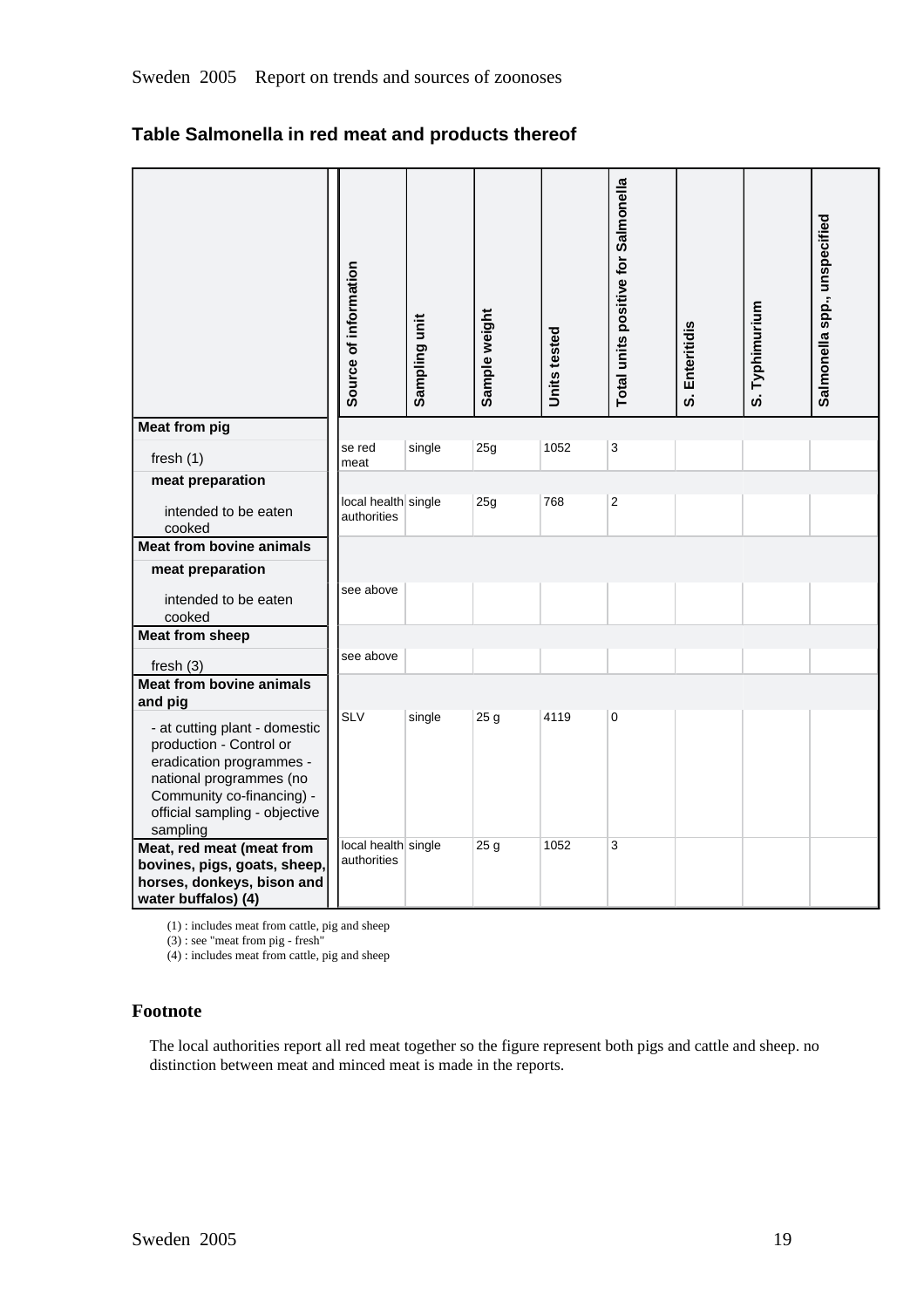## Table Salmonella in red meat and products thereof

| | Source of information | Sampling unit | Sample weight | Units tested | Total units positive for Salmonella | S. Enteritidis | S. Typhimurium | Salmonella spp., unspecified |
|---|---|---|---|---|---|---|---|---|
| **Meat from pig** | | | | | | | | |
| fresh (1) | se red meat | single | 25g | 1052 | 3 | | | |
| **meat preparation** | | | | | | | | |
| intended to be eaten cooked | local health authorities | single | 25g | 768 | 2 | | | |
| **Meat from bovine animals** | | | | | | | | |
| **meat preparation** | | | | | | | | |
| intended to be eaten cooked | see above | | | | | | | |
| **Meat from sheep** | | | | | | | | |
| fresh (3) | see above | | | | | | | |
| **Meat from bovine animals and pig** | | | | | | | | |
| - at cutting plant - domestic production - Control or eradication programmes - national programmes (no Community co-financing) - official sampling - objective sampling | SLV | single | 25 g | 4119 | 0 | | | |
| **Meat, red meat (meat from bovines, pigs, goats, sheep, horses, donkeys, bison and water buffalos) (4)** | local health authorities | single | 25 g | 1052 | 3 | | | |

(1) : includes meat from cattle, pig and sheep
(3) : see "meat from pig - fresh"
(4) : includes meat from cattle, pig and sheep

### Footnote

The local authorities report all red meat together so the figure represent both pigs and cattle and sheep. no distinction between meat and minced meat is made in the reports.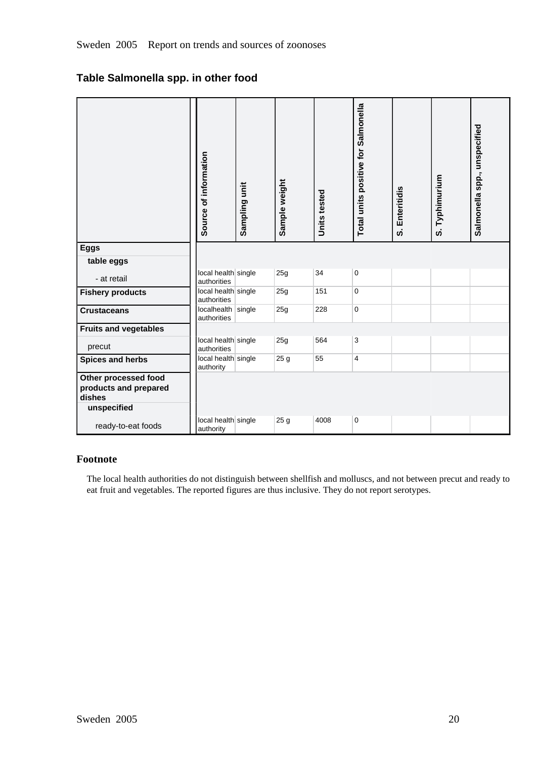## Table Salmonella spp. in other food

| | Source of information | Sampling unit | Sample weight | Units tested | Total units positive for Salmonella | S. Enteritidis | S. Typhimurium | Salmonella spp., unspecified |
|---|---|---|---|---|---|---|---|---|
| **Eggs** | | | | | | | | |
| **table eggs** | | | | | | | | |
| - at retail | local health authorities | single | 25g | 34 | 0 | | | |
| **Fishery products** | local health authorities | single | 25g | 151 | 0 | | | |
| **Crustaceans** | localhealth authorities | single | 25g | 228 | 0 | | | |
| **Fruits and vegetables** | | | | | | | | |
| precut | local health authorities | single | 25g | 564 | 3 | | | |
| **Spices and herbs** | local health authority | single | 25 g | 55 | 4 | | | |
| **Other processed food products and prepared dishes** | | | | | | | | |
| **unspecified** | | | | | | | | |
| ready-to-eat foods | local health authority | single | 25 g | 4008 | 0 | | | |

### Footnote

The local health authorities do not distinguish between shellfish and molluscs, and not between precut and ready to eat fruit and vegetables. The reported figures are thus inclusive. They do not report serotypes.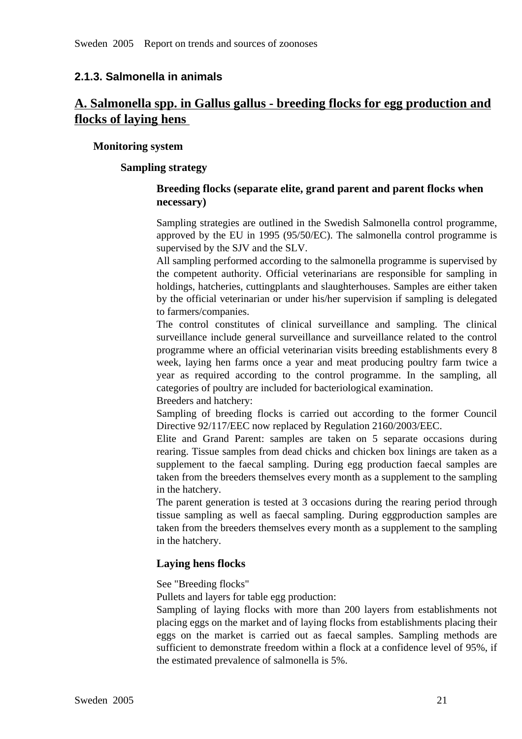### 2.1.3. Salmonella in animals

## A. Salmonella spp. in Gallus gallus - breeding flocks for egg production and flocks of laying hens

**Monitoring system**

**Sampling strategy**

**Breeding flocks (separate elite, grand parent and parent flocks when necessary)**

Sampling strategies are outlined in the Swedish Salmonella control programme, approved by the EU in 1995 (95/50/EC). The salmonella control programme is supervised by the SJV and the SLV.
All sampling performed according to the salmonella programme is supervised by the competent authority. Official veterinarians are responsible for sampling in holdings, hatcheries, cuttingplants and slaughterhouses. Samples are either taken by the official veterinarian or under his/her supervision if sampling is delegated to farmers/companies.
The control constitutes of clinical surveillance and sampling. The clinical surveillance include general surveillance and surveillance related to the control programme where an official veterinarian visits breeding establishments every 8 week, laying hen farms once a year and meat producing poultry farm twice a year as required according to the control programme. In the sampling, all categories of poultry are included for bacteriological examination.
Breeders and hatchery:
Sampling of breeding flocks is carried out according to the former Council Directive 92/117/EEC now replaced by Regulation 2160/2003/EEC.
Elite and Grand Parent: samples are taken on 5 separate occasions during rearing. Tissue samples from dead chicks and chicken box linings are taken as a supplement to the faecal sampling. During egg production faecal samples are taken from the breeders themselves every month as a supplement to the sampling in the hatchery.
The parent generation is tested at 3 occasions during the rearing period through tissue sampling as well as faecal sampling. During eggproduction samples are taken from the breeders themselves every month as a supplement to the sampling in the hatchery.

**Laying hens flocks**

See "Breeding flocks"
Pullets and layers for table egg production:
Sampling of laying flocks with more than 200 layers from establishments not placing eggs on the market and of laying flocks from establishments placing their eggs on the market is carried out as faecal samples. Sampling methods are sufficient to demonstrate freedom within a flock at a confidence level of 95%, if the estimated prevalence of salmonella is 5%.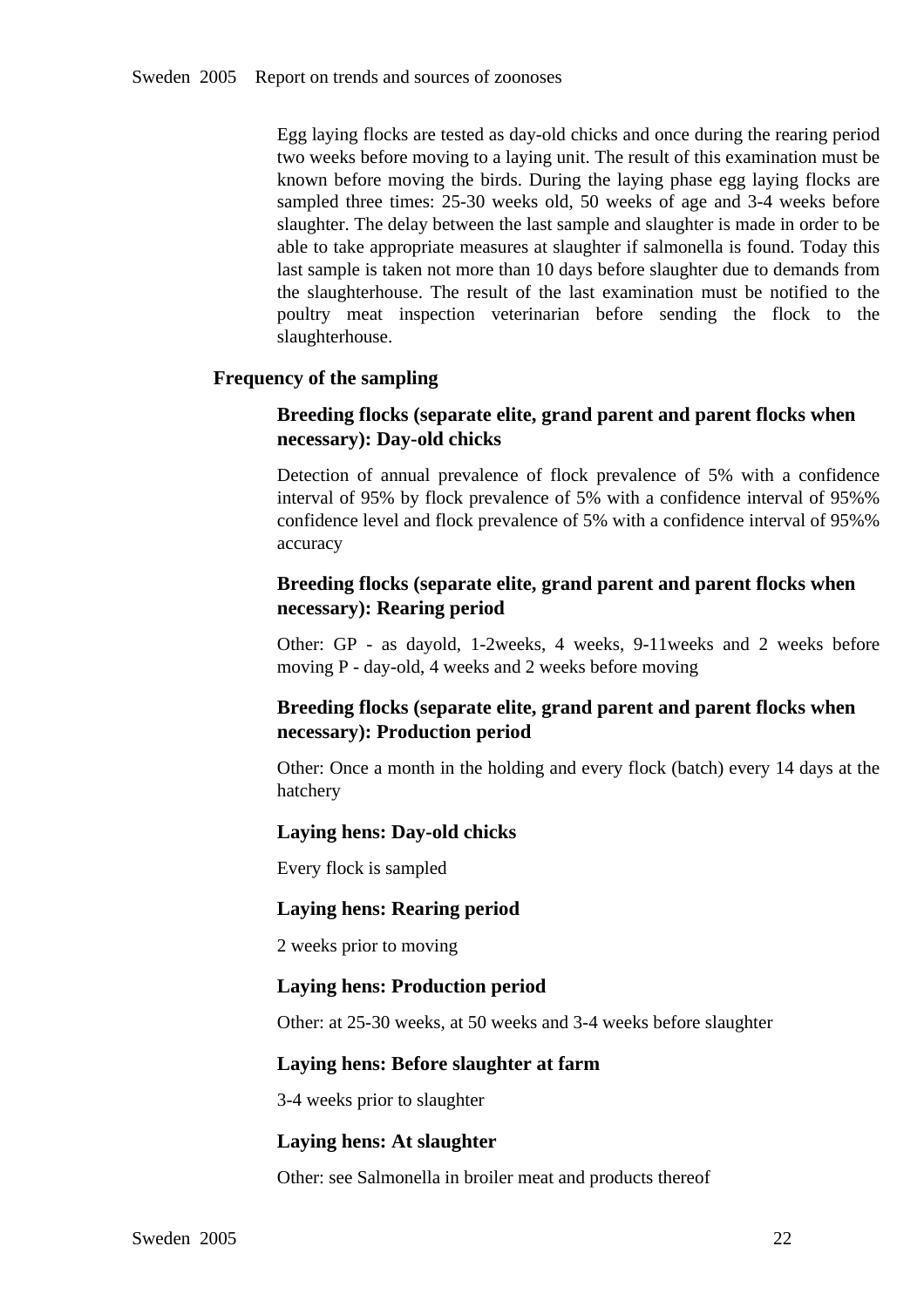Egg laying flocks are tested as day-old chicks and once during the rearing period two weeks before moving to a laying unit. The result of this examination must be known before moving the birds. During the laying phase egg laying flocks are sampled three times: 25-30 weeks old, 50 weeks of age and 3-4 weeks before slaughter. The delay between the last sample and slaughter is made in order to be able to take appropriate measures at slaughter if salmonella is found. Today this last sample is taken not more than 10 days before slaughter due to demands from the slaughterhouse. The result of the last examination must be notified to the poultry meat inspection veterinarian before sending the flock to the slaughterhouse.

### Frequency of the sampling

#### Breeding flocks (separate elite, grand parent and parent flocks when necessary): Day-old chicks

Detection of annual prevalence of flock prevalence of 5% with a confidence interval of 95% by flock prevalence of 5% with a confidence interval of 95%% confidence level and flock prevalence of 5% with a confidence interval of 95%% accuracy

#### Breeding flocks (separate elite, grand parent and parent flocks when necessary): Rearing period

Other: GP - as dayold, 1-2weeks, 4 weeks, 9-11weeks and 2 weeks before moving P - day-old, 4 weeks and 2 weeks before moving

#### Breeding flocks (separate elite, grand parent and parent flocks when necessary): Production period

Other: Once a month in the holding and every flock (batch) every 14 days at the hatchery

#### Laying hens: Day-old chicks

Every flock is sampled

#### Laying hens: Rearing period

2 weeks prior to moving

#### Laying hens: Production period

Other: at 25-30 weeks, at 50 weeks and 3-4 weeks before slaughter

#### Laying hens: Before slaughter at farm

3-4 weeks prior to slaughter

#### Laying hens: At slaughter

Other: see Salmonella in broiler meat and products thereof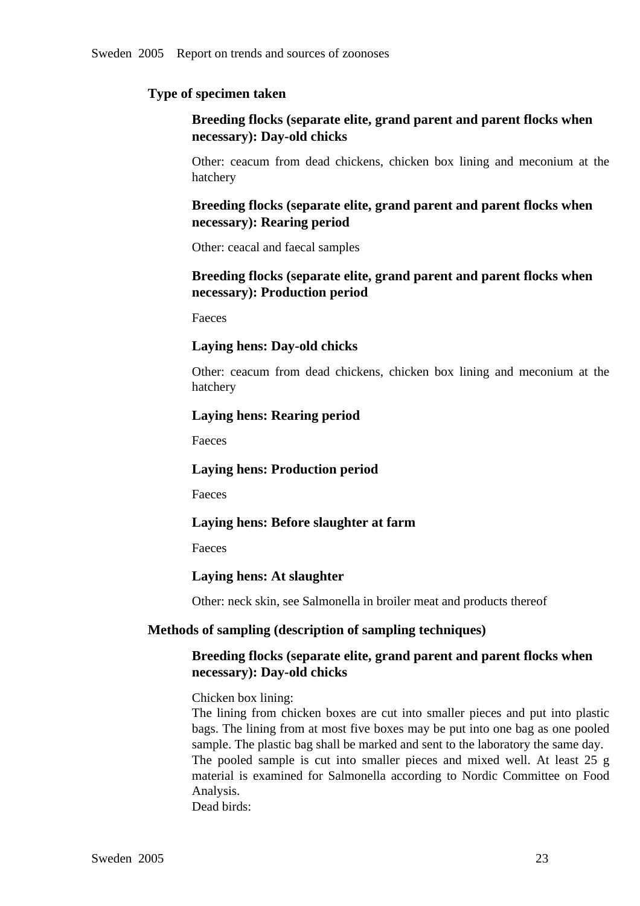### Type of specimen taken

#### Breeding flocks (separate elite, grand parent and parent flocks when necessary): Day-old chicks

Other: ceacum from dead chickens, chicken box lining and meconium at the hatchery

#### Breeding flocks (separate elite, grand parent and parent flocks when necessary): Rearing period

Other: ceacal and faecal samples

#### Breeding flocks (separate elite, grand parent and parent flocks when necessary): Production period

Faeces

#### Laying hens: Day-old chicks

Other: ceacum from dead chickens, chicken box lining and meconium at the hatchery

#### Laying hens: Rearing period

Faeces

#### Laying hens: Production period

Faeces

#### Laying hens: Before slaughter at farm

Faeces

#### Laying hens: At slaughter

Other: neck skin, see Salmonella in broiler meat and products thereof

### Methods of sampling (description of sampling techniques)

#### Breeding flocks (separate elite, grand parent and parent flocks when necessary): Day-old chicks

Chicken box lining:
The lining from chicken boxes are cut into smaller pieces and put into plastic bags. The lining from at most five boxes may be put into one bag as one pooled sample. The plastic bag shall be marked and sent to the laboratory the same day.
The pooled sample is cut into smaller pieces and mixed well. At least 25 g material is examined for Salmonella according to Nordic Committee on Food Analysis.
Dead birds: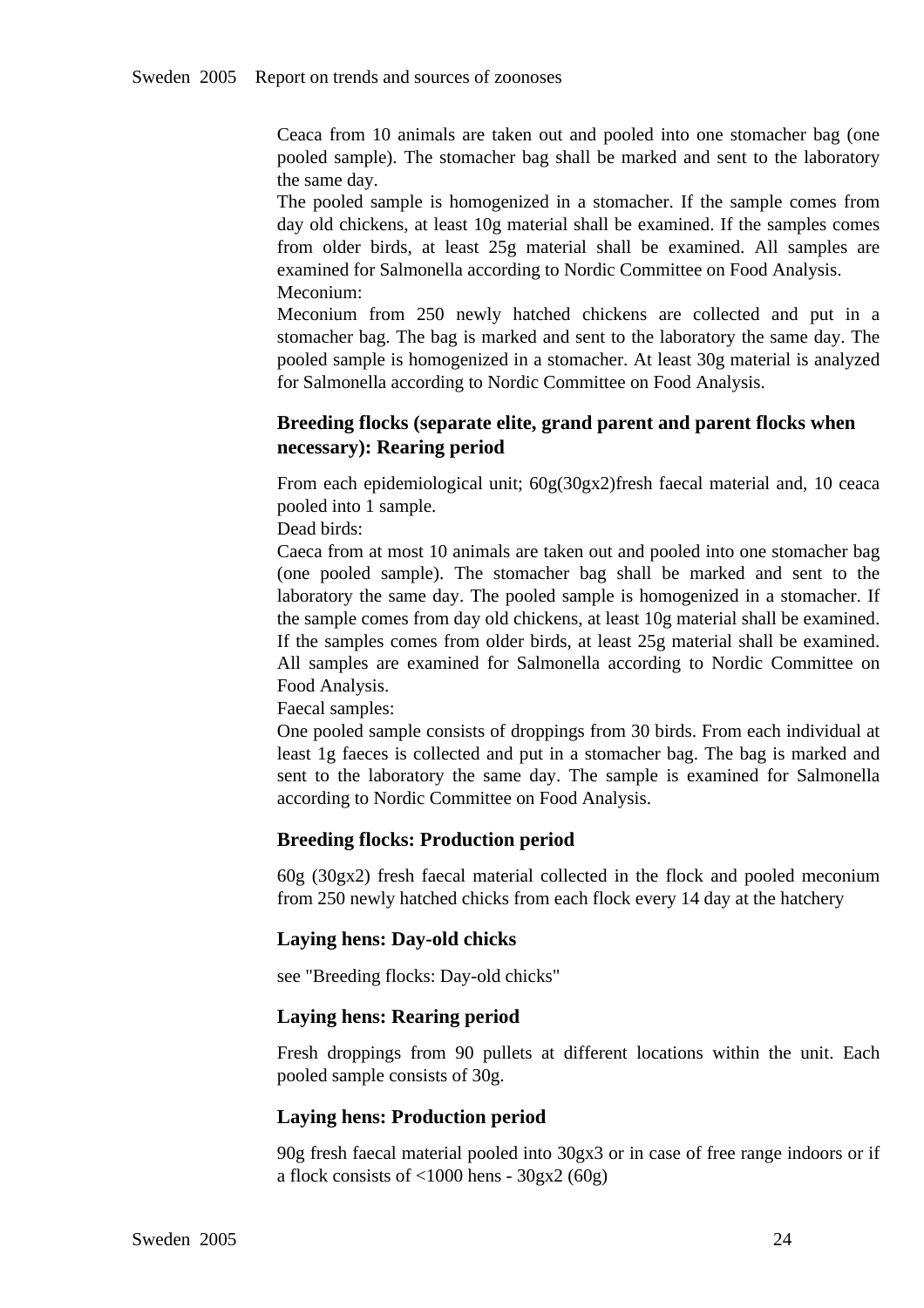Ceaca from 10 animals are taken out and pooled into one stomacher bag (one pooled sample). The stomacher bag shall be marked and sent to the laboratory the same day.

The pooled sample is homogenized in a stomacher. If the sample comes from day old chickens, at least 10g material shall be examined. If the samples comes from older birds, at least 25g material shall be examined. All samples are examined for Salmonella according to Nordic Committee on Food Analysis.

Meconium:

Meconium from 250 newly hatched chickens are collected and put in a stomacher bag. The bag is marked and sent to the laboratory the same day. The pooled sample is homogenized in a stomacher. At least 30g material is analyzed for Salmonella according to Nordic Committee on Food Analysis.

### Breeding flocks (separate elite, grand parent and parent flocks when necessary): Rearing period

From each epidemiological unit; 60g(30gx2)fresh faecal material and, 10 ceaca pooled into 1 sample.

Dead birds:

Caeca from at most 10 animals are taken out and pooled into one stomacher bag (one pooled sample). The stomacher bag shall be marked and sent to the laboratory the same day. The pooled sample is homogenized in a stomacher. If the sample comes from day old chickens, at least 10g material shall be examined. If the samples comes from older birds, at least 25g material shall be examined. All samples are examined for Salmonella according to Nordic Committee on Food Analysis.

Faecal samples:

One pooled sample consists of droppings from 30 birds. From each individual at least 1g faeces is collected and put in a stomacher bag. The bag is marked and sent to the laboratory the same day. The sample is examined for Salmonella according to Nordic Committee on Food Analysis.

### Breeding flocks: Production period

60g (30gx2) fresh faecal material collected in the flock and pooled meconium from 250 newly hatched chicks from each flock every 14 day at the hatchery

### Laying hens: Day-old chicks

see "Breeding flocks: Day-old chicks"

### Laying hens: Rearing period

Fresh droppings from 90 pullets at different locations within the unit. Each pooled sample consists of 30g.

### Laying hens: Production period

90g fresh faecal material pooled into 30gx3 or in case of free range indoors or if a flock consists of <1000 hens - 30gx2 (60g)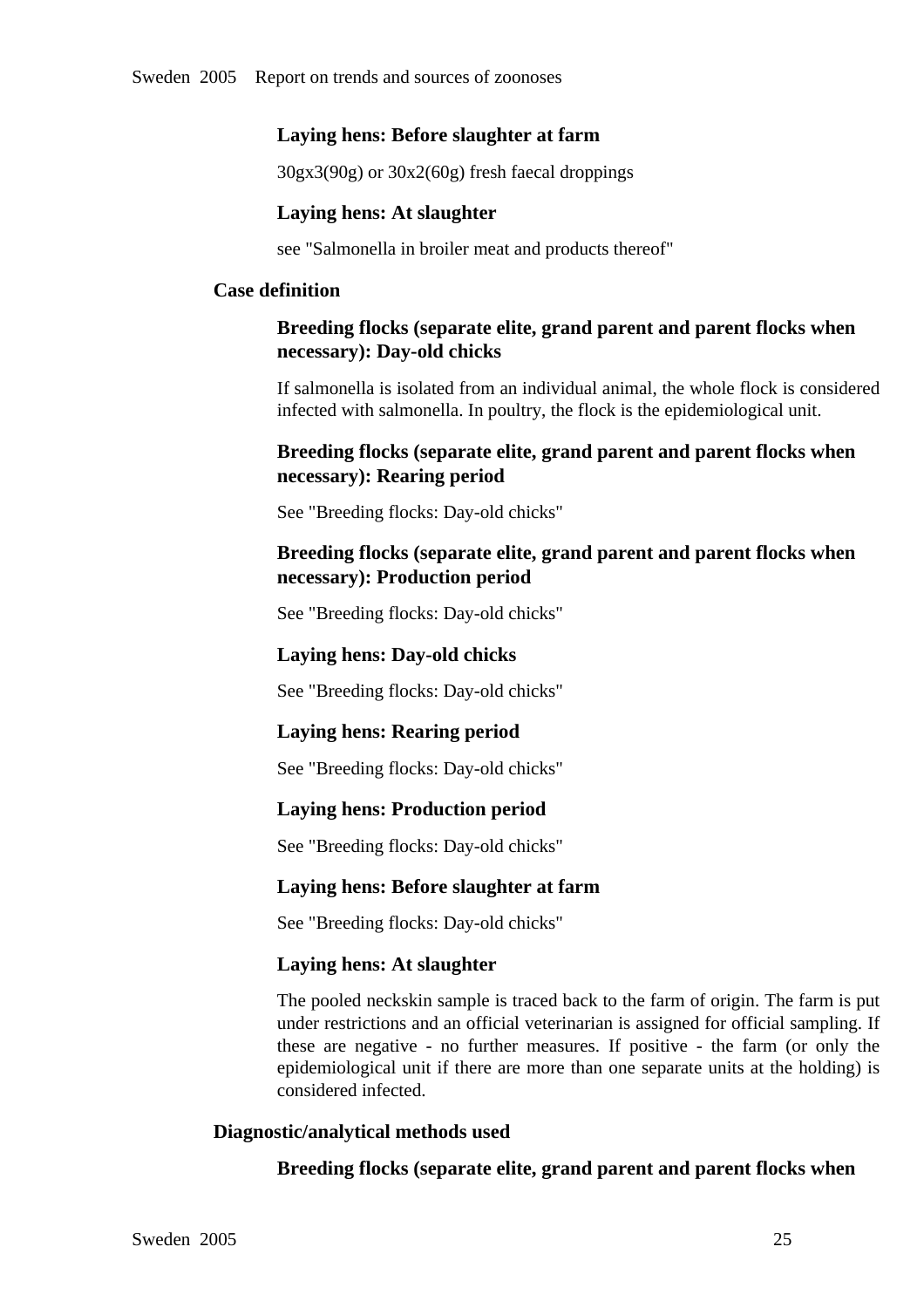#### Laying hens: Before slaughter at farm

30gx3(90g) or 30x2(60g) fresh faecal droppings

#### Laying hens: At slaughter

see "Salmonella in broiler meat and products thereof"

### Case definition

#### Breeding flocks (separate elite, grand parent and parent flocks when necessary): Day-old chicks

If salmonella is isolated from an individual animal, the whole flock is considered infected with salmonella. In poultry, the flock is the epidemiological unit.

#### Breeding flocks (separate elite, grand parent and parent flocks when necessary): Rearing period

See "Breeding flocks: Day-old chicks"

#### Breeding flocks (separate elite, grand parent and parent flocks when necessary): Production period

See "Breeding flocks: Day-old chicks"

#### Laying hens: Day-old chicks

See "Breeding flocks: Day-old chicks"

#### Laying hens: Rearing period

See "Breeding flocks: Day-old chicks"

#### Laying hens: Production period

See "Breeding flocks: Day-old chicks"

#### Laying hens: Before slaughter at farm

See "Breeding flocks: Day-old chicks"

#### Laying hens: At slaughter

The pooled neckskin sample is traced back to the farm of origin. The farm is put under restrictions and an official veterinarian is assigned for official sampling. If these are negative - no further measures. If positive - the farm (or only the epidemiological unit if there are more than one separate units at the holding) is considered infected.

### Diagnostic/analytical methods used

#### Breeding flocks (separate elite, grand parent and parent flocks when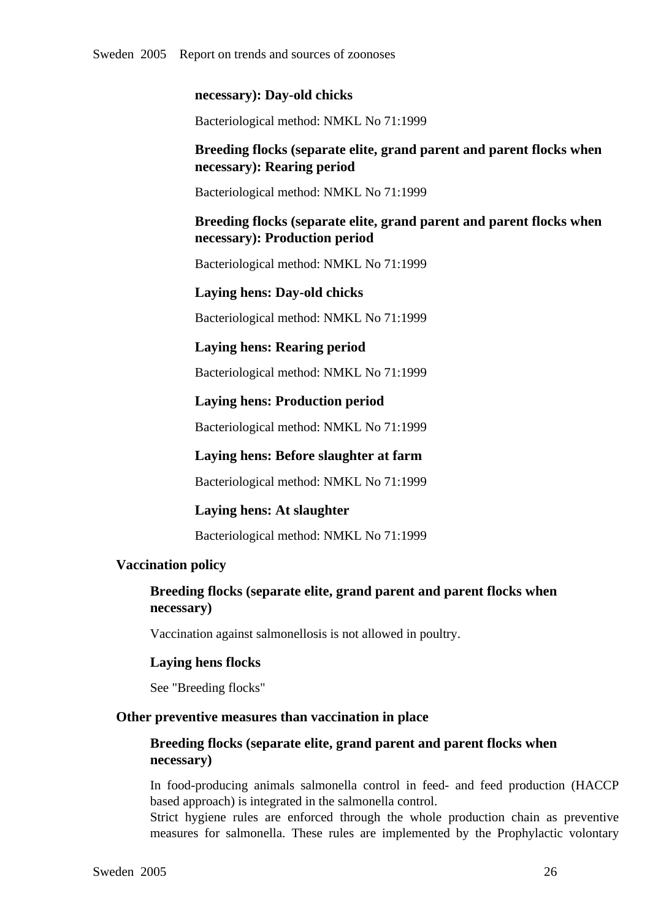#### necessary): Day-old chicks

Bacteriological method: NMKL No 71:1999

#### Breeding flocks (separate elite, grand parent and parent flocks when necessary): Rearing period

Bacteriological method: NMKL No 71:1999

#### Breeding flocks (separate elite, grand parent and parent flocks when necessary): Production period

Bacteriological method: NMKL No 71:1999

#### Laying hens: Day-old chicks

Bacteriological method: NMKL No 71:1999

#### Laying hens: Rearing period

Bacteriological method: NMKL No 71:1999

#### Laying hens: Production period

Bacteriological method: NMKL No 71:1999

#### Laying hens: Before slaughter at farm

Bacteriological method: NMKL No 71:1999

#### Laying hens: At slaughter

Bacteriological method: NMKL No 71:1999

## Vaccination policy

### Breeding flocks (separate elite, grand parent and parent flocks when necessary)

Vaccination against salmonellosis is not allowed in poultry.

### Laying hens flocks

See "Breeding flocks"

## Other preventive measures than vaccination in place

### Breeding flocks (separate elite, grand parent and parent flocks when necessary)

In food-producing animals salmonella control in feed- and feed production (HACCP based approach) is integrated in the salmonella control.
Strict hygiene rules are enforced through the whole production chain as preventive measures for salmonella. These rules are implemented by the Prophylactic volontary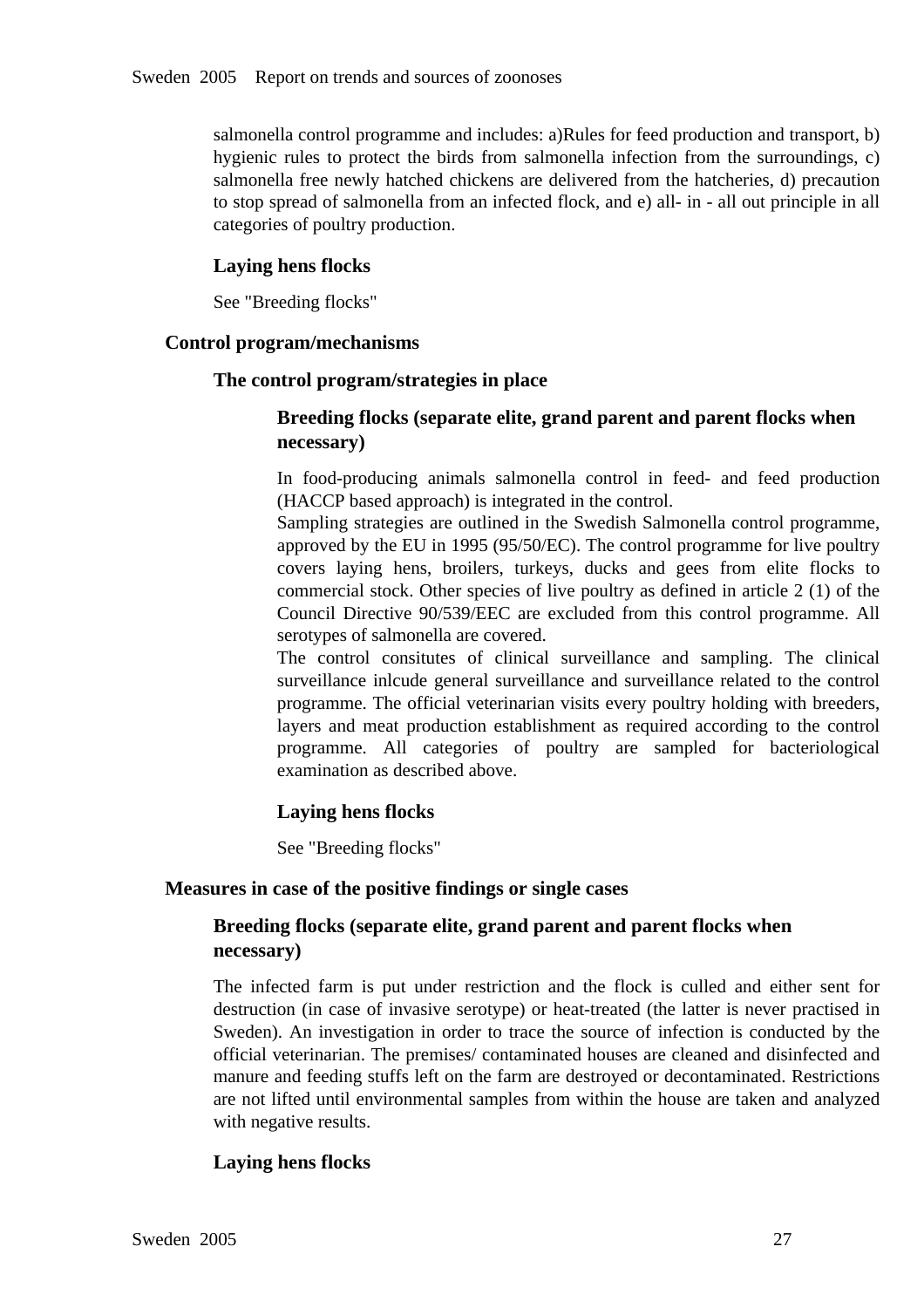salmonella control programme and includes: a)Rules for feed production and transport, b) hygienic rules to protect the birds from salmonella infection from the surroundings, c) salmonella free newly hatched chickens are delivered from the hatcheries, d) precaution to stop spread of salmonella from an infected flock, and e) all- in - all out principle in all categories of poultry production.

#### Laying hens flocks

See "Breeding flocks"

### Control program/mechanisms

#### The control program/strategies in place

##### Breeding flocks (separate elite, grand parent and parent flocks when necessary)

In food-producing animals salmonella control in feed- and feed production (HACCP based approach) is integrated in the control.
Sampling strategies are outlined in the Swedish Salmonella control programme, approved by the EU in 1995 (95/50/EC). The control programme for live poultry covers laying hens, broilers, turkeys, ducks and gees from elite flocks to commercial stock. Other species of live poultry as defined in article 2 (1) of the Council Directive 90/539/EEC are excluded from this control programme. All serotypes of salmonella are covered.
The control consitutes of clinical surveillance and sampling. The clinical surveillance inlcude general surveillance and surveillance related to the control programme. The official veterinarian visits every poultry holding with breeders, layers and meat production establishment as required according to the control programme. All categories of poultry are sampled for bacteriological examination as described above.

##### Laying hens flocks

See "Breeding flocks"

### Measures in case of the positive findings or single cases

#### Breeding flocks (separate elite, grand parent and parent flocks when necessary)

The infected farm is put under restriction and the flock is culled and either sent for destruction (in case of invasive serotype) or heat-treated (the latter is never practised in Sweden). An investigation in order to trace the source of infection is conducted by the official veterinarian. The premises/ contaminated houses are cleaned and disinfected and manure and feeding stuffs left on the farm are destroyed or decontaminated. Restrictions are not lifted until environmental samples from within the house are taken and analyzed with negative results.

#### Laying hens flocks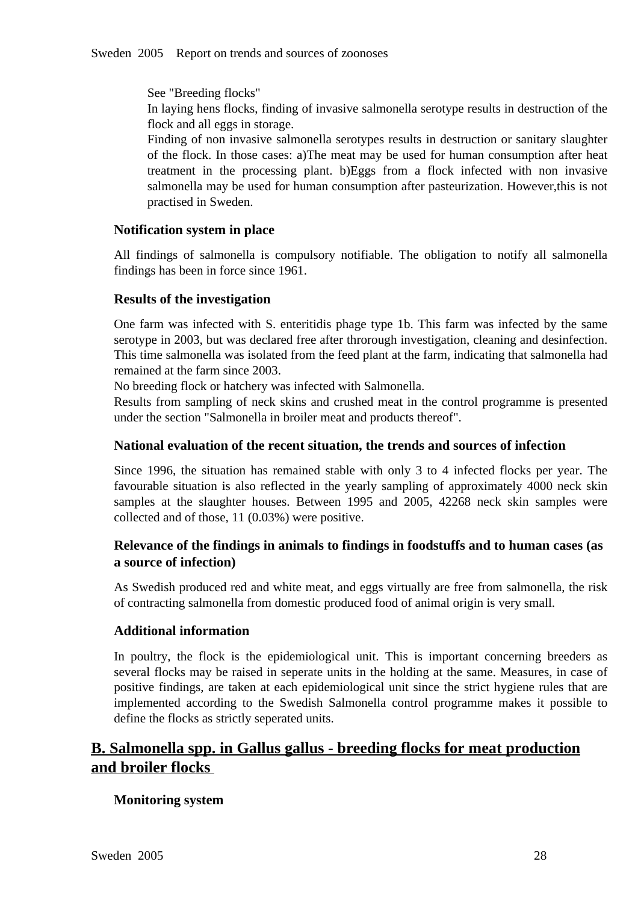See "Breeding flocks"
In laying hens flocks, finding of invasive salmonella serotype results in destruction of the flock and all eggs in storage.
Finding of non invasive salmonella serotypes results in destruction or sanitary slaughter of the flock. In those cases: a)The meat may be used for human consumption after heat treatment in the processing plant. b)Eggs from a flock infected with non invasive salmonella may be used for human consumption after pasteurization. However,this is not practised in Sweden.

**Notification system in place**

All findings of salmonella is compulsory notifiable. The obligation to notify all salmonella findings has been in force since 1961.

**Results of the investigation**

One farm was infected with S. enteritidis phage type 1b. This farm was infected by the same serotype in 2003, but was declared free after throrough investigation, cleaning and desinfection. This time salmonella was isolated from the feed plant at the farm, indicating that salmonella had remained at the farm since 2003.
No breeding flock or hatchery was infected with Salmonella.
Results from sampling of neck skins and crushed meat in the control programme is presented under the section "Salmonella in broiler meat and products thereof".

**National evaluation of the recent situation, the trends and sources of infection**

Since 1996, the situation has remained stable with only 3 to 4 infected flocks per year. The favourable situation is also reflected in the yearly sampling of approximately 4000 neck skin samples at the slaughter houses. Between 1995 and 2005, 42268 neck skin samples were collected and of those, 11 (0.03%) were positive.

**Relevance of the findings in animals to findings in foodstuffs and to human cases (as a source of infection)**

As Swedish produced red and white meat, and eggs virtually are free from salmonella, the risk of contracting salmonella from domestic produced food of animal origin is very small.

**Additional information**

In poultry, the flock is the epidemiological unit. This is important concerning breeders as several flocks may be raised in seperate units in the holding at the same. Measures, in case of positive findings, are taken at each epidemiological unit since the strict hygiene rules that are implemented according to the Swedish Salmonella control programme makes it possible to define the flocks as strictly seperated units.

## B. Salmonella spp. in Gallus gallus - breeding flocks for meat production and broiler flocks

**Monitoring system**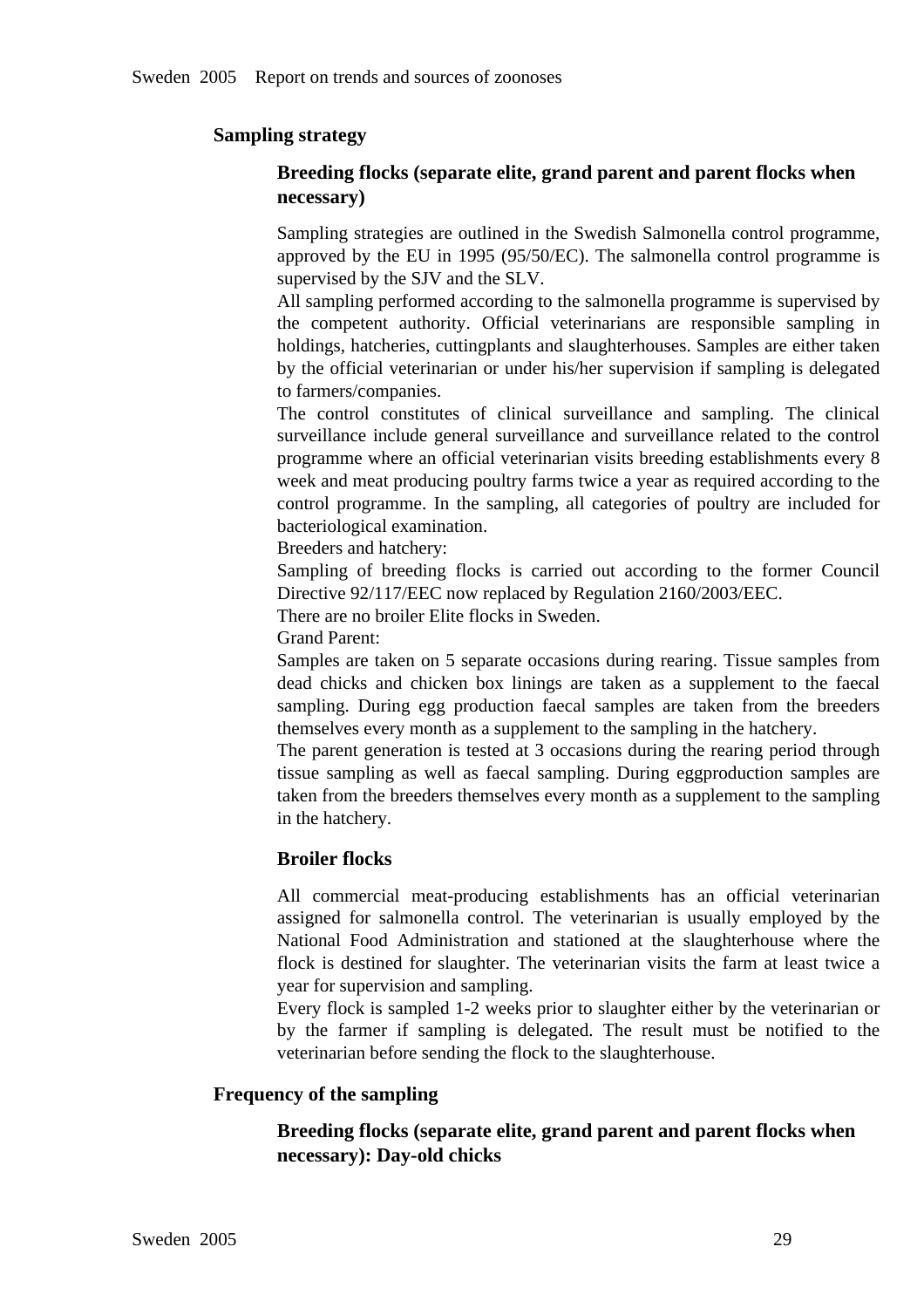## Sampling strategy

### Breeding flocks (separate elite, grand parent and parent flocks when necessary)

Sampling strategies are outlined in the Swedish Salmonella control programme, approved by the EU in 1995 (95/50/EC). The salmonella control programme is supervised by the SJV and the SLV.

All sampling performed according to the salmonella programme is supervised by the competent authority. Official veterinarians are responsible sampling in holdings, hatcheries, cuttingplants and slaughterhouses. Samples are either taken by the official veterinarian or under his/her supervision if sampling is delegated to farmers/companies.

The control constitutes of clinical surveillance and sampling. The clinical surveillance include general surveillance and surveillance related to the control programme where an official veterinarian visits breeding establishments every 8 week and meat producing poultry farms twice a year as required according to the control programme. In the sampling, all categories of poultry are included for bacteriological examination.

Breeders and hatchery:

Sampling of breeding flocks is carried out according to the former Council Directive 92/117/EEC now replaced by Regulation 2160/2003/EEC.

There are no broiler Elite flocks in Sweden.

Grand Parent:

Samples are taken on 5 separate occasions during rearing. Tissue samples from dead chicks and chicken box linings are taken as a supplement to the faecal sampling. During egg production faecal samples are taken from the breeders themselves every month as a supplement to the sampling in the hatchery.

The parent generation is tested at 3 occasions during the rearing period through tissue sampling as well as faecal sampling. During eggproduction samples are taken from the breeders themselves every month as a supplement to the sampling in the hatchery.

### Broiler flocks

All commercial meat-producing establishments has an official veterinarian assigned for salmonella control. The veterinarian is usually employed by the National Food Administration and stationed at the slaughterhouse where the flock is destined for slaughter. The veterinarian visits the farm at least twice a year for supervision and sampling.

Every flock is sampled 1-2 weeks prior to slaughter either by the veterinarian or by the farmer if sampling is delegated. The result must be notified to the veterinarian before sending the flock to the slaughterhouse.

## Frequency of the sampling

### Breeding flocks (separate elite, grand parent and parent flocks when necessary): Day-old chicks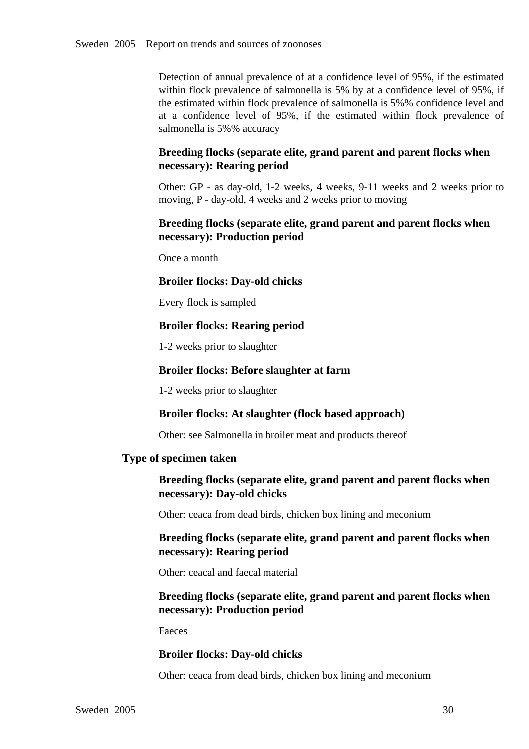Detection of annual prevalence of at a confidence level of 95%, if the estimated within flock prevalence of salmonella is 5% by at a confidence level of 95%, if the estimated within flock prevalence of salmonella is 5%% confidence level and at a confidence level of 95%, if the estimated within flock prevalence of salmonella is 5%% accuracy

**Breeding flocks (separate elite, grand parent and parent flocks when necessary): Rearing period**

Other: GP - as day-old, 1-2 weeks, 4 weeks, 9-11 weeks and 2 weeks prior to moving, P - day-old, 4 weeks and 2 weeks prior to moving

**Breeding flocks (separate elite, grand parent and parent flocks when necessary): Production period**

Once a month

**Broiler flocks: Day-old chicks**

Every flock is sampled

**Broiler flocks: Rearing period**

1-2 weeks prior to slaughter

**Broiler flocks: Before slaughter at farm**

1-2 weeks prior to slaughter

**Broiler flocks: At slaughter (flock based approach)**

Other: see Salmonella in broiler meat and products thereof

### Type of specimen taken

**Breeding flocks (separate elite, grand parent and parent flocks when necessary): Day-old chicks**

Other: ceaca from dead birds, chicken box lining and meconium

**Breeding flocks (separate elite, grand parent and parent flocks when necessary): Rearing period**

Other: ceacal and faecal material

**Breeding flocks (separate elite, grand parent and parent flocks when necessary): Production period**

Faeces

**Broiler flocks: Day-old chicks**

Other: ceaca from dead birds, chicken box lining and meconium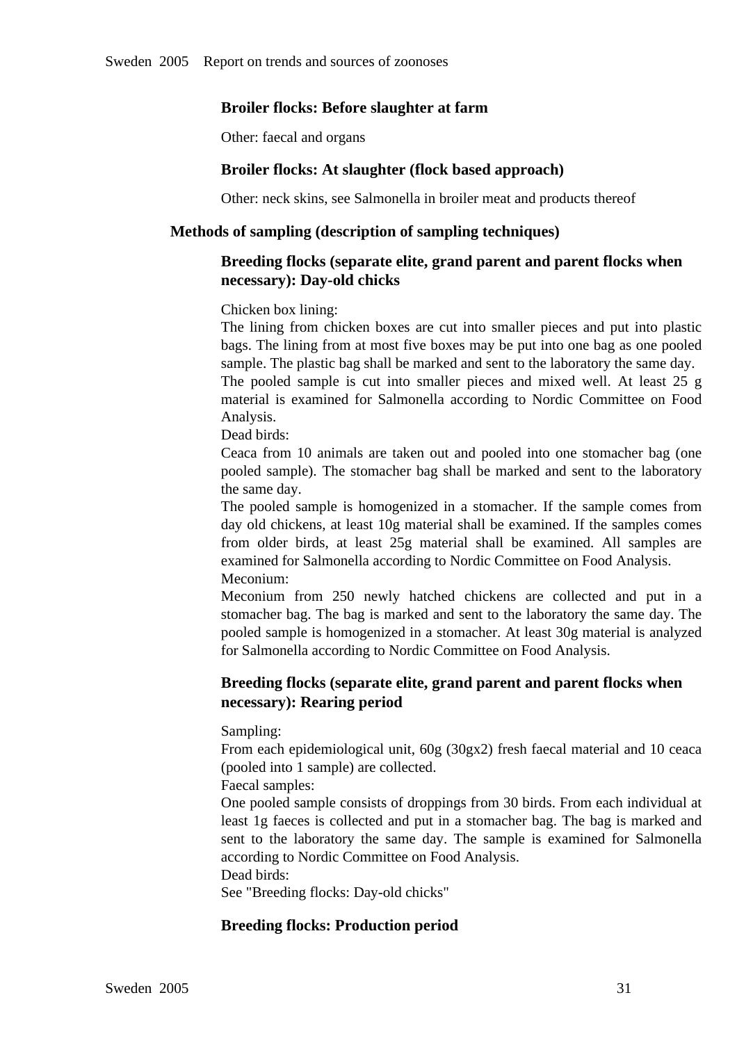### Broiler flocks: Before slaughter at farm

Other: faecal and organs

### Broiler flocks: At slaughter (flock based approach)

Other: neck skins, see Salmonella in broiler meat and products thereof

## Methods of sampling (description of sampling techniques)

### Breeding flocks (separate elite, grand parent and parent flocks when necessary): Day-old chicks

Chicken box lining:
The lining from chicken boxes are cut into smaller pieces and put into plastic bags. The lining from at most five boxes may be put into one bag as one pooled sample. The plastic bag shall be marked and sent to the laboratory the same day.
The pooled sample is cut into smaller pieces and mixed well. At least 25 g material is examined for Salmonella according to Nordic Committee on Food Analysis.
Dead birds:
Ceaca from 10 animals are taken out and pooled into one stomacher bag (one pooled sample). The stomacher bag shall be marked and sent to the laboratory the same day.
The pooled sample is homogenized in a stomacher. If the sample comes from day old chickens, at least 10g material shall be examined. If the samples comes from older birds, at least 25g material shall be examined. All samples are examined for Salmonella according to Nordic Committee on Food Analysis.
Meconium:
Meconium from 250 newly hatched chickens are collected and put in a stomacher bag. The bag is marked and sent to the laboratory the same day. The pooled sample is homogenized in a stomacher. At least 30g material is analyzed for Salmonella according to Nordic Committee on Food Analysis.

### Breeding flocks (separate elite, grand parent and parent flocks when necessary): Rearing period

Sampling:
From each epidemiological unit, 60g (30gx2) fresh faecal material and 10 ceaca (pooled into 1 sample) are collected.
Faecal samples:
One pooled sample consists of droppings from 30 birds. From each individual at least 1g faeces is collected and put in a stomacher bag. The bag is marked and sent to the laboratory the same day. The sample is examined for Salmonella according to Nordic Committee on Food Analysis.
Dead birds:
See "Breeding flocks: Day-old chicks"

### Breeding flocks: Production period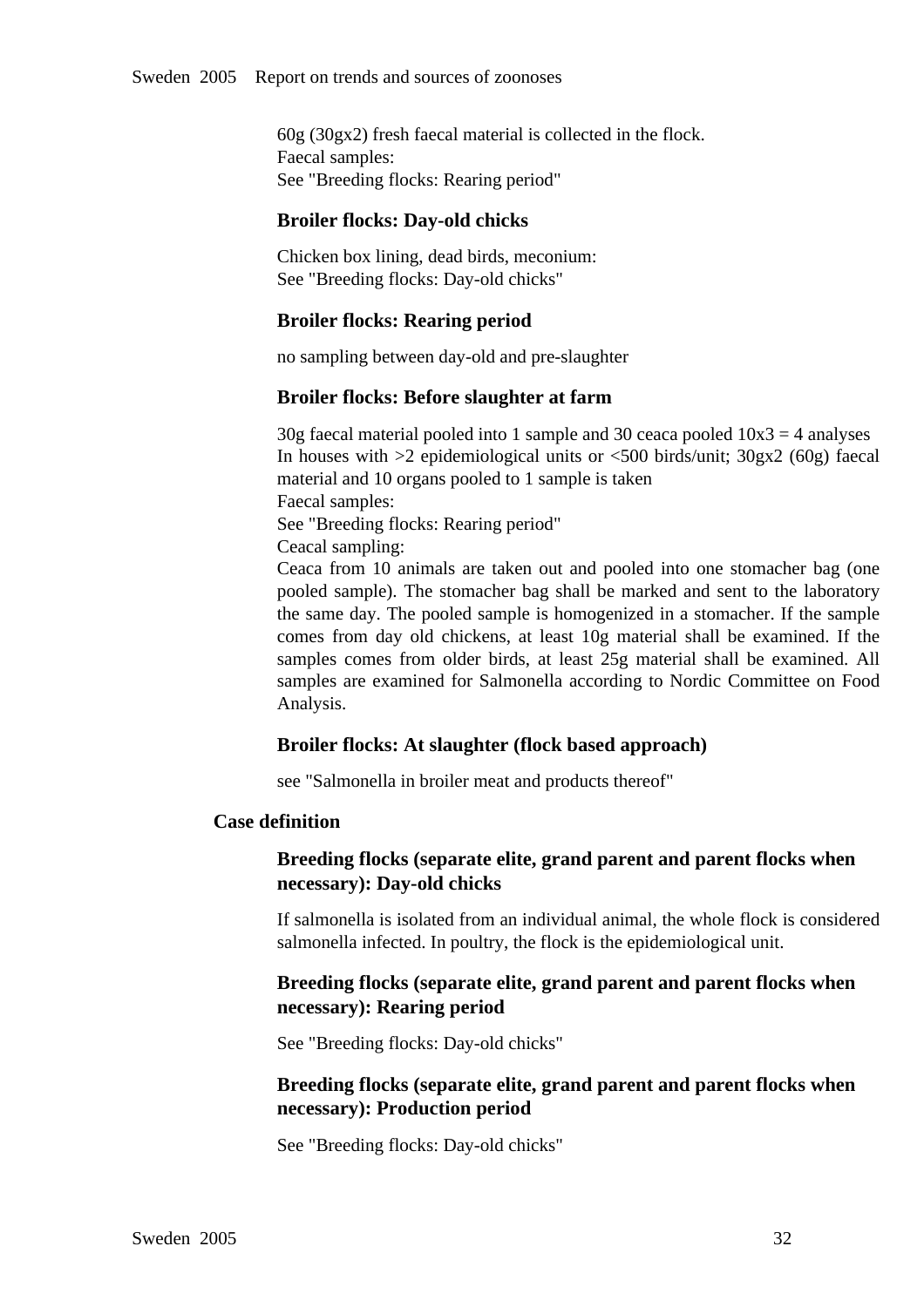60g (30gx2) fresh faecal material is collected in the flock.
Faecal samples:
See "Breeding flocks: Rearing period"

#### Broiler flocks: Day-old chicks

Chicken box lining, dead birds, meconium:
See "Breeding flocks: Day-old chicks"

#### Broiler flocks: Rearing period

no sampling between day-old and pre-slaughter

#### Broiler flocks: Before slaughter at farm

30g faecal material pooled into 1 sample and 30 ceaca pooled 10x3 = 4 analyses
In houses with >2 epidemiological units or <500 birds/unit; 30gx2 (60g) faecal material and 10 organs pooled to 1 sample is taken
Faecal samples:
See "Breeding flocks: Rearing period"
Ceacal sampling:
Ceaca from 10 animals are taken out and pooled into one stomacher bag (one pooled sample). The stomacher bag shall be marked and sent to the laboratory the same day. The pooled sample is homogenized in a stomacher. If the sample comes from day old chickens, at least 10g material shall be examined. If the samples comes from older birds, at least 25g material shall be examined. All samples are examined for Salmonella according to Nordic Committee on Food Analysis.

#### Broiler flocks: At slaughter (flock based approach)

see "Salmonella in broiler meat and products thereof"

### Case definition

#### Breeding flocks (separate elite, grand parent and parent flocks when necessary): Day-old chicks

If salmonella is isolated from an individual animal, the whole flock is considered salmonella infected. In poultry, the flock is the epidemiological unit.

#### Breeding flocks (separate elite, grand parent and parent flocks when necessary): Rearing period

See "Breeding flocks: Day-old chicks"

#### Breeding flocks (separate elite, grand parent and parent flocks when necessary): Production period

See "Breeding flocks: Day-old chicks"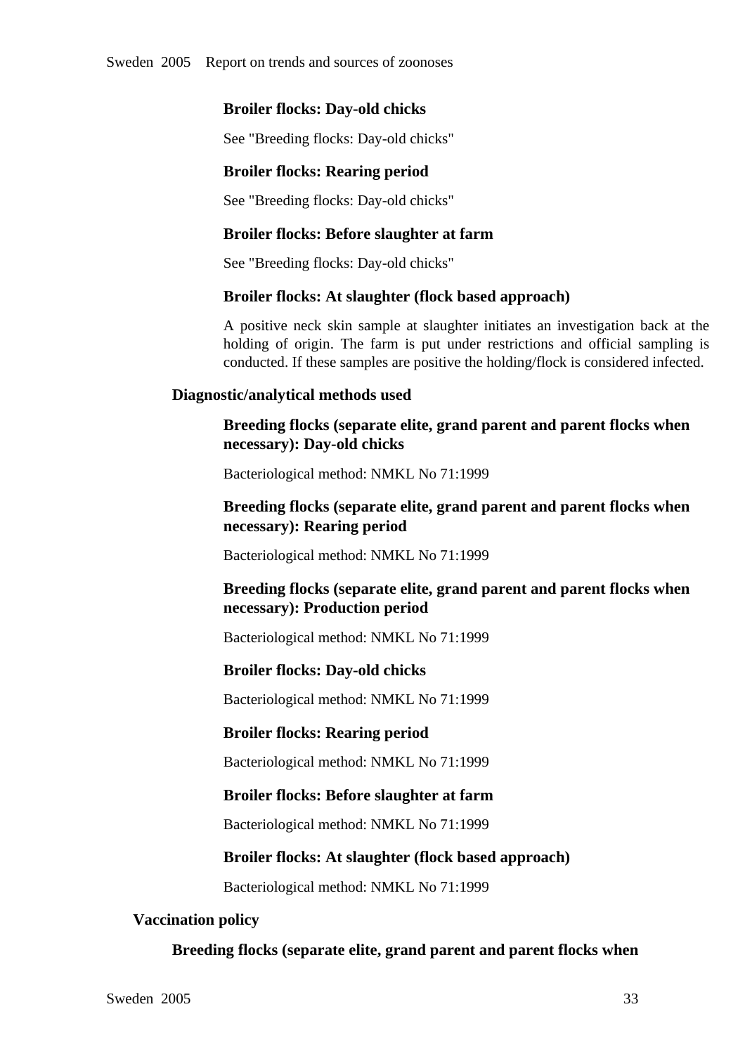#### Broiler flocks: Day-old chicks

See "Breeding flocks: Day-old chicks"

#### Broiler flocks: Rearing period

See "Breeding flocks: Day-old chicks"

#### Broiler flocks: Before slaughter at farm

See "Breeding flocks: Day-old chicks"

#### Broiler flocks: At slaughter (flock based approach)

A positive neck skin sample at slaughter initiates an investigation back at the holding of origin. The farm is put under restrictions and official sampling is conducted. If these samples are positive the holding/flock is considered infected.

### Diagnostic/analytical methods used

#### Breeding flocks (separate elite, grand parent and parent flocks when necessary): Day-old chicks

Bacteriological method: NMKL No 71:1999

#### Breeding flocks (separate elite, grand parent and parent flocks when necessary): Rearing period

Bacteriological method: NMKL No 71:1999

#### Breeding flocks (separate elite, grand parent and parent flocks when necessary): Production period

Bacteriological method: NMKL No 71:1999

#### Broiler flocks: Day-old chicks

Bacteriological method: NMKL No 71:1999

#### Broiler flocks: Rearing period

Bacteriological method: NMKL No 71:1999

#### Broiler flocks: Before slaughter at farm

Bacteriological method: NMKL No 71:1999

#### Broiler flocks: At slaughter (flock based approach)

Bacteriological method: NMKL No 71:1999

## Vaccination policy

### Breeding flocks (separate elite, grand parent and parent flocks when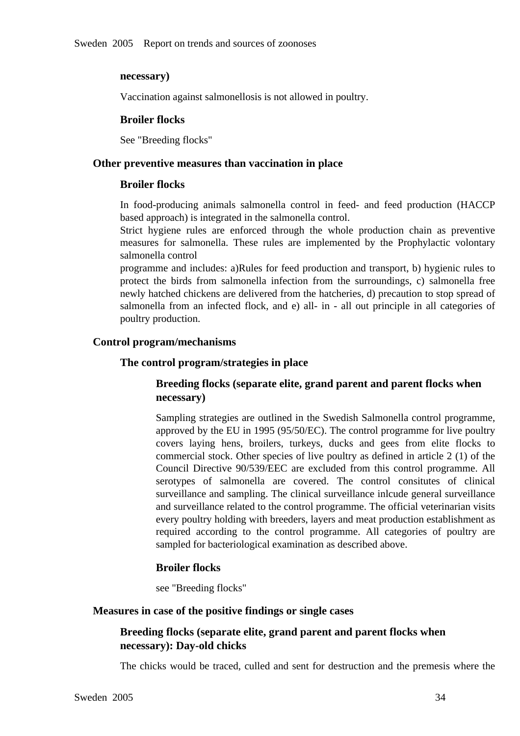**necessary)**

Vaccination against salmonellosis is not allowed in poultry.

**Broiler flocks**

See "Breeding flocks"

### Other preventive measures than vaccination in place

**Broiler flocks**

In food-producing animals salmonella control in feed- and feed production (HACCP based approach) is integrated in the salmonella control.
Strict hygiene rules are enforced through the whole production chain as preventive measures for salmonella. These rules are implemented by the Prophylactic volontary salmonella control
programme and includes: a)Rules for feed production and transport, b) hygienic rules to protect the birds from salmonella infection from the surroundings, c) salmonella free newly hatched chickens are delivered from the hatcheries, d) precaution to stop spread of salmonella from an infected flock, and e) all- in - all out principle in all categories of poultry production.

### Control program/mechanisms

**The control program/strategies in place**

**Breeding flocks (separate elite, grand parent and parent flocks when necessary)**

Sampling strategies are outlined in the Swedish Salmonella control programme, approved by the EU in 1995 (95/50/EC). The control programme for live poultry covers laying hens, broilers, turkeys, ducks and gees from elite flocks to commercial stock. Other species of live poultry as defined in article 2 (1) of the Council Directive 90/539/EEC are excluded from this control programme. All serotypes of salmonella are covered. The control consitutes of clinical surveillance and sampling. The clinical surveillance inlcude general surveillance and surveillance related to the control programme. The official veterinarian visits every poultry holding with breeders, layers and meat production establishment as required according to the control programme. All categories of poultry are sampled for bacteriological examination as described above.

**Broiler flocks**

see "Breeding flocks"

### Measures in case of the positive findings or single cases

**Breeding flocks (separate elite, grand parent and parent flocks when necessary): Day-old chicks**

The chicks would be traced, culled and sent for destruction and the premesis where the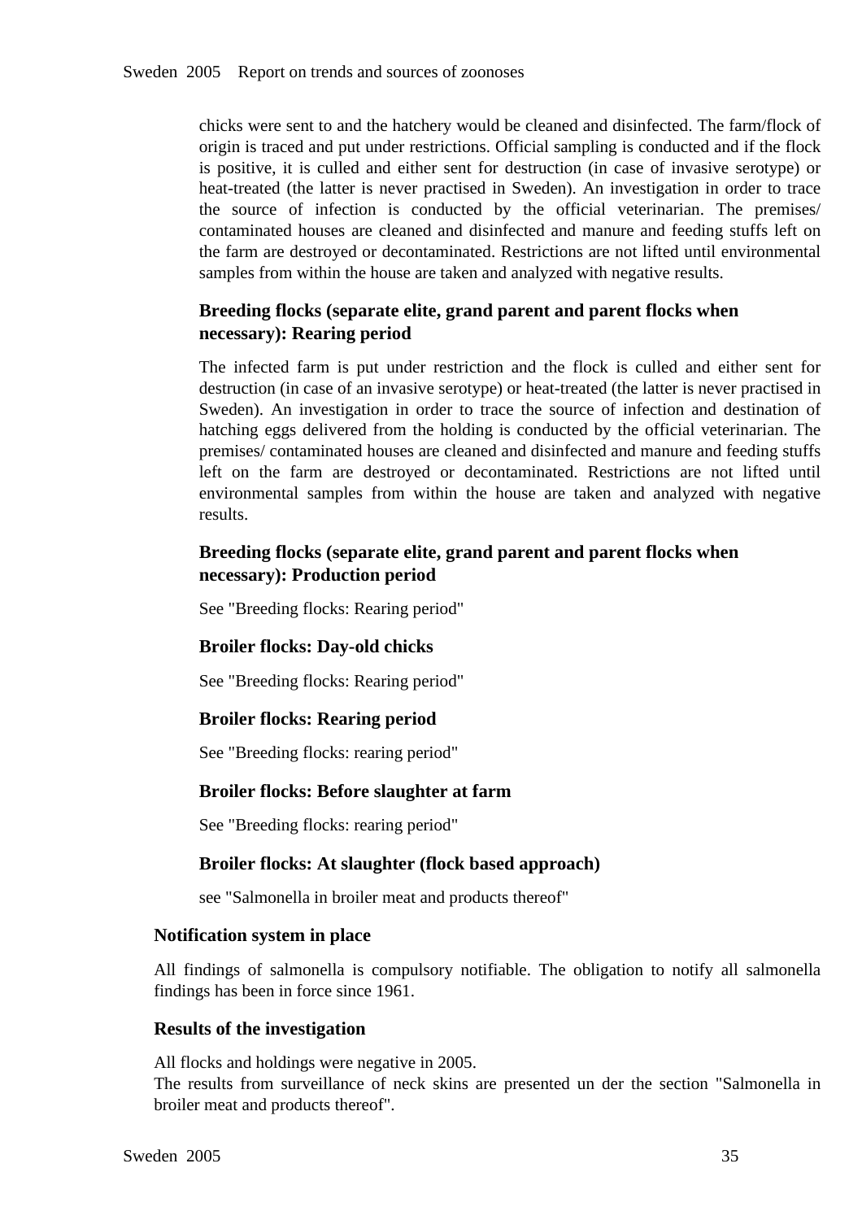chicks were sent to and the hatchery would be cleaned and disinfected. The farm/flock of origin is traced and put under restrictions. Official sampling is conducted and if the flock is positive, it is culled and either sent for destruction (in case of invasive serotype) or heat-treated (the latter is never practised in Sweden). An investigation in order to trace the source of infection is conducted by the official veterinarian. The premises/ contaminated houses are cleaned and disinfected and manure and feeding stuffs left on the farm are destroyed or decontaminated. Restrictions are not lifted until environmental samples from within the house are taken and analyzed with negative results.

**Breeding flocks (separate elite, grand parent and parent flocks when necessary): Rearing period**

The infected farm is put under restriction and the flock is culled and either sent for destruction (in case of an invasive serotype) or heat-treated (the latter is never practised in Sweden). An investigation in order to trace the source of infection and destination of hatching eggs delivered from the holding is conducted by the official veterinarian. The premises/ contaminated houses are cleaned and disinfected and manure and feeding stuffs left on the farm are destroyed or decontaminated. Restrictions are not lifted until environmental samples from within the house are taken and analyzed with negative results.

**Breeding flocks (separate elite, grand parent and parent flocks when necessary): Production period**

See "Breeding flocks: Rearing period"

**Broiler flocks: Day-old chicks**

See "Breeding flocks: Rearing period"

**Broiler flocks: Rearing period**

See "Breeding flocks: rearing period"

**Broiler flocks: Before slaughter at farm**

See "Breeding flocks: rearing period"

**Broiler flocks: At slaughter (flock based approach)**

see "Salmonella in broiler meat and products thereof"

### Notification system in place

All findings of salmonella is compulsory notifiable. The obligation to notify all salmonella findings has been in force since 1961.

### Results of the investigation

All flocks and holdings were negative in 2005.
The results from surveillance of neck skins are presented un der the section "Salmonella in broiler meat and products thereof".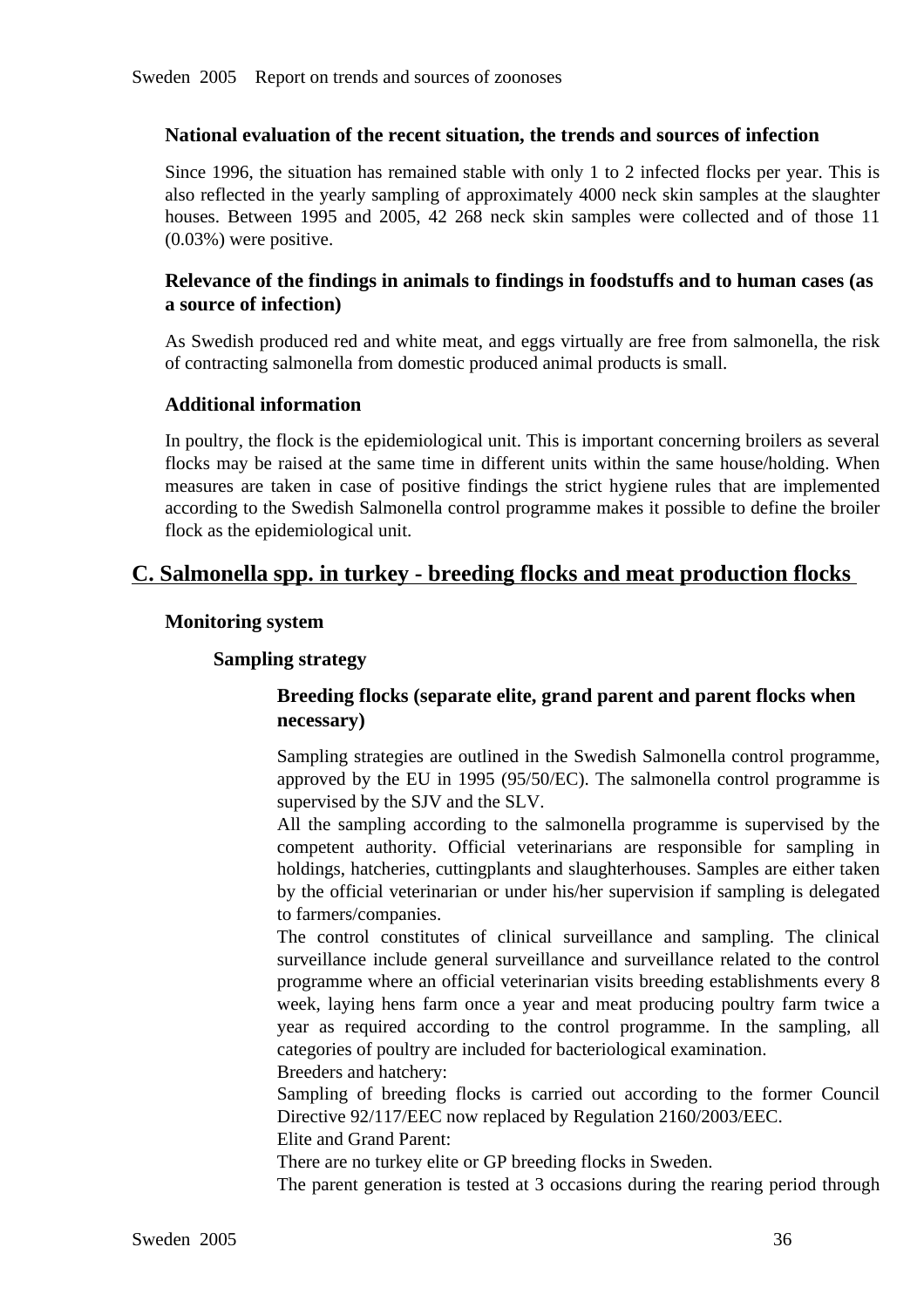#### National evaluation of the recent situation, the trends and sources of infection

Since 1996, the situation has remained stable with only 1 to 2 infected flocks per year. This is also reflected in the yearly sampling of approximately 4000 neck skin samples at the slaughter houses. Between 1995 and 2005, 42 268 neck skin samples were collected and of those 11 (0.03%) were positive.

#### Relevance of the findings in animals to findings in foodstuffs and to human cases (as a source of infection)

As Swedish produced red and white meat, and eggs virtually are free from salmonella, the risk of contracting salmonella from domestic produced animal products is small.

#### Additional information

In poultry, the flock is the epidemiological unit. This is important concerning broilers as several flocks may be raised at the same time in different units within the same house/holding. When measures are taken in case of positive findings the strict hygiene rules that are implemented according to the Swedish Salmonella control programme makes it possible to define the broiler flock as the epidemiological unit.

## C. Salmonella spp. in turkey - breeding flocks and meat production flocks

#### Monitoring system

##### Sampling strategy

###### Breeding flocks (separate elite, grand parent and parent flocks when necessary)

Sampling strategies are outlined in the Swedish Salmonella control programme, approved by the EU in 1995 (95/50/EC). The salmonella control programme is supervised by the SJV and the SLV.
All the sampling according to the salmonella programme is supervised by the competent authority. Official veterinarians are responsible for sampling in holdings, hatcheries, cuttingplants and slaughterhouses. Samples are either taken by the official veterinarian or under his/her supervision if sampling is delegated to farmers/companies.
The control constitutes of clinical surveillance and sampling. The clinical surveillance include general surveillance and surveillance related to the control programme where an official veterinarian visits breeding establishments every 8 week, laying hens farm once a year and meat producing poultry farm twice a year as required according to the control programme. In the sampling, all categories of poultry are included for bacteriological examination.
Breeders and hatchery:
Sampling of breeding flocks is carried out according to the former Council Directive 92/117/EEC now replaced by Regulation 2160/2003/EEC.
Elite and Grand Parent:
There are no turkey elite or GP breeding flocks in Sweden.
The parent generation is tested at 3 occasions during the rearing period through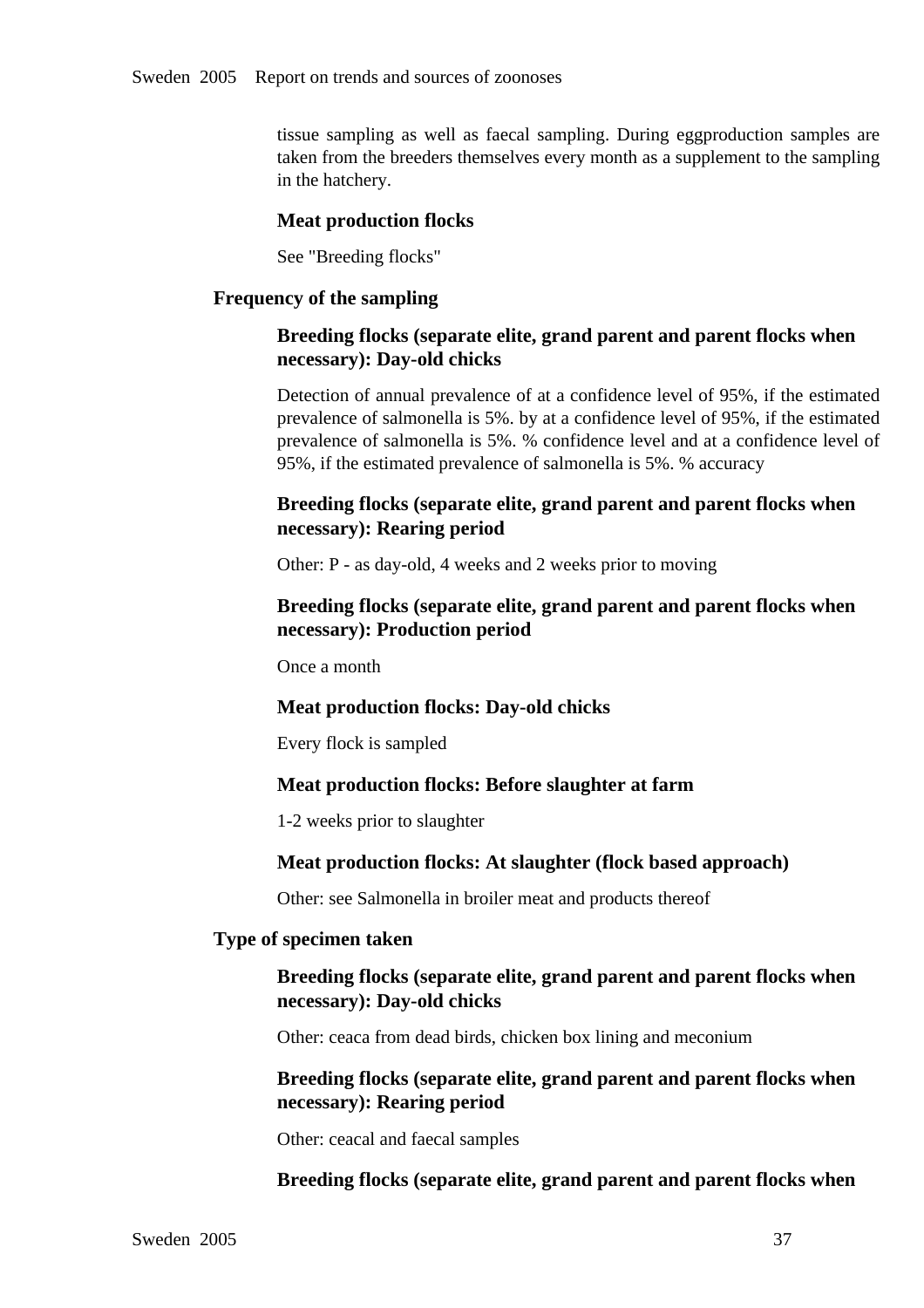tissue sampling as well as faecal sampling. During eggproduction samples are taken from the breeders themselves every month as a supplement to the sampling in the hatchery.

#### Meat production flocks

See "Breeding flocks"

### Frequency of the sampling

#### Breeding flocks (separate elite, grand parent and parent flocks when necessary): Day-old chicks

Detection of annual prevalence of at a confidence level of 95%, if the estimated prevalence of salmonella is 5%. by at a confidence level of 95%, if the estimated prevalence of salmonella is 5%. % confidence level and at a confidence level of 95%, if the estimated prevalence of salmonella is 5%. % accuracy

#### Breeding flocks (separate elite, grand parent and parent flocks when necessary): Rearing period

Other: P - as day-old, 4 weeks and 2 weeks prior to moving

#### Breeding flocks (separate elite, grand parent and parent flocks when necessary): Production period

Once a month

#### Meat production flocks: Day-old chicks

Every flock is sampled

#### Meat production flocks: Before slaughter at farm

1-2 weeks prior to slaughter

#### Meat production flocks: At slaughter (flock based approach)

Other: see Salmonella in broiler meat and products thereof

### Type of specimen taken

#### Breeding flocks (separate elite, grand parent and parent flocks when necessary): Day-old chicks

Other: ceaca from dead birds, chicken box lining and meconium

#### Breeding flocks (separate elite, grand parent and parent flocks when necessary): Rearing period

Other: ceacal and faecal samples

#### Breeding flocks (separate elite, grand parent and parent flocks when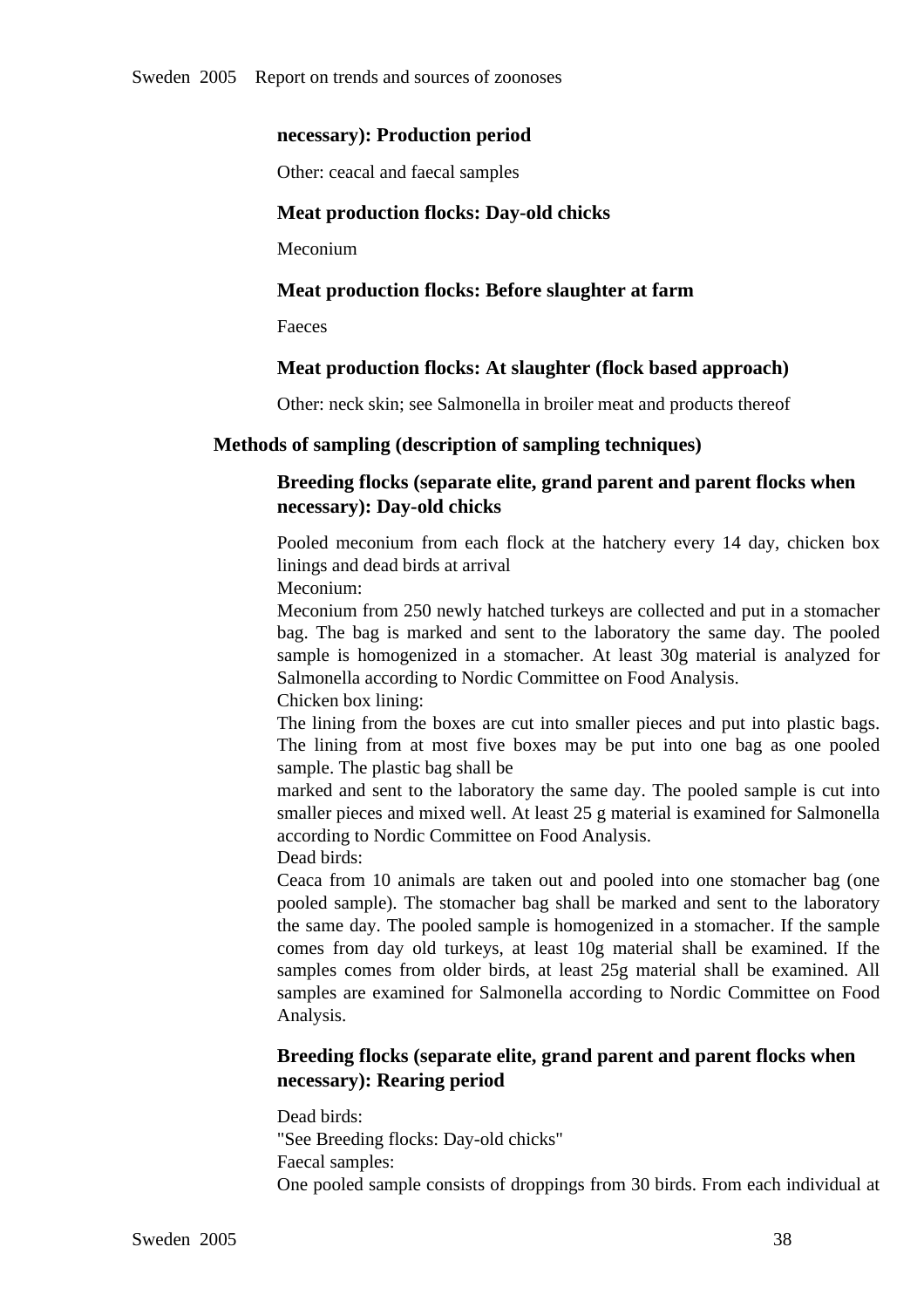**necessary): Production period**

Other: ceacal and faecal samples

**Meat production flocks: Day-old chicks**

Meconium

**Meat production flocks: Before slaughter at farm**

Faeces

**Meat production flocks: At slaughter (flock based approach)**

Other: neck skin; see Salmonella in broiler meat and products thereof

**Methods of sampling (description of sampling techniques)**

**Breeding flocks (separate elite, grand parent and parent flocks when necessary): Day-old chicks**

Pooled meconium from each flock at the hatchery every 14 day, chicken box linings and dead birds at arrival
Meconium:
Meconium from 250 newly hatched turkeys are collected and put in a stomacher bag. The bag is marked and sent to the laboratory the same day. The pooled sample is homogenized in a stomacher. At least 30g material is analyzed for Salmonella according to Nordic Committee on Food Analysis.
Chicken box lining:
The lining from the boxes are cut into smaller pieces and put into plastic bags. The lining from at most five boxes may be put into one bag as one pooled sample. The plastic bag shall be
marked and sent to the laboratory the same day. The pooled sample is cut into smaller pieces and mixed well. At least 25 g material is examined for Salmonella according to Nordic Committee on Food Analysis.
Dead birds:
Ceaca from 10 animals are taken out and pooled into one stomacher bag (one pooled sample). The stomacher bag shall be marked and sent to the laboratory the same day. The pooled sample is homogenized in a stomacher. If the sample comes from day old turkeys, at least 10g material shall be examined. If the samples comes from older birds, at least 25g material shall be examined. All samples are examined for Salmonella according to Nordic Committee on Food Analysis.

**Breeding flocks (separate elite, grand parent and parent flocks when necessary): Rearing period**

Dead birds:
"See Breeding flocks: Day-old chicks"
Faecal samples:
One pooled sample consists of droppings from 30 birds. From each individual at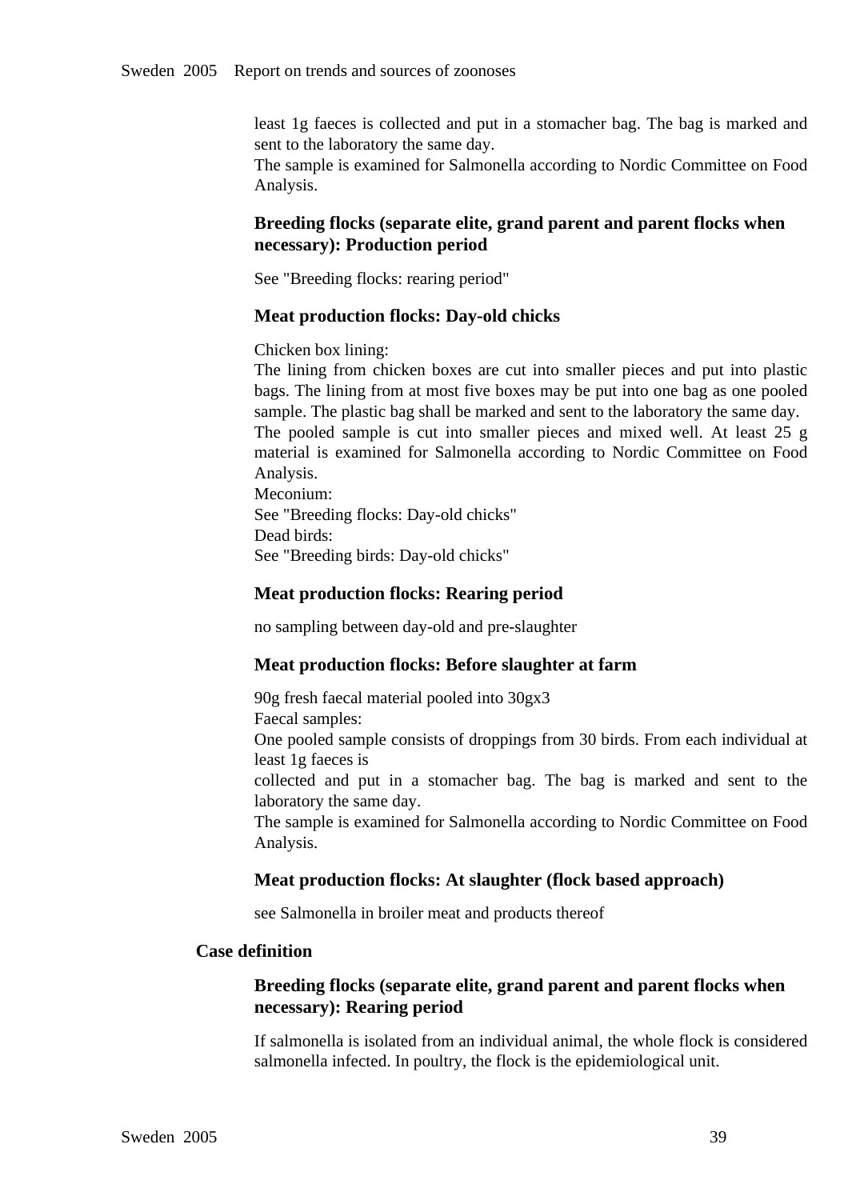least 1g faeces is collected and put in a stomacher bag. The bag is marked and sent to the laboratory the same day.
The sample is examined for Salmonella according to Nordic Committee on Food Analysis.

### Breeding flocks (separate elite, grand parent and parent flocks when necessary): Production period

See "Breeding flocks: rearing period"

### Meat production flocks: Day-old chicks

Chicken box lining:
The lining from chicken boxes are cut into smaller pieces and put into plastic bags. The lining from at most five boxes may be put into one bag as one pooled sample. The plastic bag shall be marked and sent to the laboratory the same day.
The pooled sample is cut into smaller pieces and mixed well. At least 25 g material is examined for Salmonella according to Nordic Committee on Food Analysis.
Meconium:
See "Breeding flocks: Day-old chicks"
Dead birds:
See "Breeding birds: Day-old chicks"

### Meat production flocks: Rearing period

no sampling between day-old and pre-slaughter

### Meat production flocks: Before slaughter at farm

90g fresh faecal material pooled into 30gx3
Faecal samples:
One pooled sample consists of droppings from 30 birds. From each individual at least 1g faeces is
collected and put in a stomacher bag. The bag is marked and sent to the laboratory the same day.
The sample is examined for Salmonella according to Nordic Committee on Food Analysis.

### Meat production flocks: At slaughter (flock based approach)

see Salmonella in broiler meat and products thereof

## Case definition

### Breeding flocks (separate elite, grand parent and parent flocks when necessary): Rearing period

If salmonella is isolated from an individual animal, the whole flock is considered salmonella infected. In poultry, the flock is the epidemiological unit.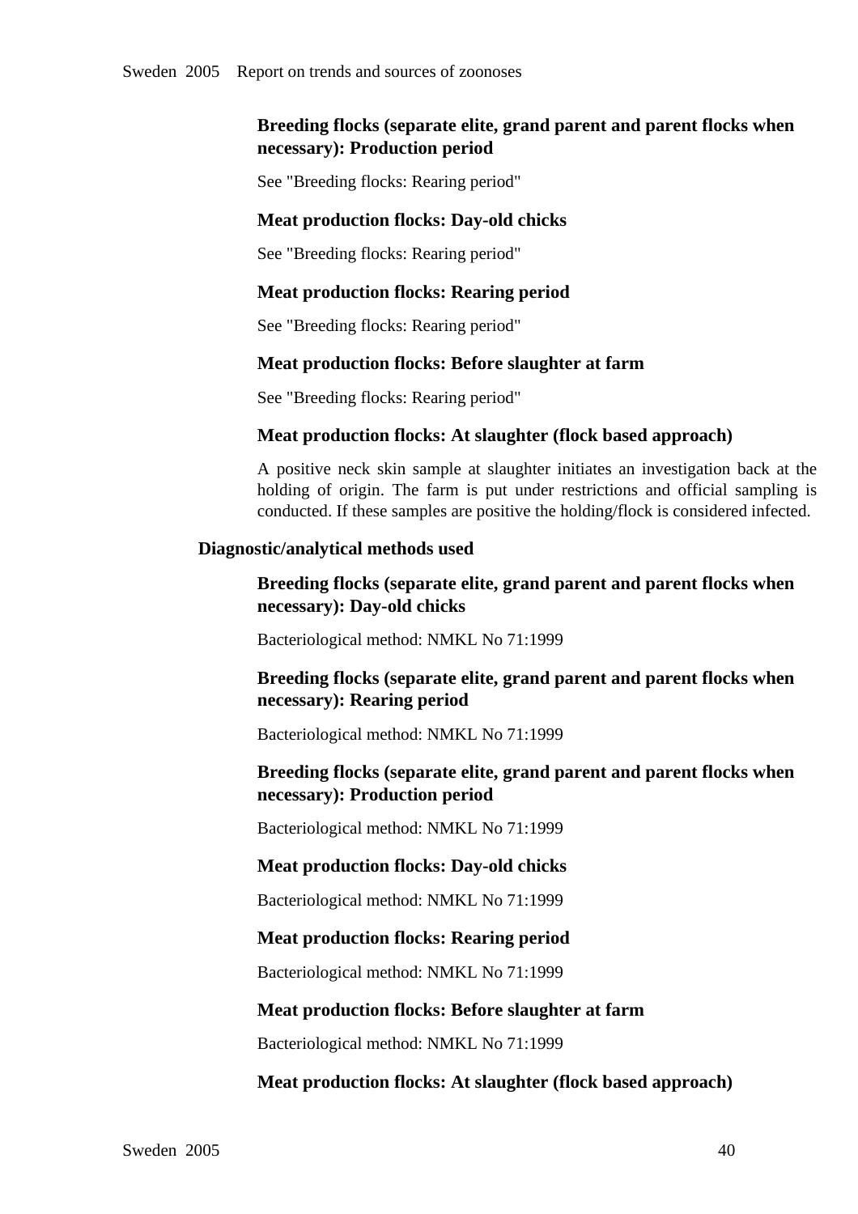#### Breeding flocks (separate elite, grand parent and parent flocks when necessary): Production period

See "Breeding flocks: Rearing period"

#### Meat production flocks: Day-old chicks

See "Breeding flocks: Rearing period"

#### Meat production flocks: Rearing period

See "Breeding flocks: Rearing period"

#### Meat production flocks: Before slaughter at farm

See "Breeding flocks: Rearing period"

#### Meat production flocks: At slaughter (flock based approach)

A positive neck skin sample at slaughter initiates an investigation back at the holding of origin. The farm is put under restrictions and official sampling is conducted. If these samples are positive the holding/flock is considered infected.

### Diagnostic/analytical methods used

#### Breeding flocks (separate elite, grand parent and parent flocks when necessary): Day-old chicks

Bacteriological method: NMKL No 71:1999

#### Breeding flocks (separate elite, grand parent and parent flocks when necessary): Rearing period

Bacteriological method: NMKL No 71:1999

#### Breeding flocks (separate elite, grand parent and parent flocks when necessary): Production period

Bacteriological method: NMKL No 71:1999

#### Meat production flocks: Day-old chicks

Bacteriological method: NMKL No 71:1999

#### Meat production flocks: Rearing period

Bacteriological method: NMKL No 71:1999

#### Meat production flocks: Before slaughter at farm

Bacteriological method: NMKL No 71:1999

#### Meat production flocks: At slaughter (flock based approach)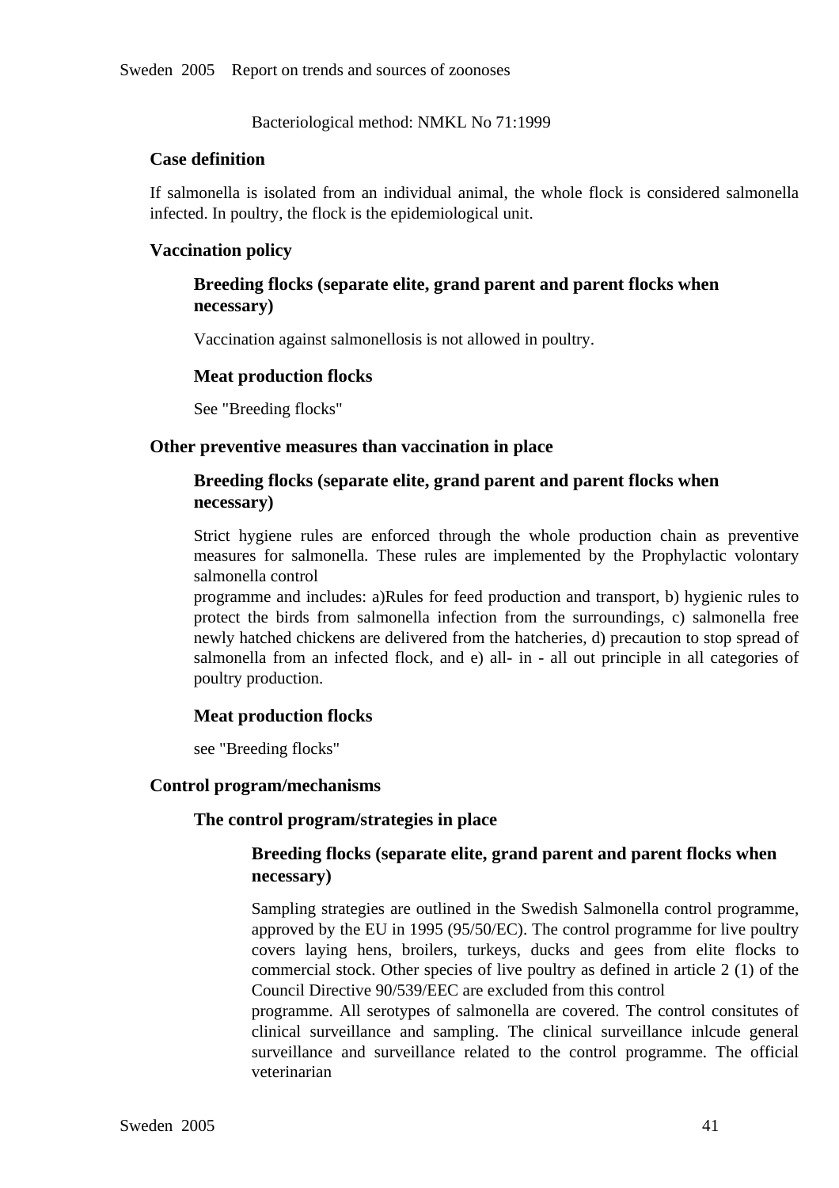Bacteriological method: NMKL No 71:1999

### Case definition

If salmonella is isolated from an individual animal, the whole flock is considered salmonella infected. In poultry, the flock is the epidemiological unit.

### Vaccination policy

#### Breeding flocks (separate elite, grand parent and parent flocks when necessary)

Vaccination against salmonellosis is not allowed in poultry.

#### Meat production flocks

See "Breeding flocks"

### Other preventive measures than vaccination in place

#### Breeding flocks (separate elite, grand parent and parent flocks when necessary)

Strict hygiene rules are enforced through the whole production chain as preventive measures for salmonella. These rules are implemented by the Prophylactic volontary salmonella control
programme and includes: a)Rules for feed production and transport, b) hygienic rules to protect the birds from salmonella infection from the surroundings, c) salmonella free newly hatched chickens are delivered from the hatcheries, d) precaution to stop spread of salmonella from an infected flock, and e) all- in - all out principle in all categories of poultry production.

#### Meat production flocks

see "Breeding flocks"

### Control program/mechanisms

#### The control program/strategies in place

##### Breeding flocks (separate elite, grand parent and parent flocks when necessary)

Sampling strategies are outlined in the Swedish Salmonella control programme, approved by the EU in 1995 (95/50/EC). The control programme for live poultry covers laying hens, broilers, turkeys, ducks and gees from elite flocks to commercial stock. Other species of live poultry as defined in article 2 (1) of the Council Directive 90/539/EEC are excluded from this control
programme. All serotypes of salmonella are covered. The control consitutes of clinical surveillance and sampling. The clinical surveillance inlcude general surveillance and surveillance related to the control programme. The official veterinarian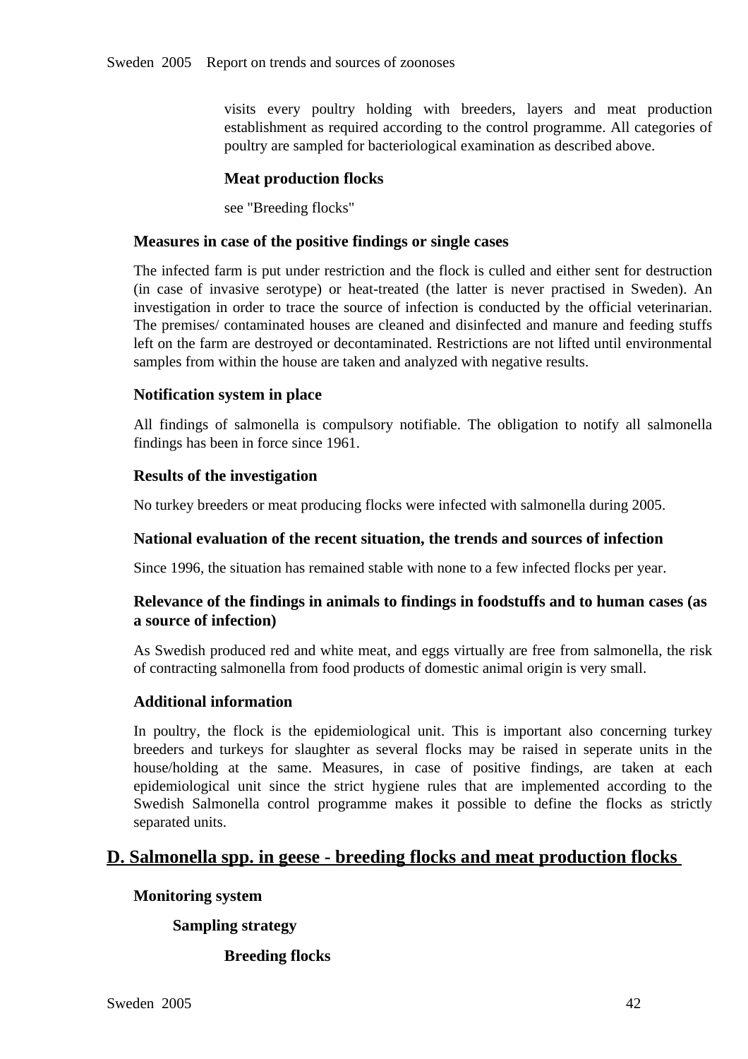visits every poultry holding with breeders, layers and meat production establishment as required according to the control programme. All categories of poultry are sampled for bacteriological examination as described above.

#### Meat production flocks

see "Breeding flocks"

### Measures in case of the positive findings or single cases

The infected farm is put under restriction and the flock is culled and either sent for destruction (in case of invasive serotype) or heat-treated (the latter is never practised in Sweden). An investigation in order to trace the source of infection is conducted by the official veterinarian. The premises/ contaminated houses are cleaned and disinfected and manure and feeding stuffs left on the farm are destroyed or decontaminated. Restrictions are not lifted until environmental samples from within the house are taken and analyzed with negative results.

### Notification system in place

All findings of salmonella is compulsory notifiable. The obligation to notify all salmonella findings has been in force since 1961.

### Results of the investigation

No turkey breeders or meat producing flocks were infected with salmonella during 2005.

### National evaluation of the recent situation, the trends and sources of infection

Since 1996, the situation has remained stable with none to a few infected flocks per year.

### Relevance of the findings in animals to findings in foodstuffs and to human cases (as a source of infection)

As Swedish produced red and white meat, and eggs virtually are free from salmonella, the risk of contracting salmonella from food products of domestic animal origin is very small.

### Additional information

In poultry, the flock is the epidemiological unit. This is important also concerning turkey breeders and turkeys for slaughter as several flocks may be raised in seperate units in the house/holding at the same. Measures, in case of positive findings, are taken at each epidemiological unit since the strict hygiene rules that are implemented according to the Swedish Salmonella control programme makes it possible to define the flocks as strictly separated units.

## D. Salmonella spp. in geese - breeding flocks and meat production flocks

### Monitoring system

#### Sampling strategy

##### Breeding flocks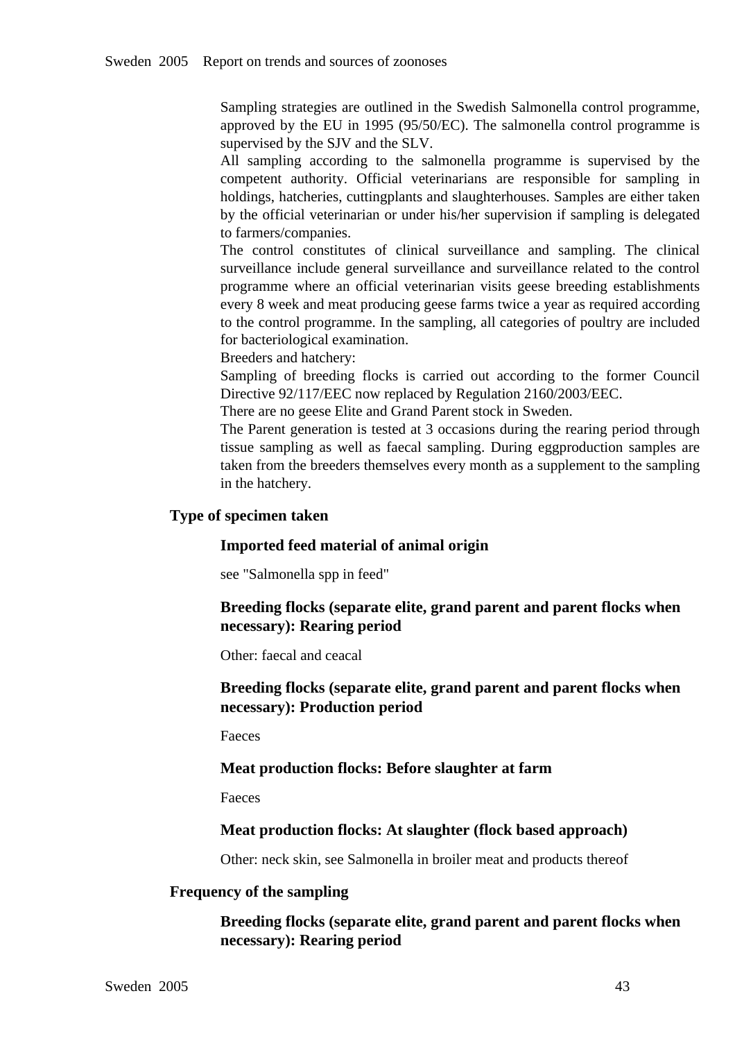Sampling strategies are outlined in the Swedish Salmonella control programme, approved by the EU in 1995 (95/50/EC). The salmonella control programme is supervised by the SJV and the SLV.

All sampling according to the salmonella programme is supervised by the competent authority. Official veterinarians are responsible for sampling in holdings, hatcheries, cuttingplants and slaughterhouses. Samples are either taken by the official veterinarian or under his/her supervision if sampling is delegated to farmers/companies.

The control constitutes of clinical surveillance and sampling. The clinical surveillance include general surveillance and surveillance related to the control programme where an official veterinarian visits geese breeding establishments every 8 week and meat producing geese farms twice a year as required according to the control programme. In the sampling, all categories of poultry are included for bacteriological examination.

Breeders and hatchery:

Sampling of breeding flocks is carried out according to the former Council Directive 92/117/EEC now replaced by Regulation 2160/2003/EEC.

There are no geese Elite and Grand Parent stock in Sweden.

The Parent generation is tested at 3 occasions during the rearing period through tissue sampling as well as faecal sampling. During eggproduction samples are taken from the breeders themselves every month as a supplement to the sampling in the hatchery.

### Type of specimen taken

#### Imported feed material of animal origin

see "Salmonella spp in feed"

#### Breeding flocks (separate elite, grand parent and parent flocks when necessary): Rearing period

Other: faecal and ceacal

#### Breeding flocks (separate elite, grand parent and parent flocks when necessary): Production period

Faeces

#### Meat production flocks: Before slaughter at farm

Faeces

#### Meat production flocks: At slaughter (flock based approach)

Other: neck skin, see Salmonella in broiler meat and products thereof

### Frequency of the sampling

#### Breeding flocks (separate elite, grand parent and parent flocks when necessary): Rearing period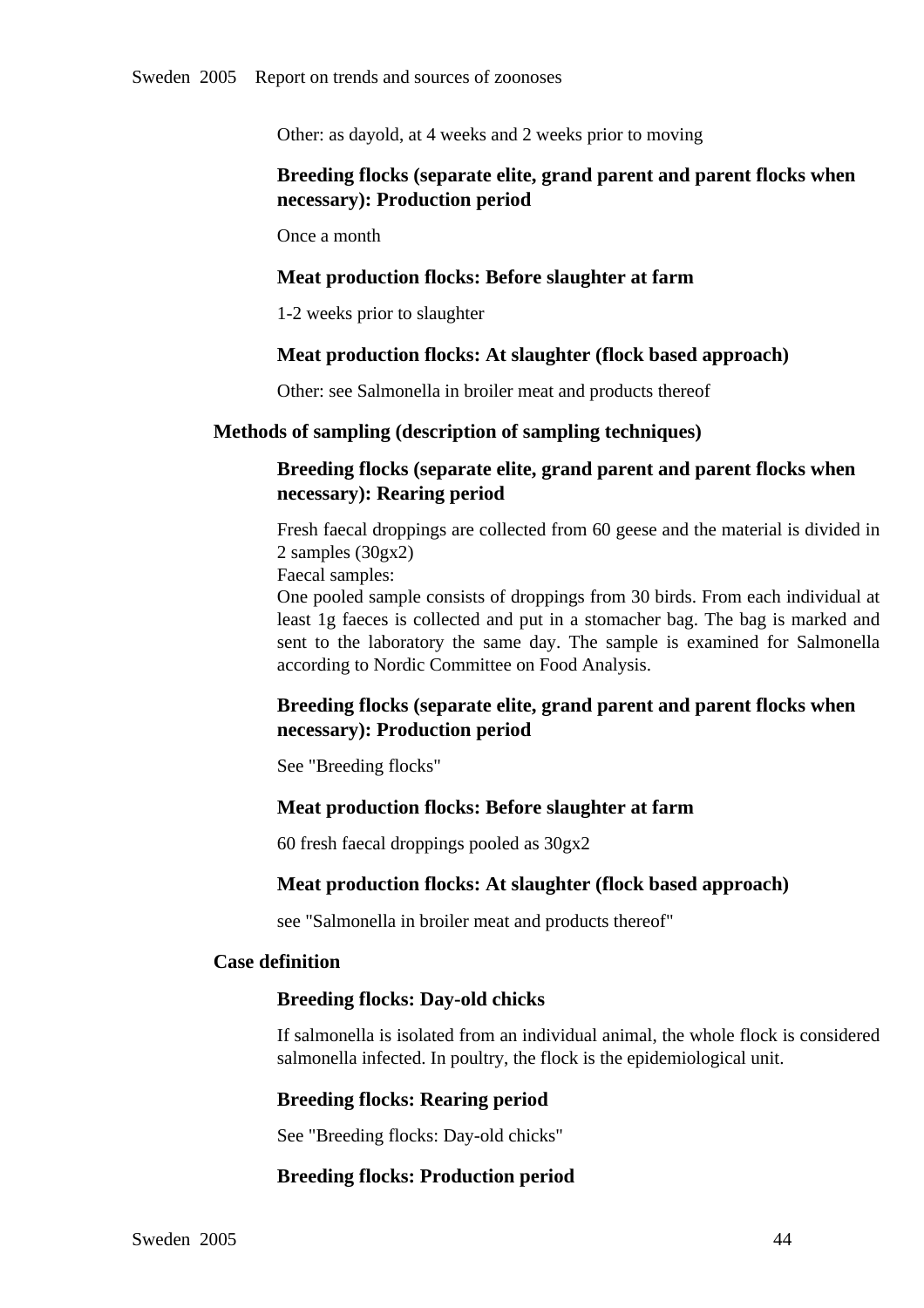Other: as dayold, at 4 weeks and 2 weeks prior to moving

#### Breeding flocks (separate elite, grand parent and parent flocks when necessary): Production period

Once a month

#### Meat production flocks: Before slaughter at farm

1-2 weeks prior to slaughter

#### Meat production flocks: At slaughter (flock based approach)

Other: see Salmonella in broiler meat and products thereof

### Methods of sampling (description of sampling techniques)

#### Breeding flocks (separate elite, grand parent and parent flocks when necessary): Rearing period

Fresh faecal droppings are collected from 60 geese and the material is divided in 2 samples (30gx2)
Faecal samples:
One pooled sample consists of droppings from 30 birds. From each individual at least 1g faeces is collected and put in a stomacher bag. The bag is marked and sent to the laboratory the same day. The sample is examined for Salmonella according to Nordic Committee on Food Analysis.

#### Breeding flocks (separate elite, grand parent and parent flocks when necessary): Production period

See "Breeding flocks"

#### Meat production flocks: Before slaughter at farm

60 fresh faecal droppings pooled as 30gx2

#### Meat production flocks: At slaughter (flock based approach)

see "Salmonella in broiler meat and products thereof"

### Case definition

#### Breeding flocks: Day-old chicks

If salmonella is isolated from an individual animal, the whole flock is considered salmonella infected. In poultry, the flock is the epidemiological unit.

#### Breeding flocks: Rearing period

See "Breeding flocks: Day-old chicks"

#### Breeding flocks: Production period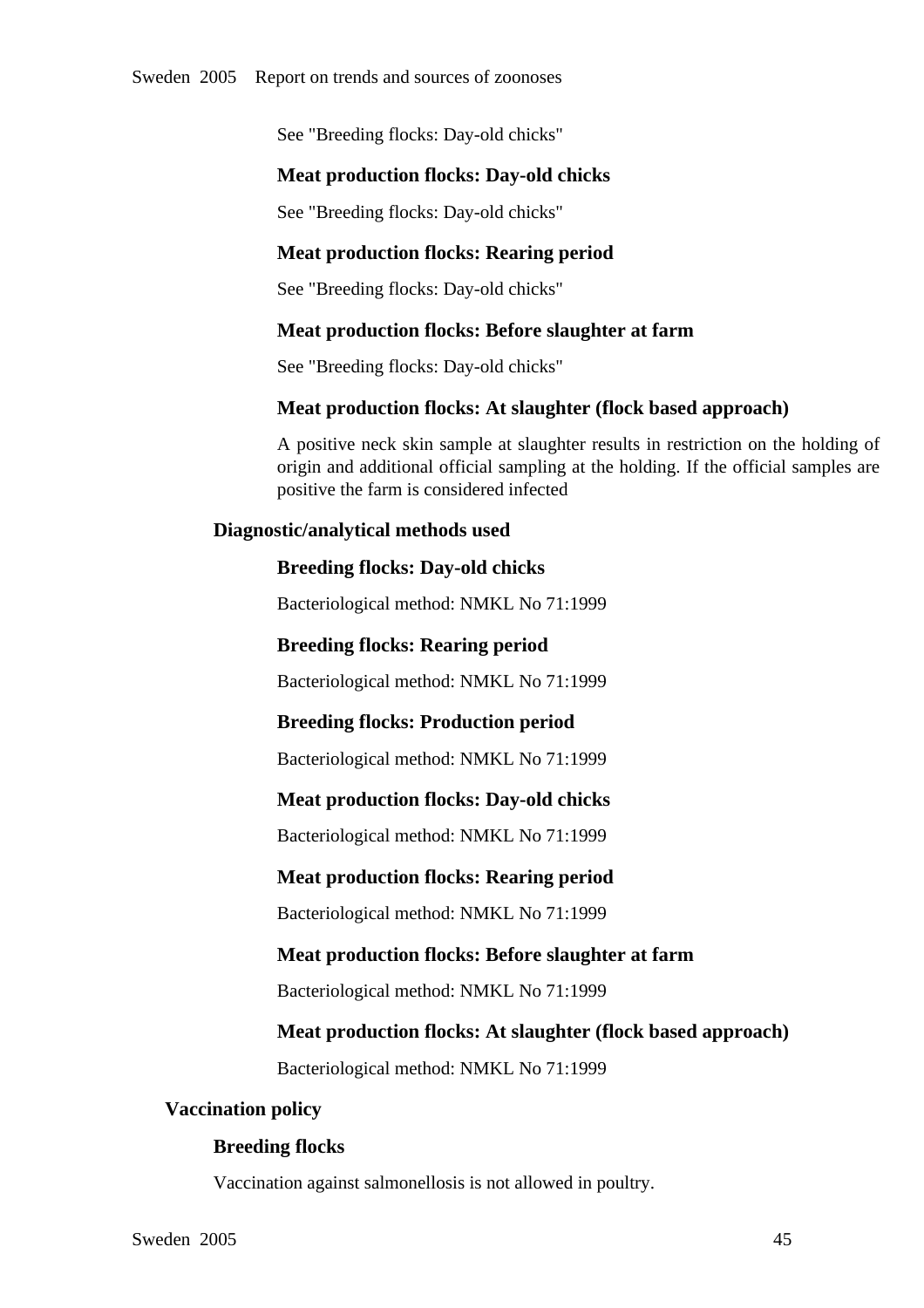See "Breeding flocks: Day-old chicks"

#### Meat production flocks: Day-old chicks

See "Breeding flocks: Day-old chicks"

#### Meat production flocks: Rearing period

See "Breeding flocks: Day-old chicks"

#### Meat production flocks: Before slaughter at farm

See "Breeding flocks: Day-old chicks"

#### Meat production flocks: At slaughter (flock based approach)

A positive neck skin sample at slaughter results in restriction on the holding of origin and additional official sampling at the holding. If the official samples are positive the farm is considered infected

### Diagnostic/analytical methods used

#### Breeding flocks: Day-old chicks

Bacteriological method: NMKL No 71:1999

#### Breeding flocks: Rearing period

Bacteriological method: NMKL No 71:1999

#### Breeding flocks: Production period

Bacteriological method: NMKL No 71:1999

#### Meat production flocks: Day-old chicks

Bacteriological method: NMKL No 71:1999

#### Meat production flocks: Rearing period

Bacteriological method: NMKL No 71:1999

#### Meat production flocks: Before slaughter at farm

Bacteriological method: NMKL No 71:1999

#### Meat production flocks: At slaughter (flock based approach)

Bacteriological method: NMKL No 71:1999

## Vaccination policy

### Breeding flocks

Vaccination against salmonellosis is not allowed in poultry.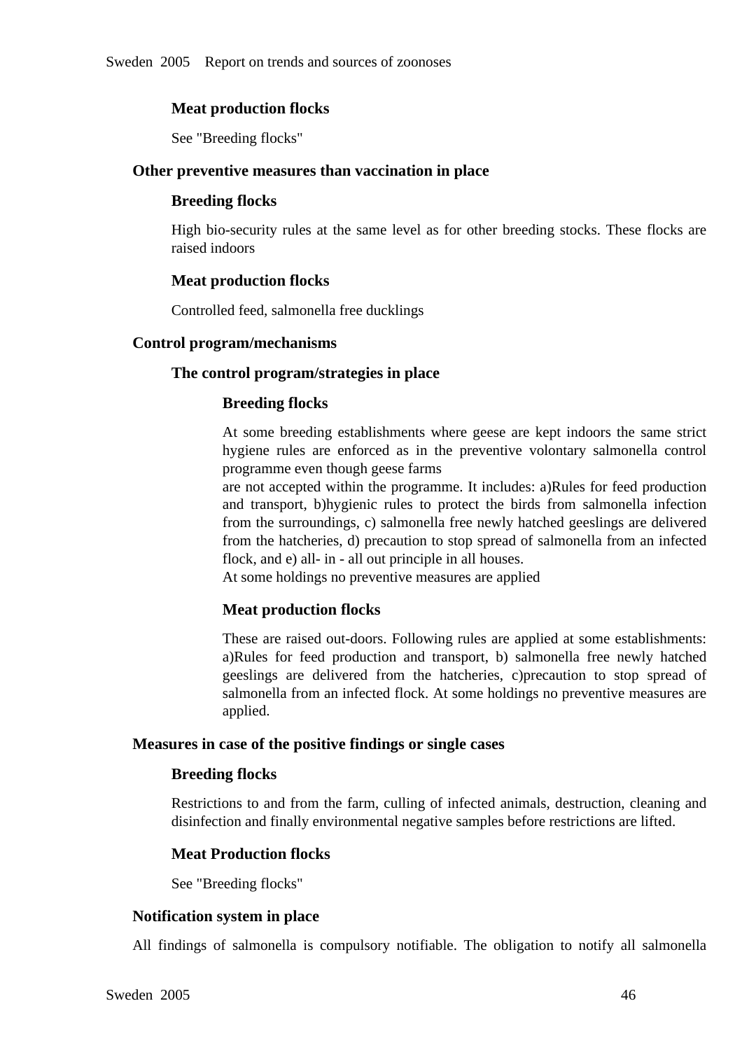#### Meat production flocks

See "Breeding flocks"

### Other preventive measures than vaccination in place

#### Breeding flocks

High bio-security rules at the same level as for other breeding stocks. These flocks are raised indoors

#### Meat production flocks

Controlled feed, salmonella free ducklings

### Control program/mechanisms

#### The control program/strategies in place

##### Breeding flocks

At some breeding establishments where geese are kept indoors the same strict hygiene rules are enforced as in the preventive volontary salmonella control programme even though geese farms
are not accepted within the programme. It includes: a)Rules for feed production and transport, b)hygienic rules to protect the birds from salmonella infection from the surroundings, c) salmonella free newly hatched geeslings are delivered from the hatcheries, d) precaution to stop spread of salmonella from an infected flock, and e) all- in - all out principle in all houses.
At some holdings no preventive measures are applied

##### Meat production flocks

These are raised out-doors. Following rules are applied at some establishments: a)Rules for feed production and transport, b) salmonella free newly hatched geeslings are delivered from the hatcheries, c)precaution to stop spread of salmonella from an infected flock. At some holdings no preventive measures are applied.

### Measures in case of the positive findings or single cases

#### Breeding flocks

Restrictions to and from the farm, culling of infected animals, destruction, cleaning and disinfection and finally environmental negative samples before restrictions are lifted.

#### Meat Production flocks

See "Breeding flocks"

### Notification system in place

All findings of salmonella is compulsory notifiable. The obligation to notify all salmonella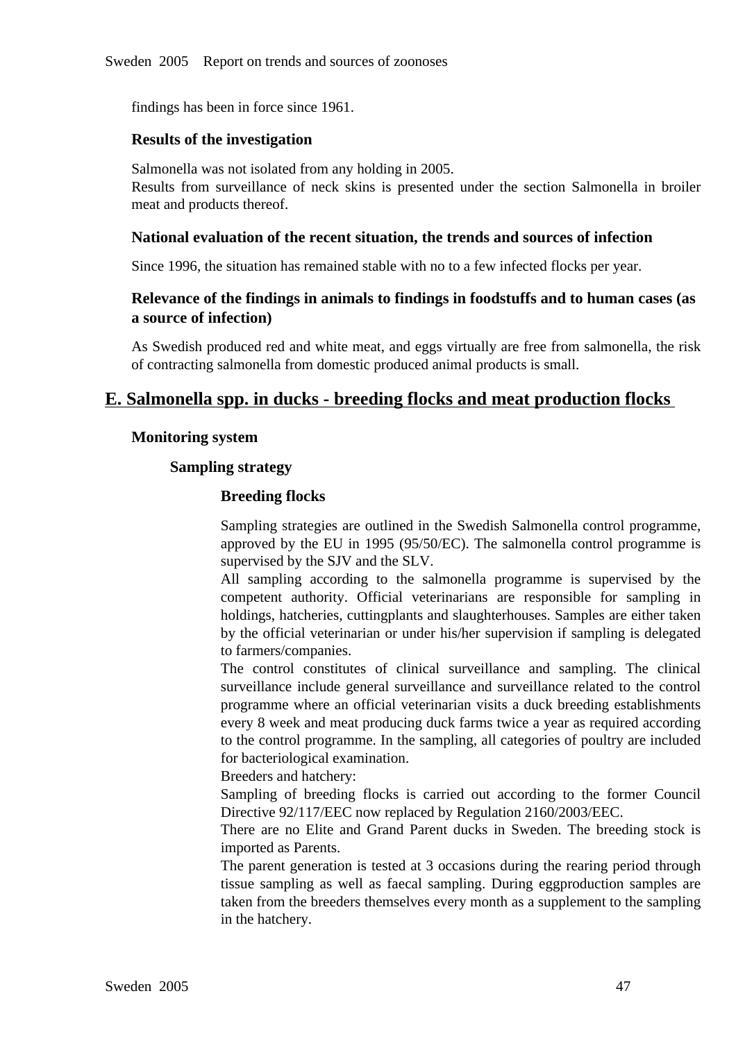findings has been in force since 1961.

### Results of the investigation

Salmonella was not isolated from any holding in 2005.
Results from surveillance of neck skins is presented under the section Salmonella in broiler meat and products thereof.

### National evaluation of the recent situation, the trends and sources of infection

Since 1996, the situation has remained stable with no to a few infected flocks per year.

### Relevance of the findings in animals to findings in foodstuffs and to human cases (as a source of infection)

As Swedish produced red and white meat, and eggs virtually are free from salmonella, the risk of contracting salmonella from domestic produced animal products is small.

## E. Salmonella spp. in ducks - breeding flocks and meat production flocks

### Monitoring system

#### Sampling strategy

##### Breeding flocks

Sampling strategies are outlined in the Swedish Salmonella control programme, approved by the EU in 1995 (95/50/EC). The salmonella control programme is supervised by the SJV and the SLV.
All sampling according to the salmonella programme is supervised by the competent authority. Official veterinarians are responsible for sampling in holdings, hatcheries, cuttingplants and slaughterhouses. Samples are either taken by the official veterinarian or under his/her supervision if sampling is delegated to farmers/companies.
The control constitutes of clinical surveillance and sampling. The clinical surveillance include general surveillance and surveillance related to the control programme where an official veterinarian visits a duck breeding establishments every 8 week and meat producing duck farms twice a year as required according to the control programme. In the sampling, all categories of poultry are included for bacteriological examination.
Breeders and hatchery:
Sampling of breeding flocks is carried out according to the former Council Directive 92/117/EEC now replaced by Regulation 2160/2003/EEC.
There are no Elite and Grand Parent ducks in Sweden. The breeding stock is imported as Parents.
The parent generation is tested at 3 occasions during the rearing period through tissue sampling as well as faecal sampling. During eggproduction samples are taken from the breeders themselves every month as a supplement to the sampling in the hatchery.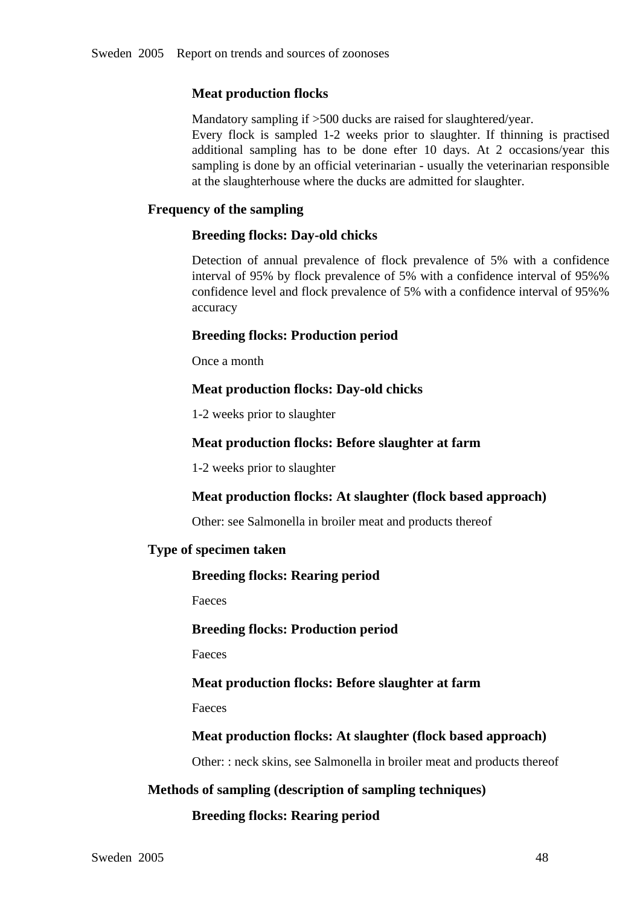**Meat production flocks**

Mandatory sampling if >500 ducks are raised for slaughtered/year.
Every flock is sampled 1-2 weeks prior to slaughter. If thinning is practised additional sampling has to be done efter 10 days. At 2 occasions/year this sampling is done by an official veterinarian - usually the veterinarian responsible at the slaughterhouse where the ducks are admitted for slaughter.

### Frequency of the sampling

**Breeding flocks: Day-old chicks**

Detection of annual prevalence of flock prevalence of 5% with a confidence interval of 95% by flock prevalence of 5% with a confidence interval of 95%% confidence level and flock prevalence of 5% with a confidence interval of 95%% accuracy

**Breeding flocks: Production period**

Once a month

**Meat production flocks: Day-old chicks**

1-2 weeks prior to slaughter

**Meat production flocks: Before slaughter at farm**

1-2 weeks prior to slaughter

**Meat production flocks: At slaughter (flock based approach)**

Other: see Salmonella in broiler meat and products thereof

### Type of specimen taken

**Breeding flocks: Rearing period**

Faeces

**Breeding flocks: Production period**

Faeces

**Meat production flocks: Before slaughter at farm**

Faeces

**Meat production flocks: At slaughter (flock based approach)**

Other: : neck skins, see Salmonella in broiler meat and products thereof

### Methods of sampling (description of sampling techniques)

**Breeding flocks: Rearing period**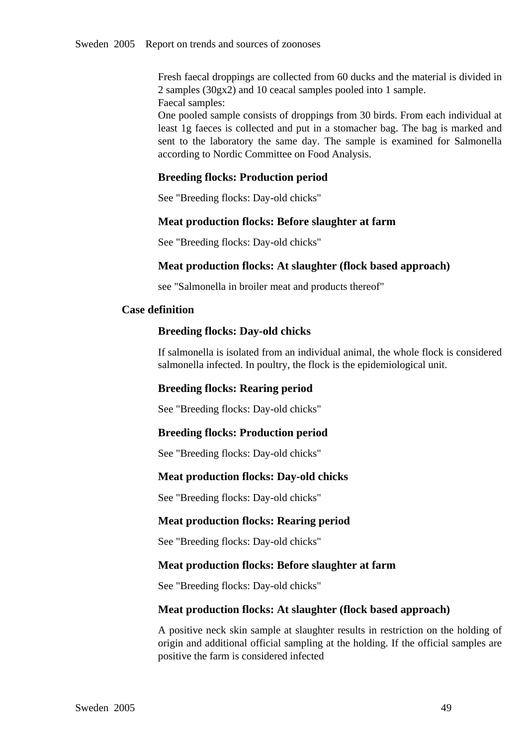Fresh faecal droppings are collected from 60 ducks and the material is divided in 2 samples (30gx2) and 10 ceacal samples pooled into 1 sample.
Faecal samples:
One pooled sample consists of droppings from 30 birds. From each individual at least 1g faeces is collected and put in a stomacher bag. The bag is marked and sent to the laboratory the same day. The sample is examined for Salmonella according to Nordic Committee on Food Analysis.

#### Breeding flocks: Production period

See "Breeding flocks: Day-old chicks"

#### Meat production flocks: Before slaughter at farm

See "Breeding flocks: Day-old chicks"

#### Meat production flocks: At slaughter (flock based approach)

see "Salmonella in broiler meat and products thereof"

### Case definition

#### Breeding flocks: Day-old chicks

If salmonella is isolated from an individual animal, the whole flock is considered salmonella infected. In poultry, the flock is the epidemiological unit.

#### Breeding flocks: Rearing period

See "Breeding flocks: Day-old chicks"

#### Breeding flocks: Production period

See "Breeding flocks: Day-old chicks"

#### Meat production flocks: Day-old chicks

See "Breeding flocks: Day-old chicks"

#### Meat production flocks: Rearing period

See "Breeding flocks: Day-old chicks"

#### Meat production flocks: Before slaughter at farm

See "Breeding flocks: Day-old chicks"

#### Meat production flocks: At slaughter (flock based approach)

A positive neck skin sample at slaughter results in restriction on the holding of origin and additional official sampling at the holding. If the official samples are positive the farm is considered infected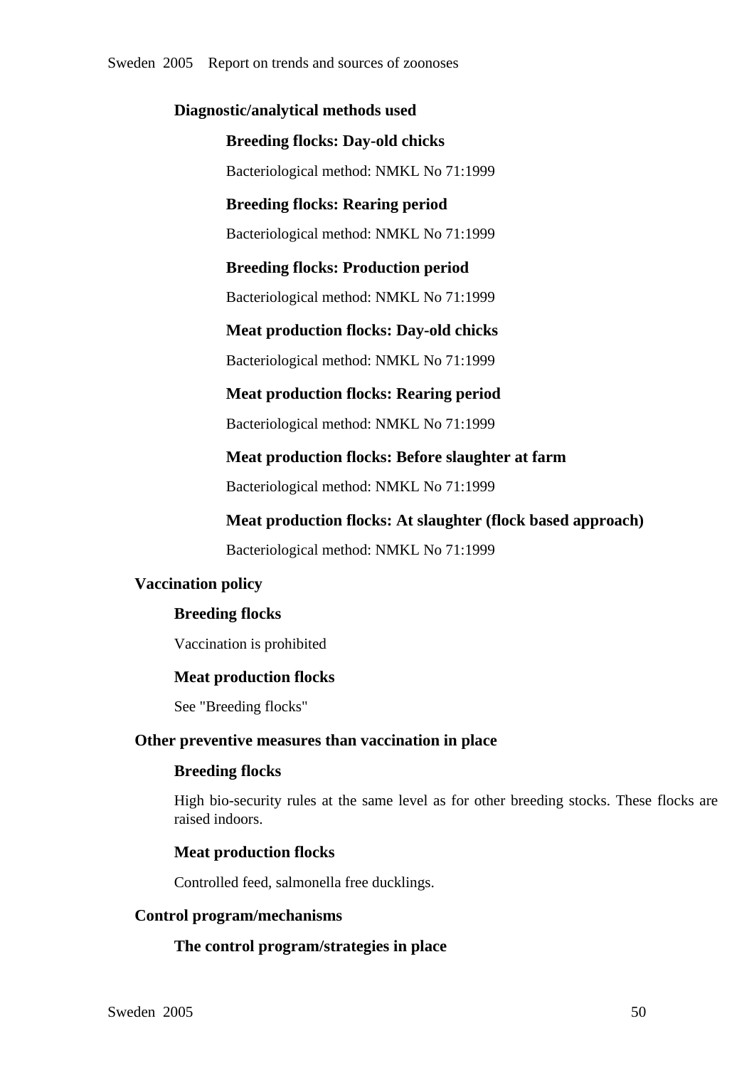### Diagnostic/analytical methods used

#### Breeding flocks: Day-old chicks

Bacteriological method: NMKL No 71:1999

#### Breeding flocks: Rearing period

Bacteriological method: NMKL No 71:1999

#### Breeding flocks: Production period

Bacteriological method: NMKL No 71:1999

#### Meat production flocks: Day-old chicks

Bacteriological method: NMKL No 71:1999

#### Meat production flocks: Rearing period

Bacteriological method: NMKL No 71:1999

#### Meat production flocks: Before slaughter at farm

Bacteriological method: NMKL No 71:1999

#### Meat production flocks: At slaughter (flock based approach)

Bacteriological method: NMKL No 71:1999

## Vaccination policy

### Breeding flocks

Vaccination is prohibited

### Meat production flocks

See "Breeding flocks"

## Other preventive measures than vaccination in place

### Breeding flocks

High bio-security rules at the same level as for other breeding stocks. These flocks are raised indoors.

### Meat production flocks

Controlled feed, salmonella free ducklings.

## Control program/mechanisms

### The control program/strategies in place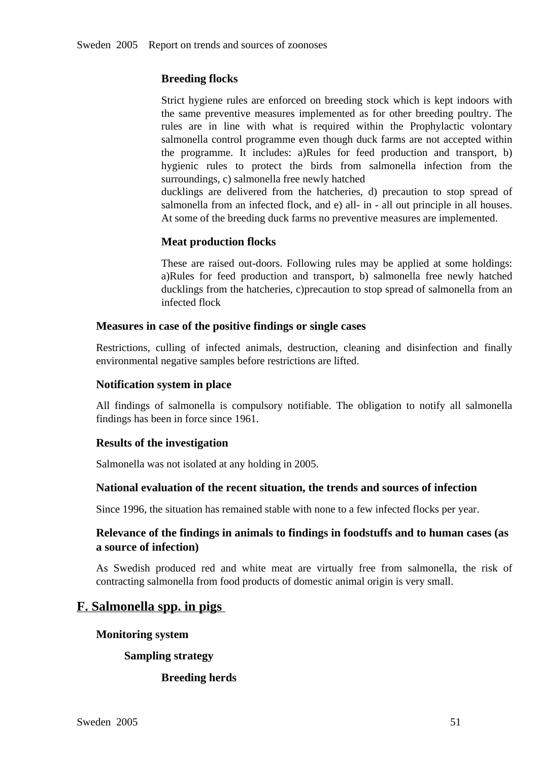#### Breeding flocks

Strict hygiene rules are enforced on breeding stock which is kept indoors with the same preventive measures implemented as for other breeding poultry. The rules are in line with what is required within the Prophylactic volontary salmonella control programme even though duck farms are not accepted within the programme. It includes: a)Rules for feed production and transport, b) hygienic rules to protect the birds from salmonella infection from the surroundings, c) salmonella free newly hatched
ducklings are delivered from the hatcheries, d) precaution to stop spread of salmonella from an infected flock, and e) all- in - all out principle in all houses. At some of the breeding duck farms no preventive measures are implemented.

#### Meat production flocks

These are raised out-doors. Following rules may be applied at some holdings: a)Rules for feed production and transport, b) salmonella free newly hatched ducklings from the hatcheries, c)precaution to stop spread of salmonella from an infected flock

### Measures in case of the positive findings or single cases

Restrictions, culling of infected animals, destruction, cleaning and disinfection and finally environmental negative samples before restrictions are lifted.

### Notification system in place

All findings of salmonella is compulsory notifiable. The obligation to notify all salmonella findings has been in force since 1961.

### Results of the investigation

Salmonella was not isolated at any holding in 2005.

### National evaluation of the recent situation, the trends and sources of infection

Since 1996, the situation has remained stable with none to a few infected flocks per year.

### Relevance of the findings in animals to findings in foodstuffs and to human cases (as a source of infection)

As Swedish produced red and white meat are virtually free from salmonella, the risk of contracting salmonella from food products of domestic animal origin is very small.

## F. Salmonella spp. in pigs

### Monitoring system

#### Sampling strategy

#### Breeding herds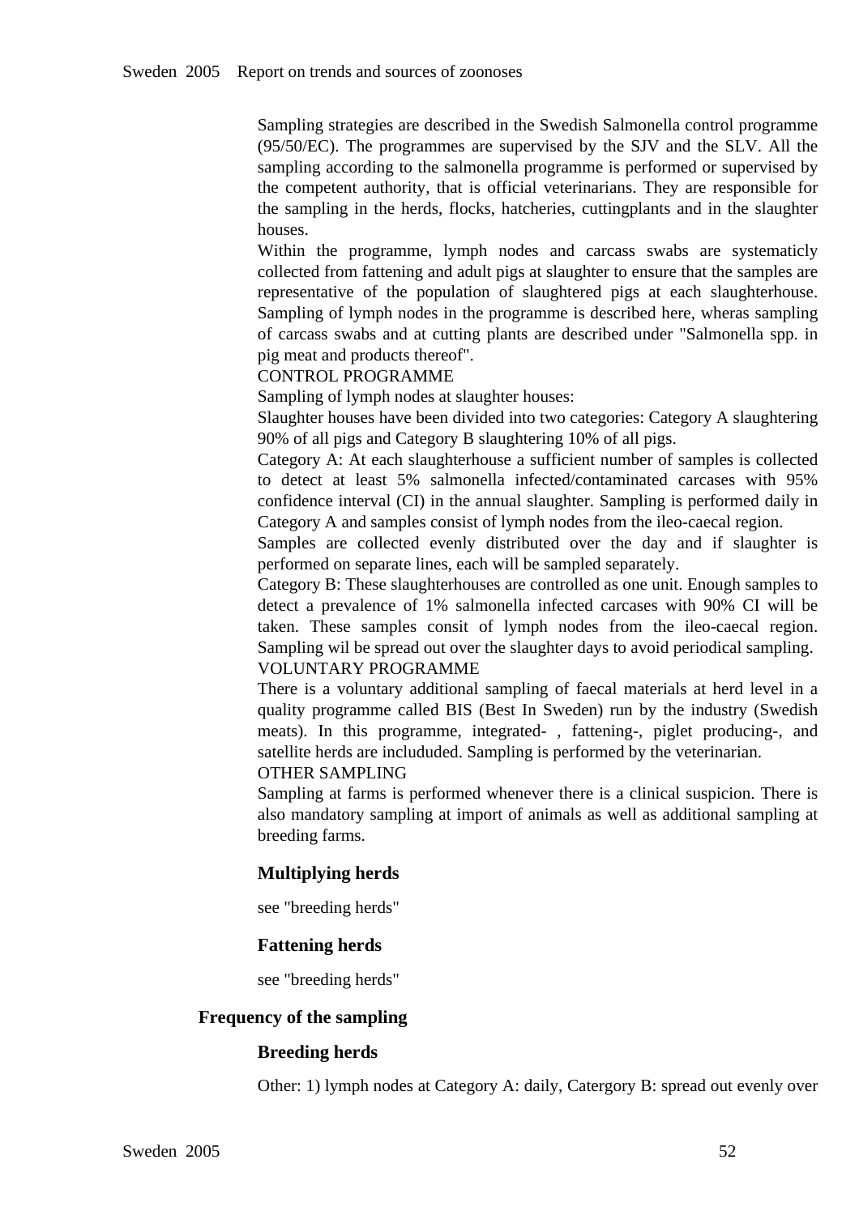Sampling strategies are described in the Swedish Salmonella control programme (95/50/EC). The programmes are supervised by the SJV and the SLV. All the sampling according to the salmonella programme is performed or supervised by the competent authority, that is official veterinarians. They are responsible for the sampling in the herds, flocks, hatcheries, cuttingplants and in the slaughter houses.

Within the programme, lymph nodes and carcass swabs are systematicly collected from fattening and adult pigs at slaughter to ensure that the samples are representative of the population of slaughtered pigs at each slaughterhouse. Sampling of lymph nodes in the programme is described here, wheras sampling of carcass swabs and at cutting plants are described under "Salmonella spp. in pig meat and products thereof".

CONTROL PROGRAMME

Sampling of lymph nodes at slaughter houses:

Slaughter houses have been divided into two categories: Category A slaughtering 90% of all pigs and Category B slaughtering 10% of all pigs.

Category A: At each slaughterhouse a sufficient number of samples is collected to detect at least 5% salmonella infected/contaminated carcases with 95% confidence interval (CI) in the annual slaughter. Sampling is performed daily in Category A and samples consist of lymph nodes from the ileo-caecal region.

Samples are collected evenly distributed over the day and if slaughter is performed on separate lines, each will be sampled separately.

Category B: These slaughterhouses are controlled as one unit. Enough samples to detect a prevalence of 1% salmonella infected carcases with 90% CI will be taken. These samples consit of lymph nodes from the ileo-caecal region. Sampling wil be spread out over the slaughter days to avoid periodical sampling.

VOLUNTARY PROGRAMME

There is a voluntary additional sampling of faecal materials at herd level in a quality programme called BIS (Best In Sweden) run by the industry (Swedish meats). In this programme, integrated- , fattening-, piglet producing-, and satellite herds are includuded. Sampling is performed by the veterinarian.

OTHER SAMPLING

Sampling at farms is performed whenever there is a clinical suspicion. There is also mandatory sampling at import of animals as well as additional sampling at breeding farms.

### Multiplying herds

see "breeding herds"

### Fattening herds

see "breeding herds"

## Frequency of the sampling

### Breeding herds

Other: 1) lymph nodes at Category A: daily, Catergory B: spread out evenly over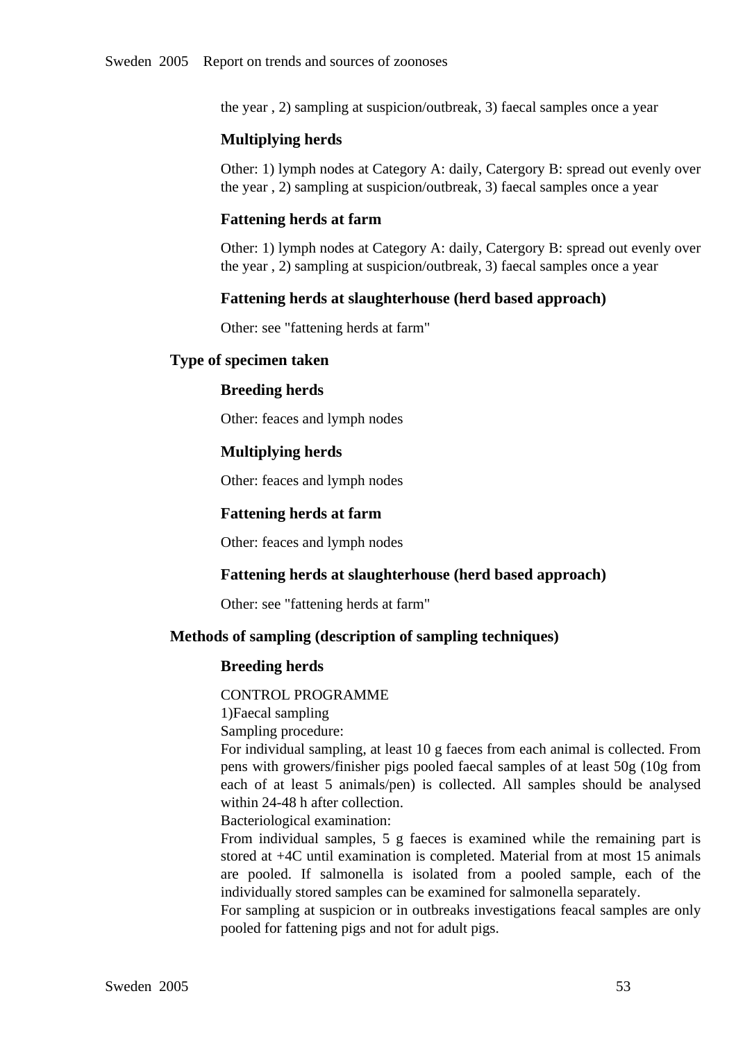the year , 2) sampling at suspicion/outbreak, 3) faecal samples once a year

#### Multiplying herds

Other: 1) lymph nodes at Category A: daily, Catergory B: spread out evenly over the year , 2) sampling at suspicion/outbreak, 3) faecal samples once a year

#### Fattening herds at farm

Other: 1) lymph nodes at Category A: daily, Catergory B: spread out evenly over the year , 2) sampling at suspicion/outbreak, 3) faecal samples once a year

#### Fattening herds at slaughterhouse (herd based approach)

Other: see "fattening herds at farm"

### Type of specimen taken

#### Breeding herds

Other: feaces and lymph nodes

#### Multiplying herds

Other: feaces and lymph nodes

#### Fattening herds at farm

Other: feaces and lymph nodes

#### Fattening herds at slaughterhouse (herd based approach)

Other: see "fattening herds at farm"

### Methods of sampling (description of sampling techniques)

#### Breeding herds

CONTROL PROGRAMME
1)Faecal sampling
Sampling procedure:
For individual sampling, at least 10 g faeces from each animal is collected. From pens with growers/finisher pigs pooled faecal samples of at least 50g (10g from each of at least 5 animals/pen) is collected. All samples should be analysed within 24-48 h after collection.
Bacteriological examination:
From individual samples, 5 g faeces is examined while the remaining part is stored at +4C until examination is completed. Material from at most 15 animals are pooled. If salmonella is isolated from a pooled sample, each of the individually stored samples can be examined for salmonella separately.
For sampling at suspicion or in outbreaks investigations feacal samples are only pooled for fattening pigs and not for adult pigs.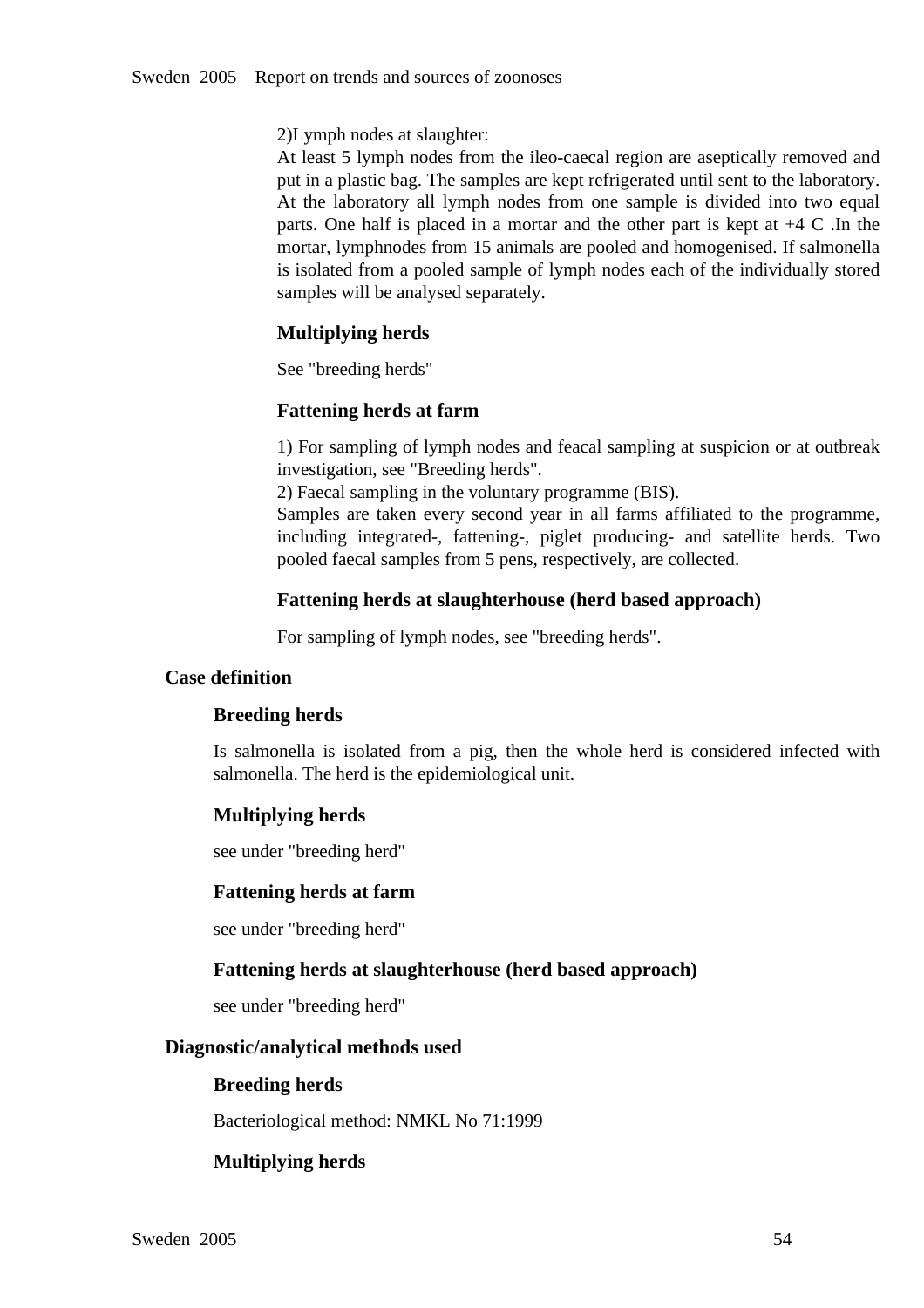2)Lymph nodes at slaughter:
At least 5 lymph nodes from the ileo-caecal region are aseptically removed and put in a plastic bag. The samples are kept refrigerated until sent to the laboratory. At the laboratory all lymph nodes from one sample is divided into two equal parts. One half is placed in a mortar and the other part is kept at +4 C .In the mortar, lymphnodes from 15 animals are pooled and homogenised. If salmonella is isolated from a pooled sample of lymph nodes each of the individually stored samples will be analysed separately.

#### Multiplying herds

See "breeding herds"

#### Fattening herds at farm

1) For sampling of lymph nodes and feacal sampling at suspicion or at outbreak investigation, see "Breeding herds".
2) Faecal sampling in the voluntary programme (BIS).
Samples are taken every second year in all farms affiliated to the programme, including integrated-, fattening-, piglet producing- and satellite herds. Two pooled faecal samples from 5 pens, respectively, are collected.

#### Fattening herds at slaughterhouse (herd based approach)

For sampling of lymph nodes, see "breeding herds".

### Case definition

#### Breeding herds

Is salmonella is isolated from a pig, then the whole herd is considered infected with salmonella. The herd is the epidemiological unit.

#### Multiplying herds

see under "breeding herd"

#### Fattening herds at farm

see under "breeding herd"

#### Fattening herds at slaughterhouse (herd based approach)

see under "breeding herd"

### Diagnostic/analytical methods used

#### Breeding herds

Bacteriological method: NMKL No 71:1999

#### Multiplying herds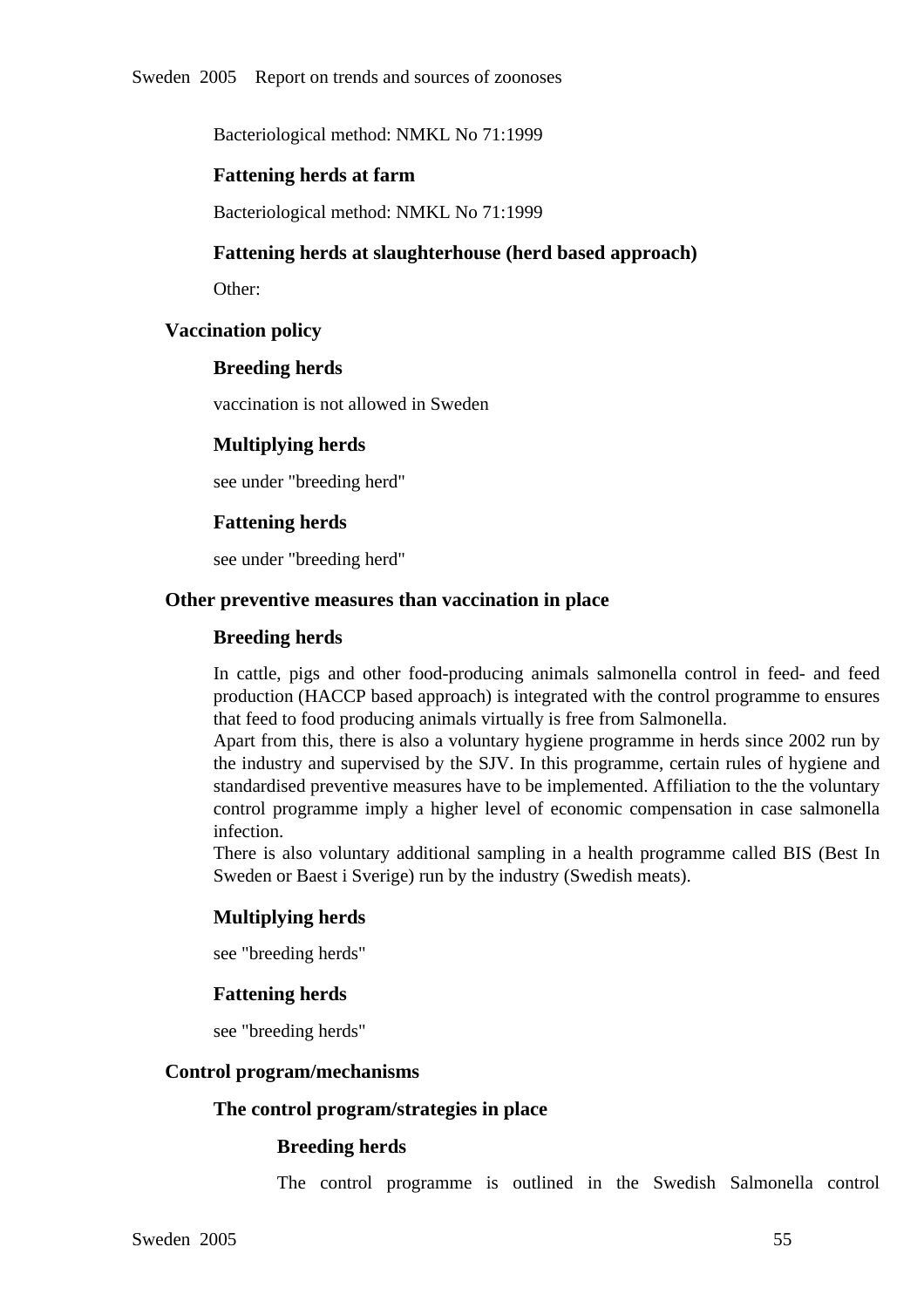Bacteriological method: NMKL No 71:1999

#### Fattening herds at farm

Bacteriological method: NMKL No 71:1999

#### Fattening herds at slaughterhouse (herd based approach)

Other:

### Vaccination policy

#### Breeding herds

vaccination is not allowed in Sweden

#### Multiplying herds

see under "breeding herd"

#### Fattening herds

see under "breeding herd"

### Other preventive measures than vaccination in place

#### Breeding herds

In cattle, pigs and other food-producing animals salmonella control in feed- and feed production (HACCP based approach) is integrated with the control programme to ensures that feed to food producing animals virtually is free from Salmonella.
Apart from this, there is also a voluntary hygiene programme in herds since 2002 run by the industry and supervised by the SJV. In this programme, certain rules of hygiene and standardised preventive measures have to be implemented. Affiliation to the the voluntary control programme imply a higher level of economic compensation in case salmonella infection.
There is also voluntary additional sampling in a health programme called BIS (Best In Sweden or Baest i Sverige) run by the industry (Swedish meats).

#### Multiplying herds

see "breeding herds"

#### Fattening herds

see "breeding herds"

### Control program/mechanisms

#### The control program/strategies in place

##### Breeding herds

The control programme is outlined in the Swedish Salmonella control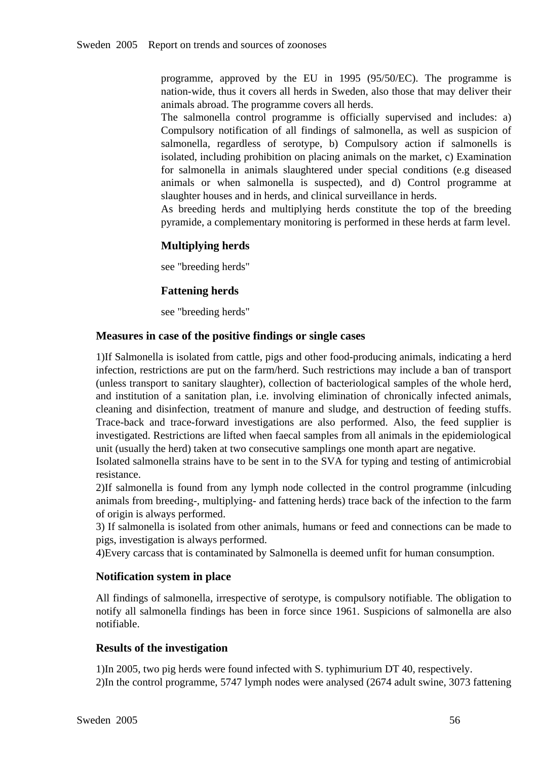programme, approved by the EU in 1995 (95/50/EC). The programme is nation-wide, thus it covers all herds in Sweden, also those that may deliver their animals abroad. The programme covers all herds.

The salmonella control programme is officially supervised and includes: a) Compulsory notification of all findings of salmonella, as well as suspicion of salmonella, regardless of serotype, b) Compulsory action if salmonells is isolated, including prohibition on placing animals on the market, c) Examination for salmonella in animals slaughtered under special conditions (e.g diseased animals or when salmonella is suspected), and d) Control programme at slaughter houses and in herds, and clinical surveillance in herds.

As breeding herds and multiplying herds constitute the top of the breeding pyramide, a complementary monitoring is performed in these herds at farm level.

### Multiplying herds

see "breeding herds"

### Fattening herds

see "breeding herds"

## Measures in case of the positive findings or single cases

1)If Salmonella is isolated from cattle, pigs and other food-producing animals, indicating a herd infection, restrictions are put on the farm/herd. Such restrictions may include a ban of transport (unless transport to sanitary slaughter), collection of bacteriological samples of the whole herd, and institution of a sanitation plan, i.e. involving elimination of chronically infected animals, cleaning and disinfection, treatment of manure and sludge, and destruction of feeding stuffs. Trace-back and trace-forward investigations are also performed. Also, the feed supplier is investigated. Restrictions are lifted when faecal samples from all animals in the epidemiological unit (usually the herd) taken at two consecutive samplings one month apart are negative.

Isolated salmonella strains have to be sent in to the SVA for typing and testing of antimicrobial resistance.

2)If salmonella is found from any lymph node collected in the control programme (inlcuding animals from breeding-, multiplying- and fattening herds) trace back of the infection to the farm of origin is always performed.

3) If salmonella is isolated from other animals, humans or feed and connections can be made to pigs, investigation is always performed.

4)Every carcass that is contaminated by Salmonella is deemed unfit for human consumption.

## Notification system in place

All findings of salmonella, irrespective of serotype, is compulsory notifiable. The obligation to notify all salmonella findings has been in force since 1961. Suspicions of salmonella are also notifiable.

## Results of the investigation

1)In 2005, two pig herds were found infected with S. typhimurium DT 40, respectively.

2)In the control programme, 5747 lymph nodes were analysed (2674 adult swine, 3073 fattening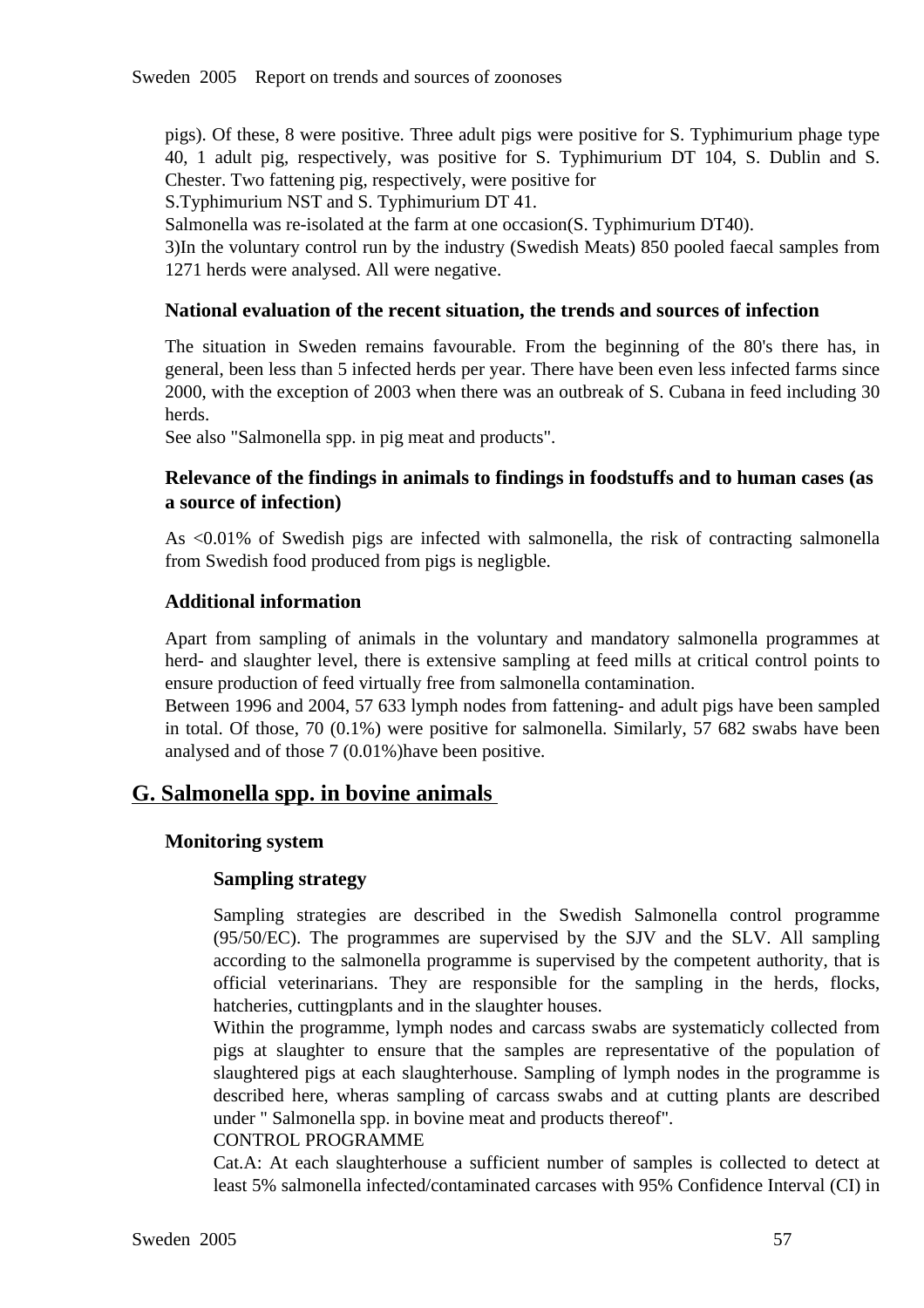pigs). Of these, 8 were positive. Three adult pigs were positive for S. Typhimurium phage type 40, 1 adult pig, respectively, was positive for S. Typhimurium DT 104, S. Dublin and S. Chester. Two fattening pig, respectively, were positive for
S.Typhimurium NST and S. Typhimurium DT 41.
Salmonella was re-isolated at the farm at one occasion(S. Typhimurium DT40).
3)In the voluntary control run by the industry (Swedish Meats) 850 pooled faecal samples from 1271 herds were analysed. All were negative.

**National evaluation of the recent situation, the trends and sources of infection**

The situation in Sweden remains favourable. From the beginning of the 80's there has, in general, been less than 5 infected herds per year. There have been even less infected farms since 2000, with the exception of 2003 when there was an outbreak of S. Cubana in feed including 30 herds.
See also "Salmonella spp. in pig meat and products".

**Relevance of the findings in animals to findings in foodstuffs and to human cases (as a source of infection)**

As <0.01% of Swedish pigs are infected with salmonella, the risk of contracting salmonella from Swedish food produced from pigs is negligble.

**Additional information**

Apart from sampling of animals in the voluntary and mandatory salmonella programmes at herd- and slaughter level, there is extensive sampling at feed mills at critical control points to ensure production of feed virtually free from salmonella contamination.
Between 1996 and 2004, 57 633 lymph nodes from fattening- and adult pigs have been sampled in total. Of those, 70 (0.1%) were positive for salmonella. Similarly, 57 682 swabs have been analysed and of those 7 (0.01%)have been positive.

## G. Salmonella spp. in bovine animals

### Monitoring system

#### Sampling strategy

Sampling strategies are described in the Swedish Salmonella control programme (95/50/EC). The programmes are supervised by the SJV and the SLV. All sampling according to the salmonella programme is supervised by the competent authority, that is official veterinarians. They are responsible for the sampling in the herds, flocks, hatcheries, cuttingplants and in the slaughter houses.
Within the programme, lymph nodes and carcass swabs are systematicly collected from pigs at slaughter to ensure that the samples are representative of the population of slaughtered pigs at each slaughterhouse. Sampling of lymph nodes in the programme is described here, wheras sampling of carcass swabs and at cutting plants are described under " Salmonella spp. in bovine meat and products thereof".
CONTROL PROGRAMME
Cat.A: At each slaughterhouse a sufficient number of samples is collected to detect at least 5% salmonella infected/contaminated carcases with 95% Confidence Interval (CI) in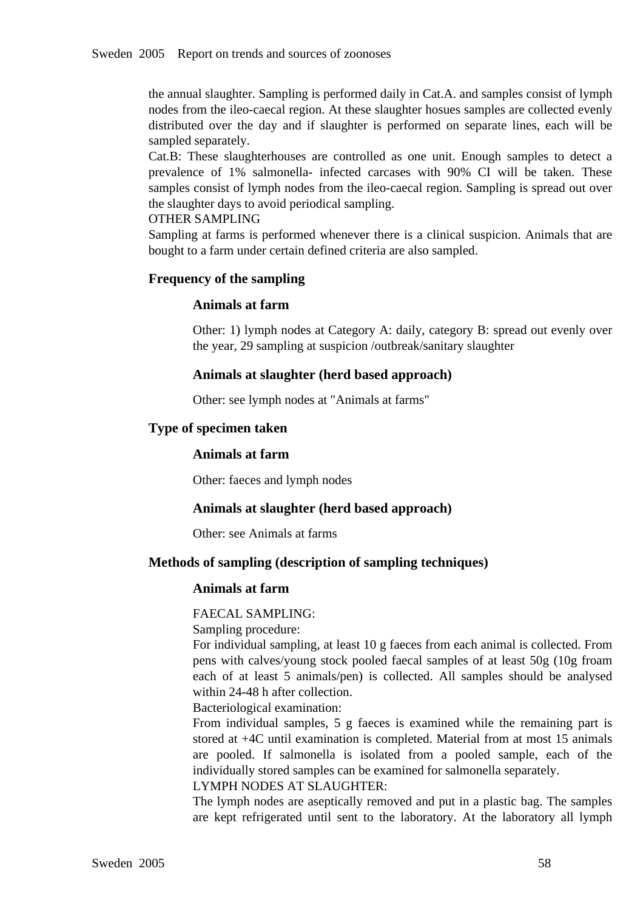the annual slaughter. Sampling is performed daily in Cat.A. and samples consist of lymph nodes from the ileo-caecal region. At these slaughter hosues samples are collected evenly distributed over the day and if slaughter is performed on separate lines, each will be sampled separately.
Cat.B: These slaughterhouses are controlled as one unit. Enough samples to detect a prevalence of 1% salmonella- infected carcases with 90% CI will be taken. These samples consist of lymph nodes from the ileo-caecal region. Sampling is spread out over the slaughter days to avoid periodical sampling.
OTHER SAMPLING
Sampling at farms is performed whenever there is a clinical suspicion. Animals that are bought to a farm under certain defined criteria are also sampled.

### Frequency of the sampling

#### Animals at farm

Other: 1) lymph nodes at Category A: daily, category B: spread out evenly over the year, 29 sampling at suspicion /outbreak/sanitary slaughter

#### Animals at slaughter (herd based approach)

Other: see lymph nodes at "Animals at farms"

### Type of specimen taken

#### Animals at farm

Other: faeces and lymph nodes

#### Animals at slaughter (herd based approach)

Other: see Animals at farms

### Methods of sampling (description of sampling techniques)

#### Animals at farm

FAECAL SAMPLING:
Sampling procedure:
For individual sampling, at least 10 g faeces from each animal is collected. From pens with calves/young stock pooled faecal samples of at least 50g (10g froam each of at least 5 animals/pen) is collected. All samples should be analysed within 24-48 h after collection.
Bacteriological examination:
From individual samples, 5 g faeces is examined while the remaining part is stored at +4C until examination is completed. Material from at most 15 animals are pooled. If salmonella is isolated from a pooled sample, each of the individually stored samples can be examined for salmonella separately.
LYMPH NODES AT SLAUGHTER:
The lymph nodes are aseptically removed and put in a plastic bag. The samples are kept refrigerated until sent to the laboratory. At the laboratory all lymph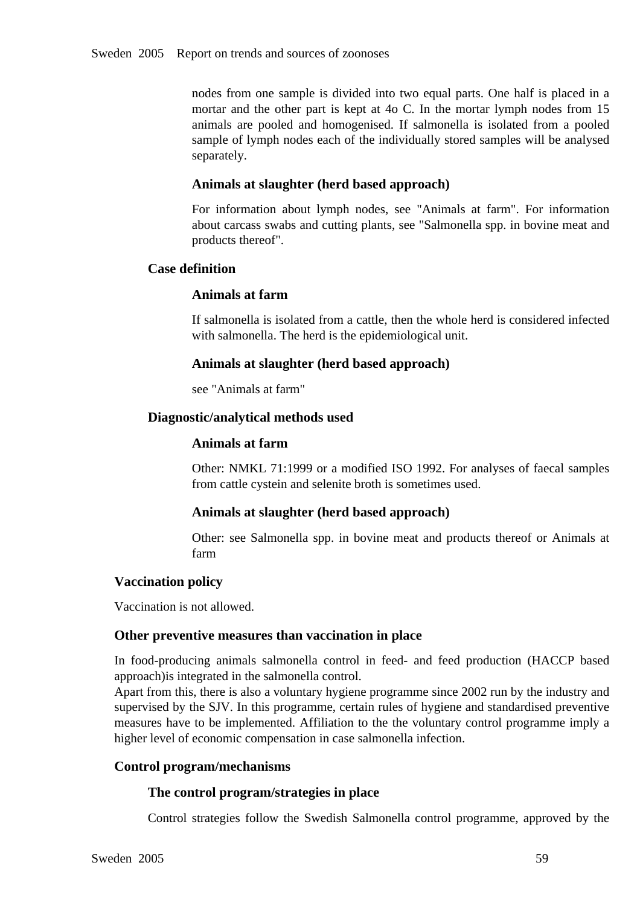nodes from one sample is divided into two equal parts. One half is placed in a mortar and the other part is kept at 4o C. In the mortar lymph nodes from 15 animals are pooled and homogenised. If salmonella is isolated from a pooled sample of lymph nodes each of the individually stored samples will be analysed separately.

#### Animals at slaughter (herd based approach)

For information about lymph nodes, see "Animals at farm". For information about carcass swabs and cutting plants, see "Salmonella spp. in bovine meat and products thereof".

### Case definition

#### Animals at farm

If salmonella is isolated from a cattle, then the whole herd is considered infected with salmonella. The herd is the epidemiological unit.

#### Animals at slaughter (herd based approach)

see "Animals at farm"

### Diagnostic/analytical methods used

#### Animals at farm

Other: NMKL 71:1999 or a modified ISO 1992. For analyses of faecal samples from cattle cystein and selenite broth is sometimes used.

#### Animals at slaughter (herd based approach)

Other: see Salmonella spp. in bovine meat and products thereof or Animals at farm

## Vaccination policy

Vaccination is not allowed.

## Other preventive measures than vaccination in place

In food-producing animals salmonella control in feed- and feed production (HACCP based approach)is integrated in the salmonella control.
Apart from this, there is also a voluntary hygiene programme since 2002 run by the industry and supervised by the SJV. In this programme, certain rules of hygiene and standardised preventive measures have to be implemented. Affiliation to the the voluntary control programme imply a higher level of economic compensation in case salmonella infection.

## Control program/mechanisms

### The control program/strategies in place

Control strategies follow the Swedish Salmonella control programme, approved by the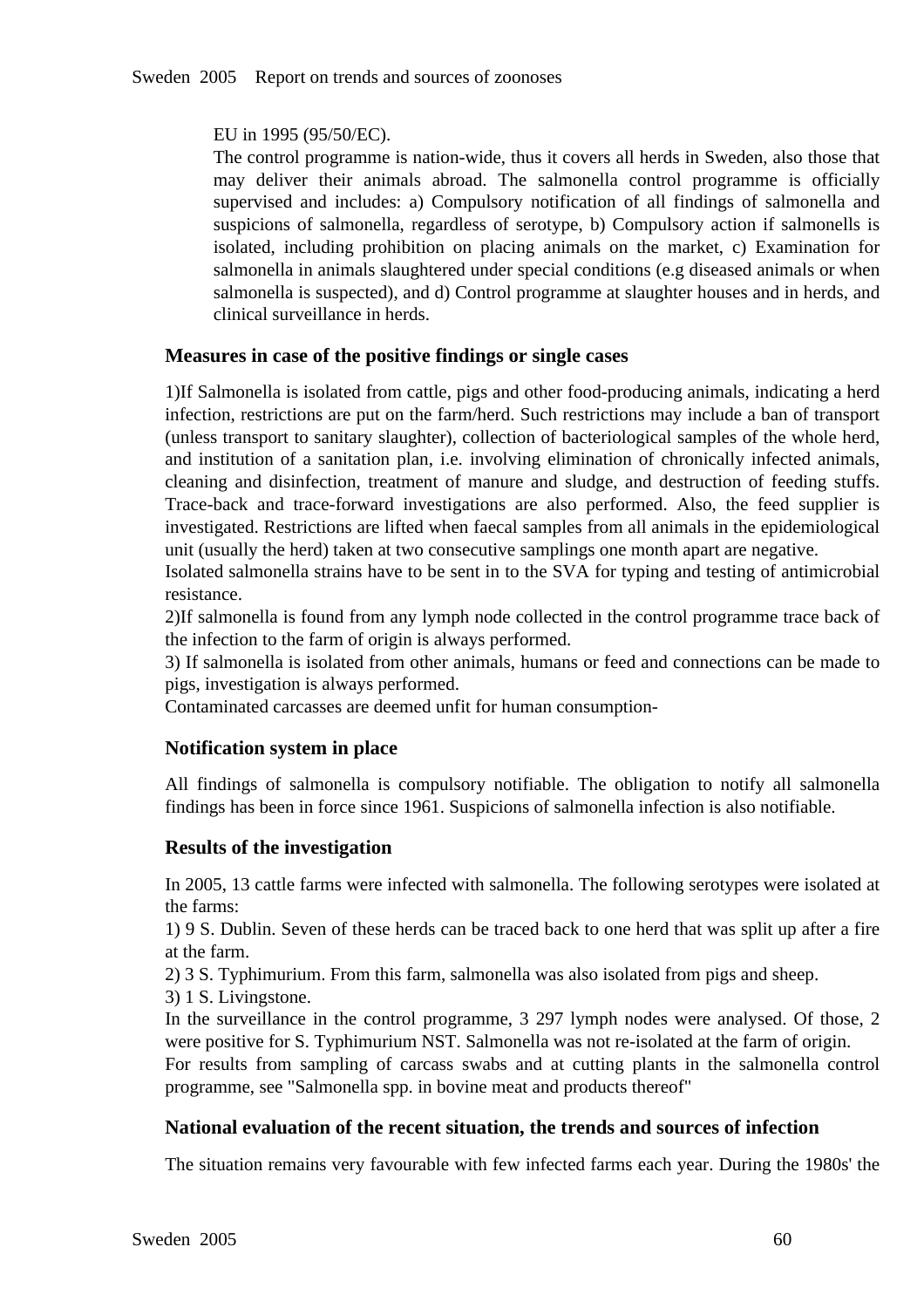EU in 1995 (95/50/EC).

The control programme is nation-wide, thus it covers all herds in Sweden, also those that may deliver their animals abroad. The salmonella control programme is officially supervised and includes: a) Compulsory notification of all findings of salmonella and suspicions of salmonella, regardless of serotype, b) Compulsory action if salmonells is isolated, including prohibition on placing animals on the market, c) Examination for salmonella in animals slaughtered under special conditions (e.g diseased animals or when salmonella is suspected), and d) Control programme at slaughter houses and in herds, and clinical surveillance in herds.

### Measures in case of the positive findings or single cases

1)If Salmonella is isolated from cattle, pigs and other food-producing animals, indicating a herd infection, restrictions are put on the farm/herd. Such restrictions may include a ban of transport (unless transport to sanitary slaughter), collection of bacteriological samples of the whole herd, and institution of a sanitation plan, i.e. involving elimination of chronically infected animals, cleaning and disinfection, treatment of manure and sludge, and destruction of feeding stuffs. Trace-back and trace-forward investigations are also performed. Also, the feed supplier is investigated. Restrictions are lifted when faecal samples from all animals in the epidemiological unit (usually the herd) taken at two consecutive samplings one month apart are negative.
Isolated salmonella strains have to be sent in to the SVA for typing and testing of antimicrobial resistance.
2)If salmonella is found from any lymph node collected in the control programme trace back of the infection to the farm of origin is always performed.
3) If salmonella is isolated from other animals, humans or feed and connections can be made to pigs, investigation is always performed.
Contaminated carcasses are deemed unfit for human consumption-

### Notification system in place

All findings of salmonella is compulsory notifiable. The obligation to notify all salmonella findings has been in force since 1961. Suspicions of salmonella infection is also notifiable.

### Results of the investigation

In 2005, 13 cattle farms were infected with salmonella. The following serotypes were isolated at the farms:
1) 9 S. Dublin. Seven of these herds can be traced back to one herd that was split up after a fire at the farm.
2) 3 S. Typhimurium. From this farm, salmonella was also isolated from pigs and sheep.
3) 1 S. Livingstone.
In the surveillance in the control programme, 3 297 lymph nodes were analysed. Of those, 2 were positive for S. Typhimurium NST. Salmonella was not re-isolated at the farm of origin.
For results from sampling of carcass swabs and at cutting plants in the salmonella control programme, see "Salmonella spp. in bovine meat and products thereof"

### National evaluation of the recent situation, the trends and sources of infection

The situation remains very favourable with few infected farms each year. During the 1980s' the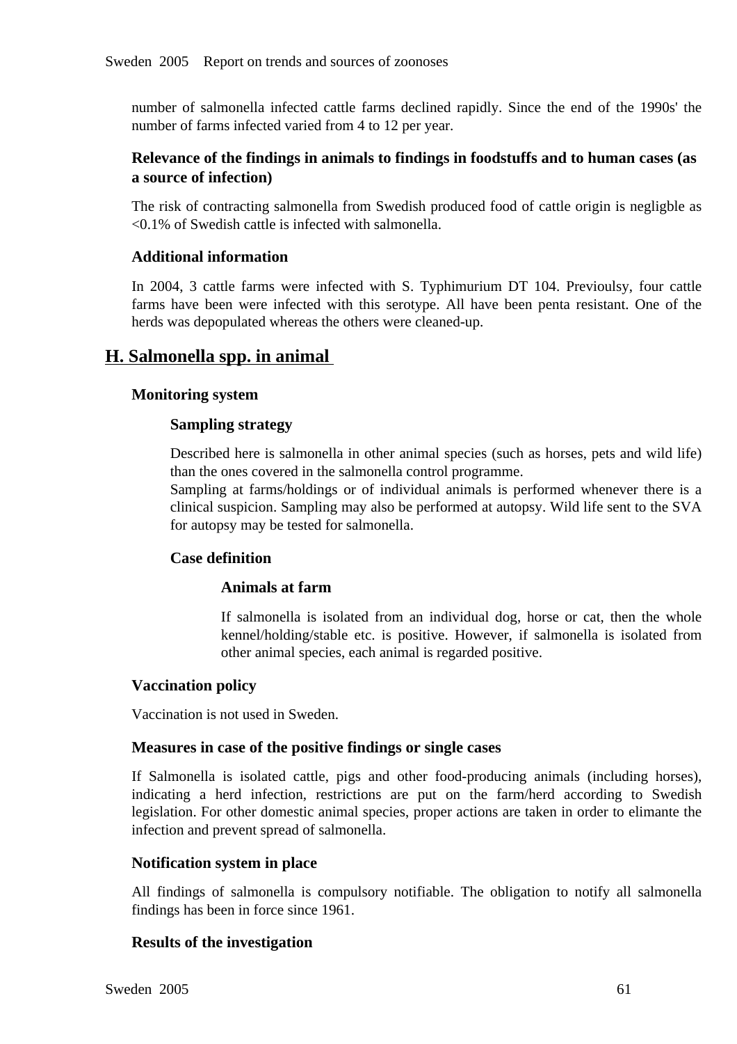number of salmonella infected cattle farms declined rapidly. Since the end of the 1990s' the number of farms infected varied from 4 to 12 per year.

### Relevance of the findings in animals to findings in foodstuffs and to human cases (as a source of infection)

The risk of contracting salmonella from Swedish produced food of cattle origin is negligble as <0.1% of Swedish cattle is infected with salmonella.

### Additional information

In 2004, 3 cattle farms were infected with S. Typhimurium DT 104. Previoulsy, four cattle farms have been were infected with this serotype. All have been penta resistant. One of the herds was depopulated whereas the others were cleaned-up.

## H. Salmonella spp. in animal

### Monitoring system

#### Sampling strategy

Described here is salmonella in other animal species (such as horses, pets and wild life) than the ones covered in the salmonella control programme.
Sampling at farms/holdings or of individual animals is performed whenever there is a clinical suspicion. Sampling may also be performed at autopsy. Wild life sent to the SVA for autopsy may be tested for salmonella.

#### Case definition

##### Animals at farm

If salmonella is isolated from an individual dog, horse or cat, then the whole kennel/holding/stable etc. is positive. However, if salmonella is isolated from other animal species, each animal is regarded positive.

### Vaccination policy

Vaccination is not used in Sweden.

### Measures in case of the positive findings or single cases

If Salmonella is isolated cattle, pigs and other food-producing animals (including horses), indicating a herd infection, restrictions are put on the farm/herd according to Swedish legislation. For other domestic animal species, proper actions are taken in order to elimante the infection and prevent spread of salmonella.

### Notification system in place

All findings of salmonella is compulsory notifiable. The obligation to notify all salmonella findings has been in force since 1961.

### Results of the investigation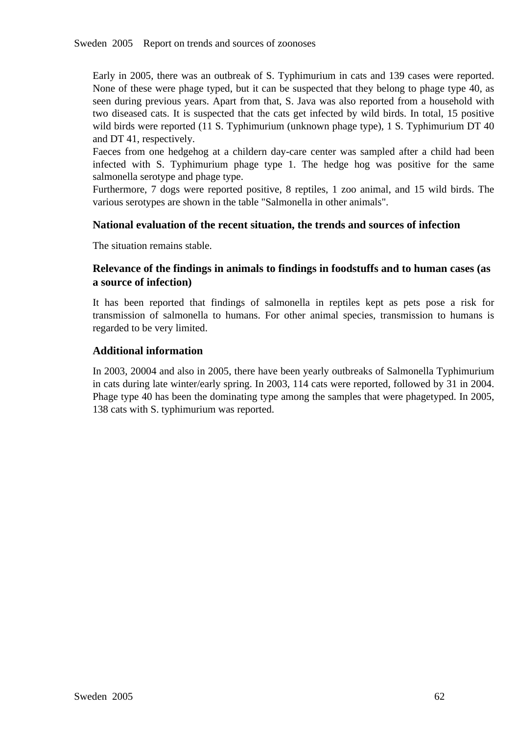Early in 2005, there was an outbreak of S. Typhimurium in cats and 139 cases were reported. None of these were phage typed, but it can be suspected that they belong to phage type 40, as seen during previous years. Apart from that, S. Java was also reported from a household with two diseased cats. It is suspected that the cats get infected by wild birds. In total, 15 positive wild birds were reported (11 S. Typhimurium (unknown phage type), 1 S. Typhimurium DT 40 and DT 41, respectively.

Faeces from one hedgehog at a childern day-care center was sampled after a child had been infected with S. Typhimurium phage type 1. The hedge hog was positive for the same salmonella serotype and phage type.

Furthermore, 7 dogs were reported positive, 8 reptiles, 1 zoo animal, and 15 wild birds. The various serotypes are shown in the table "Salmonella in other animals".

### National evaluation of the recent situation, the trends and sources of infection

The situation remains stable.

### Relevance of the findings in animals to findings in foodstuffs and to human cases (as a source of infection)

It has been reported that findings of salmonella in reptiles kept as pets pose a risk for transmission of salmonella to humans. For other animal species, transmission to humans is regarded to be very limited.

### Additional information

In 2003, 20004 and also in 2005, there have been yearly outbreaks of Salmonella Typhimurium in cats during late winter/early spring. In 2003, 114 cats were reported, followed by 31 in 2004. Phage type 40 has been the dominating type among the samples that were phagetyped. In 2005, 138 cats with S. typhimurium was reported.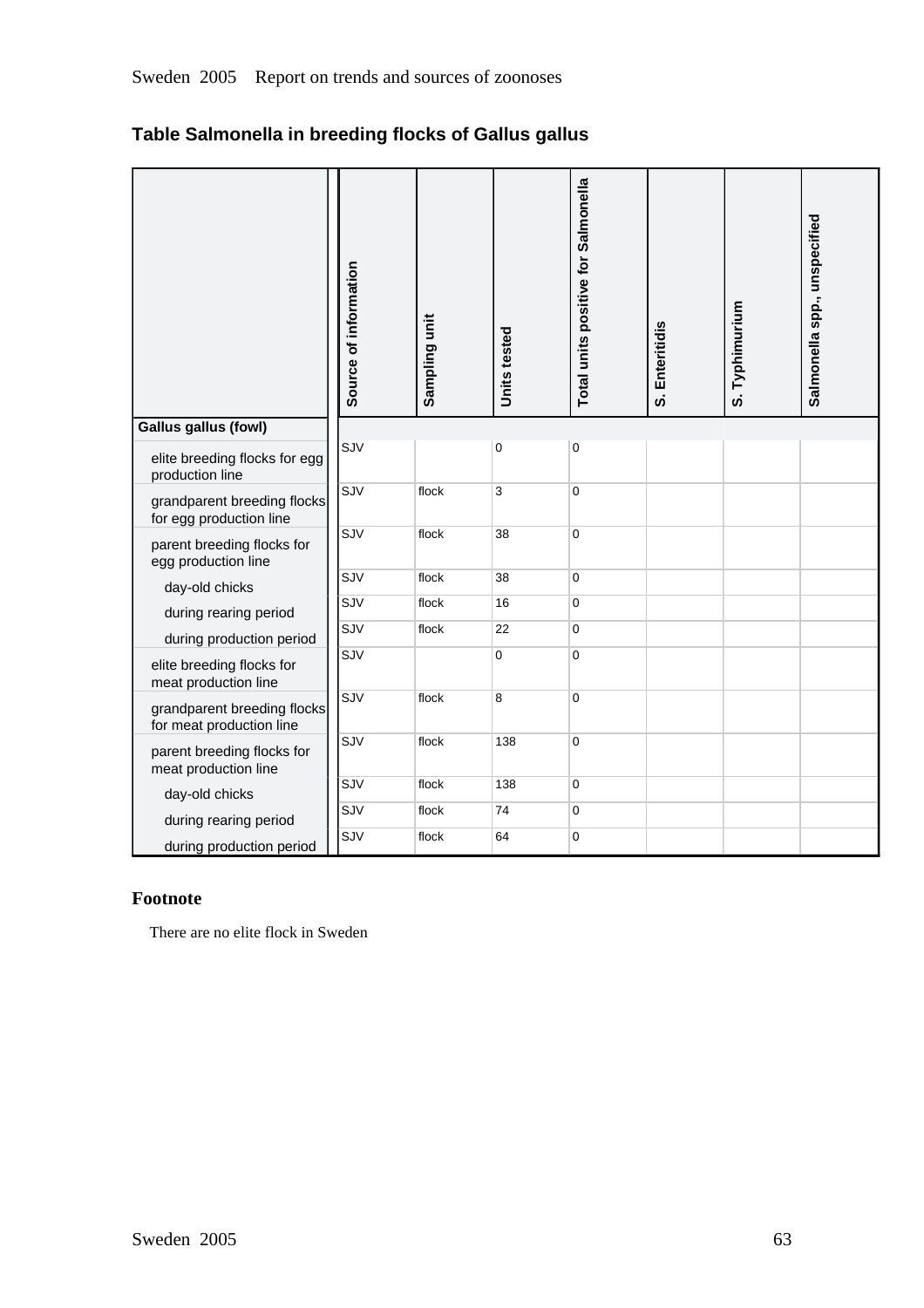## Table Salmonella in breeding flocks of Gallus gallus

| | Source of information | Sampling unit | Units tested | Total units positive for Salmonella | S. Enteritidis | S. Typhimurium | Salmonella spp., unspecified |
|---|---|---|---|---|---|---|---|
| **Gallus gallus (fowl)** | | | | | | | |
| elite breeding flocks for egg production line | SJV | | 0 | 0 | | | |
| grandparent breeding flocks for egg production line | SJV | flock | 3 | 0 | | | |
| parent breeding flocks for egg production line | SJV | flock | 38 | 0 | | | |
| day-old chicks | SJV | flock | 38 | 0 | | | |
| during rearing period | SJV | flock | 16 | 0 | | | |
| during production period | SJV | flock | 22 | 0 | | | |
| elite breeding flocks for meat production line | SJV | | 0 | 0 | | | |
| grandparent breeding flocks for meat production line | SJV | flock | 8 | 0 | | | |
| parent breeding flocks for meat production line | SJV | flock | 138 | 0 | | | |
| day-old chicks | SJV | flock | 138 | 0 | | | |
| during rearing period | SJV | flock | 74 | 0 | | | |
| during production period | SJV | flock | 64 | 0 | | | |

### Footnote

There are no elite flock in Sweden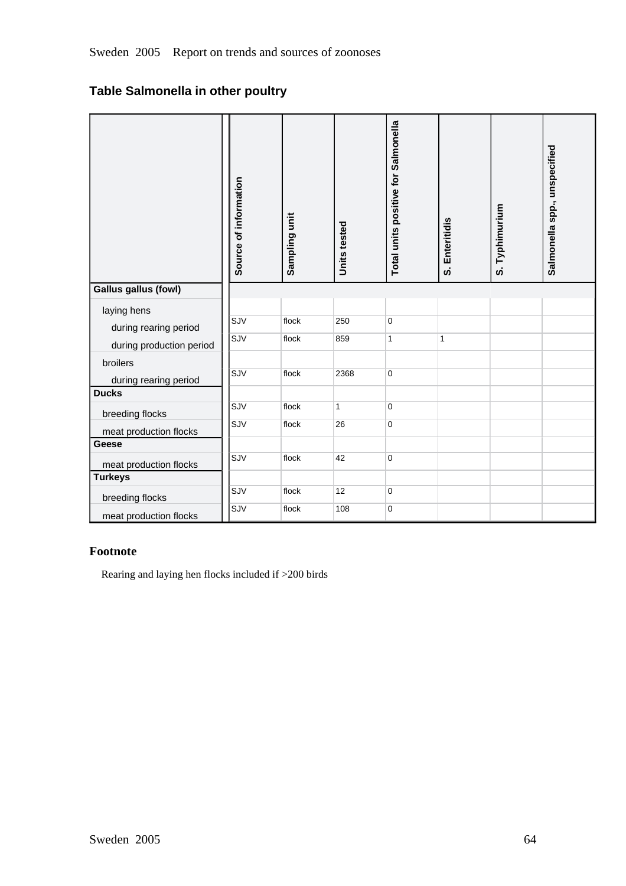## Table Salmonella in other poultry

| | Source of information | Sampling unit | Units tested | Total units positive for Salmonella | S. Enteritidis | S. Typhimurium | Salmonella spp., unspecified |
|---|---|---|---|---|---|---|---|
| **Gallus gallus (fowl)** | | | | | | | |
| laying hens | | | | | | | |
| during rearing period | SJV | flock | 250 | 0 | | | |
| during production period | SJV | flock | 859 | 1 | 1 | | |
| broilers | | | | | | | |
| during rearing period | SJV | flock | 2368 | 0 | | | |
| **Ducks** | | | | | | | |
| breeding flocks | SJV | flock | 1 | 0 | | | |
| meat production flocks | SJV | flock | 26 | 0 | | | |
| **Geese** | | | | | | | |
| meat production flocks | SJV | flock | 42 | 0 | | | |
| **Turkeys** | | | | | | | |
| breeding flocks | SJV | flock | 12 | 0 | | | |
| meat production flocks | SJV | flock | 108 | 0 | | | |

### Footnote

Rearing and laying hen flocks included if >200 birds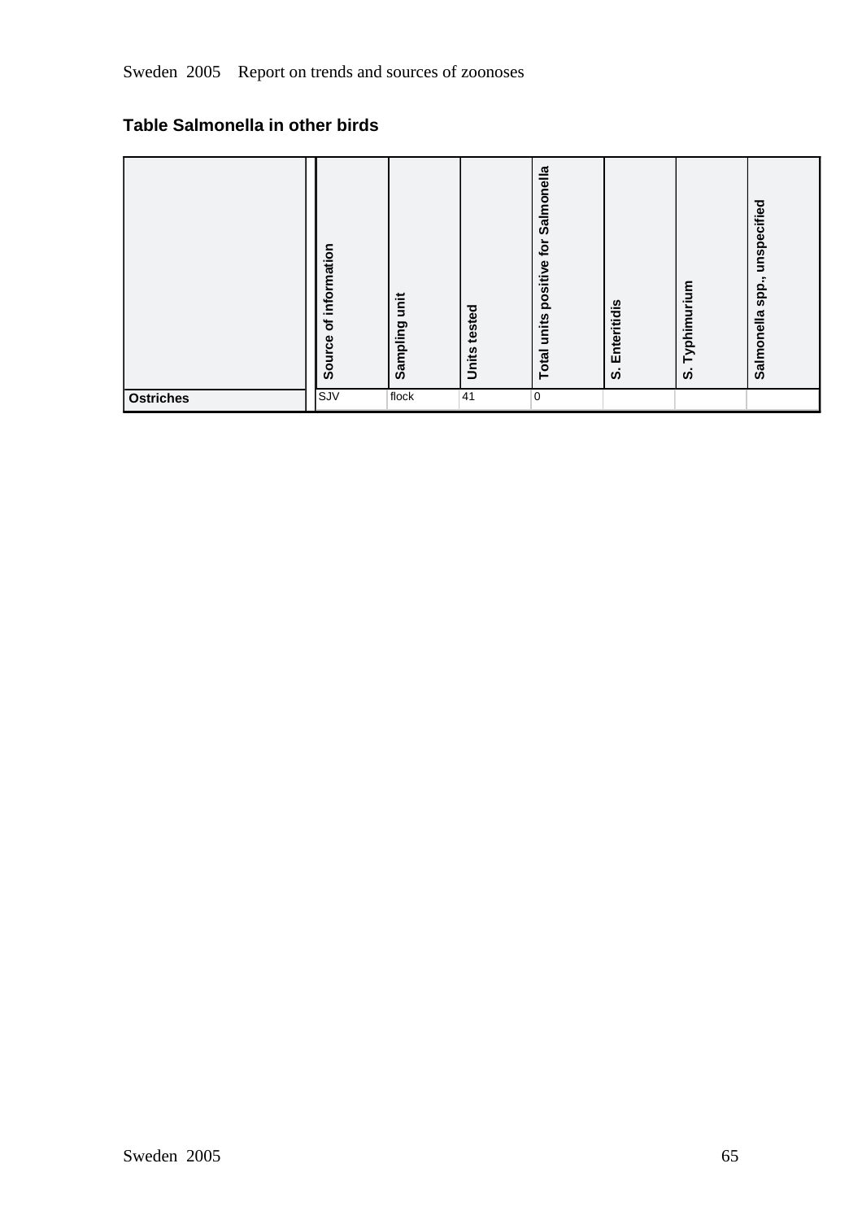## Table Salmonella in other birds

| | Source of information | Sampling unit | Units tested | Total units positive for Salmonella | S. Enteritidis | S. Typhimurium | Salmonella spp., unspecified |
|---|---|---|---|---|---|---|---|
| **Ostriches** | SJV | flock | 41 | 0 | | | |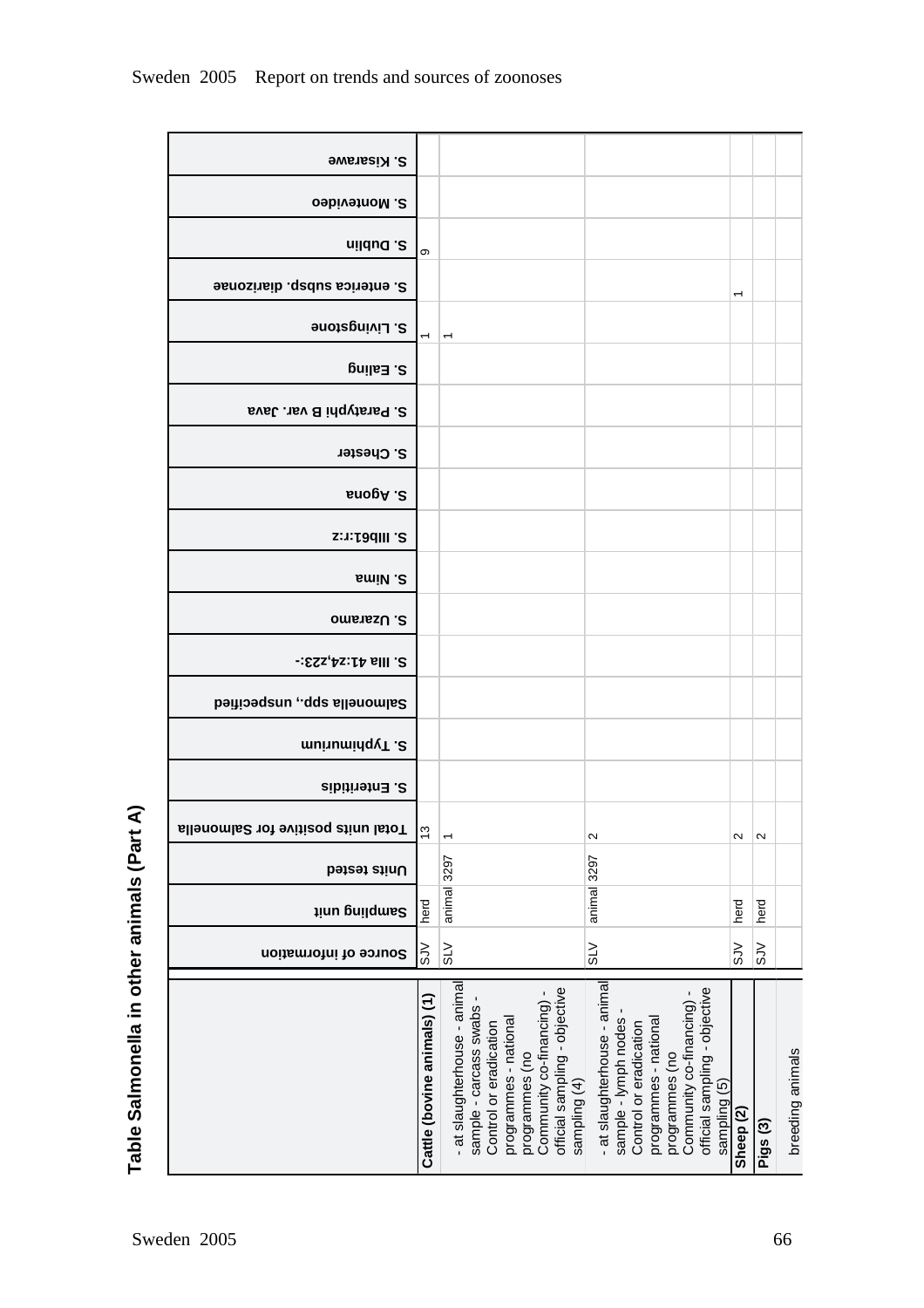## Table Salmonella in other animals (Part A)

| | Source of information | Sampling unit | Units tested | Total units positive for Salmonella | S. Enteritidis | S. Typhimurium | Salmonella spp., unspecified | S. IIIa 41:z4,z23:- | S. Uzaramo | S. Nima | S. IIIb61:r:z | S. Agona | S. Chester | S. Paratyphi B var. Java | S. Ealing | S. Livingstone | S. enterica subsp. diarizonae | S. Dublin | S. Montevideo | S. Kisarawe |
|---|---|---|---|---|---|---|---|---|---|---|---|---|---|---|---|---|---|---|---|---|
| **Cattle (bovine animals) (1)** | SJV | herd | | 13 | | | | | | | | | | | | 1 | | 9 | | |
| - at slaughterhouse - animal sample - carcass swabs - Control or eradication programmes - national programmes (no Community co-financing) - official sampling - objective sampling (4) | SLV | animal | 3297 | 1 | | | | | | | | | | | | 1 | | | | |
| - at slaughterhouse - animal sample - lymph nodes - Control or eradication programmes - national programmes (no Community co-financing) - official sampling - objective sampling (5) | SLV | animal | 3297 | 2 | | | | | | | | | | | | | | | | |
| **Sheep (2)** | SJV | herd | | 2 | | | | | | | | | | | | | 1 | | | |
| **Pigs (3)** | SJV | herd | | 2 | | | | | | | | | | | | | | | | |
| breeding animals | | | | | | | | | | | | | | | | | | | | |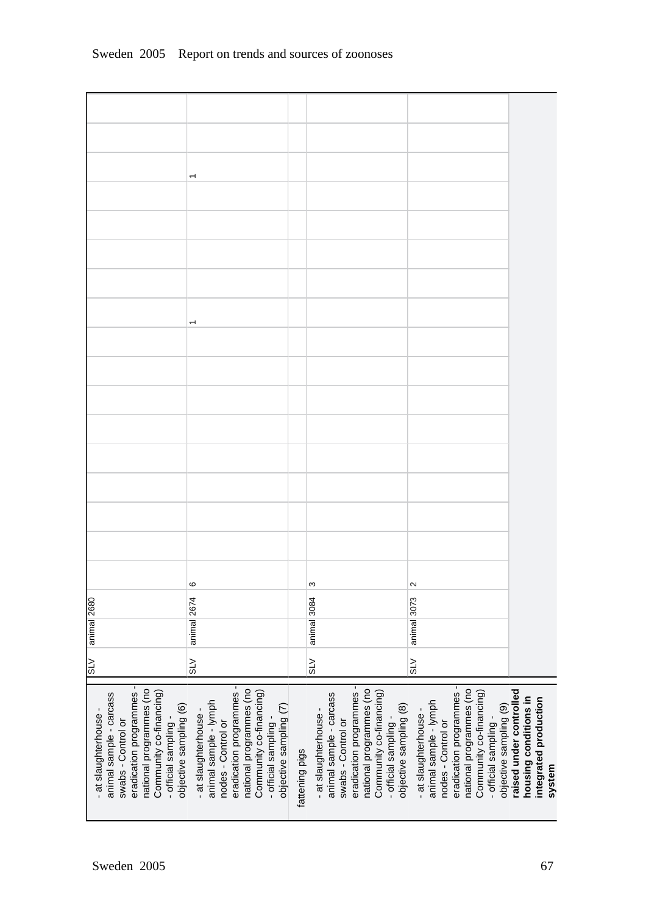| | | | | | | | | | | | | | | | | | | | | |
|---|---|---|---|---|---|---|---|---|---|---|---|---|---|---|---|---|---|---|---|---|
| - at slaughterhouse - animal sample - carcass swabs - Control or eradication programmes - national programmes (no Community co-financing) - official sampling - objective sampling (6) | SLV | animal | 2680 | | | | | | | | | | | | | | | | | |
| - at slaughterhouse - animal sample - lymph nodes - Control or eradication programmes - national programmes (no Community co-financing) - official sampling - objective sampling (7) | SLV | animal | 2674 | 6 | | | | | | | | | 1 | | | | | 1 | | |
| fattening pigs | | | | | | | | | | | | | | | | | | | | |
| - at slaughterhouse - animal sample - carcass swabs - Control or eradication programmes - national programmes (no Community co-financing) - official sampling - objective sampling (8) | SLV | animal | 3084 | 3 | | | | | | | | | | | | | | | | |
| - at slaughterhouse - animal sample - lymph nodes - Control or eradication programmes - national programmes (no Community co-financing) - official sampling - objective sampling (9) | SLV | animal | 3073 | 2 | | | | | | | | | | | | | | | | |
| **raised under controlled housing conditions in integrated production system** | | | | | | | | | | | | | | | | | | | | |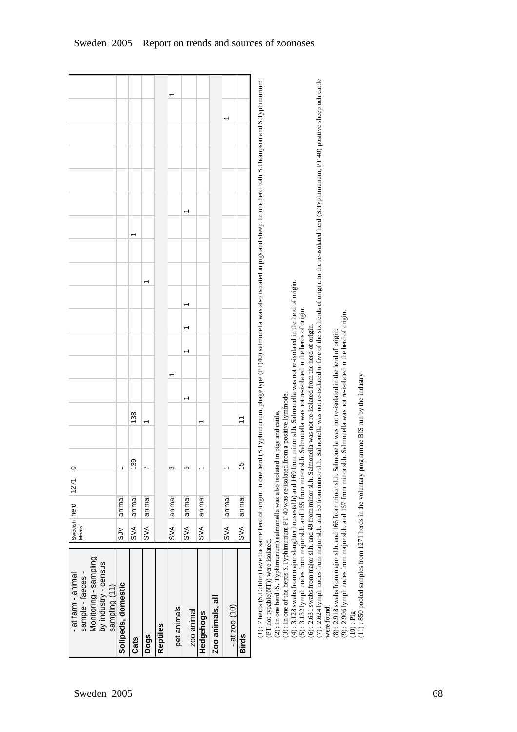| - at farm - animal sample - faeces - Monitoring - sampling by industry - census sampling (11) | Swedish Meats | herd | 1271 | 0 | | | | | | | | | | | | | | | |
|---|---|---|---|---|---|---|---|---|---|---|---|---|---|---|---|---|---|---|---|
| **Solipeds, domestic** | SJV | animal | 1 | | | | | | | | | | | | | | | | |
| **Cats** | SVA | animal | 139 | | 138 | | | | | | | | 1 | | | | | | |
| **Dogs** | SVA | animal | 7 | | 1 | | | | | | 1 | | | | | | | | |
| **Reptiles** | | | | | | | | | | | | | | | | | | | |
| pet animals | SVA | animal | 3 | | | | 1 | | 1 | | | | | | | | | | 1 |
| zoo animal | SVA | animal | 5 | | | 1 | | 1 | | 1 | | | | 1 | | | | | |
| **Hedgehogs** | SVA | animal | 1 | | 1 | | | | | | | | | | | | | | |
| **Zoo animals, all** | | | | | | | | | | | | | | | | | | | |
| - at zoo (10) | SVA | animal | 1 | | | | | | | | | | | | | | | 1 | |
| **Birds** | SVA | animal | 15 | | 11 | | | | | | | | | | | | | | |

(1) : 7 herds (S.Dublin) have the same herd of origin. In one herd (S.Typhimurium, phage type (PT)40) salmonella was also isolated in pigs and sheep. In one herd both S.Thompson and S.Typhimurium (PT not typable(NT)) were isolated.

(2) : In one herd (S. Typhimurium) salmonella was also isolated in pigs and cattle.

(3) : In one of the herds S.Typhimurium PT 40 was re-isolated from a positive lymfnode.

(4) : 3.128 swabs from major slaughter houses(sl.h) and 169 from minor sl.h. Salmonella was not re-isolated in the herd of origin.

(5) : 3.132 lymph nodes from major sl.h. and 165 from minor sl.h. Salmonella was not re-isolated in the herds of origin.

(6) : 2.631 swabs from major sl.h. and 49 from minor sl.h. Salmonella was not re-isolated from the herd of origin.

(7) : 2.624 lymph nodes from major sl.h. and 50 from minor sl.h. Salmonella was not re-isolated in five of the six herds of origin. In the re-isolated herd (S.Typhimurium, PT 40) positive sheep och cattle were found.

(8) : 2.918 swabs from major sl.h. and 166 from minor sl.h. Salmonella was not re-isolated in the herd of origin.

(9) : 2.906 lymph nodes from major sl.h. and 167 from minor sl.h. Salmonella was not re-isolated in the herd of origin.

(10) : Pig

(11) : 850 pooled samples from 1271 herds in the voluntary programme BIS run by the industry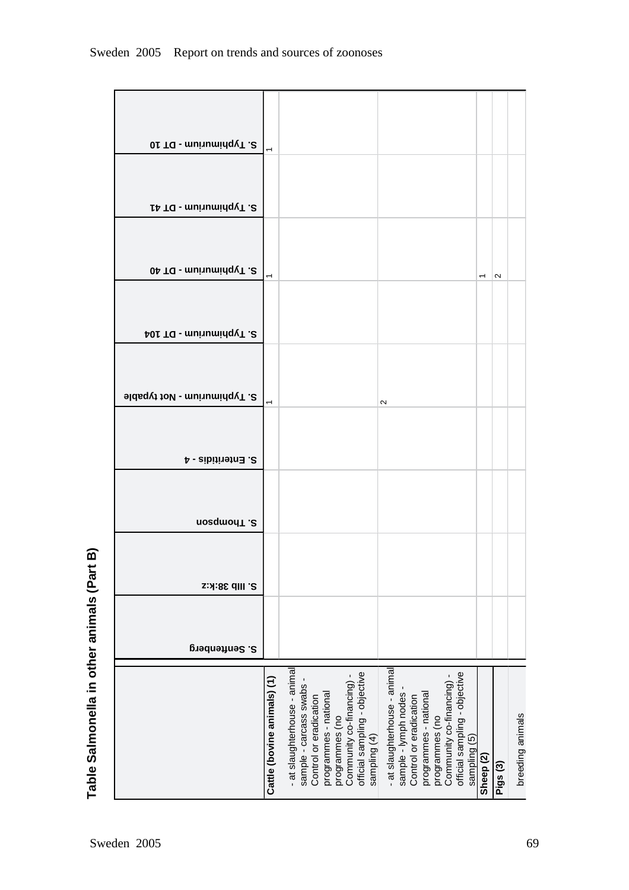## Table Salmonella in other animals (Part B)

| | S. Senftenberg | S. IIIb 38:k:z | S. Thompson | S. Enteritidis - 4 | S. Typhimurium - Not typable | S. Typhimurium - DT 104 | S. Typhimurium - DT 40 | S. Typhimurium - DT 41 | S. Typhimurium - DT 10 |
|---|---|---|---|---|---|---|---|---|---|
| **Cattle (bovine animals) (1)** | | | | | 1 | | 1 | | 1 |
| - at slaughterhouse - animal sample - carcass swabs - Control or eradication programmes - national programmes (no Community co-financing) - official sampling - objective sampling (4) | | | | | | | | | |
| - at slaughterhouse - animal sample - lymph nodes - Control or eradication programmes - national programmes (no Community co-financing) - official sampling - objective sampling (5) | | | | | 2 | | | | |
| **Sheep (2)** | | | | | | | 1 | | |
| **Pigs (3)** | | | | | | | 2 | | |
| breeding animals | | | | | | | | | |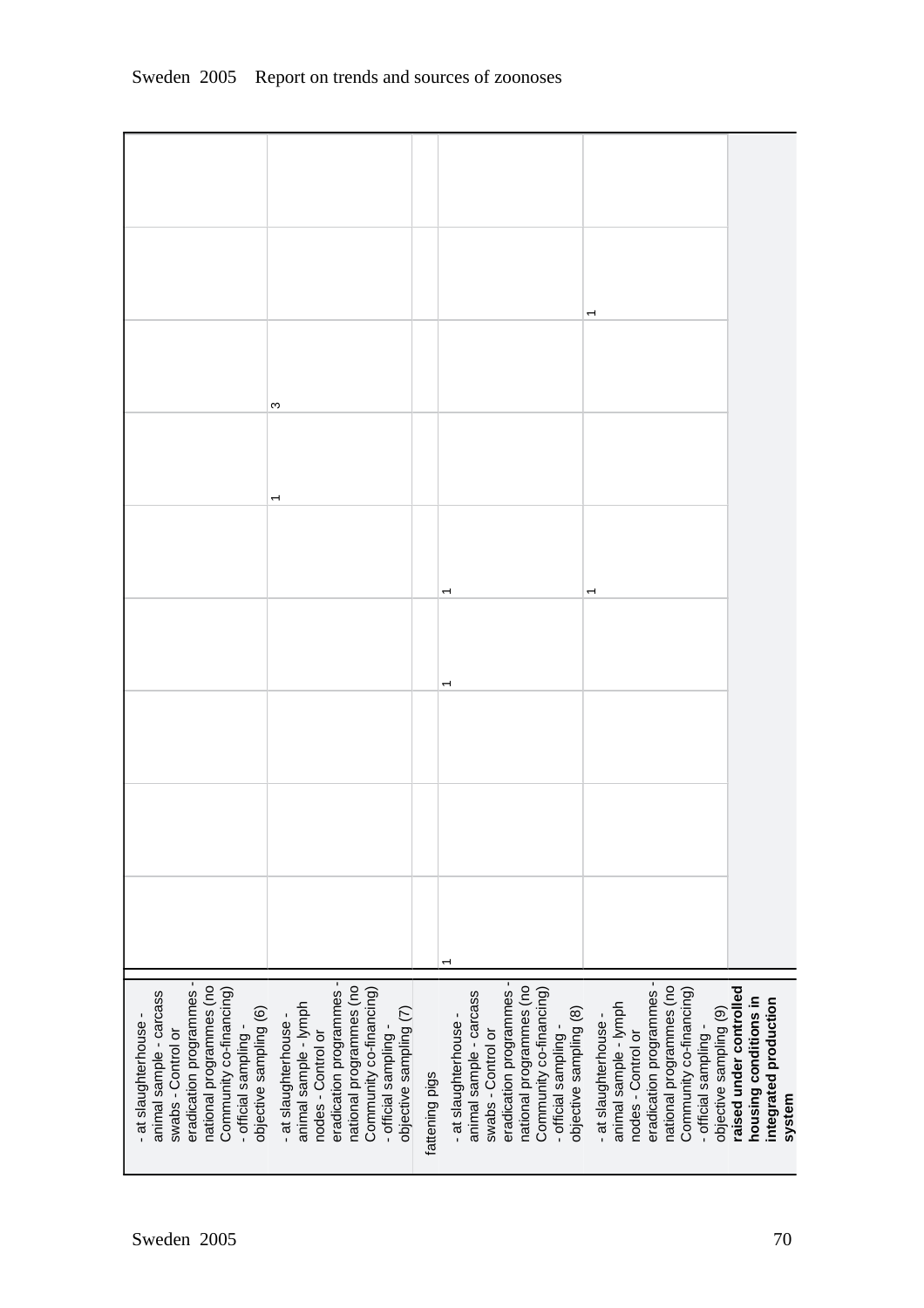| | | | | | | | | | |
|---|---|---|---|---|---|---|---|---|---|
| - at slaughterhouse - animal sample - carcass swabs - Control or eradication programmes - national programmes (no Community co-financing) - official sampling - objective sampling (6) | | | | | | | | | |
| - at slaughterhouse - animal sample - lymph nodes - Control or eradication programmes - national programmes (no Community co-financing) - official sampling - objective sampling (7) | | | | | | 1 | 3 | | |
| fattening pigs | | | | | | | | | |
| - at slaughterhouse - animal sample - carcass swabs - Control or eradication programmes - national programmes (no Community co-financing) - official sampling - objective sampling (8) | 1 | | | 1 | 1 | | | | |
| - at slaughterhouse - animal sample - lymph nodes - Control or eradication programmes - national programmes (no Community co-financing) - official sampling - objective sampling (9) | | | | | 1 | | | 1 | |
| **raised under controlled housing conditions in integrated production system** | | | | | | | | | |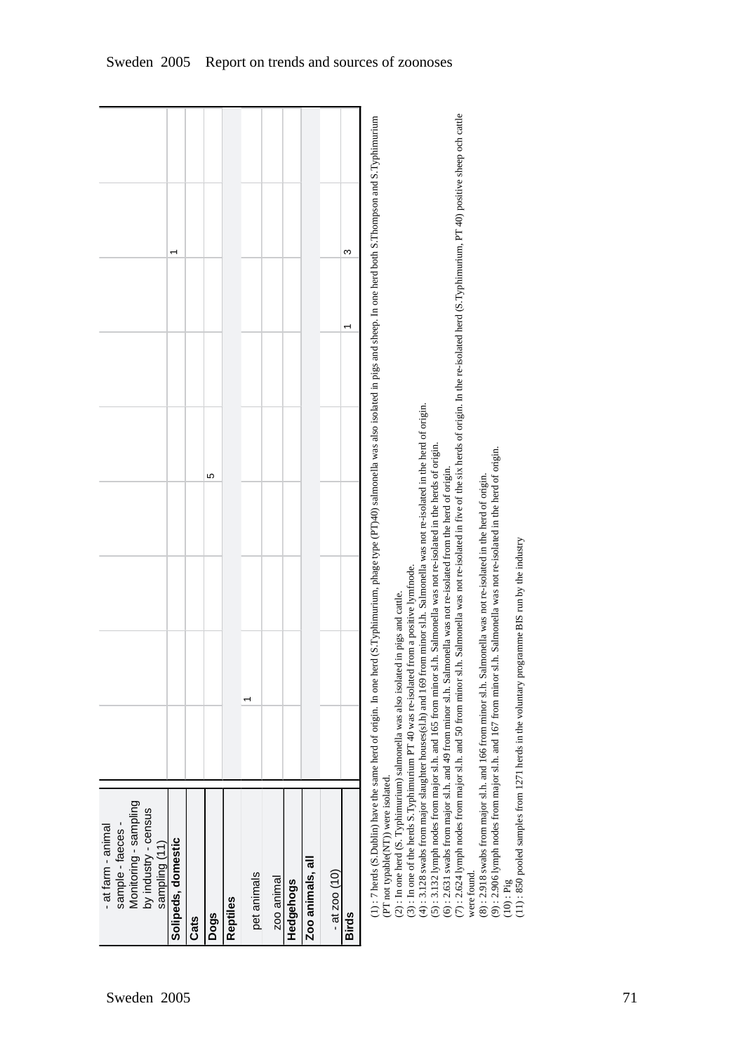| | | | | | | | | | |
|---|---|---|---|---|---|---|---|---|---|
| - at farm - animal sample - faeces - Monitoring - sampling by industry - census sampling (11) | | | | | | | | | |
| **Solipeds, domestic** | | | | | | | | 1 | |
| **Cats** | | | | | | | | | |
| **Dogs** | | | | | 5 | | | | |
| **Reptiles** | | | | | | | | | |
| pet animals | 1 | | | | | | | | |
| zoo animal | | | | | | | | | |
| **Hedgehogs** | | | | | | | | | |
| **Zoo animals, all** | | | | | | | | | |
| - at zoo (10) | | | | | | | | | |
| **Birds** | | | | | | | 1 | 3 | |

(1) : 7 herds (S.Dublin) have the same herd of origin. In one herd (S.Typhimurium, phage type (PT)40) salmonella was also isolated in pigs and sheep. In one herd both S.Thompson and S.Typhimurium (PT not typable(NT)) were isolated.
(2) : In one herd (S. Typhimurium) salmonella was also isolated in pigs and cattle.
(3) : In one of the herds S.Typhimurium PT 40 was re-isolated from a positive lymfnode.
(4) : 3.128 swabs from major slaughter houses(sl.h) and 169 from minor sl.h. Salmonella was not re-isolated in the herd of origin.
(5) : 3.132 lymph nodes from major sl.h. and 165 from minor sl.h. Salmonella was not re-isolated in the herds of origin.
(6) : 2.631 swabs from major sl.h. and 49 from minor sl.h. Salmonella was not re-isolated from the herd of origin.
(7) : 2.624 lymph nodes from major sl.h. and 50 from minor sl.h. Salmonella was not re-isolated in five of the six herds of origin. In the re-isolated herd (S.Typhimurium, PT 40) positive sheep och cattle were found.
(8) : 2.918 swabs from major sl.h. and 166 from minor sl.h. Salmonella was not re-isolated in the herd of origin.
(9) : 2.906 lymph nodes from major sl.h. and 167 from minor sl.h. Salmonella was not re-isolated in the herd of origin.
(10) : Pig
(11) : 850 pooled samples from 1271 herds in the voluntary programme BIS run by the industry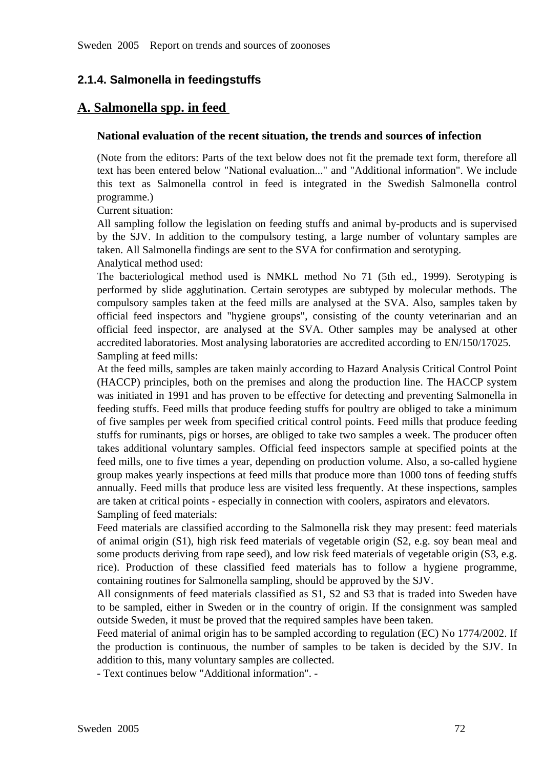## 2.1.4. Salmonella in feedingstuffs

## A. Salmonella spp. in feed

### National evaluation of the recent situation, the trends and sources of infection

(Note from the editors: Parts of the text below does not fit the premade text form, therefore all text has been entered below "National evaluation..." and "Additional information". We include this text as Salmonella control in feed is integrated in the Swedish Salmonella control programme.)

Current situation:

All sampling follow the legislation on feeding stuffs and animal by-products and is supervised by the SJV. In addition to the compulsory testing, a large number of voluntary samples are taken. All Salmonella findings are sent to the SVA for confirmation and serotyping.

Analytical method used:

The bacteriological method used is NMKL method No 71 (5th ed., 1999). Serotyping is performed by slide agglutination. Certain serotypes are subtyped by molecular methods. The compulsory samples taken at the feed mills are analysed at the SVA. Also, samples taken by official feed inspectors and "hygiene groups", consisting of the county veterinarian and an official feed inspector, are analysed at the SVA. Other samples may be analysed at other accredited laboratories. Most analysing laboratories are accredited according to EN/150/17025.

Sampling at feed mills:

At the feed mills, samples are taken mainly according to Hazard Analysis Critical Control Point (HACCP) principles, both on the premises and along the production line. The HACCP system was initiated in 1991 and has proven to be effective for detecting and preventing Salmonella in feeding stuffs. Feed mills that produce feeding stuffs for poultry are obliged to take a minimum of five samples per week from specified critical control points. Feed mills that produce feeding stuffs for ruminants, pigs or horses, are obliged to take two samples a week. The producer often takes additional voluntary samples. Official feed inspectors sample at specified points at the feed mills, one to five times a year, depending on production volume. Also, a so-called hygiene group makes yearly inspections at feed mills that produce more than 1000 tons of feeding stuffs annually. Feed mills that produce less are visited less frequently. At these inspections, samples are taken at critical points - especially in connection with coolers, aspirators and elevators.

Sampling of feed materials:

Feed materials are classified according to the Salmonella risk they may present: feed materials of animal origin (S1), high risk feed materials of vegetable origin (S2, e.g. soy bean meal and some products deriving from rape seed), and low risk feed materials of vegetable origin (S3, e.g. rice). Production of these classified feed materials has to follow a hygiene programme, containing routines for Salmonella sampling, should be approved by the SJV.

All consignments of feed materials classified as S1, S2 and S3 that is traded into Sweden have to be sampled, either in Sweden or in the country of origin. If the consignment was sampled outside Sweden, it must be proved that the required samples have been taken.

Feed material of animal origin has to be sampled according to regulation (EC) No 1774/2002. If the production is continuous, the number of samples to be taken is decided by the SJV. In addition to this, many voluntary samples are collected.

- Text continues below "Additional information". -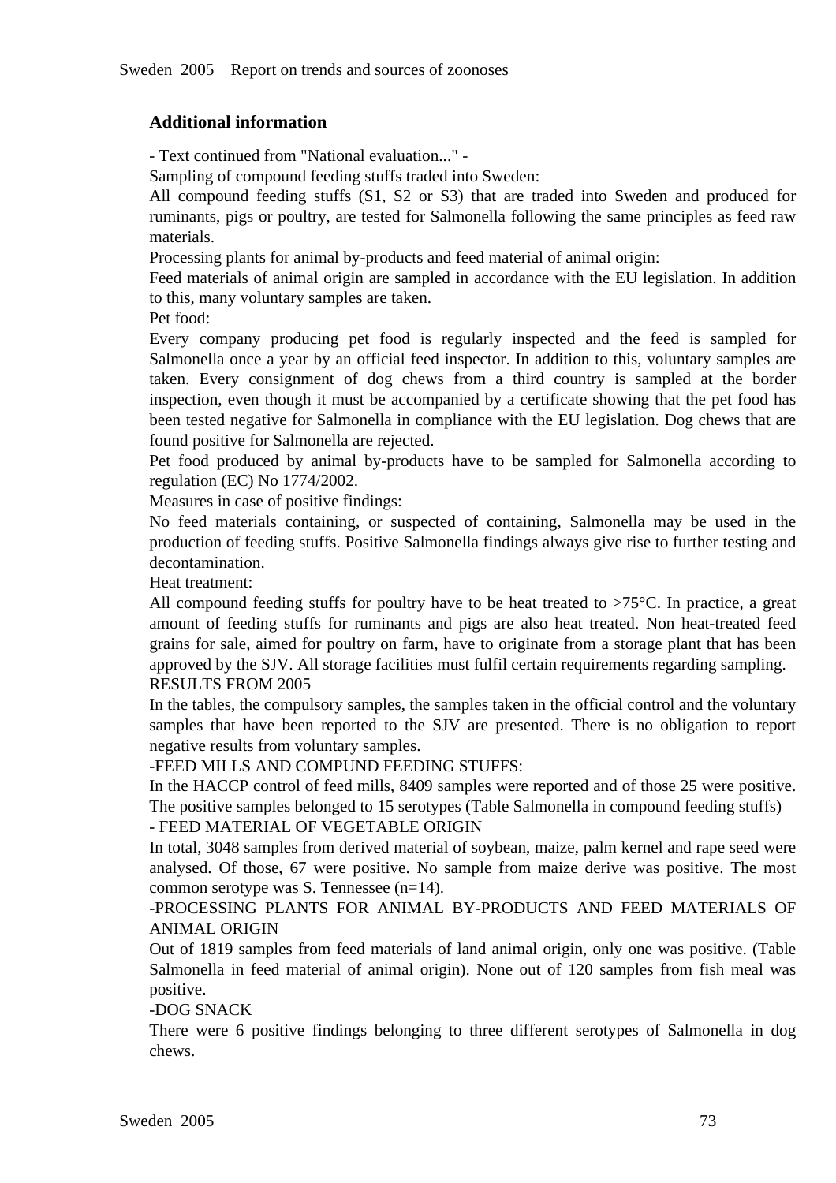### Additional information

- Text continued from "National evaluation..." -

Sampling of compound feeding stuffs traded into Sweden:

All compound feeding stuffs (S1, S2 or S3) that are traded into Sweden and produced for ruminants, pigs or poultry, are tested for Salmonella following the same principles as feed raw materials.

Processing plants for animal by-products and feed material of animal origin:

Feed materials of animal origin are sampled in accordance with the EU legislation. In addition to this, many voluntary samples are taken.

Pet food:

Every company producing pet food is regularly inspected and the feed is sampled for Salmonella once a year by an official feed inspector. In addition to this, voluntary samples are taken. Every consignment of dog chews from a third country is sampled at the border inspection, even though it must be accompanied by a certificate showing that the pet food has been tested negative for Salmonella in compliance with the EU legislation. Dog chews that are found positive for Salmonella are rejected.

Pet food produced by animal by-products have to be sampled for Salmonella according to regulation (EC) No 1774/2002.

Measures in case of positive findings:

No feed materials containing, or suspected of containing, Salmonella may be used in the production of feeding stuffs. Positive Salmonella findings always give rise to further testing and decontamination.

Heat treatment:

All compound feeding stuffs for poultry have to be heat treated to >75°C. In practice, a great amount of feeding stuffs for ruminants and pigs are also heat treated. Non heat-treated feed grains for sale, aimed for poultry on farm, have to originate from a storage plant that has been approved by the SJV. All storage facilities must fulfil certain requirements regarding sampling.

RESULTS FROM 2005

In the tables, the compulsory samples, the samples taken in the official control and the voluntary samples that have been reported to the SJV are presented. There is no obligation to report negative results from voluntary samples.

-FEED MILLS AND COMPUND FEEDING STUFFS:

In the HACCP control of feed mills, 8409 samples were reported and of those 25 were positive. The positive samples belonged to 15 serotypes (Table Salmonella in compound feeding stuffs)

- FEED MATERIAL OF VEGETABLE ORIGIN

In total, 3048 samples from derived material of soybean, maize, palm kernel and rape seed were analysed. Of those, 67 were positive. No sample from maize derive was positive. The most common serotype was S. Tennessee (n=14).

-PROCESSING PLANTS FOR ANIMAL BY-PRODUCTS AND FEED MATERIALS OF ANIMAL ORIGIN

Out of 1819 samples from feed materials of land animal origin, only one was positive. (Table Salmonella in feed material of animal origin). None out of 120 samples from fish meal was positive.

-DOG SNACK

There were 6 positive findings belonging to three different serotypes of Salmonella in dog chews.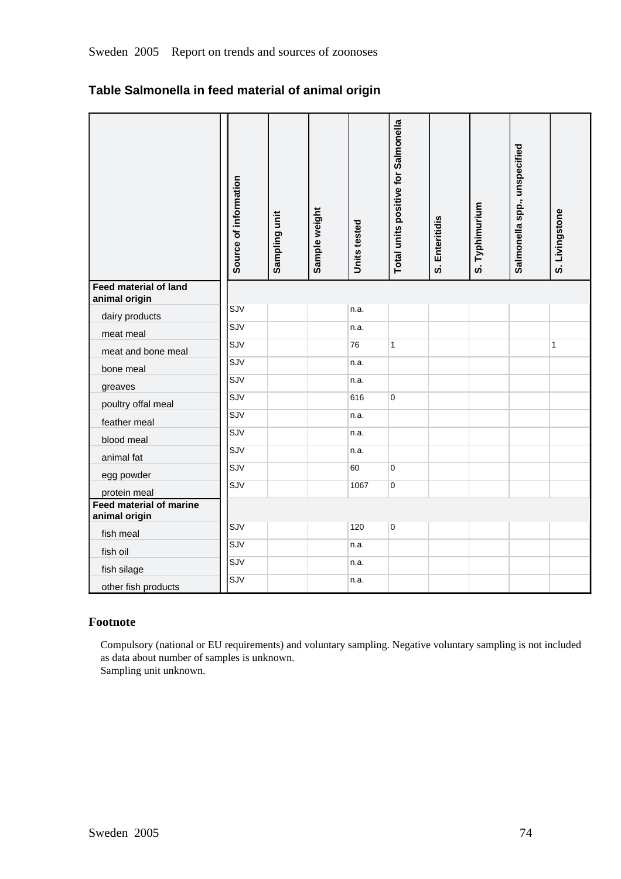## Table Salmonella in feed material of animal origin

| | Source of information | Sampling unit | Sample weight | Units tested | Total units positive for Salmonella | S. Enteritidis | S. Typhimurium | Salmonella spp., unspecified | S. Livingstone |
|---|---|---|---|---|---|---|---|---|---|
| **Feed material of land animal origin** | | | | | | | | | |
| dairy products | SJV | | | n.a. | | | | | |
| meat meal | SJV | | | n.a. | | | | | |
| meat and bone meal | SJV | | | 76 | 1 | | | | 1 |
| bone meal | SJV | | | n.a. | | | | | |
| greaves | SJV | | | n.a. | | | | | |
| poultry offal meal | SJV | | | 616 | 0 | | | | |
| feather meal | SJV | | | n.a. | | | | | |
| blood meal | SJV | | | n.a. | | | | | |
| animal fat | SJV | | | n.a. | | | | | |
| egg powder | SJV | | | 60 | 0 | | | | |
| protein meal | SJV | | | 1067 | 0 | | | | |
| **Feed material of marine animal origin** | | | | | | | | | |
| fish meal | SJV | | | 120 | 0 | | | | |
| fish oil | SJV | | | n.a. | | | | | |
| fish silage | SJV | | | n.a. | | | | | |
| other fish products | SJV | | | n.a. | | | | | |

### Footnote

Compulsory (national or EU requirements) and voluntary sampling. Negative voluntary sampling is not included as data about number of samples is unknown.
Sampling unit unknown.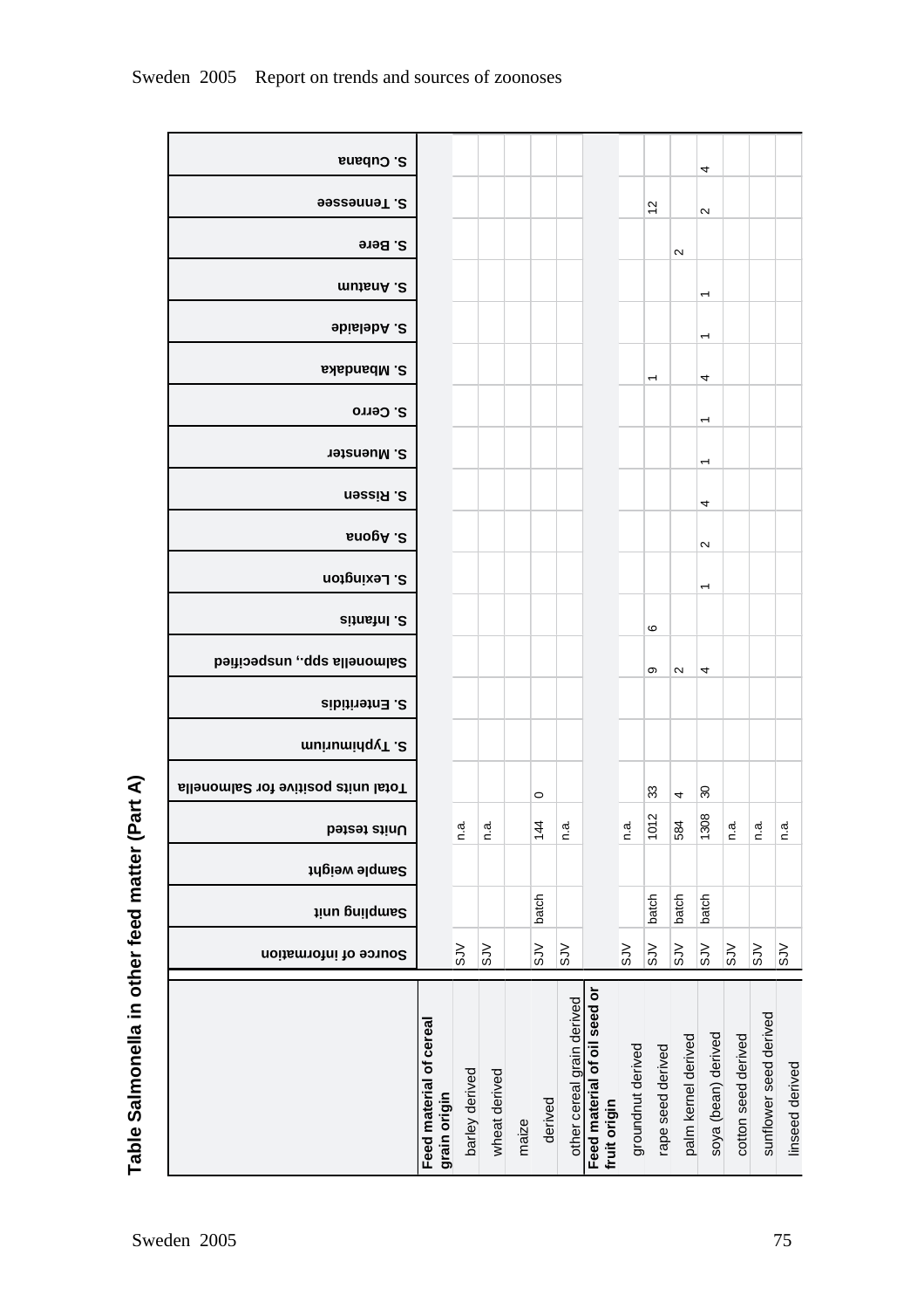## Table Salmonella in other feed matter (Part A)

| | Source of information | Sampling unit | Sample weight | Units tested | Total units positive for Salmonella | S. Typhimurium | S. Enteritidis | Salmonella spp., unspecified | S. Infantis | S. Lexington | S. Agona | S. Rissen | S. Muenster | S. Cerro | S. Mbandaka | S. Adelaide | S. Anatum | S. Bere | S. Tennessee | S. Cubana |
|---|---|---|---|---|---|---|---|---|---|---|---|---|---|---|---|---|---|---|---|---|
| **Feed material of cereal grain origin** | | | | | | | | | | | | | | | | | | | | |
| barley derived | SJV | | | n.a. | | | | | | | | | | | | | | | | |
| wheat derived | SJV | | | n.a. | | | | | | | | | | | | | | | | |
| maize | | | | | | | | | | | | | | | | | | | | |
| derived | SJV | batch | | 144 | 0 | | | | | | | | | | | | | | | |
| other cereal grain derived | SJV | | | n.a. | | | | | | | | | | | | | | | | |
| **Feed material of oil seed or fruit origin** | | | | | | | | | | | | | | | | | | | | |
| groundnut derived | SJV | | | n.a. | | | | | | | | | | | | | | | | |
| rape seed derived | SJV | batch | | 1012 | 33 | | | 9 | 6 | | | | | | 1 | | | | 12 | |
| palm kernel derived | SJV | batch | | 584 | 4 | | | 2 | | | | | | | | | | 2 | | |
| soya (bean) derived | SJV | batch | | 1308 | 30 | | | 4 | | 1 | 2 | 4 | 1 | 1 | 4 | 1 | 1 | | 2 | 4 |
| cotton seed derived | SJV | | | n.a. | | | | | | | | | | | | | | | | |
| sunflower seed derived | SJV | | | n.a. | | | | | | | | | | | | | | | | |
| linseed derived | SJV | | | n.a. | | | | | | | | | | | | | | | | |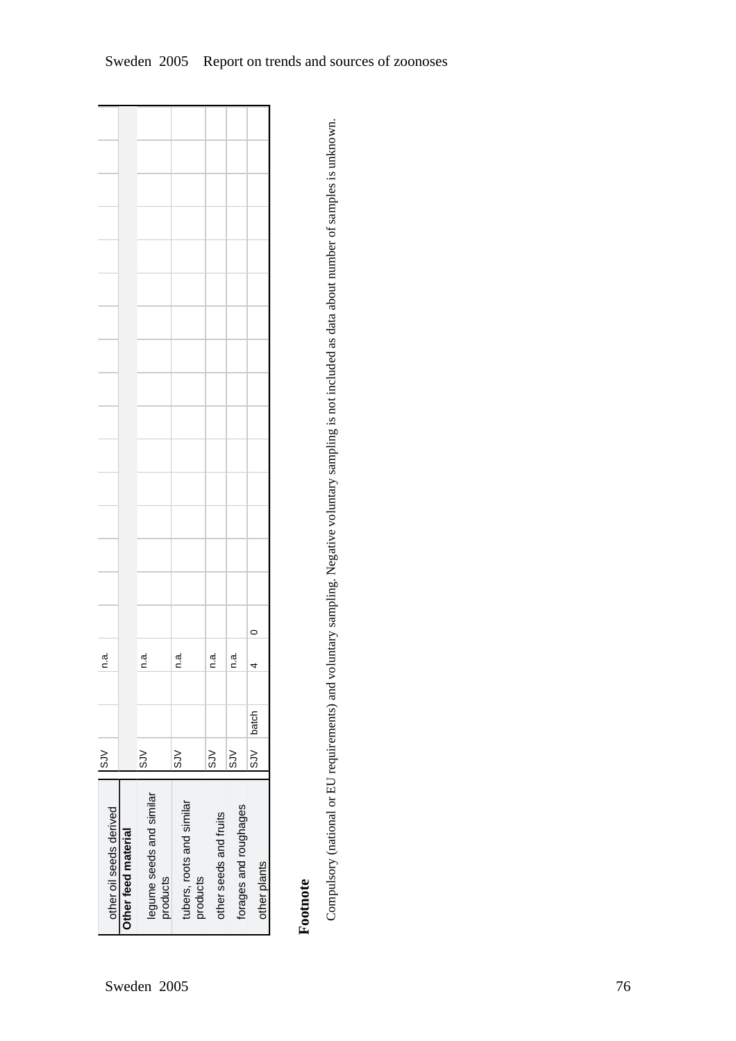| | | | | | | | | | | | | | | | | | | | |
|---|---|---|---|---|---|---|---|---|---|---|---|---|---|---|---|---|---|---|---|
| other oil seeds derived | SJV | | | n.a. | | | | | | | | | | | | | | | |
| **Other feed material** | | | | | | | | | | | | | | | | | | | |
| legume seeds and similar products | SJV | | | n.a. | | | | | | | | | | | | | | | |
| tubers, roots and similar products | SJV | | | n.a. | | | | | | | | | | | | | | | |
| other seeds and fruits | SJV | | | n.a. | | | | | | | | | | | | | | | |
| forages and roughages | SJV | | | n.a. | | | | | | | | | | | | | | | |
| other plants | SJV | batch | | 4 | 0 | | | | | | | | | | | | | | |

## Footnote

Compulsory (national or EU requirements) and voluntary sampling. Negative voluntary sampling is not included as data about number of samples is unknown.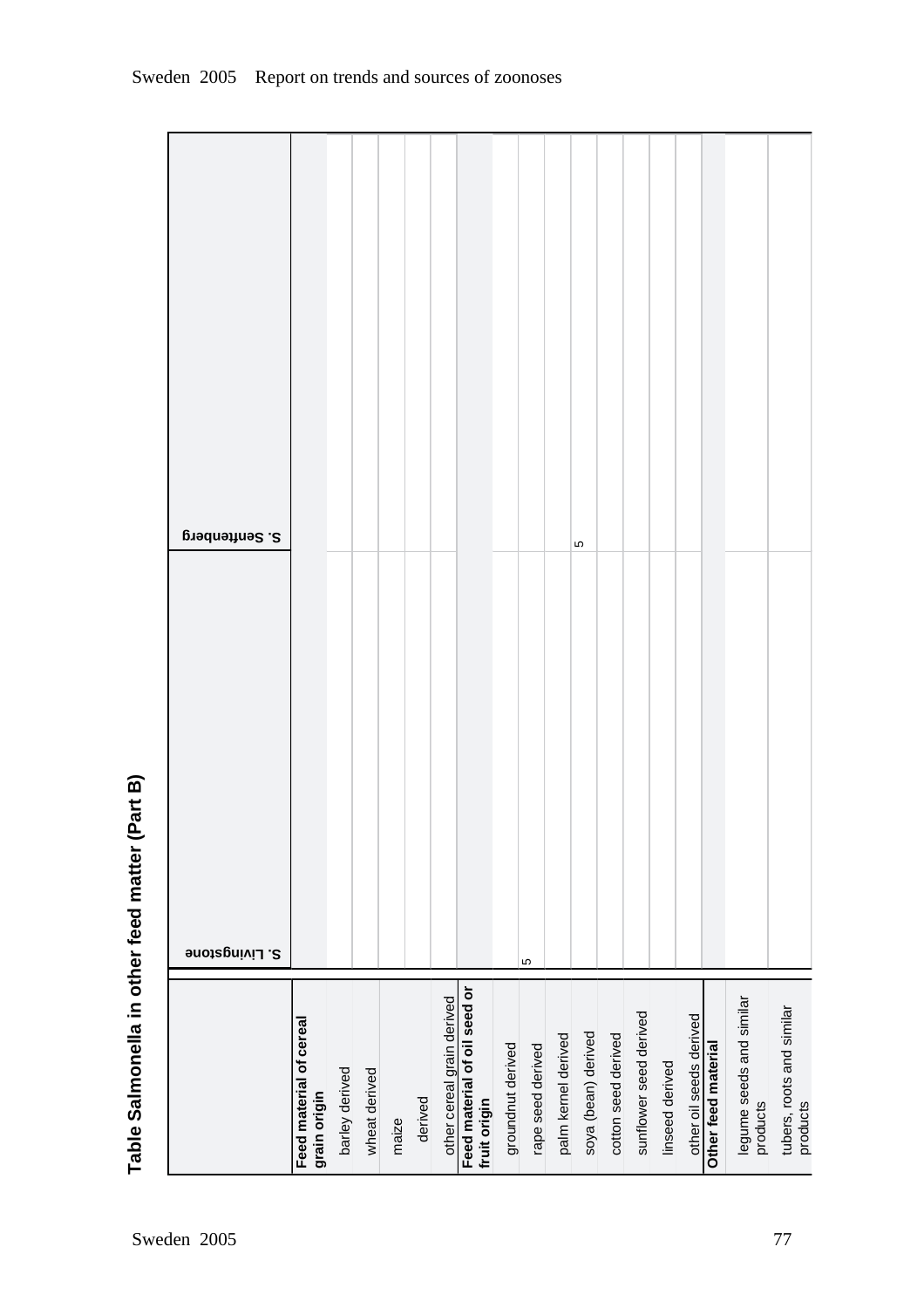## Table Salmonella in other feed matter (Part B)

| | S. Livingstone | S. Senftenberg |
|---|---|---|
| **Feed material of cereal grain origin** | | |
| barley derived | | |
| wheat derived | | |
| maize | | |
| derived | | |
| other cereal grain derived | | |
| **Feed material of oil seed or fruit origin** | | |
| groundnut derived | | |
| rape seed derived | 5 | |
| palm kernel derived | | |
| soya (bean) derived | | 5 |
| cotton seed derived | | |
| sunflower seed derived | | |
| linseed derived | | |
| other oil seeds derived | | |
| **Other feed material** | | |
| legume seeds and similar products | | |
| tubers, roots and similar products | | |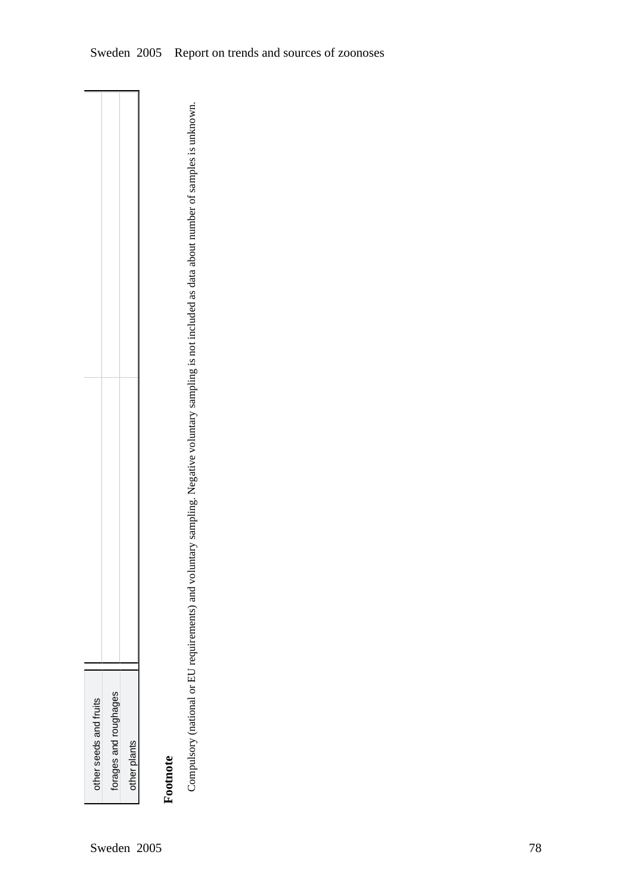| | | |
|---|---|---|
| other seeds and fruits | | |
| forages and roughages | | |
| other plants | | |

**Footnote**

Compulsory (national or EU requirements) and voluntary sampling. Negative voluntary sampling is not included as data about number of samples is unknown.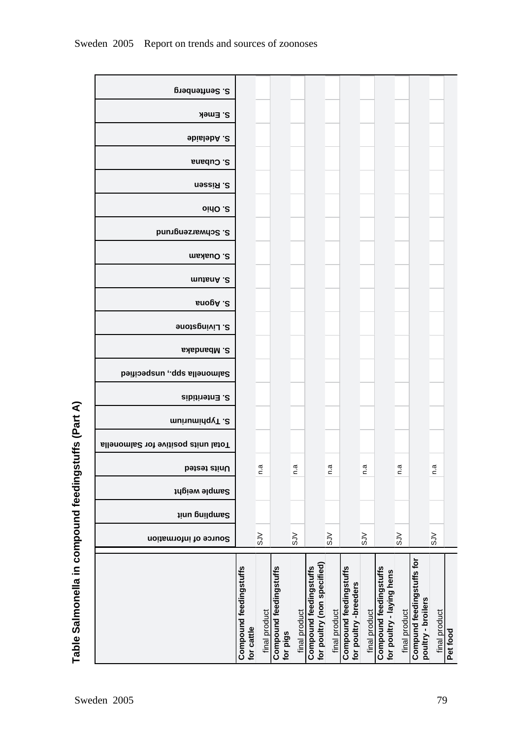## Table Salmonella in compound feedingstuffs (Part A)

| | Source of information | Sampling unit | Sample weight | Units tested | Total units positive for Salmonella | S. Typhimurium | S. Enteritidis | Salmonella spp., unspecified | S. Mbandaka | S. Livingstone | S. Agona | S. Anatum | S. Ouakam | S. Schwarzengrund | S. Ohio | S. Rissen | S. Cubana | S. Adelaide | S. Emek | S. Senftenberg |
|---|---|---|---|---|---|---|---|---|---|---|---|---|---|---|---|---|---|---|---|---|
| **Compound feedingstuffs for cattle** | | | | | | | | | | | | | | | | | | | | |
| final product | SJV | | | n.a | | | | | | | | | | | | | | | | |
| **Compound feedingstuffs for pigs** | | | | | | | | | | | | | | | | | | | | |
| final product | SJV | | | n.a | | | | | | | | | | | | | | | | |
| **Compound feedingstuffs for poultry (non specified)** | | | | | | | | | | | | | | | | | | | | |
| final product | SJV | | | n.a | | | | | | | | | | | | | | | | |
| **Compound feedingstuffs for poultry -breeders** | | | | | | | | | | | | | | | | | | | | |
| final product | SJV | | | n.a | | | | | | | | | | | | | | | | |
| **Compound feedingstuffs for poultry - laying hens** | | | | | | | | | | | | | | | | | | | | |
| final product | SJV | | | n.a | | | | | | | | | | | | | | | | |
| **Compund feedingstuffs for poultry - broilers** | | | | | | | | | | | | | | | | | | | | |
| final product | SJV | | | n.a | | | | | | | | | | | | | | | | |
| **Pet food** | | | | | | | | | | | | | | | | | | | | |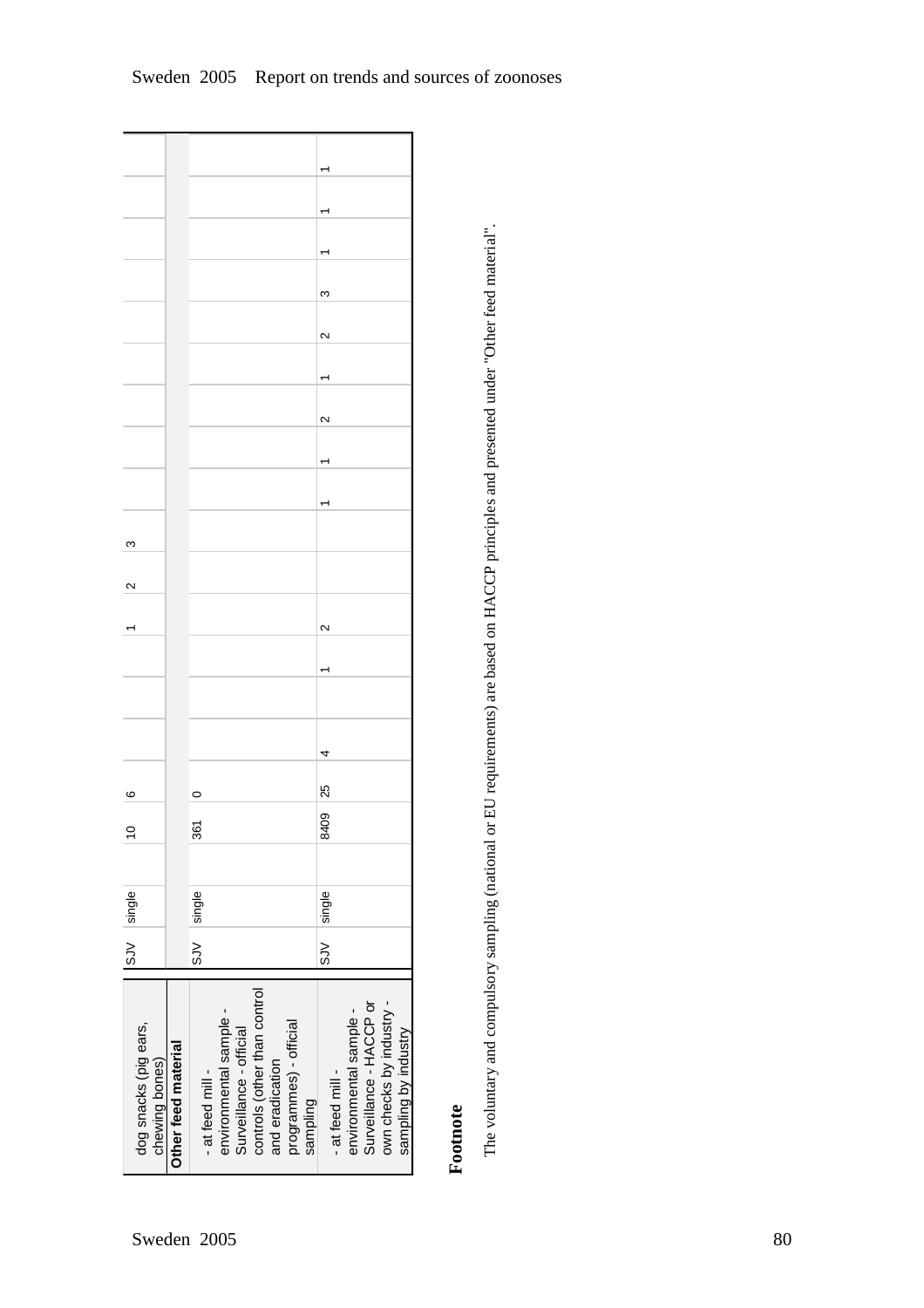| | | | | | | | | | | | | | | | | | | | | |
|---|---|---|---|---|---|---|---|---|---|---|---|---|---|---|---|---|---|---|---|---|
| dog snacks (pig ears, chewing bones) | SJV | single | | 10 | 6 | | | | 1 | 2 | 3 | | | | | | | | | |
| **Other feed material** | | | | | | | | | | | | | | | | | | | | |
| - at feed mill - environmental sample - Surveillance - official controls (other than control and eradication programmes) - official sampling | SJV | single | | 361 | 0 | | | | | | | | | | | | | | | |
| - at feed mill - environmental sample - Surveillance - HACCP or own checks by industry - sampling by industry | SJV | single | | 8409 | 25 | 4 | | 1 | 2 | | | 1 | 1 | 2 | 1 | 2 | 3 | 1 | 1 | 1 |

**Footnote**

The voluntary and compulsory sampling (national or EU requirements) are based on HACCP principles and presented under "Other feed material".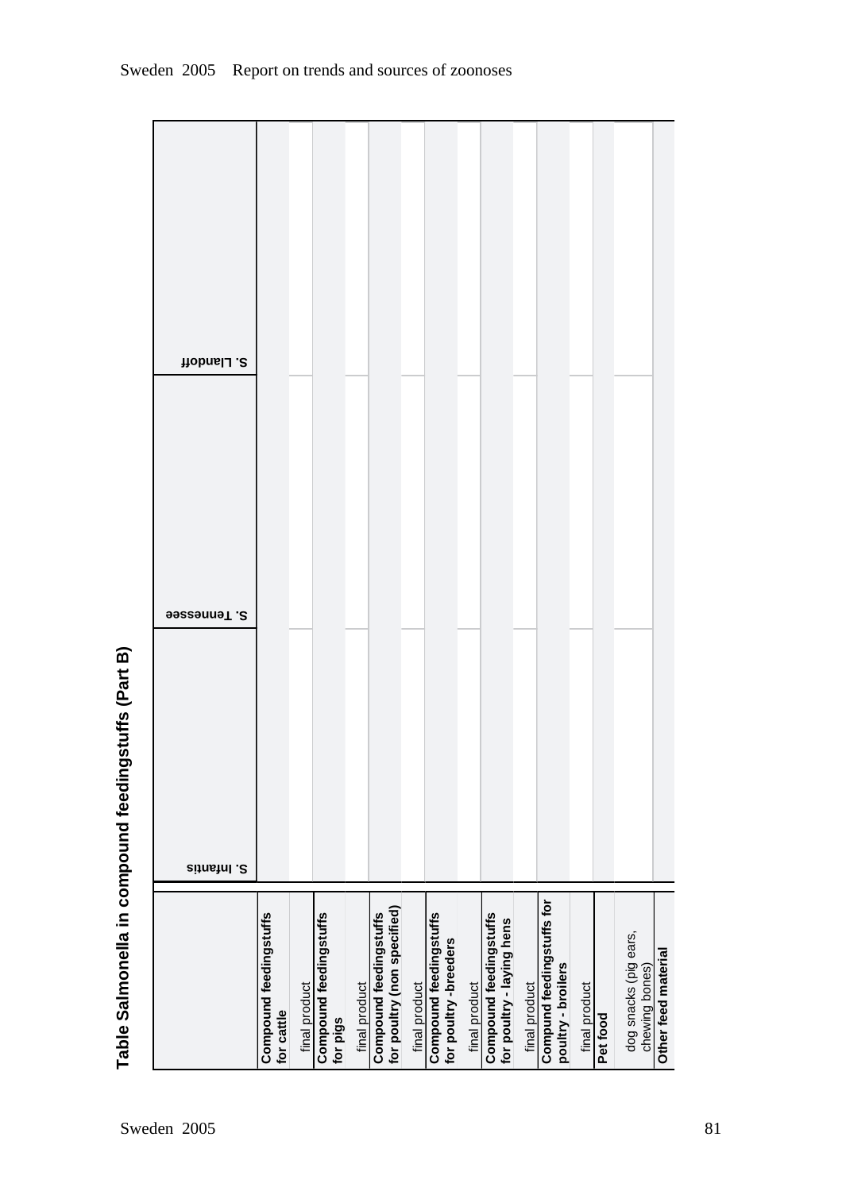## Table Salmonella in compound feedingstuffs (Part B)

| | S. Infantis | S. Tennessee | S. Llandoff |
|---|---|---|---|
| **Compound feedingstuffs for cattle** | | | |
| final product | | | |
| **Compound feedingstuffs for pigs** | | | |
| final product | | | |
| **Compound feedingstuffs for poultry (non specified)** | | | |
| final product | | | |
| **Compound feedingstuffs for poultry -breeders** | | | |
| final product | | | |
| **Compound feedingstuffs for poultry - laying hens** | | | |
| final product | | | |
| **Compund feedingstuffs for poultry - broilers** | | | |
| final product | | | |
| **Pet food** | | | |
| dog snacks (pig ears, chewing bones) | | | |
| **Other feed material** | | | |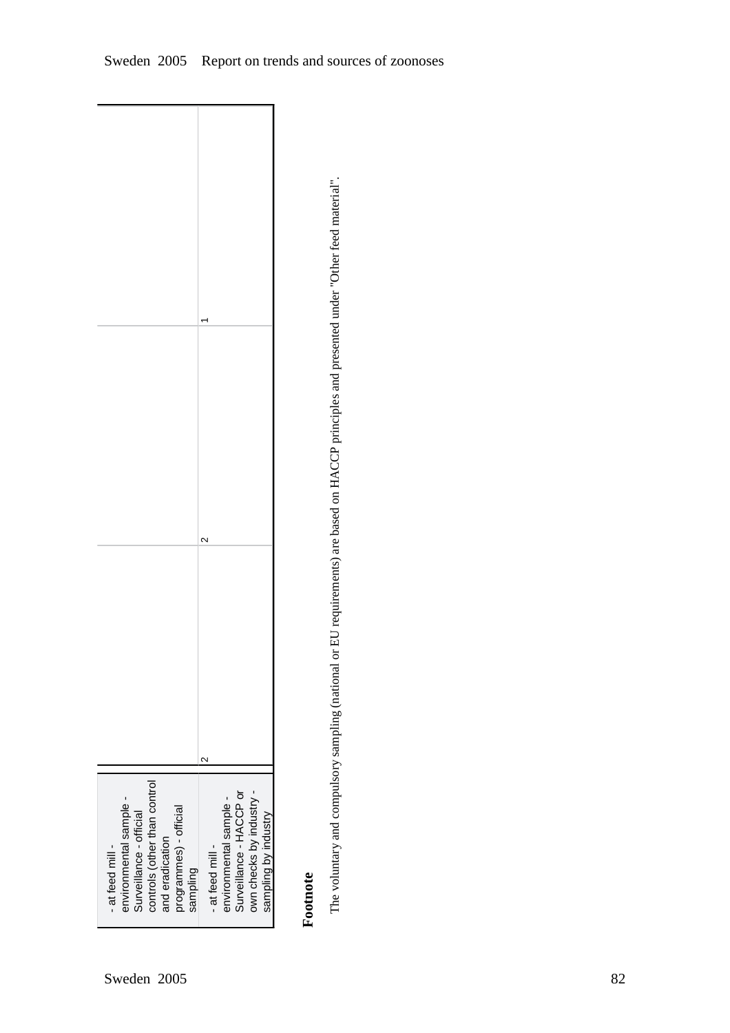| | | | |
|---|---|---|---|
| - at feed mill - environmental sample - Surveillance - official controls (other than control and eradication programmes) - official sampling | | | |
| - at feed mill - environmental sample - Surveillance - HACCP or own checks by industry - sampling by industry | 2 | 2 | 1 |

**Footnote**

The voluntary and compulsory sampling (national or EU requirements) are based on HACCP principles and presented under "Other feed material".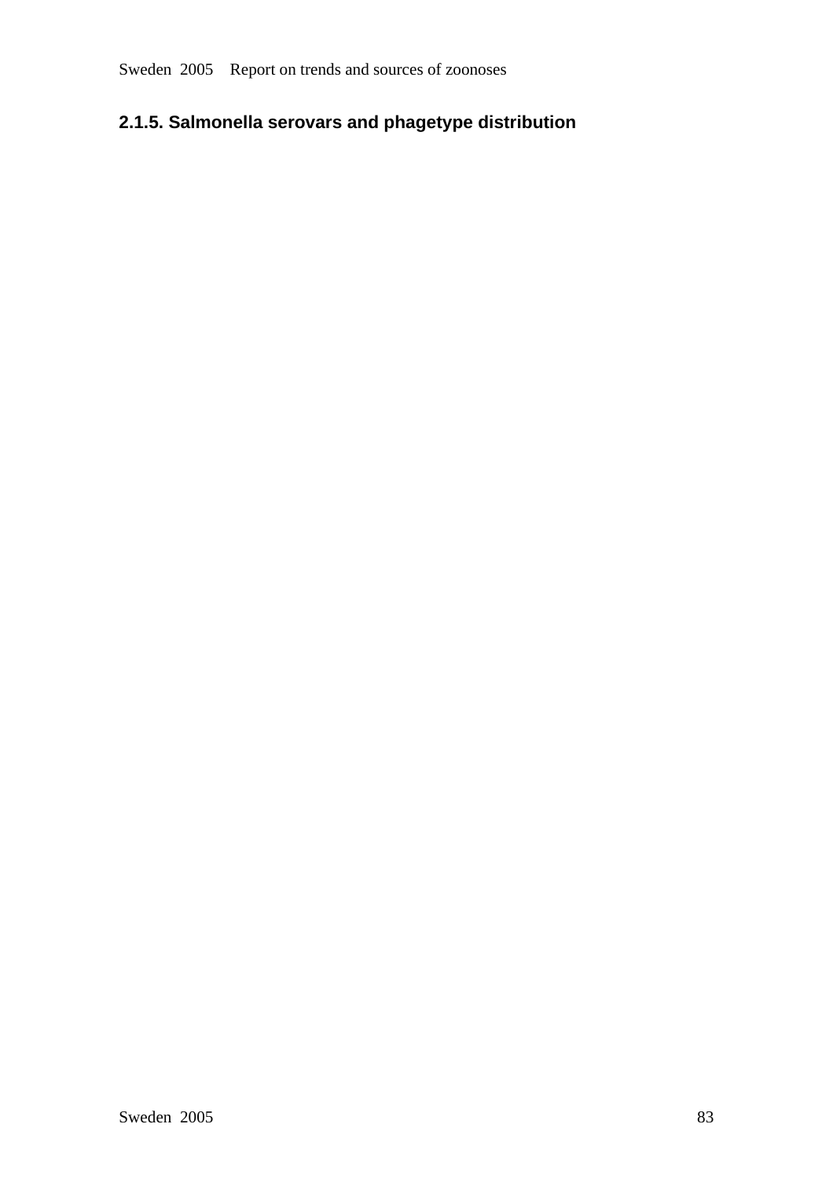### 2.1.5. Salmonella serovars and phagetype distribution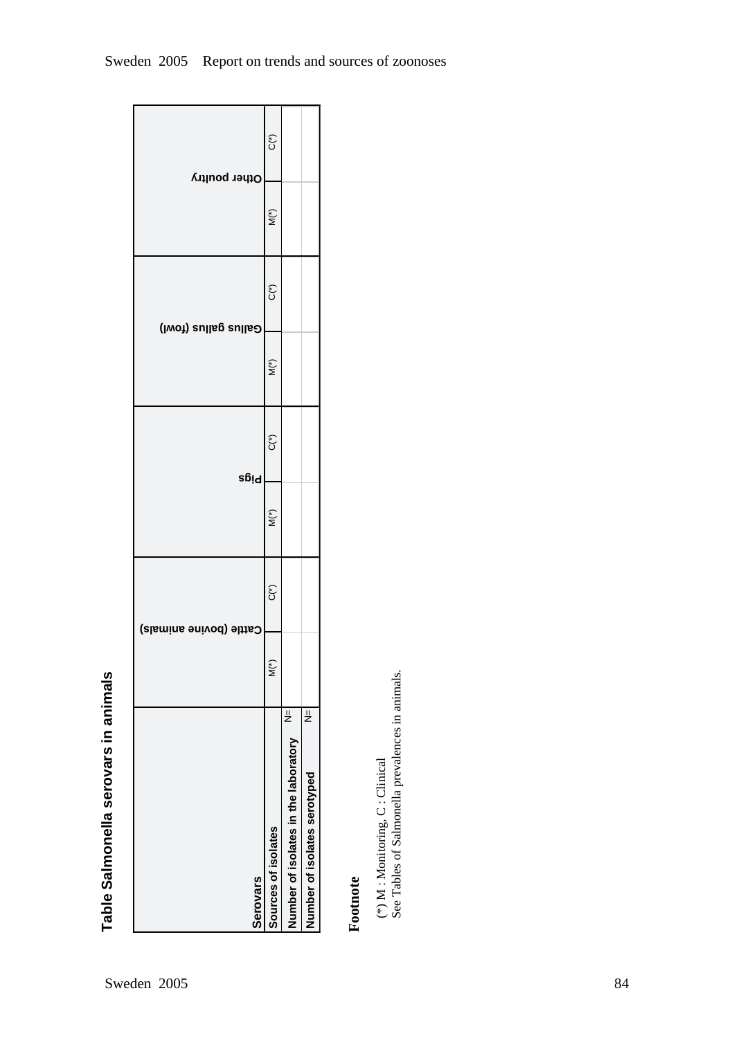## Table Salmonella serovars in animals

| Serovars | | Cattle (bovine animals) | | Pigs | | Gallus gallus (fowl) | | Other poultry | |
|---|---|---|---|---|---|---|---|---|---|
| Sources of isolates | | M(*) | C(*) | M(*) | C(*) | M(*) | C(*) | M(*) | C(*) |
| Number of isolates in the laboratory | N= | | | | | | | | |
| Number of isolates serotyped | N= | | | | | | | | |

**Footnote**

(*) M : Monitoring, C : Clinical
See Tables of Salmonella prevalences in animals.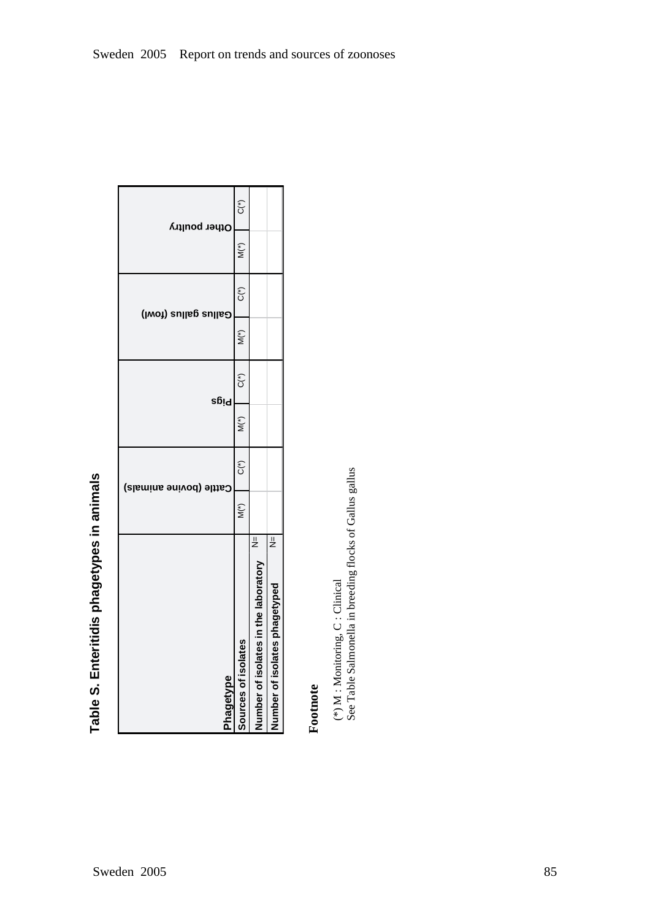## Table S. Enteritidis phagetypes in animals

| Phagetype | Cattle (bovine animals) | | Pigs | | Gallus gallus (fowl) | | Other poultry | |
|---|---|---|---|---|---|---|---|---|
| Sources of isolates | M(*) | C(*) | M(*) | C(*) | M(*) | C(*) | M(*) | C(*) |
| Number of isolates in the laboratory N= | | | | | | | | |
| Number of isolates phagetyped N= | | | | | | | | |

**Footnote**

(*) M : Monitoring, C : Clinical
See Table Salmonella in breeding flocks of Gallus gallus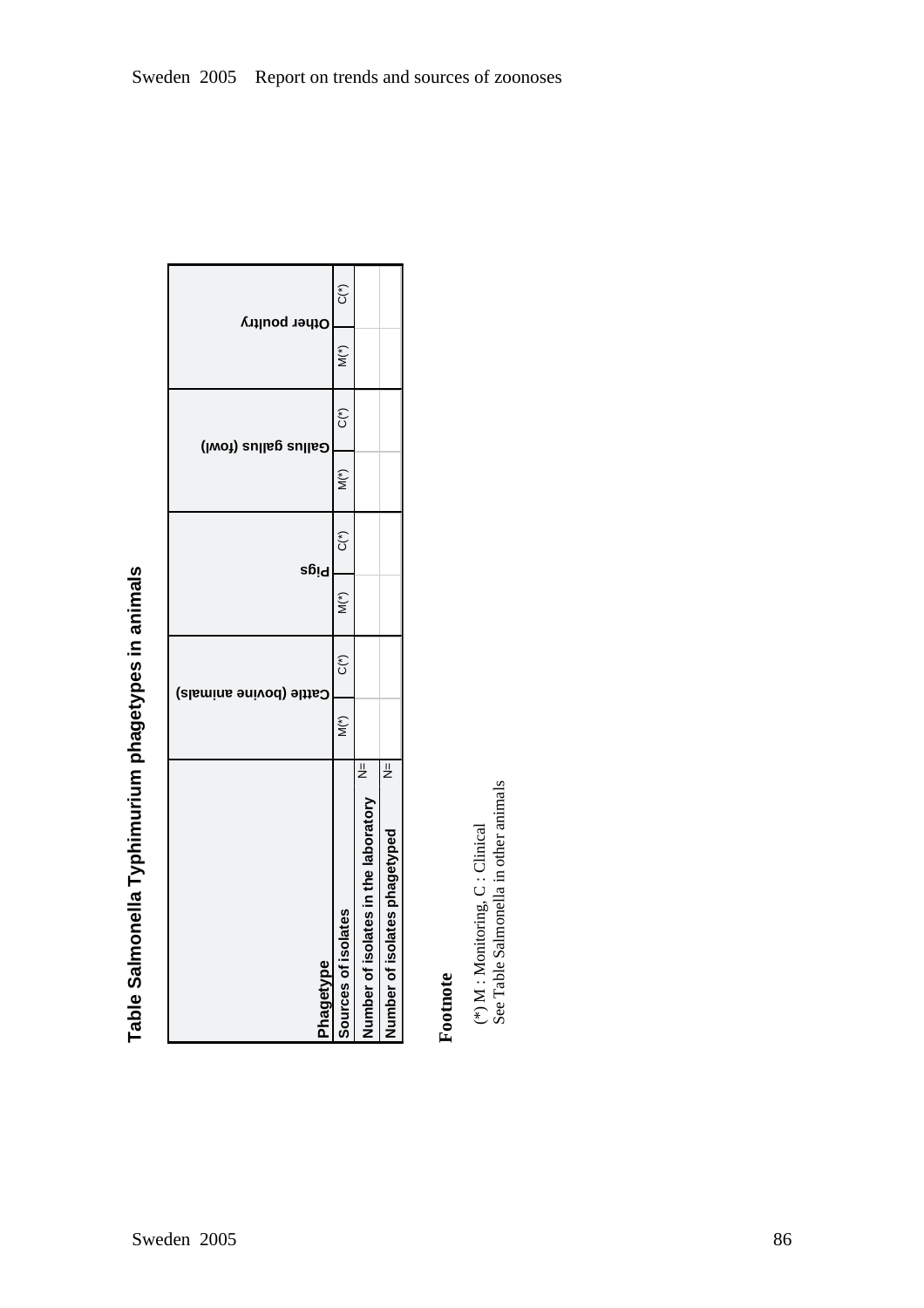# Table Salmonella Typhimurium phagetypes in animals

| Phagetype | Cattle (bovine animals) | | Pigs | | Gallus gallus (fowl) | | Other poultry | |
|---|---|---|---|---|---|---|---|---|
| Sources of isolates | M(*) | C(*) | M(*) | C(*) | M(*) | C(*) | M(*) | C(*) |
| Number of isolates in the laboratory N= | | | | | | | | |
| Number of isolates phagetyped N= | | | | | | | | |

**Footnote**

(*) M : Monitoring, C : Clinical
See Table Salmonella in other animals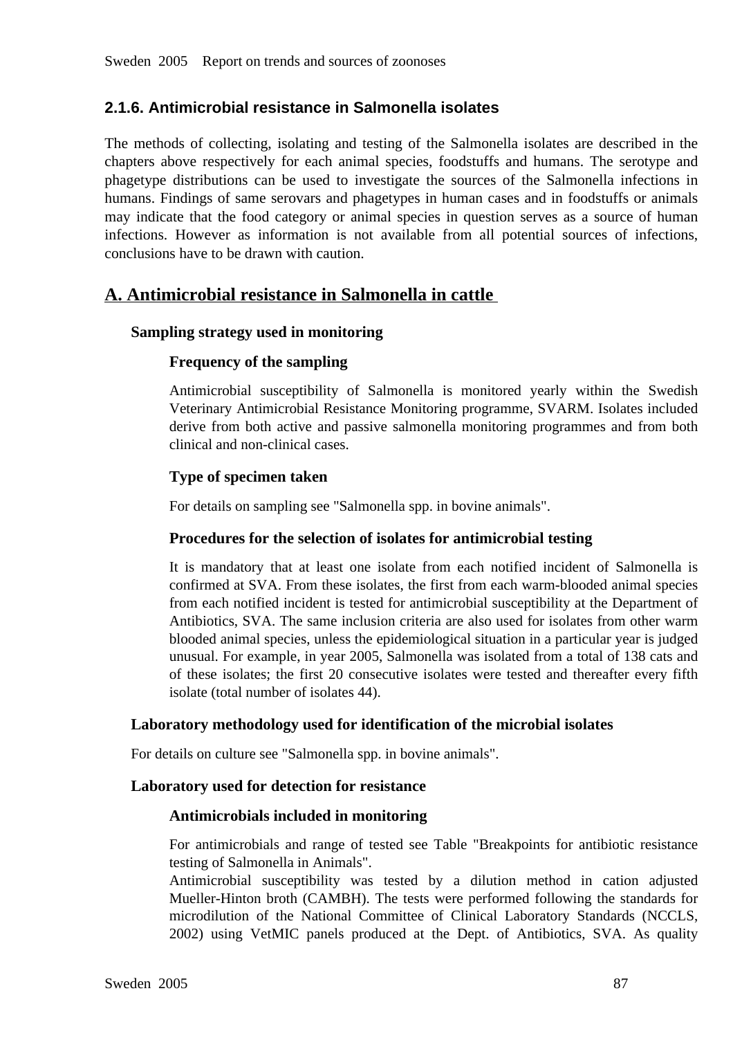## 2.1.6. Antimicrobial resistance in Salmonella isolates

The methods of collecting, isolating and testing of the Salmonella isolates are described in the chapters above respectively for each animal species, foodstuffs and humans. The serotype and phagetype distributions can be used to investigate the sources of the Salmonella infections in humans. Findings of same serovars and phagetypes in human cases and in foodstuffs or animals may indicate that the food category or animal species in question serves as a source of human infections. However as information is not available from all potential sources of infections, conclusions have to be drawn with caution.

## A. Antimicrobial resistance in Salmonella in cattle

### Sampling strategy used in monitoring

#### Frequency of the sampling

Antimicrobial susceptibility of Salmonella is monitored yearly within the Swedish Veterinary Antimicrobial Resistance Monitoring programme, SVARM. Isolates included derive from both active and passive salmonella monitoring programmes and from both clinical and non-clinical cases.

#### Type of specimen taken

For details on sampling see "Salmonella spp. in bovine animals".

#### Procedures for the selection of isolates for antimicrobial testing

It is mandatory that at least one isolate from each notified incident of Salmonella is confirmed at SVA. From these isolates, the first from each warm-blooded animal species from each notified incident is tested for antimicrobial susceptibility at the Department of Antibiotics, SVA. The same inclusion criteria are also used for isolates from other warm blooded animal species, unless the epidemiological situation in a particular year is judged unusual. For example, in year 2005, Salmonella was isolated from a total of 138 cats and of these isolates; the first 20 consecutive isolates were tested and thereafter every fifth isolate (total number of isolates 44).

### Laboratory methodology used for identification of the microbial isolates

For details on culture see "Salmonella spp. in bovine animals".

### Laboratory used for detection for resistance

#### Antimicrobials included in monitoring

For antimicrobials and range of tested see Table "Breakpoints for antibiotic resistance testing of Salmonella in Animals".
Antimicrobial susceptibility was tested by a dilution method in cation adjusted Mueller-Hinton broth (CAMBH). The tests were performed following the standards for microdilution of the National Committee of Clinical Laboratory Standards (NCCLS, 2002) using VetMIC panels produced at the Dept. of Antibiotics, SVA. As quality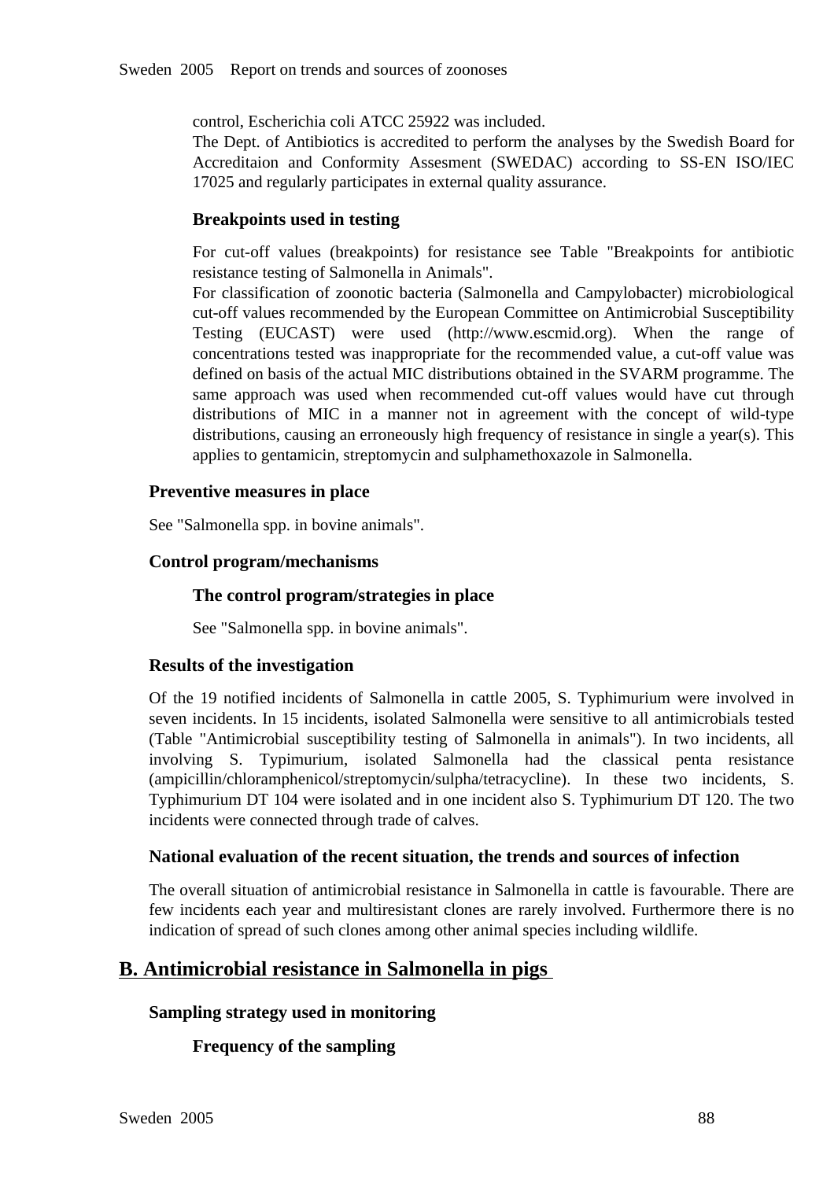control, Escherichia coli ATCC 25922 was included.
The Dept. of Antibiotics is accredited to perform the analyses by the Swedish Board for Accreditaion and Conformity Assesment (SWEDAC) according to SS-EN ISO/IEC 17025 and regularly participates in external quality assurance.

#### Breakpoints used in testing

For cut-off values (breakpoints) for resistance see Table "Breakpoints for antibiotic resistance testing of Salmonella in Animals".
For classification of zoonotic bacteria (Salmonella and Campylobacter) microbiological cut-off values recommended by the European Committee on Antimicrobial Susceptibility Testing (EUCAST) were used (http://www.escmid.org). When the range of concentrations tested was inappropriate for the recommended value, a cut-off value was defined on basis of the actual MIC distributions obtained in the SVARM programme. The same approach was used when recommended cut-off values would have cut through distributions of MIC in a manner not in agreement with the concept of wild-type distributions, causing an erroneously high frequency of resistance in single a year(s). This applies to gentamicin, streptomycin and sulphamethoxazole in Salmonella.

### Preventive measures in place

See "Salmonella spp. in bovine animals".

### Control program/mechanisms

#### The control program/strategies in place

See "Salmonella spp. in bovine animals".

### Results of the investigation

Of the 19 notified incidents of Salmonella in cattle 2005, S. Typhimurium were involved in seven incidents. In 15 incidents, isolated Salmonella were sensitive to all antimicrobials tested (Table "Antimicrobial susceptibility testing of Salmonella in animals"). In two incidents, all involving S. Typimurium, isolated Salmonella had the classical penta resistance (ampicillin/chloramphenicol/streptomycin/sulpha/tetracycline). In these two incidents, S. Typhimurium DT 104 were isolated and in one incident also S. Typhimurium DT 120. The two incidents were connected through trade of calves.

### National evaluation of the recent situation, the trends and sources of infection

The overall situation of antimicrobial resistance in Salmonella in cattle is favourable. There are few incidents each year and multiresistant clones are rarely involved. Furthermore there is no indication of spread of such clones among other animal species including wildlife.

## B. Antimicrobial resistance in Salmonella in pigs

### Sampling strategy used in monitoring

#### Frequency of the sampling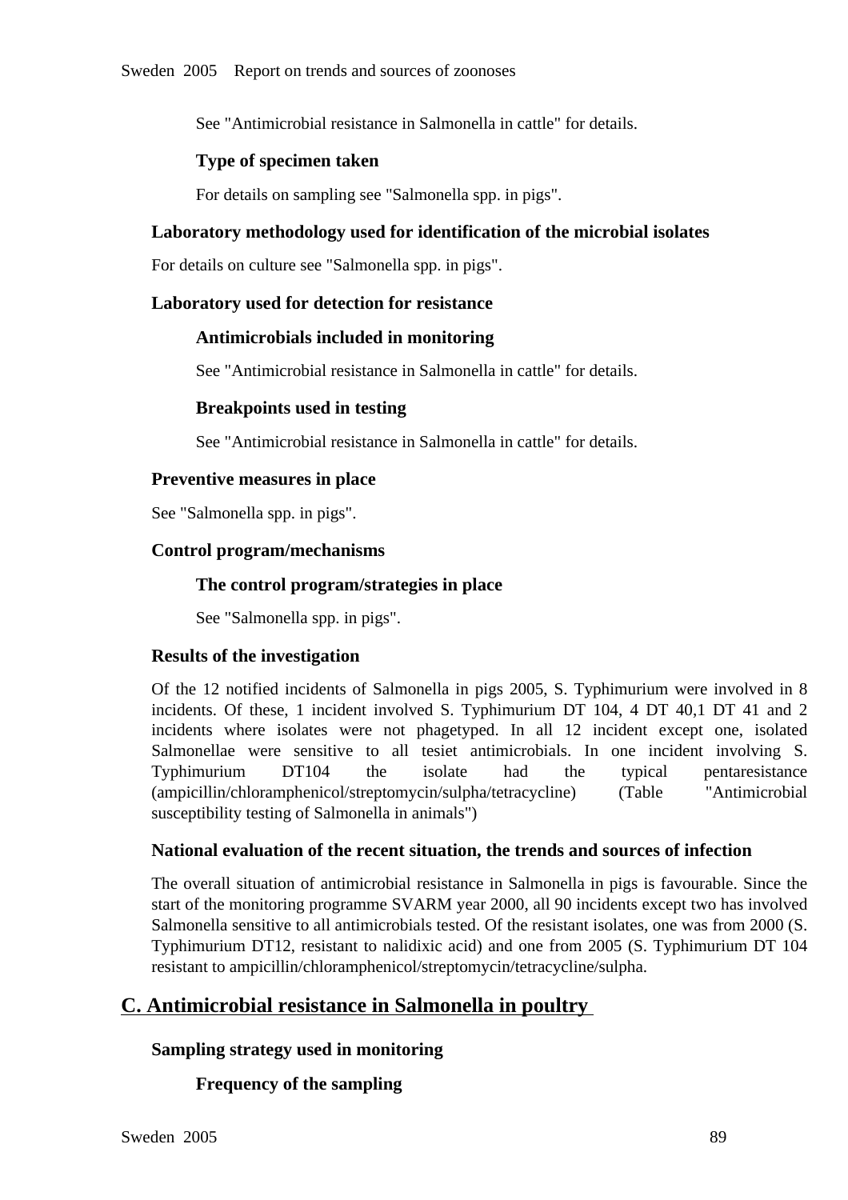See "Antimicrobial resistance in Salmonella in cattle" for details.

#### Type of specimen taken

For details on sampling see "Salmonella spp. in pigs".

### Laboratory methodology used for identification of the microbial isolates

For details on culture see "Salmonella spp. in pigs".

### Laboratory used for detection for resistance

#### Antimicrobials included in monitoring

See "Antimicrobial resistance in Salmonella in cattle" for details.

#### Breakpoints used in testing

See "Antimicrobial resistance in Salmonella in cattle" for details.

### Preventive measures in place

See "Salmonella spp. in pigs".

### Control program/mechanisms

#### The control program/strategies in place

See "Salmonella spp. in pigs".

### Results of the investigation

Of the 12 notified incidents of Salmonella in pigs 2005, S. Typhimurium were involved in 8 incidents. Of these, 1 incident involved S. Typhimurium DT 104, 4 DT 40,1 DT 41 and 2 incidents where isolates were not phagetyped. In all 12 incident except one, isolated Salmonellae were sensitive to all tesiet antimicrobials. In one incident involving S. Typhimurium DT104 the isolate had the typical pentaresistance (ampicillin/chloramphenicol/streptomycin/sulpha/tetracycline) (Table "Antimicrobial susceptibility testing of Salmonella in animals")

### National evaluation of the recent situation, the trends and sources of infection

The overall situation of antimicrobial resistance in Salmonella in pigs is favourable. Since the start of the monitoring programme SVARM year 2000, all 90 incidents except two has involved Salmonella sensitive to all antimicrobials tested. Of the resistant isolates, one was from 2000 (S. Typhimurium DT12, resistant to nalidixic acid) and one from 2005 (S. Typhimurium DT 104 resistant to ampicillin/chloramphenicol/streptomycin/tetracycline/sulpha.

## C. Antimicrobial resistance in Salmonella in poultry

### Sampling strategy used in monitoring

#### Frequency of the sampling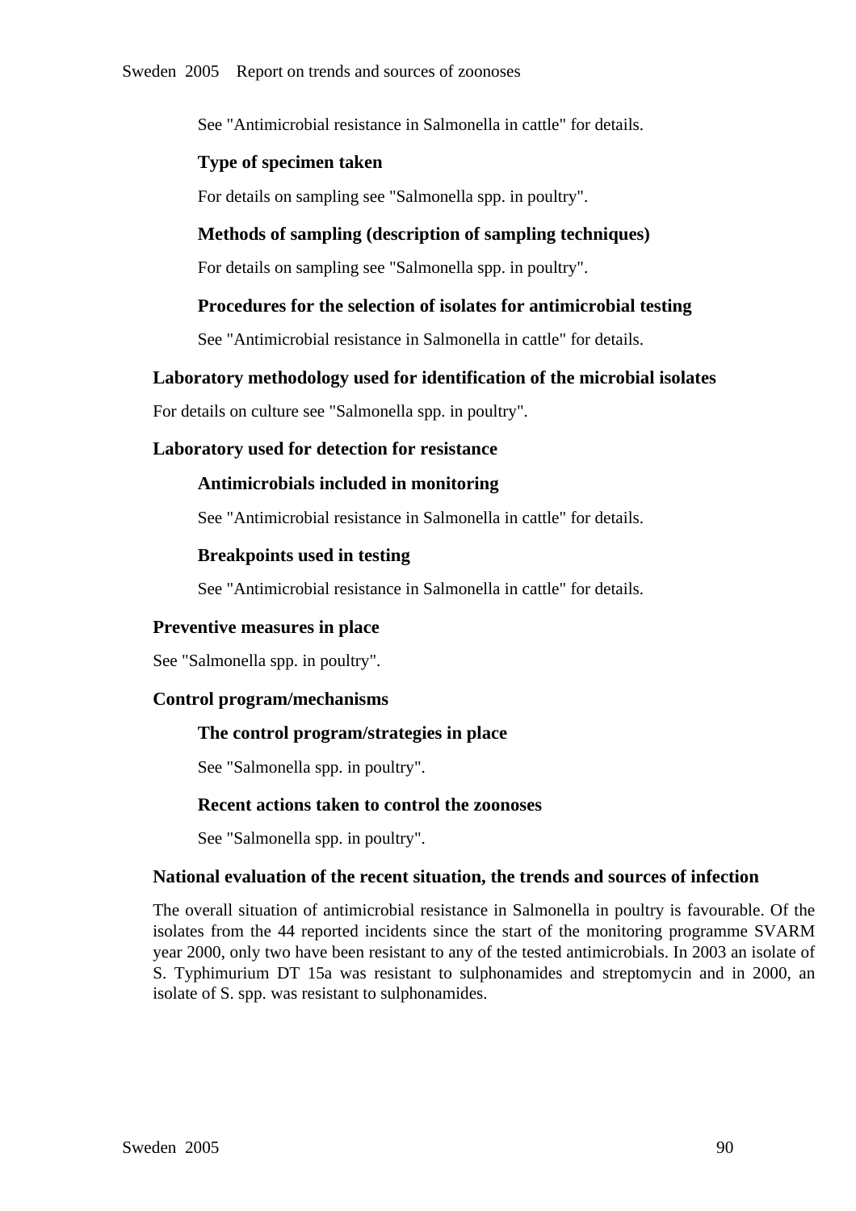See "Antimicrobial resistance in Salmonella in cattle" for details.

#### Type of specimen taken

For details on sampling see "Salmonella spp. in poultry".

#### Methods of sampling (description of sampling techniques)

For details on sampling see "Salmonella spp. in poultry".

#### Procedures for the selection of isolates for antimicrobial testing

See "Antimicrobial resistance in Salmonella in cattle" for details.

### Laboratory methodology used for identification of the microbial isolates

For details on culture see "Salmonella spp. in poultry".

### Laboratory used for detection for resistance

#### Antimicrobials included in monitoring

See "Antimicrobial resistance in Salmonella in cattle" for details.

#### Breakpoints used in testing

See "Antimicrobial resistance in Salmonella in cattle" for details.

### Preventive measures in place

See "Salmonella spp. in poultry".

### Control program/mechanisms

#### The control program/strategies in place

See "Salmonella spp. in poultry".

#### Recent actions taken to control the zoonoses

See "Salmonella spp. in poultry".

### National evaluation of the recent situation, the trends and sources of infection

The overall situation of antimicrobial resistance in Salmonella in poultry is favourable. Of the isolates from the 44 reported incidents since the start of the monitoring programme SVARM year 2000, only two have been resistant to any of the tested antimicrobials. In 2003 an isolate of S. Typhimurium DT 15a was resistant to sulphonamides and streptomycin and in 2000, an isolate of S. spp. was resistant to sulphonamides.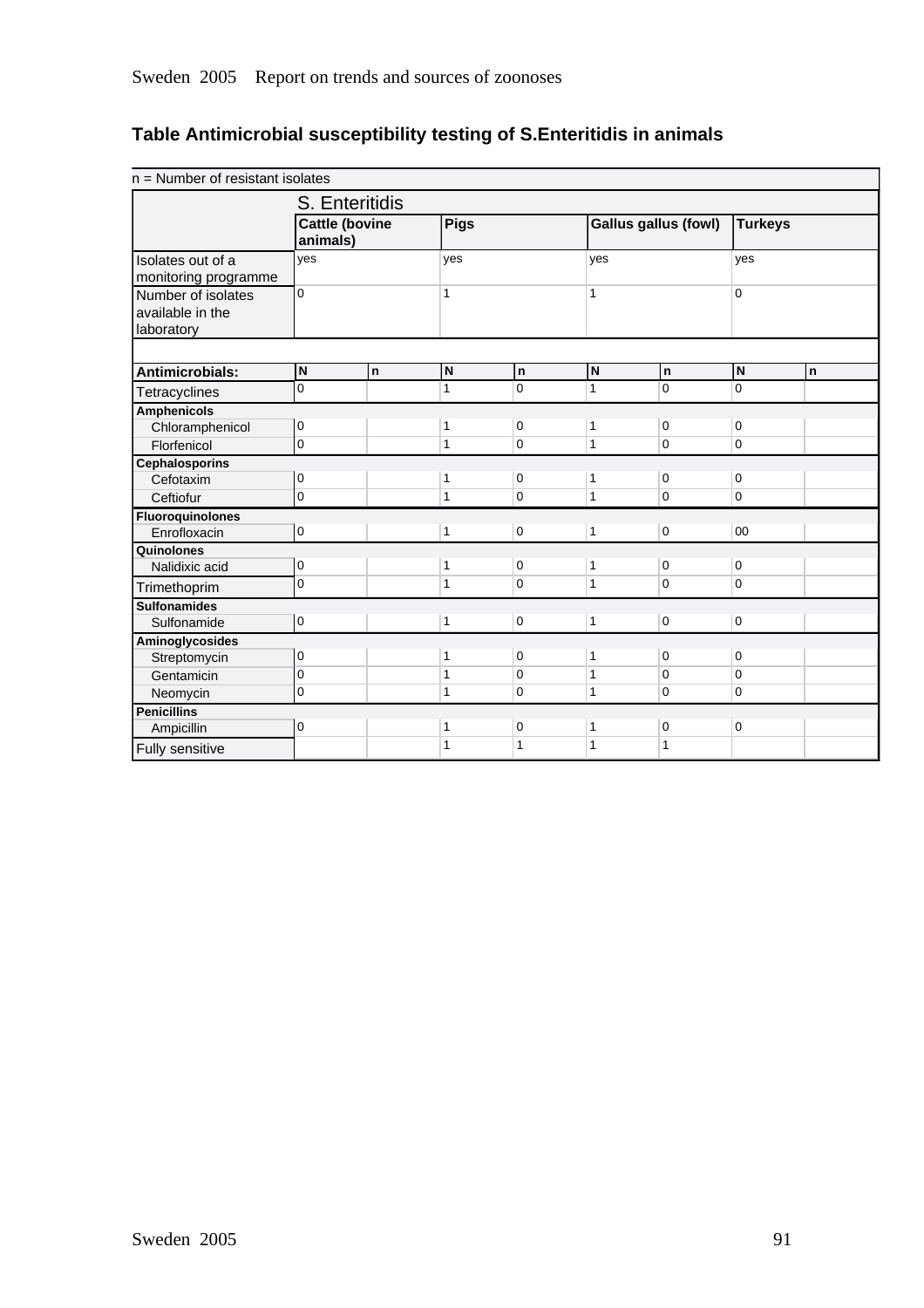## Table Antimicrobial susceptibility testing of S.Enteritidis in animals

| n = Number of resistant isolates | | | | | | | | |
|---|---|---|---|---|---|---|---|---|
| | S. Enteritidis | | | | | | | |
| | Cattle (bovine animals) | | Pigs | | Gallus gallus (fowl) | | Turkeys | |
| Isolates out of a monitoring programme | yes | | yes | | yes | | yes | |
| Number of isolates available in the laboratory | 0 | | 1 | | 1 | | 0 | |
| **Antimicrobials:** | **N** | **n** | **N** | **n** | **N** | **n** | **N** | **n** |
| Tetracyclines | 0 | | 1 | 0 | 1 | 0 | 0 | |
| **Amphenicols** | | | | | | | | |
| Chloramphenicol | 0 | | 1 | 0 | 1 | 0 | 0 | |
| Florfenicol | 0 | | 1 | 0 | 1 | 0 | 0 | |
| **Cephalosporins** | | | | | | | | |
| Cefotaxim | 0 | | 1 | 0 | 1 | 0 | 0 | |
| Ceftiofur | 0 | | 1 | 0 | 1 | 0 | 0 | |
| **Fluoroquinolones** | | | | | | | | |
| Enrofloxacin | 0 | | 1 | 0 | 1 | 0 | 00 | |
| **Quinolones** | | | | | | | | |
| Nalidixic acid | 0 | | 1 | 0 | 1 | 0 | 0 | |
| Trimethoprim | 0 | | 1 | 0 | 1 | 0 | 0 | |
| **Sulfonamides** | | | | | | | | |
| Sulfonamide | 0 | | 1 | 0 | 1 | 0 | 0 | |
| **Aminoglycosides** | | | | | | | | |
| Streptomycin | 0 | | 1 | 0 | 1 | 0 | 0 | |
| Gentamicin | 0 | | 1 | 0 | 1 | 0 | 0 | |
| Neomycin | 0 | | 1 | 0 | 1 | 0 | 0 | |
| **Penicillins** | | | | | | | | |
| Ampicillin | 0 | | 1 | 0 | 1 | 0 | 0 | |
| Fully sensitive | | | 1 | 1 | 1 | 1 | | |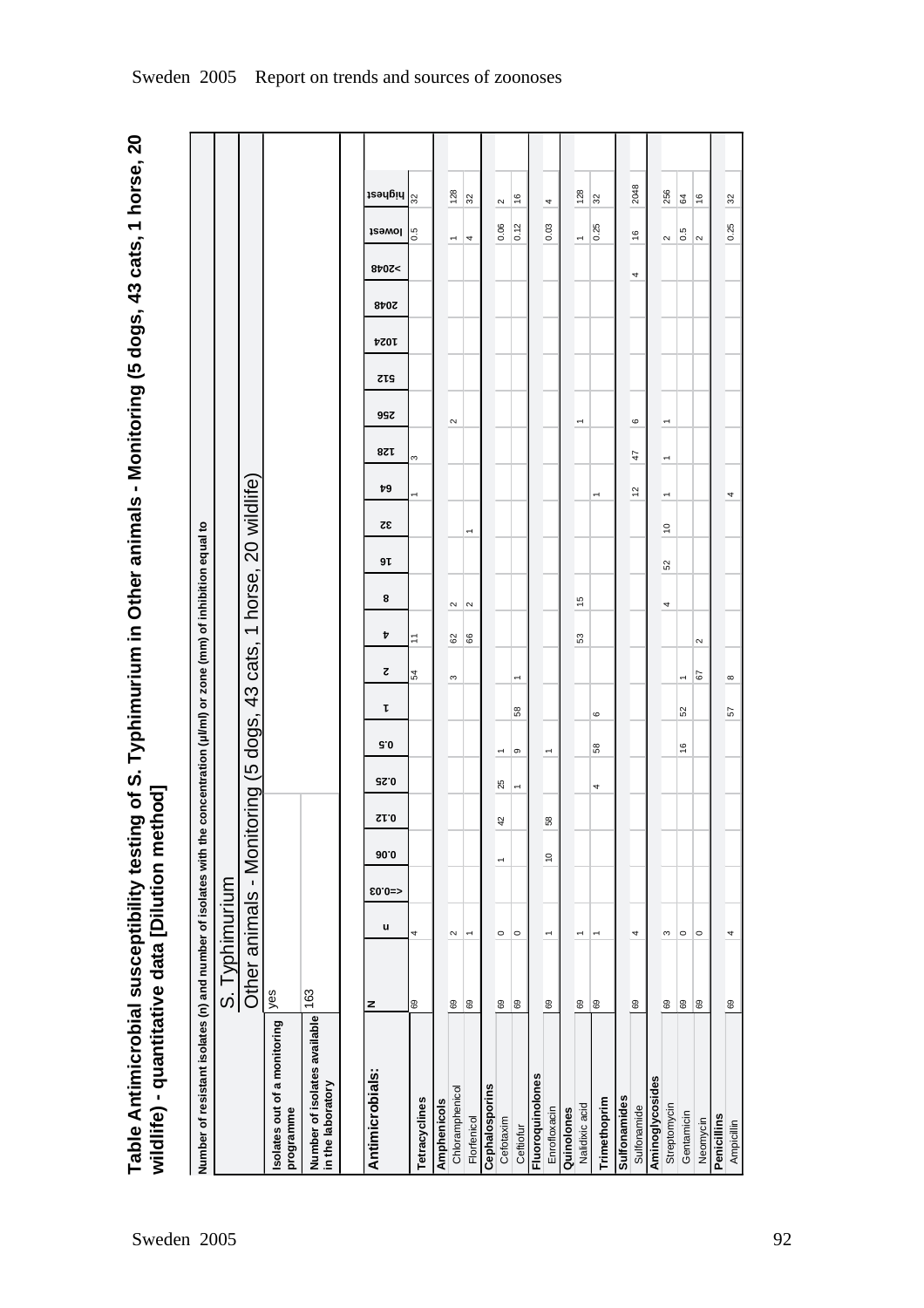# Table Antimicrobial susceptibility testing of S. Typhimurium in Other animals - Monitoring (5 dogs, 43 cats, 1 horse, 20 wildlife) - quantitative data [Dilution method]

Number of resistant isolates (n) and number of isolates with the concentration (µl/ml) or zone (mm) of inhibition equal to

| | S. Typhimurium |
|---|---|
| | Other animals - Monitoring (5 dogs, 43 cats, 1 horse, 20 wildlife) |
| Isolates out of a monitoring programme | yes |
| Number of isolates available in the laboratory | 163 |

| Antimicrobials: | N | n | <=0.03 | 0.06 | 0.12 | 0.25 | 0.5 | 1 | 2 | 4 | 8 | 16 | 32 | 64 | 128 | 256 | 512 | 1024 | 2048 | >2048 | lowest | highest |
|---|---|---|---|---|---|---|---|---|---|---|---|---|---|---|---|---|---|---|---|---|---|---|
| **Tetracyclines** | 69 | 4 | | | | | | | 54 | 11 | | | | 1 | 3 | | | | | | 0.5 | 32 |
| **Amphenicols** | | | | | | | | | | | | | | | | | | | | | | |
| Chloramphenicol | 69 | 2 | | | | | | | 3 | 62 | 2 | | | | | 2 | | | | | 1 | 128 |
| Florfenicol | 69 | 1 | | | | | | | | 66 | 2 | | 1 | | | | | | | | 4 | 32 |
| **Cephalosporins** | | | | | | | | | | | | | | | | | | | | | | |
| Cefotaxim | 69 | 0 | | 1 | 42 | 25 | 1 | | | | | | | | | | | | | | 0.06 | 2 |
| Ceftiofur | 69 | 0 | | | | 1 | 9 | 58 | 1 | | | | | | | | | | | | 0.12 | 16 |
| **Fluoroquinolones** | | | | | | | | | | | | | | | | | | | | | | |
| Enrofloxacin | 69 | 1 | | 10 | 58 | | 1 | | | | | | | | | | | | | | 0.03 | 4 |
| **Quinolones** | | | | | | | | | | | | | | | | | | | | | | |
| Nalidixic acid | 69 | 1 | | | | | | | | 53 | 15 | | | | | 1 | | | | | 1 | 128 |
| **Trimethoprim** | 69 | 1 | | | | 4 | 58 | 6 | | | | | | 1 | | | | | | | 0.25 | 32 |
| **Sulfonamides** | | | | | | | | | | | | | | | | | | | | | | |
| Sulfonamide | 69 | 4 | | | | | | | | | | | | 12 | 47 | 6 | | | | 4 | 16 | 2048 |
| **Aminoglycosides** | | | | | | | | | | | | | | | | | | | | | | |
| Streptomycin | 69 | 3 | | | | | | | | | 4 | 52 | 10 | 1 | 1 | 1 | | | | | 2 | 256 |
| Gentamicin | 69 | 0 | | | | | 16 | 52 | 1 | | | | | | | | | | | | 0.5 | 64 |
| Neomycin | 69 | 0 | | | | | | | 67 | 2 | | | | | | | | | | | 2 | 16 |
| **Penicillins** | | | | | | | | | | | | | | | | | | | | | | |
| Ampicillin | 69 | 4 | | | | | | 57 | 8 | | | | | 4 | | | | | | | 0.25 | 32 |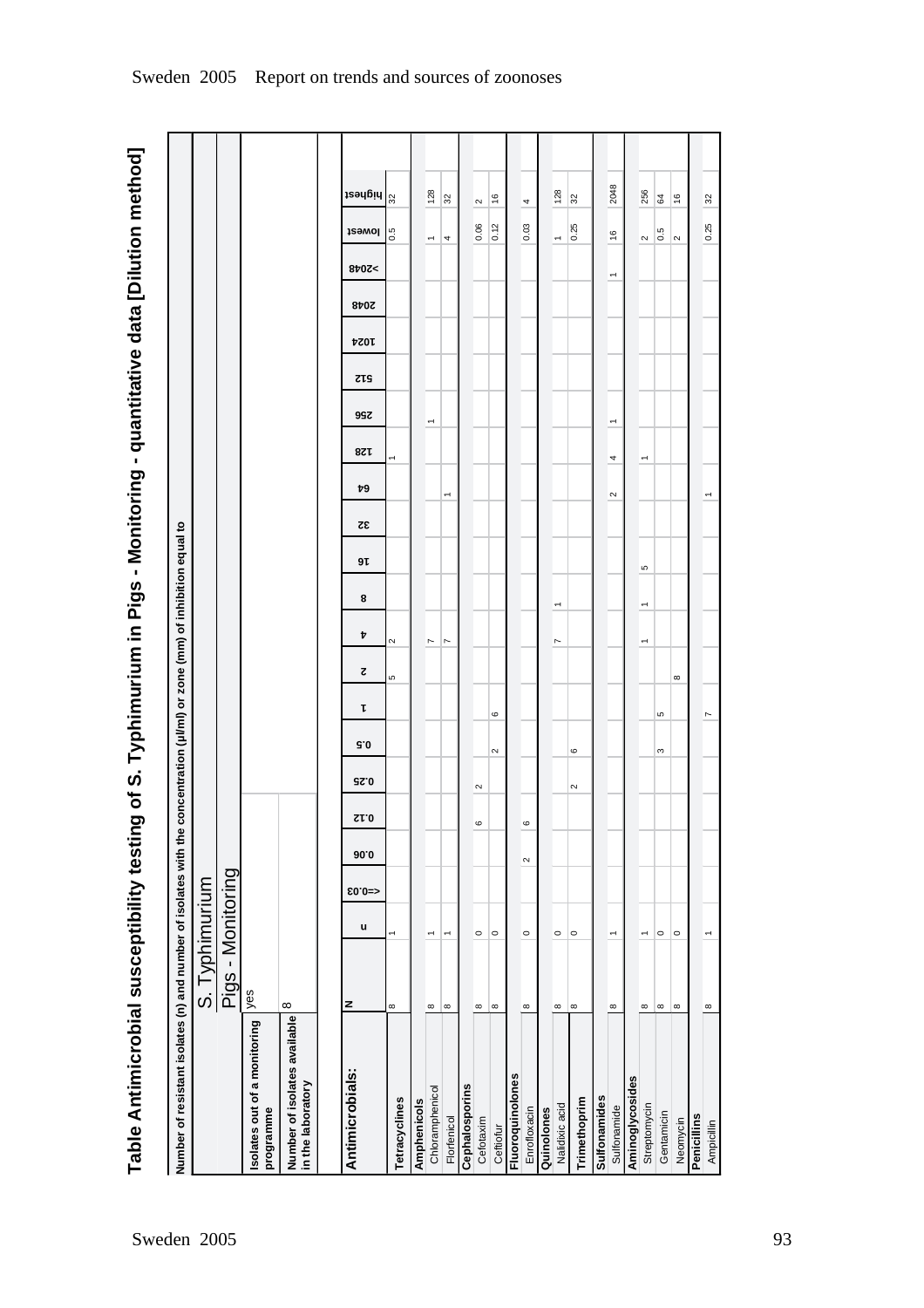# Table Antimicrobial susceptibility testing of S. Typhimurium in Pigs - Monitoring - quantitative data [Dilution method]

Number of resistant isolates (n) and number of isolates with the concentration (µl/ml) or zone (mm) of inhibition equal to

| | S. Typhimurium |
|---|---|
| | Pigs - Monitoring |
| Isolates out of a monitoring programme | yes |
| Number of isolates available in the laboratory | 8 |

| Antimicrobials: | N | n | <=0.03 | 0.06 | 0.12 | 0.25 | 0.5 | 1 | 2 | 4 | 8 | 16 | 32 | 64 | 128 | 256 | 512 | 1024 | 2048 | >2048 | lowest | highest |
|---|---|---|---|---|---|---|---|---|---|---|---|---|---|---|---|---|---|---|---|---|---|---|
| **Tetracyclines** | 8 | 1 | | | | | | | 5 | 2 | | | | | 1 | | | | | | 0.5 | 32 |
| **Amphenicols** | | | | | | | | | | | | | | | | | | | | | | |
| Chloramphenicol | 8 | 1 | | | | | | | | 7 | | | | | | 1 | | | | | 1 | 128 |
| Florfenicol | 8 | 1 | | | | | | | | 7 | | | | 1 | | | | | | | 4 | 32 |
| **Cephalosporins** | | | | | | | | | | | | | | | | | | | | | | |
| Cefotaxim | 8 | 0 | | | 6 | 2 | | | | | | | | | | | | | | | 0.06 | 2 |
| Ceftiofur | 8 | 0 | | | | | 2 | 6 | | | | | | | | | | | | | 0.12 | 16 |
| **Fluoroquinolones** | | | | | | | | | | | | | | | | | | | | | | |
| Enrofloxacin | 8 | 0 | | 2 | 6 | | | | | | | | | | | | | | | | 0.03 | 4 |
| **Quinolones** | | | | | | | | | | | | | | | | | | | | | | |
| Nalidixic acid | 8 | 0 | | | | | | | | 7 | 1 | | | | | | | | | | 1 | 128 |
| **Trimethoprim** | 8 | 0 | | | | 2 | 6 | | | | | | | | | | | | | | 0.25 | 32 |
| **Sulfonamides** | | | | | | | | | | | | | | | | | | | | | | |
| Sulfonamide | 8 | 1 | | | | | | | | | | | | 2 | 4 | 1 | | | | 1 | 16 | 2048 |
| **Aminoglycosides** | | | | | | | | | | | | | | | | | | | | | | |
| Streptomycin | 8 | 1 | | | | | | | | 1 | 1 | 5 | | | 1 | | | | | | 2 | 256 |
| Gentamicin | 8 | 0 | | | | | 3 | 5 | | | | | | | | | | | | | 0.5 | 64 |
| Neomycin | 8 | 0 | | | | | | | 8 | | | | | | | | | | | | 2 | 16 |
| **Penicillins** | | | | | | | | | | | | | | | | | | | | | | |
| Ampicillin | 8 | 1 | | | | | | 7 | | | | | | 1 | | | | | | | 0.25 | 32 |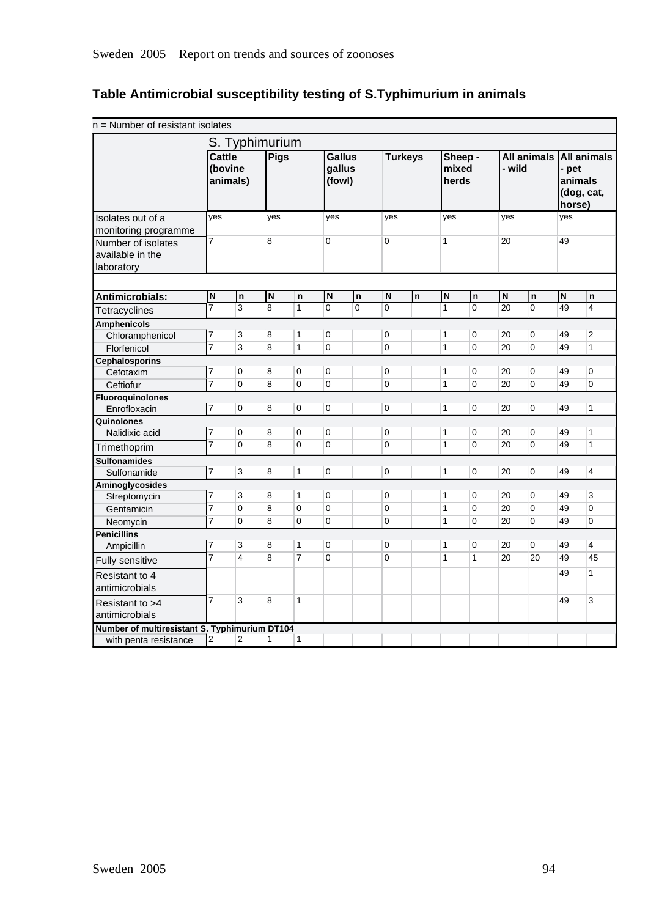## Table Antimicrobial susceptibility testing of S.Typhimurium in animals

n = Number of resistant isolates

| | S. Typhimurium | | | | | | | | | | | | | |
|---|---|---|---|---|---|---|---|---|---|---|---|---|---|---|
| | Cattle (bovine animals) | | Pigs | | Gallus gallus (fowl) | | Turkeys | | Sheep - mixed herds | | All animals - wild | | All animals - pet animals (dog, cat, horse) | |
| Isolates out of a monitoring programme | yes | | yes | | yes | | yes | | yes | | yes | | yes | |
| Number of isolates available in the laboratory | 7 | | 8 | | 0 | | 0 | | 1 | | 20 | | 49 | |
| **Antimicrobials:** | **N** | **n** | **N** | **n** | **N** | **n** | **N** | **n** | **N** | **n** | **N** | **n** | **N** | **n** |
| Tetracyclines | 7 | 3 | 8 | 1 | 0 | 0 | 0 | | 1 | 0 | 20 | 0 | 49 | 4 |
| **Amphenicols** | | | | | | | | | | | | | | |
| Chloramphenicol | 7 | 3 | 8 | 1 | 0 | | 0 | | 1 | 0 | 20 | 0 | 49 | 2 |
| Florfenicol | 7 | 3 | 8 | 1 | 0 | | 0 | | 1 | 0 | 20 | 0 | 49 | 1 |
| **Cephalosporins** | | | | | | | | | | | | | | |
| Cefotaxim | 7 | 0 | 8 | 0 | 0 | | 0 | | 1 | 0 | 20 | 0 | 49 | 0 |
| Ceftiofur | 7 | 0 | 8 | 0 | 0 | | 0 | | 1 | 0 | 20 | 0 | 49 | 0 |
| **Fluoroquinolones** | | | | | | | | | | | | | | |
| Enrofloxacin | 7 | 0 | 8 | 0 | 0 | | 0 | | 1 | 0 | 20 | 0 | 49 | 1 |
| **Quinolones** | | | | | | | | | | | | | | |
| Nalidixic acid | 7 | 0 | 8 | 0 | 0 | | 0 | | 1 | 0 | 20 | 0 | 49 | 1 |
| Trimethoprim | 7 | 0 | 8 | 0 | 0 | | 0 | | 1 | 0 | 20 | 0 | 49 | 1 |
| **Sulfonamides** | | | | | | | | | | | | | | |
| Sulfonamide | 7 | 3 | 8 | 1 | 0 | | 0 | | 1 | 0 | 20 | 0 | 49 | 4 |
| **Aminoglycosides** | | | | | | | | | | | | | | |
| Streptomycin | 7 | 3 | 8 | 1 | 0 | | 0 | | 1 | 0 | 20 | 0 | 49 | 3 |
| Gentamicin | 7 | 0 | 8 | 0 | 0 | | 0 | | 1 | 0 | 20 | 0 | 49 | 0 |
| Neomycin | 7 | 0 | 8 | 0 | 0 | | 0 | | 1 | 0 | 20 | 0 | 49 | 0 |
| **Penicillins** | | | | | | | | | | | | | | |
| Ampicillin | 7 | 3 | 8 | 1 | 0 | | 0 | | 1 | 0 | 20 | 0 | 49 | 4 |
| Fully sensitive | 7 | 4 | 8 | 7 | 0 | | 0 | | 1 | 1 | 20 | 20 | 49 | 45 |
| Resistant to 4 antimicrobials | | | | | | | | | | | | | 49 | 1 |
| Resistant to >4 antimicrobials | 7 | 3 | 8 | 1 | | | | | | | | | 49 | 3 |
| **Number of multiresistant S. Typhimurium DT104** | | | | | | | | | | | | | | |
| with penta resistance | 2 | 2 | 1 | 1 | | | | | | | | | | |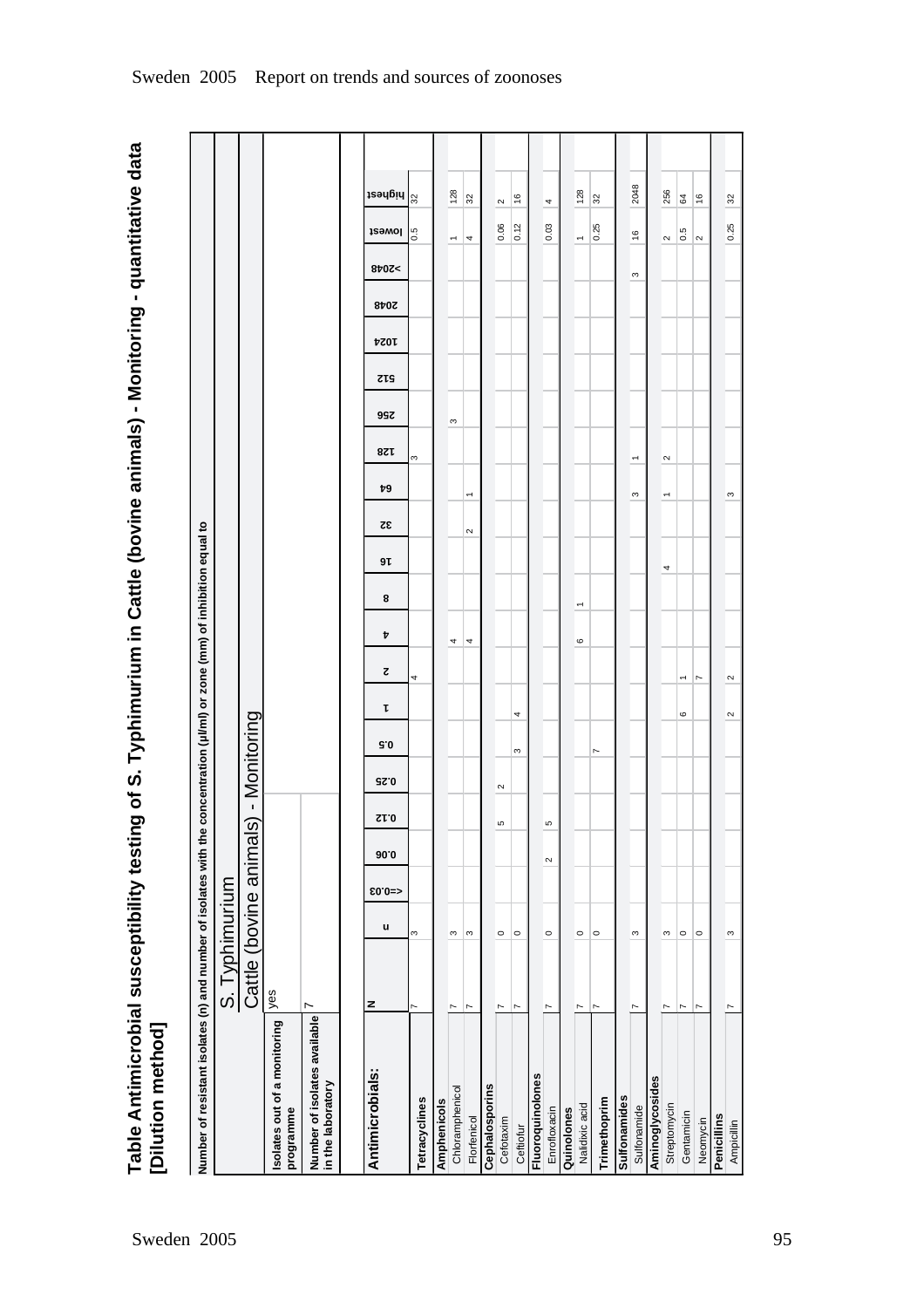# Table Antimicrobial susceptibility testing of S. Typhimurium in Cattle (bovine animals) - Monitoring - quantitative data [Dilution method]

Number of resistant isolates (n) and number of isolates with the concentration (µl/ml) or zone (mm) of inhibition equal to

| | S. Typhimurium |
|---|---|
| | Cattle (bovine animals) - Monitoring |
| Isolates out of a monitoring programme | yes |
| Number of isolates available in the laboratory | 7 |

| Antimicrobials: | N | n | <=0.03 | 0.06 | 0.12 | 0.25 | 0.5 | 1 | 2 | 4 | 8 | 16 | 32 | 64 | 128 | 256 | 512 | 1024 | 2048 | >2048 | lowest | highest |
|---|---|---|---|---|---|---|---|---|---|---|---|---|---|---|---|---|---|---|---|---|---|---|
| **Tetracyclines** | 7 | 3 | | | | | | | 4 | | | | | | 3 | | | | | | 0.5 | 32 |
| **Amphenicols** | | | | | | | | | | | | | | | | | | | | | | |
| Chloramphenicol | 7 | 3 | | | | | | | | 4 | | | | | | 3 | | | | | 1 | 128 |
| Florfenicol | 7 | 3 | | | | | | | | 4 | | | 2 | 1 | | | | | | | 4 | 32 |
| **Cephalosporins** | | | | | | | | | | | | | | | | | | | | | | |
| Cefotaxim | 7 | 0 | | | 5 | 2 | | | | | | | | | | | | | | | 0.06 | 2 |
| Ceftiofur | 7 | 0 | | | | | 3 | 4 | | | | | | | | | | | | | 0.12 | 16 |
| **Fluoroquinolones** | | | | | | | | | | | | | | | | | | | | | | |
| Enrofloxacin | 7 | 0 | | 2 | 5 | | | | | | | | | | | | | | | | 0.03 | 4 |
| **Quinolones** | | | | | | | | | | | | | | | | | | | | | | |
| Nalidixic acid | 7 | 0 | | | | | | | | 6 | 1 | | | | | | | | | | 1 | 128 |
| **Trimethoprim** | 7 | 0 | | | | | 7 | | | | | | | | | | | | | | 0.25 | 32 |
| **Sulfonamides** | | | | | | | | | | | | | | | | | | | | | | |
| Sulfonamide | 7 | 3 | | | | | | | | | | | | 3 | 1 | | | | | 3 | 16 | 2048 |
| **Aminoglycosides** | | | | | | | | | | | | | | | | | | | | | | |
| Streptomycin | 7 | 3 | | | | | | | | | | 4 | | 1 | 2 | | | | | | 2 | 256 |
| Gentamicin | 7 | 0 | | | | | | 6 | 1 | | | | | | | | | | | | 0.5 | 64 |
| Neomycin | 7 | 0 | | | | | | | 7 | | | | | | | | | | | | 2 | 16 |
| **Penicillins** | | | | | | | | | | | | | | | | | | | | | | |
| Ampicillin | 7 | 3 | | | | | | 2 | 2 | | | | | 3 | | | | | | | 0.25 | 32 |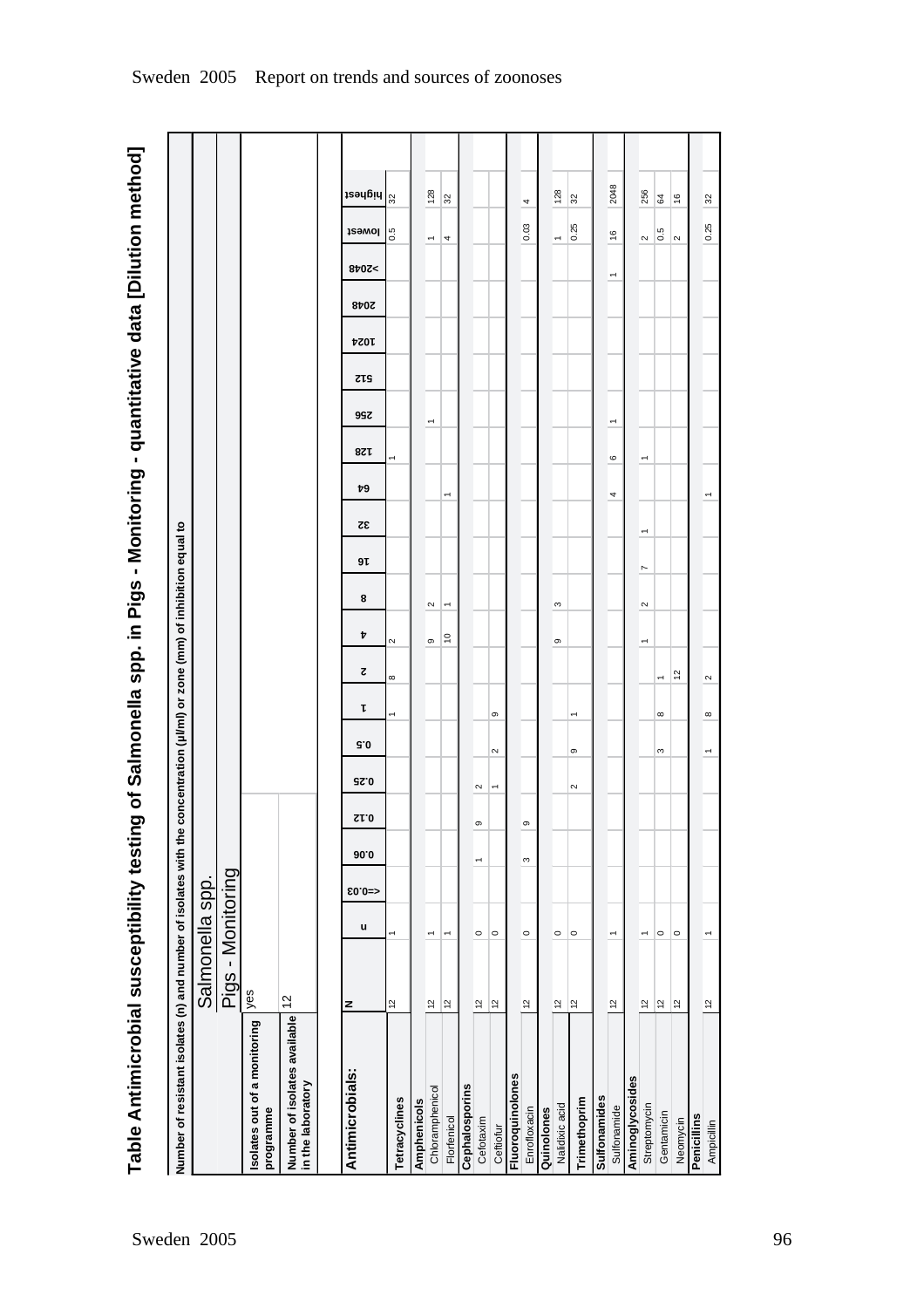# Table Antimicrobial susceptibility testing of Salmonella spp. in Pigs - Monitoring - quantitative data [Dilution method]

Number of resistant isolates (n) and number of isolates with the concentration (µl/ml) or zone (mm) of inhibition equal to

| | Salmonella spp. |
|---|---|
| | Pigs - Monitoring |
| Isolates out of a monitoring programme | yes |
| Number of isolates available in the laboratory | 12 |

| Antimicrobials: | N | n | <=0.03 | 0.06 | 0.12 | 0.25 | 0.5 | 1 | 2 | 4 | 8 | 16 | 32 | 64 | 128 | 256 | 512 | 1024 | 2048 | >2048 | lowest | highest |
|---|---|---|---|---|---|---|---|---|---|---|---|---|---|---|---|---|---|---|---|---|---|---|
| **Tetracyclines** | 12 | 1 | | | | | | 1 | 8 | 2 | | | | | 1 | | | | | | 0.5 | 32 |
| **Amphenicols** | | | | | | | | | | | | | | | | | | | | | | |
| Chloramphenicol | 12 | 1 | | | | | | | | 9 | 2 | | | | | 1 | | | | | 1 | 128 |
| Florfenicol | 12 | 1 | | | | | | | | 10 | 1 | | | 1 | | | | | | | 4 | 32 |
| **Cephalosporins** | | | | | | | | | | | | | | | | | | | | | | |
| Cefotaxim | 12 | 0 | | 1 | 9 | 2 | | | | | | | | | | | | | | | | |
| Ceftiofur | 12 | 0 | | | | 1 | 2 | 9 | | | | | | | | | | | | | | |
| **Fluoroquinolones** | | | | | | | | | | | | | | | | | | | | | | |
| Enrofloxacin | 12 | 0 | | 3 | 9 | | | | | | | | | | | | | | | | 0.03 | 4 |
| **Quinolones** | | | | | | | | | | | | | | | | | | | | | | |
| Nalidixic acid | 12 | 0 | | | | | | | | 9 | 3 | | | | | | | | | | 1 | 128 |
| **Trimethoprim** | 12 | 0 | | | | 2 | 9 | 1 | | | | | | | | | | | | | 0.25 | 32 |
| **Sulfonamides** | | | | | | | | | | | | | | | | | | | | | | |
| Sulfonamide | 12 | 1 | | | | | | | | | | | | 4 | 6 | 1 | | | | 1 | 16 | 2048 |
| **Aminoglycosides** | | | | | | | | | | | | | | | | | | | | | | |
| Streptomycin | 12 | 1 | | | | | | | | 1 | 2 | 7 | 1 | | 1 | | | | | | 2 | 256 |
| Gentamicin | 12 | 0 | | | | | 3 | 8 | 1 | | | | | | | | | | | | 0.5 | 64 |
| Neomycin | 12 | 0 | | | | | | | 12 | | | | | | | | | | | | 2 | 16 |
| **Penicillins** | | | | | | | | | | | | | | | | | | | | | | |
| Ampicillin | 12 | 1 | | | | | 1 | 8 | 2 | | | | | 1 | | | | | | | 0.25 | 32 |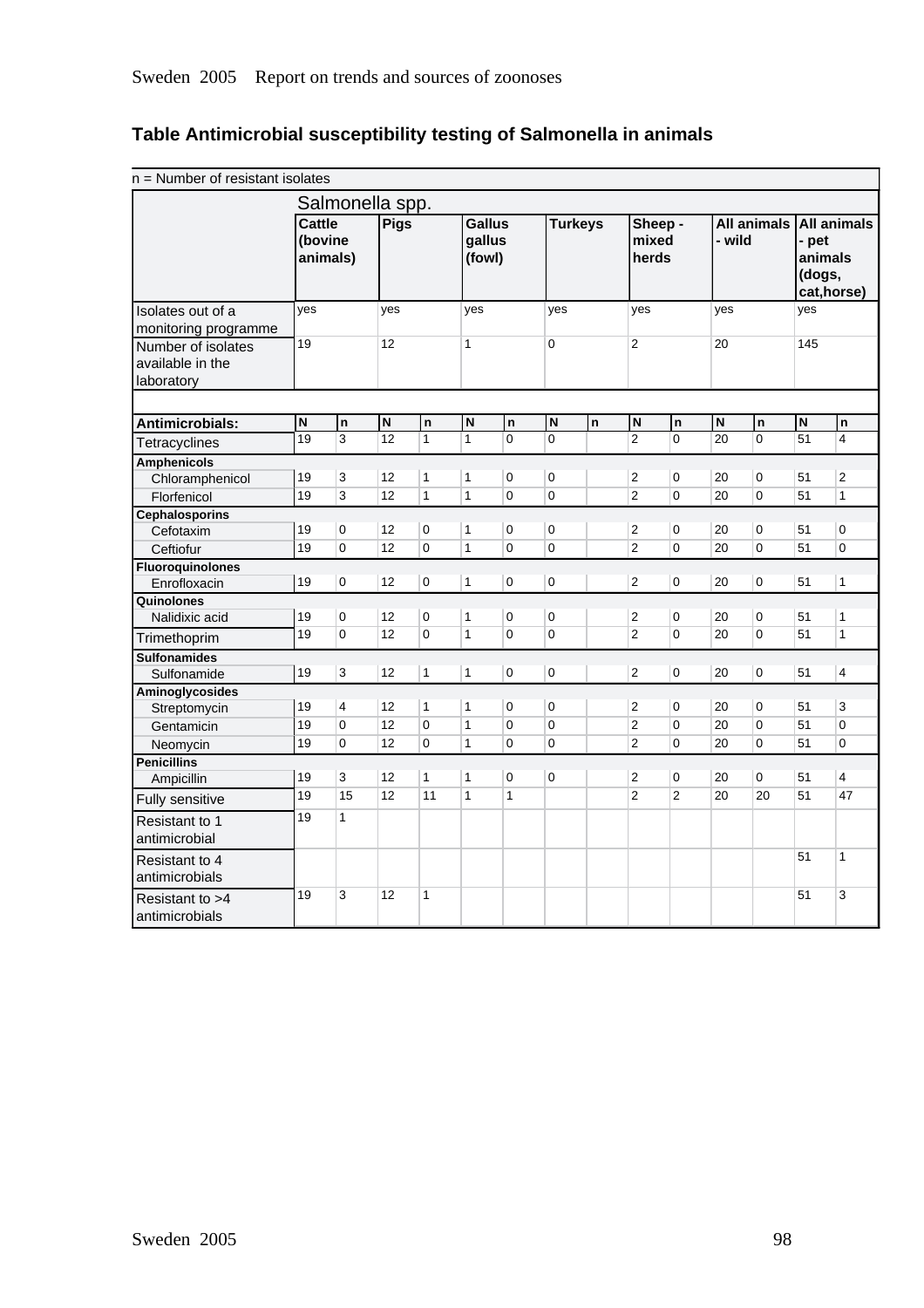## Table Antimicrobial susceptibility testing of Salmonella in animals

n = Number of resistant isolates

| | Salmonella spp. | | | | | | | | | | | | | |
|---|---|---|---|---|---|---|---|---|---|---|---|---|---|---|
| | **Cattle (bovine animals)** | | **Pigs** | | **Gallus gallus (fowl)** | | **Turkeys** | | **Sheep - mixed herds** | | **All animals - wild** | | **All animals - pet animals (dogs, cat,horse)** | |
| Isolates out of a monitoring programme | yes | | yes | | yes | | yes | | yes | | yes | | yes | |
| Number of isolates available in the laboratory | 19 | | 12 | | 1 | | 0 | | 2 | | 20 | | 145 | |
| **Antimicrobials:** | **N** | **n** | **N** | **n** | **N** | **n** | **N** | **n** | **N** | **n** | **N** | **n** | **N** | **n** |
| Tetracyclines | 19 | 3 | 12 | 1 | 1 | 0 | 0 | | 2 | 0 | 20 | 0 | 51 | 4 |
| **Amphenicols** | | | | | | | | | | | | | | |
| Chloramphenicol | 19 | 3 | 12 | 1 | 1 | 0 | 0 | | 2 | 0 | 20 | 0 | 51 | 2 |
| Florfenicol | 19 | 3 | 12 | 1 | 1 | 0 | 0 | | 2 | 0 | 20 | 0 | 51 | 1 |
| **Cephalosporins** | | | | | | | | | | | | | | |
| Cefotaxim | 19 | 0 | 12 | 0 | 1 | 0 | 0 | | 2 | 0 | 20 | 0 | 51 | 0 |
| Ceftiofur | 19 | 0 | 12 | 0 | 1 | 0 | 0 | | 2 | 0 | 20 | 0 | 51 | 0 |
| **Fluoroquinolones** | | | | | | | | | | | | | | |
| Enrofloxacin | 19 | 0 | 12 | 0 | 1 | 0 | 0 | | 2 | 0 | 20 | 0 | 51 | 1 |
| **Quinolones** | | | | | | | | | | | | | | |
| Nalidixic acid | 19 | 0 | 12 | 0 | 1 | 0 | 0 | | 2 | 0 | 20 | 0 | 51 | 1 |
| Trimethoprim | 19 | 0 | 12 | 0 | 1 | 0 | 0 | | 2 | 0 | 20 | 0 | 51 | 1 |
| **Sulfonamides** | | | | | | | | | | | | | | |
| Sulfonamide | 19 | 3 | 12 | 1 | 1 | 0 | 0 | | 2 | 0 | 20 | 0 | 51 | 4 |
| **Aminoglycosides** | | | | | | | | | | | | | | |
| Streptomycin | 19 | 4 | 12 | 1 | 1 | 0 | 0 | | 2 | 0 | 20 | 0 | 51 | 3 |
| Gentamicin | 19 | 0 | 12 | 0 | 1 | 0 | 0 | | 2 | 0 | 20 | 0 | 51 | 0 |
| Neomycin | 19 | 0 | 12 | 0 | 1 | 0 | 0 | | 2 | 0 | 20 | 0 | 51 | 0 |
| **Penicillins** | | | | | | | | | | | | | | |
| Ampicillin | 19 | 3 | 12 | 1 | 1 | 0 | 0 | | 2 | 0 | 20 | 0 | 51 | 4 |
| Fully sensitive | 19 | 15 | 12 | 11 | 1 | 1 | | | 2 | 2 | 20 | 20 | 51 | 47 |
| Resistant to 1 antimicrobial | 19 | 1 | | | | | | | | | | | | |
| Resistant to 4 antimicrobials | | | | | | | | | | | | | 51 | 1 |
| Resistant to >4 antimicrobials | 19 | 3 | 12 | 1 | | | | | | | | | 51 | 3 |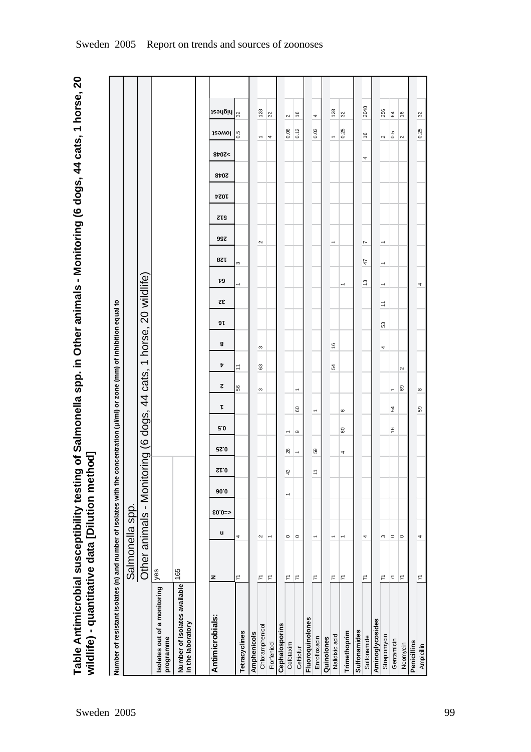# Table Antimicrobial susceptibility testing of Salmonella spp. in Other animals - Monitoring (6 dogs, 44 cats, 1 horse, 20 wildlife) - quantitative data [Dilution method]

Number of resistant isolates (n) and number of isolates with the concentration (µl/ml) or zone (mm) of inhibition equal to

| | Salmonella spp. |
|---|---|
| | Other animals - Monitoring (6 dogs, 44 cats, 1 horse, 20 wildlife) |
| Isolates out of a monitoring programme | yes |
| Number of isolates available in the laboratory | 165 |

| Antimicrobials: | N | n | <=0.03 | 0.06 | 0.12 | 0.25 | 0.5 | 1 | 2 | 4 | 8 | 16 | 32 | 64 | 128 | 256 | 512 | 1024 | 2048 | >2048 | lowest | highest |
|---|---|---|---|---|---|---|---|---|---|---|---|---|---|---|---|---|---|---|---|---|---|---|
| **Tetracyclines** | 71 | 4 | | | | | | | 56 | 11 | | | | 1 | 3 | | | | | | 0.5 | 32 |
| **Amphenicols** | | | | | | | | | | | | | | | | | | | | | | |
| Chloramphenicol | 71 | 2 | | | | | | | 3 | 63 | 3 | | | | | 2 | | | | | 1 | 128 |
| Florfenicol | 71 | 1 | | | | | | | | | | | | | | | | | | | 4 | 32 |
| **Cephalosporins** | | | | | | | | | | | | | | | | | | | | | | |
| Cefotaxim | 71 | 0 | | 1 | 43 | 26 | 1 | | | | | | | | | | | | | | 0.06 | 2 |
| Ceftiofur | 71 | 0 | | | | 1 | 9 | 60 | 1 | | | | | | | | | | | | 0.12 | 16 |
| **Fluoroquinolones** | | | | | | | | | | | | | | | | | | | | | | |
| Enrofloxacin | 71 | 1 | | | 11 | 59 | | 1 | | | | | | | | | | | | | 0.03 | 4 |
| **Quinolones** | | | | | | | | | | | | | | | | | | | | | | |
| Nalidixic acid | 71 | 1 | | | | | | | | 54 | 16 | | | | | 1 | | | | | 1 | 128 |
| **Trimethoprim** | 71 | 1 | | | | 4 | 60 | 6 | | | | | | 1 | | | | | | | 0.25 | 32 |
| **Sulfonamides** | | | | | | | | | | | | | | | | | | | | | | |
| Sulfonamide | 71 | 4 | | | | | | | | | | | | 13 | 47 | 7 | | | | 4 | 16 | 2048 |
| **Aminoglycosides** | | | | | | | | | | | | | | | | | | | | | | |
| Streptomycin | 71 | 3 | | | | | | | | | 4 | 53 | 11 | 1 | 1 | 1 | | | | | 2 | 256 |
| Gentamicin | 71 | 0 | | | | | 16 | 54 | 1 | | | | | | | | | | | | 0.5 | 64 |
| Neomycin | 71 | 0 | | | | | | | 69 | 2 | | | | | | | | | | | 2 | 16 |
| **Penicillins** | | | | | | | | | | | | | | | | | | | | | | |
| Ampicillin | 71 | 4 | | | | | | 59 | 8 | | | | | 4 | | | | | | | 0.25 | 32 |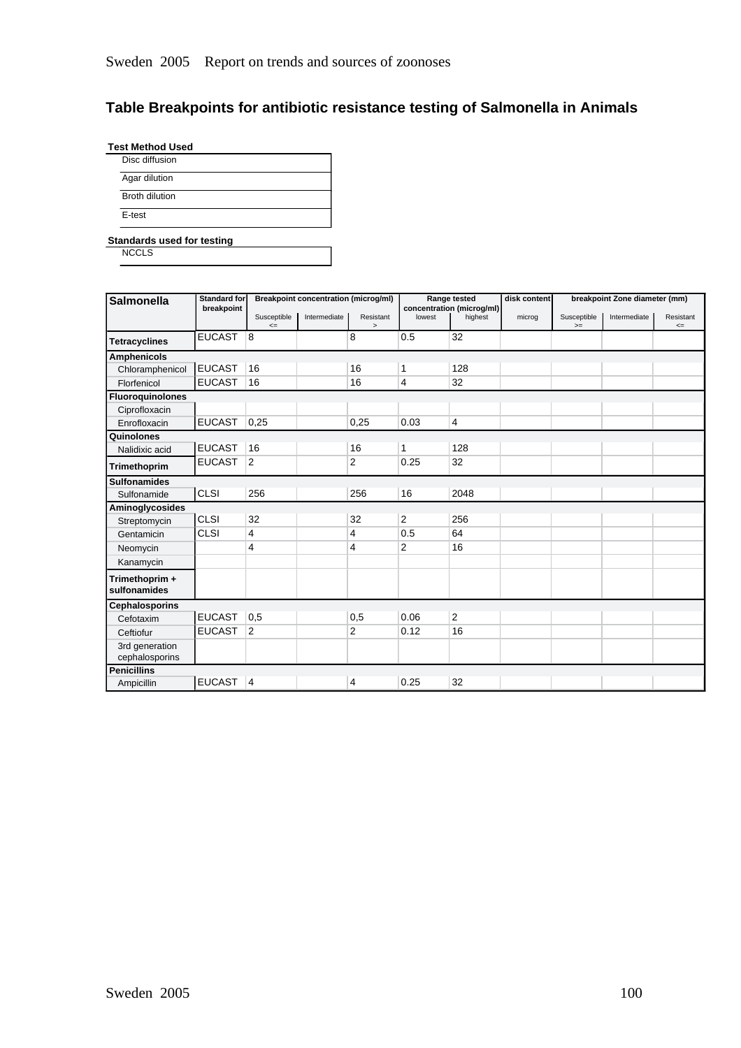## Table Breakpoints for antibiotic resistance testing of Salmonella in Animals

**Test Method Used**

| |
|---|
| Disc diffusion |
| Agar dilution |
| Broth dilution |
| E-test |

**Standards used for testing**

| |
|---|
| NCCLS |

| Salmonella | Standard for breakpoint | Breakpoint concentration (microg/ml) | | | Range tested concentration (microg/ml) | | disk content | breakpoint Zone diameter (mm) | | |
|---|---|---|---|---|---|---|---|---|---|---|
| | | Susceptible <= | Intermediate | Resistant > | lowest | highest | microg | Susceptible >= | Intermediate | Resistant <= |
| **Tetracyclines** | EUCAST | 8 | | 8 | 0.5 | 32 | | | | |
| **Amphenicols** | | | | | | | | | | |
| Chloramphenicol | EUCAST | 16 | | 16 | 1 | 128 | | | | |
| Florfenicol | EUCAST | 16 | | 16 | 4 | 32 | | | | |
| **Fluoroquinolones** | | | | | | | | | | |
| Ciprofloxacin | | | | | | | | | | |
| Enrofloxacin | EUCAST | 0,25 | | 0,25 | 0.03 | 4 | | | | |
| **Quinolones** | | | | | | | | | | |
| Nalidixic acid | EUCAST | 16 | | 16 | 1 | 128 | | | | |
| **Trimethoprim** | EUCAST | 2 | | 2 | 0.25 | 32 | | | | |
| **Sulfonamides** | | | | | | | | | | |
| Sulfonamide | CLSI | 256 | | 256 | 16 | 2048 | | | | |
| **Aminoglycosides** | | | | | | | | | | |
| Streptomycin | CLSI | 32 | | 32 | 2 | 256 | | | | |
| Gentamicin | CLSI | 4 | | 4 | 0.5 | 64 | | | | |
| Neomycin | | 4 | | 4 | 2 | 16 | | | | |
| Kanamycin | | | | | | | | | | |
| **Trimethoprim + sulfonamides** | | | | | | | | | | |
| **Cephalosporins** | | | | | | | | | | |
| Cefotaxim | EUCAST | 0,5 | | 0,5 | 0.06 | 2 | | | | |
| Ceftiofur | EUCAST | 2 | | 2 | 0.12 | 16 | | | | |
| 3rd generation cephalosporins | | | | | | | | | | |
| **Penicillins** | | | | | | | | | | |
| Ampicillin | EUCAST | 4 | | 4 | 0.25 | 32 | | | | |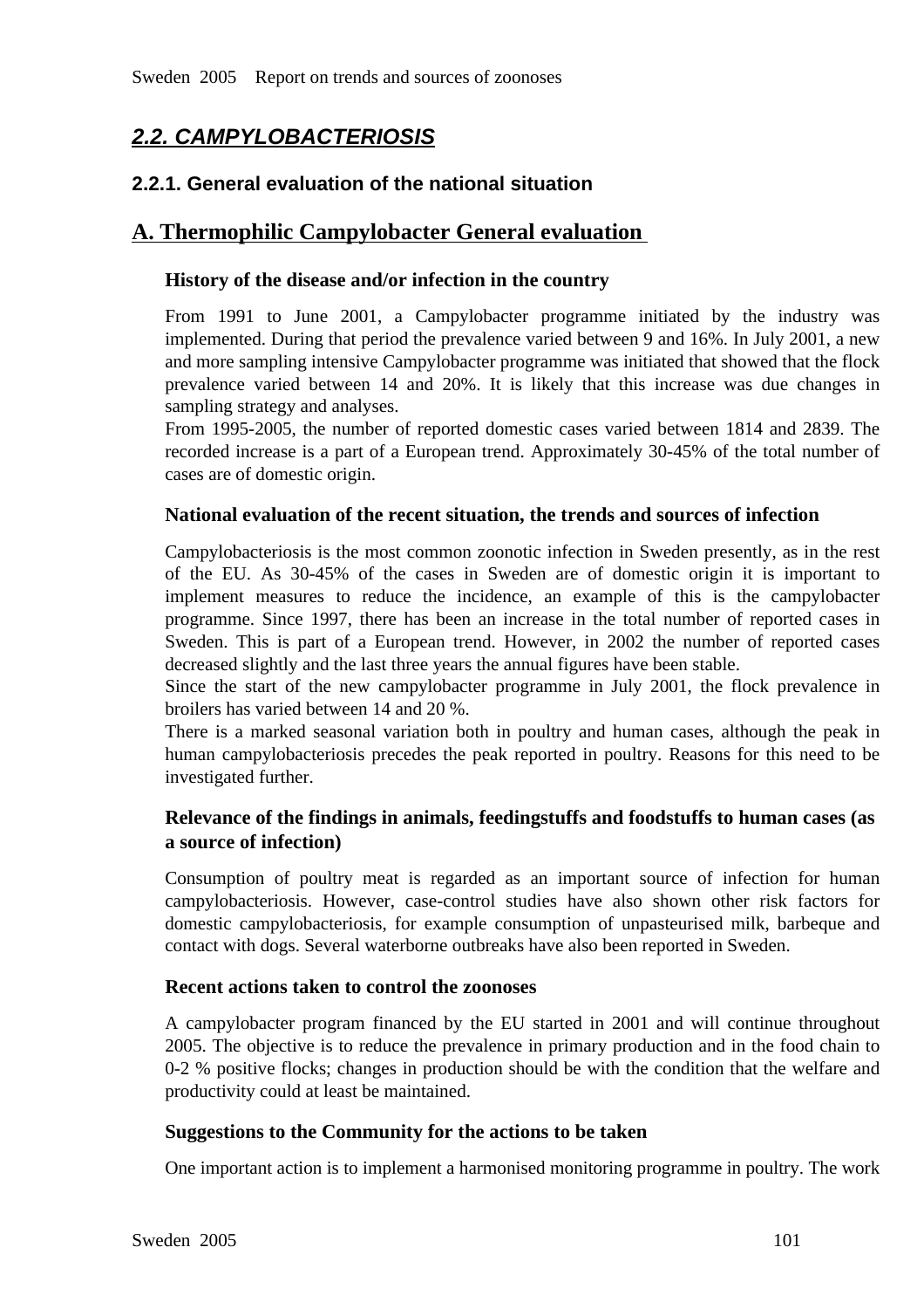## *2.2. CAMPYLOBACTERIOSIS*

### 2.2.1. General evaluation of the national situation

## A. Thermophilic Campylobacter General evaluation

#### History of the disease and/or infection in the country

From 1991 to June 2001, a Campylobacter programme initiated by the industry was implemented. During that period the prevalence varied between 9 and 16%. In July 2001, a new and more sampling intensive Campylobacter programme was initiated that showed that the flock prevalence varied between 14 and 20%. It is likely that this increase was due changes in sampling strategy and analyses.
From 1995-2005, the number of reported domestic cases varied between 1814 and 2839. The recorded increase is a part of a European trend. Approximately 30-45% of the total number of cases are of domestic origin.

#### National evaluation of the recent situation, the trends and sources of infection

Campylobacteriosis is the most common zoonotic infection in Sweden presently, as in the rest of the EU. As 30-45% of the cases in Sweden are of domestic origin it is important to implement measures to reduce the incidence, an example of this is the campylobacter programme. Since 1997, there has been an increase in the total number of reported cases in Sweden. This is part of a European trend. However, in 2002 the number of reported cases decreased slightly and the last three years the annual figures have been stable.
Since the start of the new campylobacter programme in July 2001, the flock prevalence in broilers has varied between 14 and 20 %.
There is a marked seasonal variation both in poultry and human cases, although the peak in human campylobacteriosis precedes the peak reported in poultry. Reasons for this need to be investigated further.

#### Relevance of the findings in animals, feedingstuffs and foodstuffs to human cases (as a source of infection)

Consumption of poultry meat is regarded as an important source of infection for human campylobacteriosis. However, case-control studies have also shown other risk factors for domestic campylobacteriosis, for example consumption of unpasteurised milk, barbeque and contact with dogs. Several waterborne outbreaks have also been reported in Sweden.

#### Recent actions taken to control the zoonoses

A campylobacter program financed by the EU started in 2001 and will continue throughout 2005. The objective is to reduce the prevalence in primary production and in the food chain to 0-2 % positive flocks; changes in production should be with the condition that the welfare and productivity could at least be maintained.

#### Suggestions to the Community for the actions to be taken

One important action is to implement a harmonised monitoring programme in poultry. The work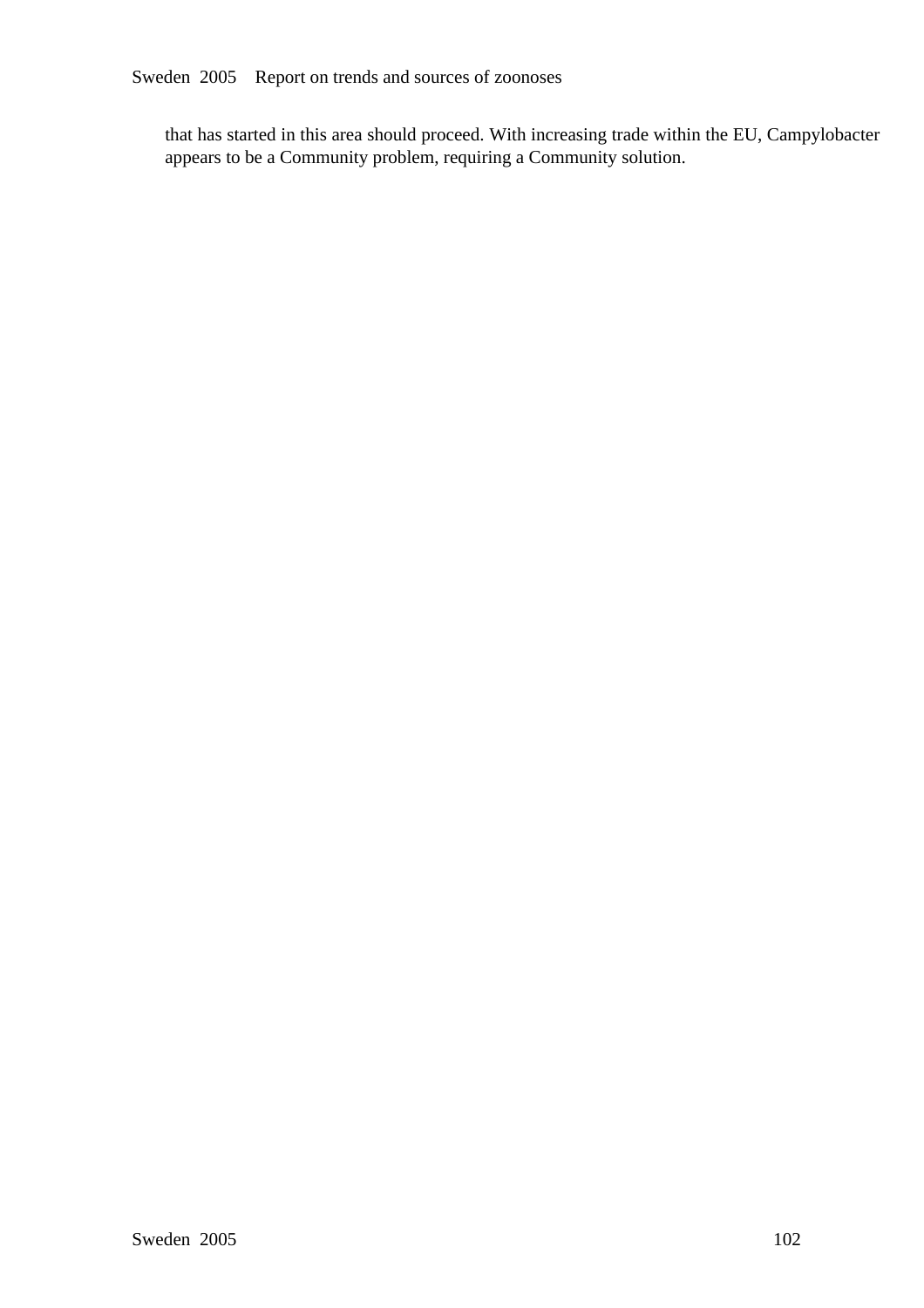that has started in this area should proceed. With increasing trade within the EU, Campylobacter appears to be a Community problem, requiring a Community solution.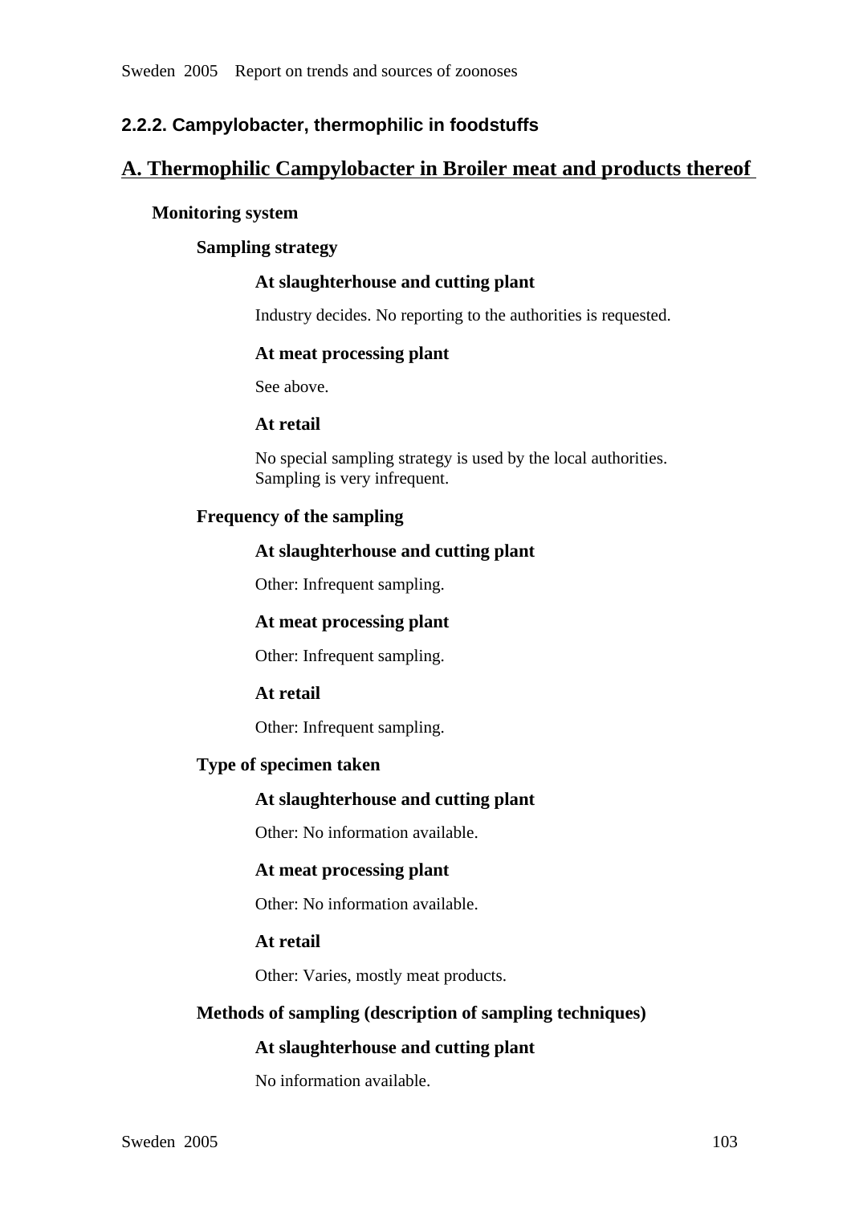### 2.2.2. Campylobacter, thermophilic in foodstuffs

## A. Thermophilic Campylobacter in Broiler meat and products thereof

**Monitoring system**

**Sampling strategy**

**At slaughterhouse and cutting plant**

Industry decides. No reporting to the authorities is requested.

**At meat processing plant**

See above.

**At retail**

No special sampling strategy is used by the local authorities.
Sampling is very infrequent.

**Frequency of the sampling**

**At slaughterhouse and cutting plant**

Other: Infrequent sampling.

**At meat processing plant**

Other: Infrequent sampling.

**At retail**

Other: Infrequent sampling.

**Type of specimen taken**

**At slaughterhouse and cutting plant**

Other: No information available.

**At meat processing plant**

Other: No information available.

**At retail**

Other: Varies, mostly meat products.

**Methods of sampling (description of sampling techniques)**

**At slaughterhouse and cutting plant**

No information available.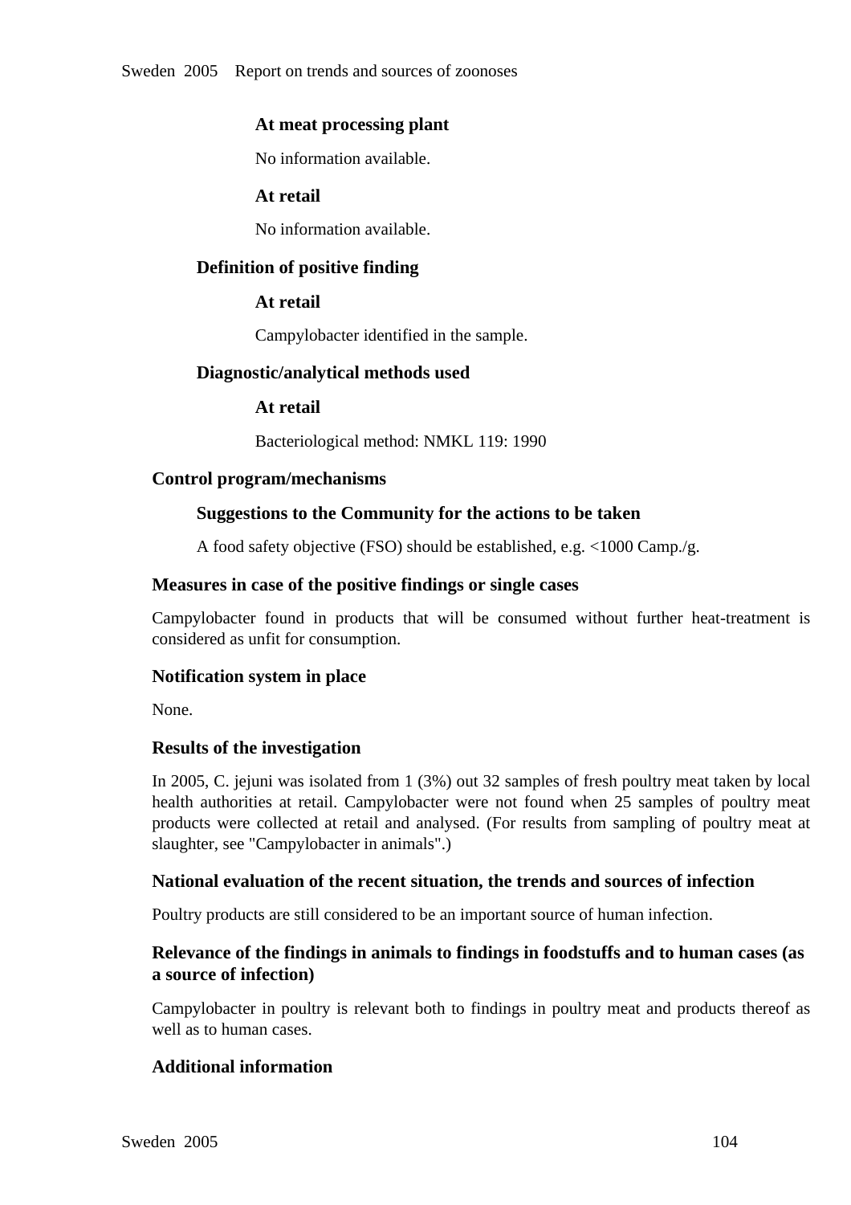#### At meat processing plant

No information available.

#### At retail

No information available.

### Definition of positive finding

#### At retail

Campylobacter identified in the sample.

### Diagnostic/analytical methods used

#### At retail

Bacteriological method: NMKL 119: 1990

## Control program/mechanisms

### Suggestions to the Community for the actions to be taken

A food safety objective (FSO) should be established, e.g. <1000 Camp./g.

## Measures in case of the positive findings or single cases

Campylobacter found in products that will be consumed without further heat-treatment is considered as unfit for consumption.

## Notification system in place

None.

## Results of the investigation

In 2005, C. jejuni was isolated from 1 (3%) out 32 samples of fresh poultry meat taken by local health authorities at retail. Campylobacter were not found when 25 samples of poultry meat products were collected at retail and analysed. (For results from sampling of poultry meat at slaughter, see "Campylobacter in animals".)

## National evaluation of the recent situation, the trends and sources of infection

Poultry products are still considered to be an important source of human infection.

## Relevance of the findings in animals to findings in foodstuffs and to human cases (as a source of infection)

Campylobacter in poultry is relevant both to findings in poultry meat and products thereof as well as to human cases.

## Additional information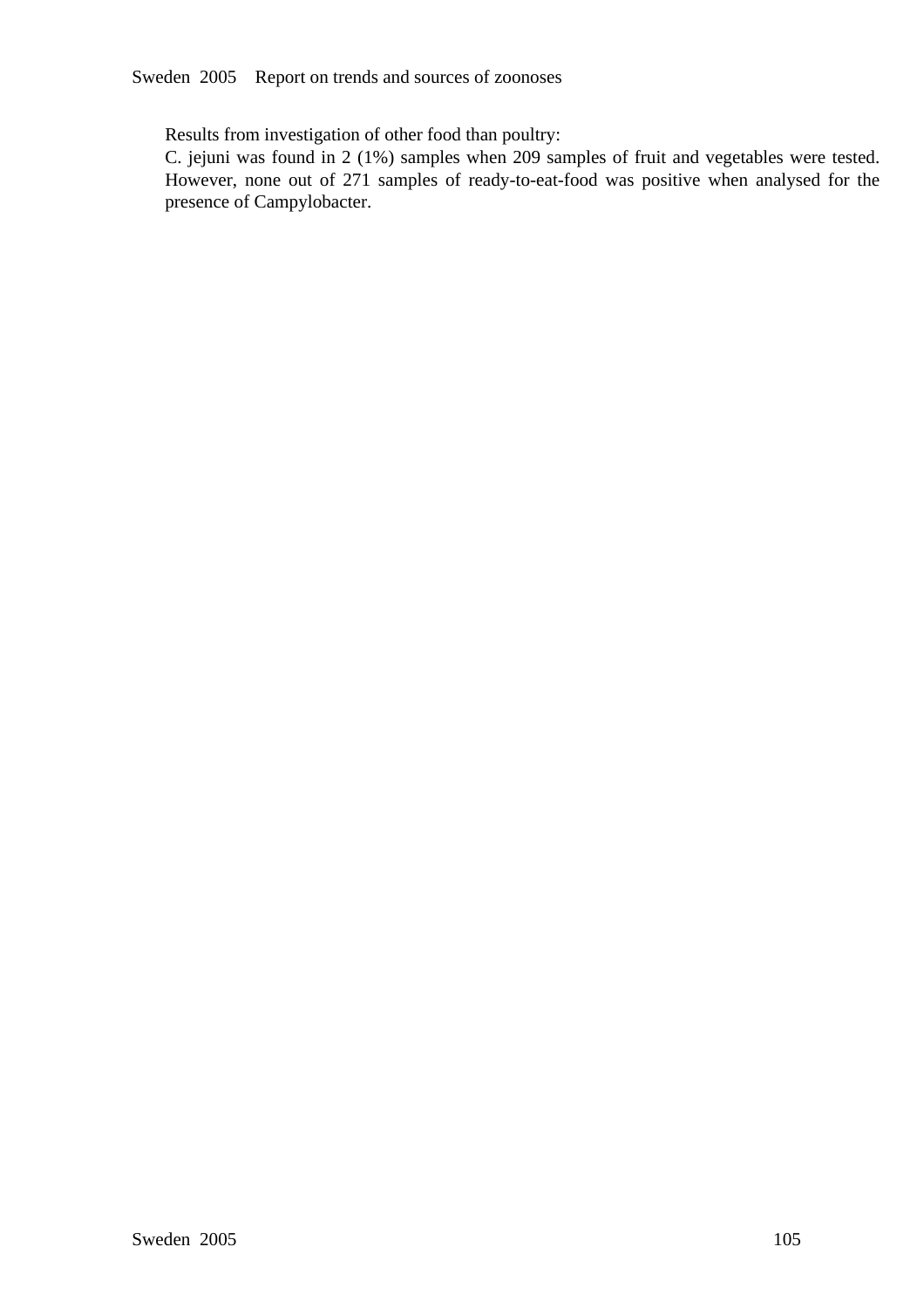Results from investigation of other food than poultry:

C. jejuni was found in 2 (1%) samples when 209 samples of fruit and vegetables were tested. However, none out of 271 samples of ready-to-eat-food was positive when analysed for the presence of Campylobacter.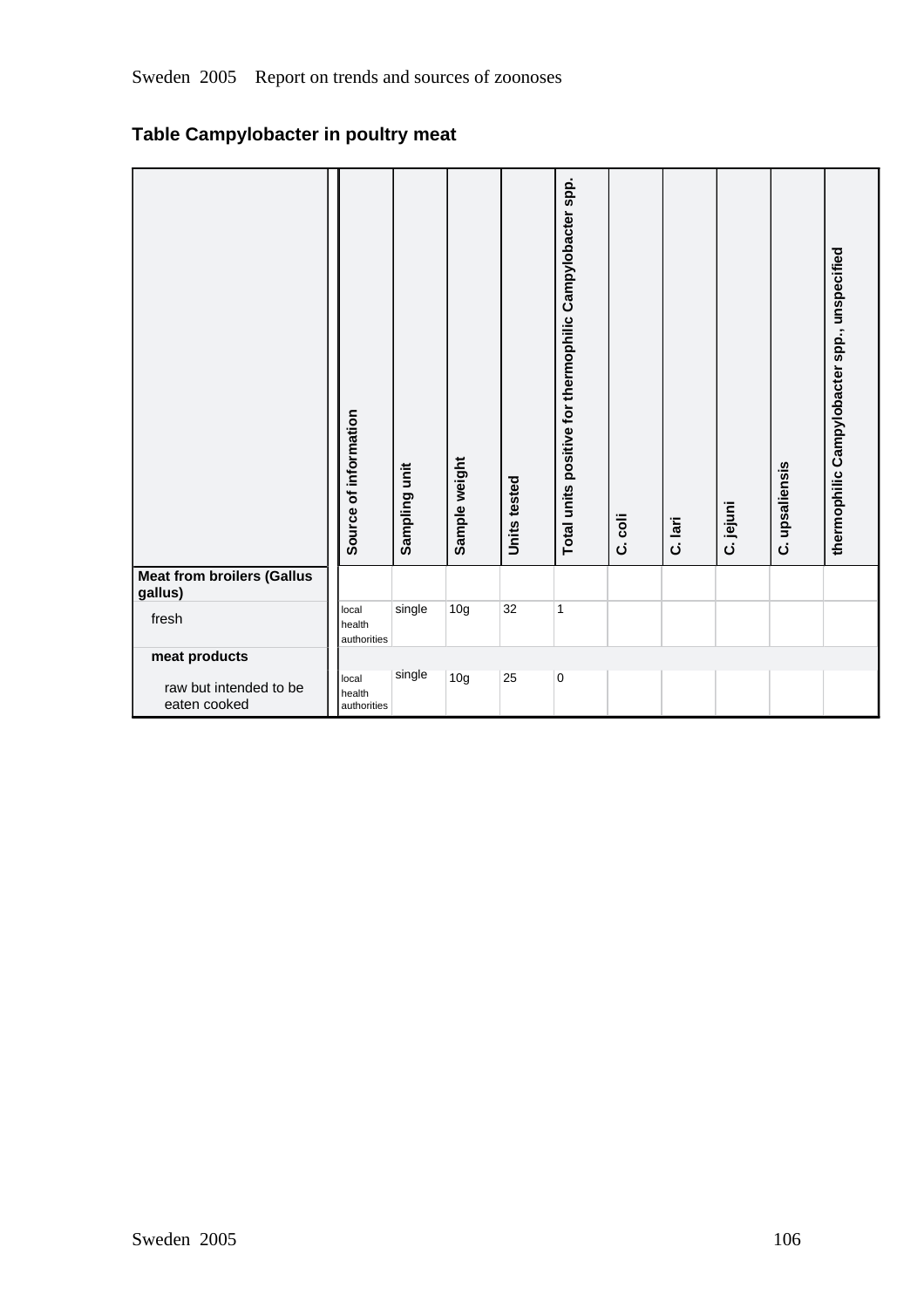## Table Campylobacter in poultry meat

| | Source of information | Sampling unit | Sample weight | Units tested | Total units positive for thermophilic Campylobacter spp. | C. coli | C. lari | C. jejuni | C. upsaliensis | thermophilic Campylobacter spp., unspecified |
|---|---|---|---|---|---|---|---|---|---|---|
| **Meat from broilers (Gallus gallus)** | | | | | | | | | | |
| fresh | local health authorities | single | 10g | 32 | 1 | | | | | |
| **meat products** | | | | | | | | | | |
| raw but intended to be eaten cooked | local health authorities | single | 10g | 25 | 0 | | | | | |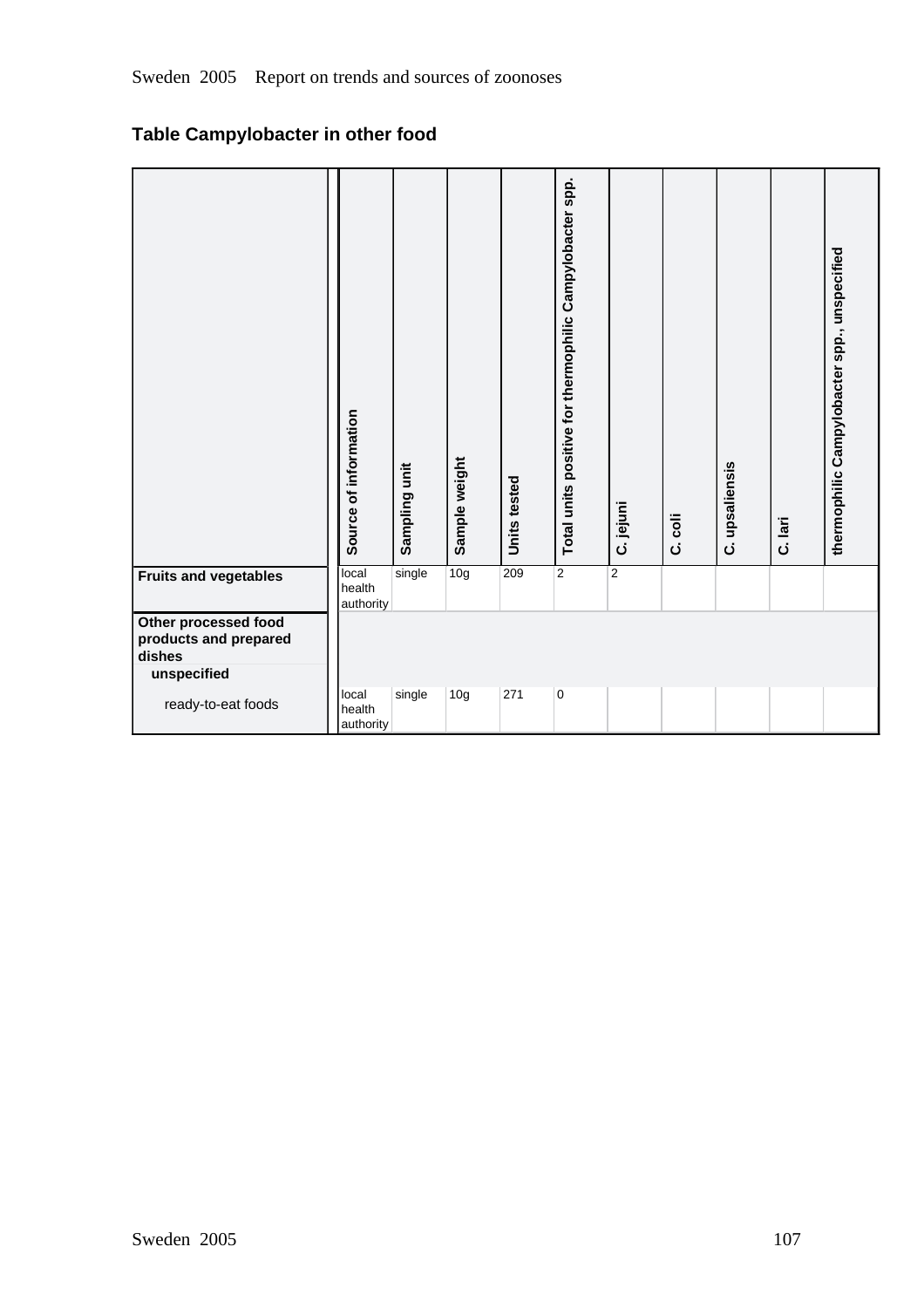## Table Campylobacter in other food

| | Source of information | Sampling unit | Sample weight | Units tested | Total units positive for thermophilic Campylobacter spp. | C. jejuni | C. coli | C. upsaliensis | C. lari | thermophilic Campylobacter spp., unspecified |
|---|---|---|---|---|---|---|---|---|---|---|
| **Fruits and vegetables** | local health authority | single | 10g | 209 | 2 | 2 | | | | |
| **Other processed food products and prepared dishes** | | | | | | | | | | |
| **unspecified** | | | | | | | | | | |
| ready-to-eat foods | local health authority | single | 10g | 271 | 0 | | | | | |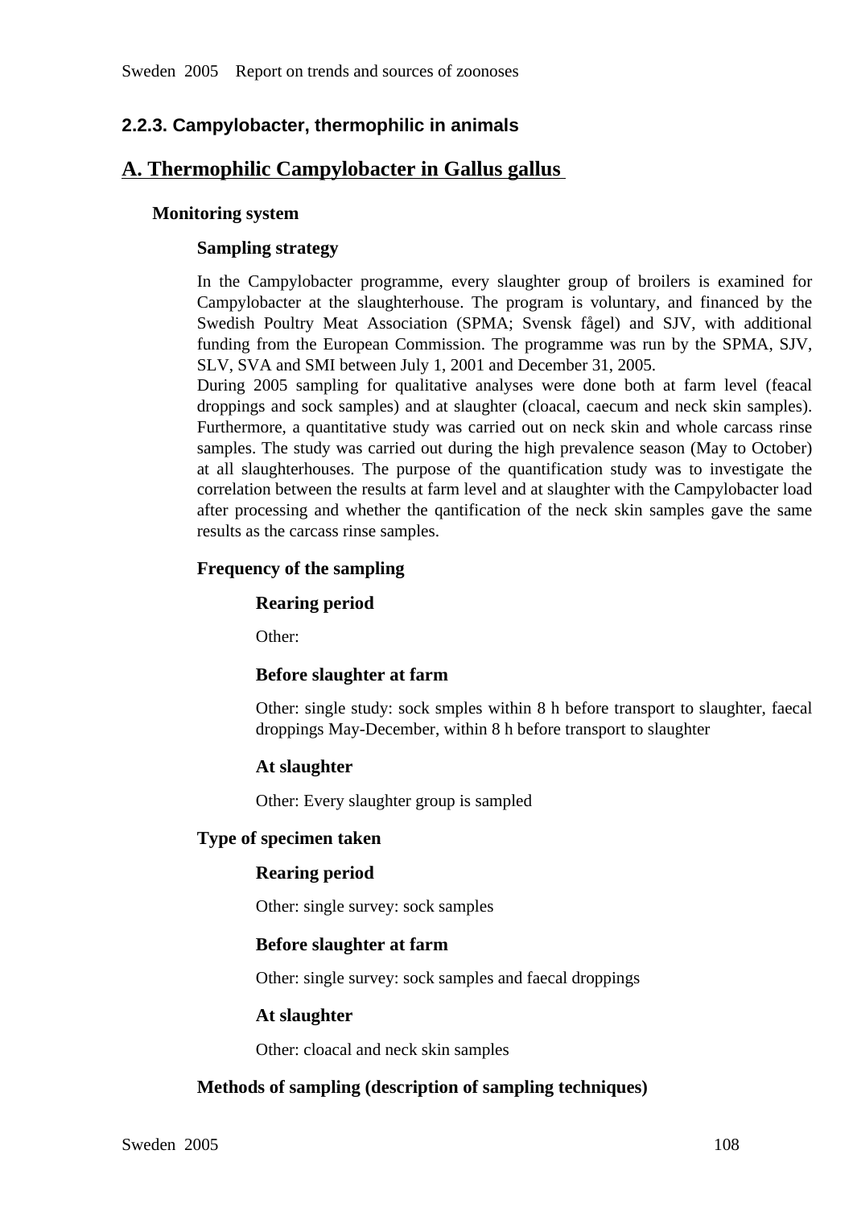## 2.2.3. Campylobacter, thermophilic in animals

## A. Thermophilic Campylobacter in Gallus gallus

### Monitoring system

#### Sampling strategy

In the Campylobacter programme, every slaughter group of broilers is examined for Campylobacter at the slaughterhouse. The program is voluntary, and financed by the Swedish Poultry Meat Association (SPMA; Svensk fågel) and SJV, with additional funding from the European Commission. The programme was run by the SPMA, SJV, SLV, SVA and SMI between July 1, 2001 and December 31, 2005.
During 2005 sampling for qualitative analyses were done both at farm level (feacal droppings and sock samples) and at slaughter (cloacal, caecum and neck skin samples). Furthermore, a quantitative study was carried out on neck skin and whole carcass rinse samples. The study was carried out during the high prevalence season (May to October) at all slaughterhouses. The purpose of the quantification study was to investigate the correlation between the results at farm level and at slaughter with the Campylobacter load after processing and whether the qantification of the neck skin samples gave the same results as the carcass rinse samples.

#### Frequency of the sampling

##### Rearing period

Other:

##### Before slaughter at farm

Other: single study: sock smples within 8 h before transport to slaughter, faecal droppings May-December, within 8 h before transport to slaughter

##### At slaughter

Other: Every slaughter group is sampled

#### Type of specimen taken

##### Rearing period

Other: single survey: sock samples

##### Before slaughter at farm

Other: single survey: sock samples and faecal droppings

##### At slaughter

Other: cloacal and neck skin samples

#### Methods of sampling (description of sampling techniques)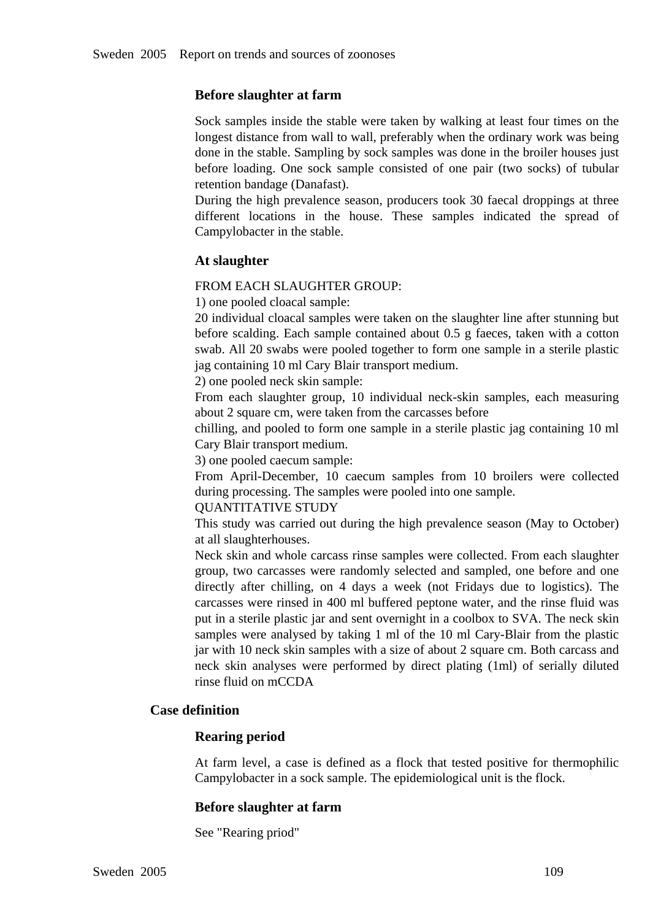### Before slaughter at farm

Sock samples inside the stable were taken by walking at least four times on the longest distance from wall to wall, preferably when the ordinary work was being done in the stable. Sampling by sock samples was done in the broiler houses just before loading. One sock sample consisted of one pair (two socks) of tubular retention bandage (Danafast).
During the high prevalence season, producers took 30 faecal droppings at three different locations in the house. These samples indicated the spread of Campylobacter in the stable.

### At slaughter

FROM EACH SLAUGHTER GROUP:
1) one pooled cloacal sample:
20 individual cloacal samples were taken on the slaughter line after stunning but before scalding. Each sample contained about 0.5 g faeces, taken with a cotton swab. All 20 swabs were pooled together to form one sample in a sterile plastic jag containing 10 ml Cary Blair transport medium.
2) one pooled neck skin sample:
From each slaughter group, 10 individual neck-skin samples, each measuring about 2 square cm, were taken from the carcasses before
chilling, and pooled to form one sample in a sterile plastic jag containing 10 ml Cary Blair transport medium.
3) one pooled caecum sample:
From April-December, 10 caecum samples from 10 broilers were collected during processing. The samples were pooled into one sample.
QUANTITATIVE STUDY
This study was carried out during the high prevalence season (May to October) at all slaughterhouses.
Neck skin and whole carcass rinse samples were collected. From each slaughter group, two carcasses were randomly selected and sampled, one before and one directly after chilling, on 4 days a week (not Fridays due to logistics). The carcasses were rinsed in 400 ml buffered peptone water, and the rinse fluid was put in a sterile plastic jar and sent overnight in a coolbox to SVA. The neck skin samples were analysed by taking 1 ml of the 10 ml Cary-Blair from the plastic jar with 10 neck skin samples with a size of about 2 square cm. Both carcass and neck skin analyses were performed by direct plating (1ml) of serially diluted rinse fluid on mCCDA

## Case definition

### Rearing period

At farm level, a case is defined as a flock that tested positive for thermophilic Campylobacter in a sock sample. The epidemiological unit is the flock.

### Before slaughter at farm

See "Rearing priod"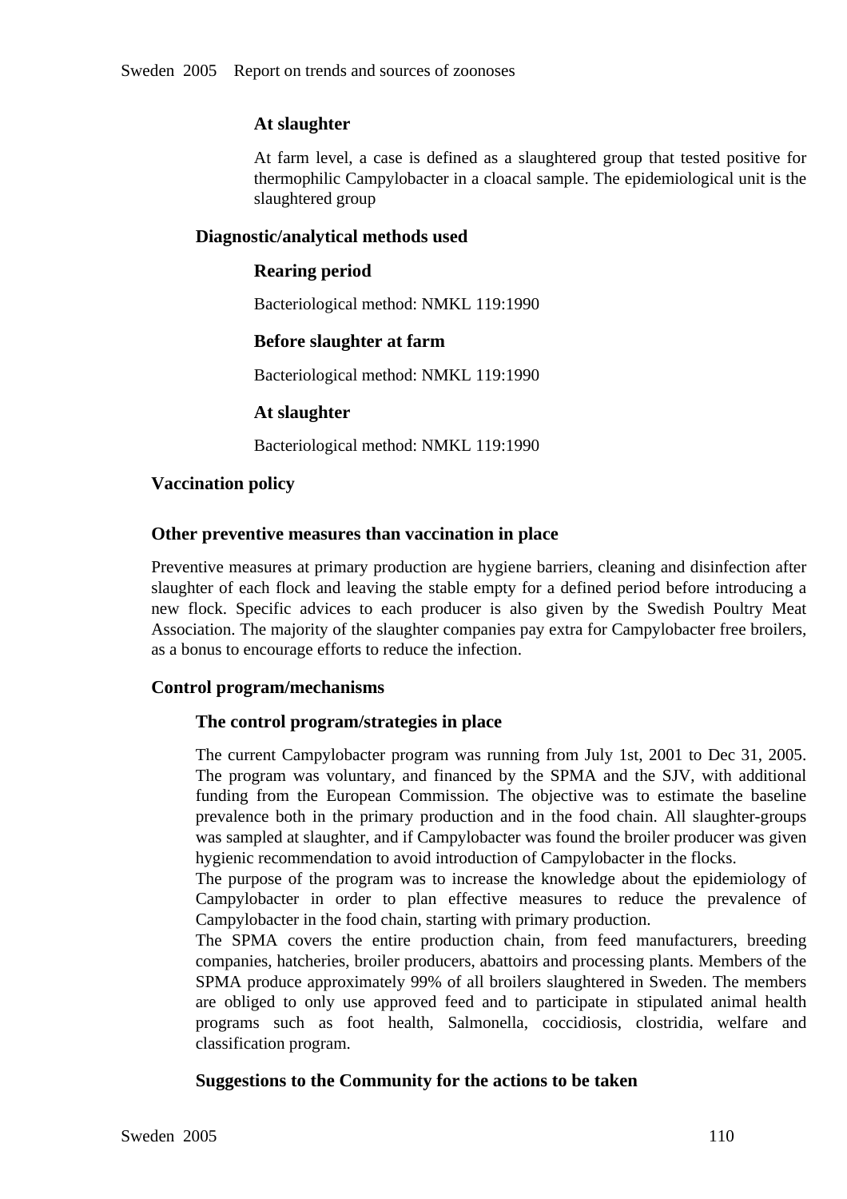#### At slaughter

At farm level, a case is defined as a slaughtered group that tested positive for thermophilic Campylobacter in a cloacal sample. The epidemiological unit is the slaughtered group

### Diagnostic/analytical methods used

#### Rearing period

Bacteriological method: NMKL 119:1990

#### Before slaughter at farm

Bacteriological method: NMKL 119:1990

#### At slaughter

Bacteriological method: NMKL 119:1990

## Vaccination policy

## Other preventive measures than vaccination in place

Preventive measures at primary production are hygiene barriers, cleaning and disinfection after slaughter of each flock and leaving the stable empty for a defined period before introducing a new flock. Specific advices to each producer is also given by the Swedish Poultry Meat Association. The majority of the slaughter companies pay extra for Campylobacter free broilers, as a bonus to encourage efforts to reduce the infection.

## Control program/mechanisms

### The control program/strategies in place

The current Campylobacter program was running from July 1st, 2001 to Dec 31, 2005. The program was voluntary, and financed by the SPMA and the SJV, with additional funding from the European Commission. The objective was to estimate the baseline prevalence both in the primary production and in the food chain. All slaughter-groups was sampled at slaughter, and if Campylobacter was found the broiler producer was given hygienic recommendation to avoid introduction of Campylobacter in the flocks.
The purpose of the program was to increase the knowledge about the epidemiology of Campylobacter in order to plan effective measures to reduce the prevalence of Campylobacter in the food chain, starting with primary production.
The SPMA covers the entire production chain, from feed manufacturers, breeding companies, hatcheries, broiler producers, abattoirs and processing plants. Members of the SPMA produce approximately 99% of all broilers slaughtered in Sweden. The members are obliged to only use approved feed and to participate in stipulated animal health programs such as foot health, Salmonella, coccidiosis, clostridia, welfare and classification program.

### Suggestions to the Community for the actions to be taken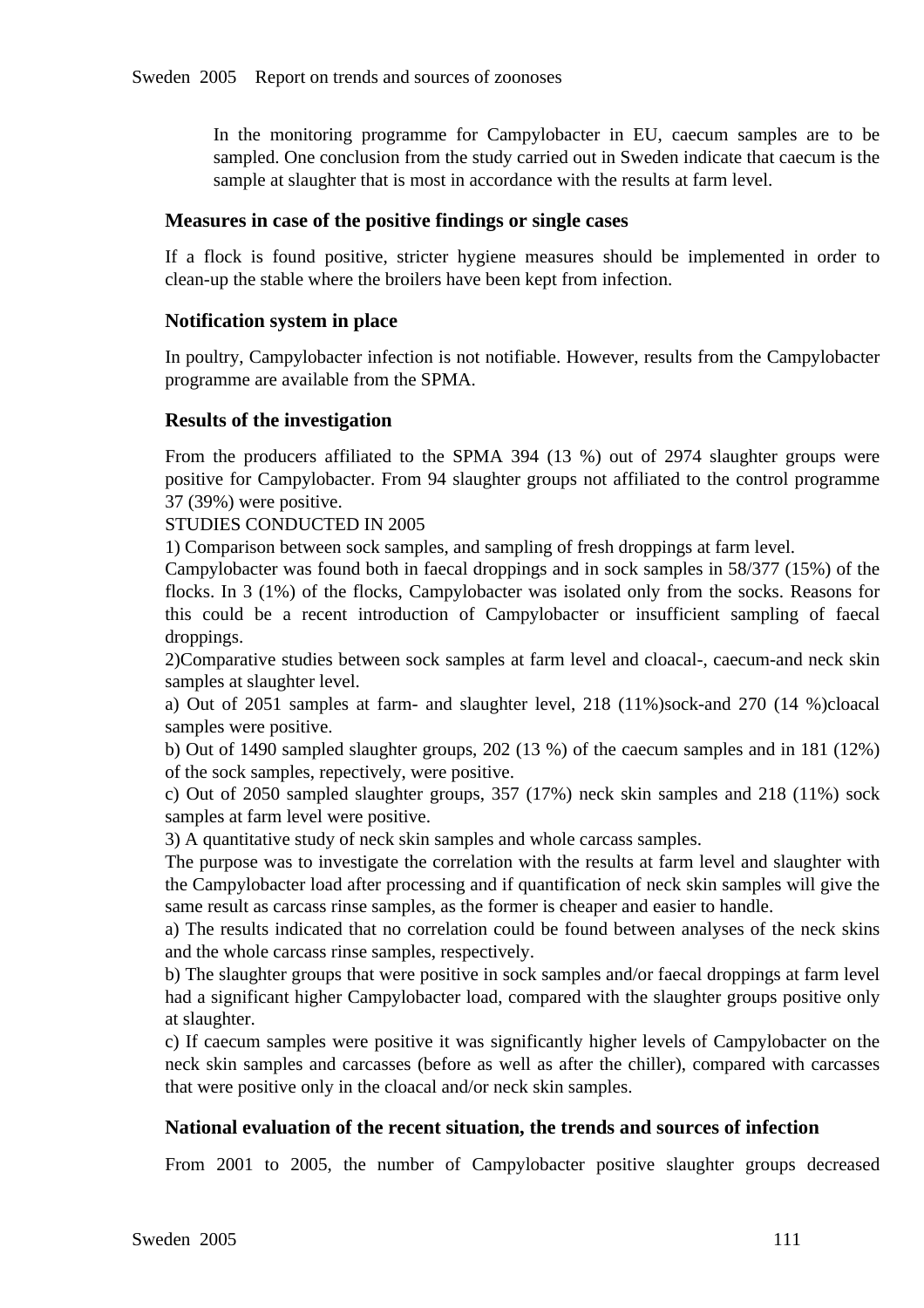In the monitoring programme for Campylobacter in EU, caecum samples are to be sampled. One conclusion from the study carried out in Sweden indicate that caecum is the sample at slaughter that is most in accordance with the results at farm level.

### Measures in case of the positive findings or single cases

If a flock is found positive, stricter hygiene measures should be implemented in order to clean-up the stable where the broilers have been kept from infection.

### Notification system in place

In poultry, Campylobacter infection is not notifiable. However, results from the Campylobacter programme are available from the SPMA.

### Results of the investigation

From the producers affiliated to the SPMA 394 (13 %) out of 2974 slaughter groups were positive for Campylobacter. From 94 slaughter groups not affiliated to the control programme 37 (39%) were positive.
STUDIES CONDUCTED IN 2005
1) Comparison between sock samples, and sampling of fresh droppings at farm level.
Campylobacter was found both in faecal droppings and in sock samples in 58/377 (15%) of the flocks. In 3 (1%) of the flocks, Campylobacter was isolated only from the socks. Reasons for this could be a recent introduction of Campylobacter or insufficient sampling of faecal droppings.
2)Comparative studies between sock samples at farm level and cloacal-, caecum-and neck skin samples at slaughter level.
a) Out of 2051 samples at farm- and slaughter level, 218 (11%)sock-and 270 (14 %)cloacal samples were positive.
b) Out of 1490 sampled slaughter groups, 202 (13 %) of the caecum samples and in 181 (12%) of the sock samples, repectively, were positive.
c) Out of 2050 sampled slaughter groups, 357 (17%) neck skin samples and 218 (11%) sock samples at farm level were positive.
3) A quantitative study of neck skin samples and whole carcass samples.
The purpose was to investigate the correlation with the results at farm level and slaughter with the Campylobacter load after processing and if quantification of neck skin samples will give the same result as carcass rinse samples, as the former is cheaper and easier to handle.
a) The results indicated that no correlation could be found between analyses of the neck skins and the whole carcass rinse samples, respectively.
b) The slaughter groups that were positive in sock samples and/or faecal droppings at farm level had a significant higher Campylobacter load, compared with the slaughter groups positive only at slaughter.
c) If caecum samples were positive it was significantly higher levels of Campylobacter on the neck skin samples and carcasses (before as well as after the chiller), compared with carcasses that were positive only in the cloacal and/or neck skin samples.

### National evaluation of the recent situation, the trends and sources of infection

From 2001 to 2005, the number of Campylobacter positive slaughter groups decreased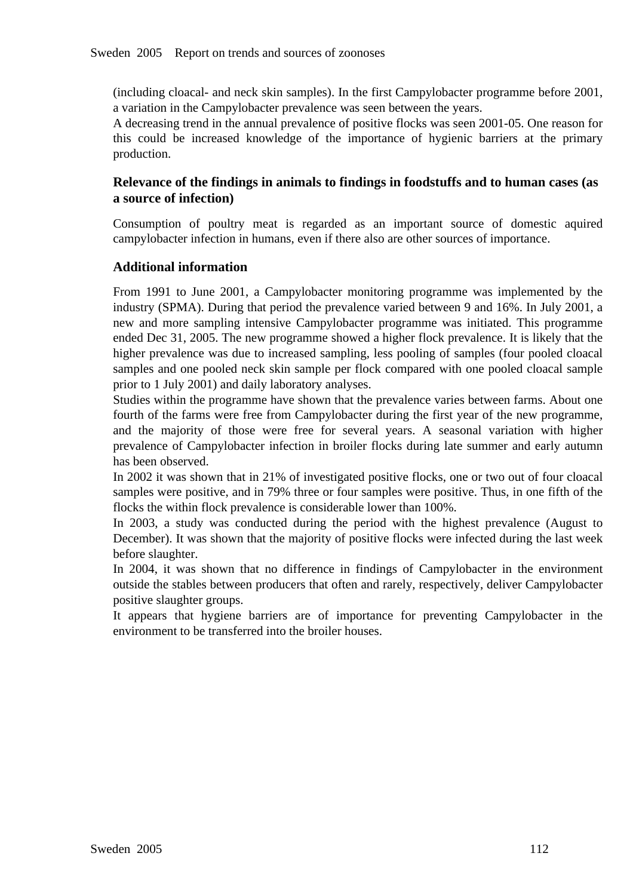(including cloacal- and neck skin samples). In the first Campylobacter programme before 2001, a variation in the Campylobacter prevalence was seen between the years.
A decreasing trend in the annual prevalence of positive flocks was seen 2001-05. One reason for this could be increased knowledge of the importance of hygienic barriers at the primary production.

### Relevance of the findings in animals to findings in foodstuffs and to human cases (as a source of infection)

Consumption of poultry meat is regarded as an important source of domestic aquired campylobacter infection in humans, even if there also are other sources of importance.

### Additional information

From 1991 to June 2001, a Campylobacter monitoring programme was implemented by the industry (SPMA). During that period the prevalence varied between 9 and 16%. In July 2001, a new and more sampling intensive Campylobacter programme was initiated. This programme ended Dec 31, 2005. The new programme showed a higher flock prevalence. It is likely that the higher prevalence was due to increased sampling, less pooling of samples (four pooled cloacal samples and one pooled neck skin sample per flock compared with one pooled cloacal sample prior to 1 July 2001) and daily laboratory analyses.
Studies within the programme have shown that the prevalence varies between farms. About one fourth of the farms were free from Campylobacter during the first year of the new programme, and the majority of those were free for several years. A seasonal variation with higher prevalence of Campylobacter infection in broiler flocks during late summer and early autumn has been observed.
In 2002 it was shown that in 21% of investigated positive flocks, one or two out of four cloacal samples were positive, and in 79% three or four samples were positive. Thus, in one fifth of the flocks the within flock prevalence is considerable lower than 100%.
In 2003, a study was conducted during the period with the highest prevalence (August to December). It was shown that the majority of positive flocks were infected during the last week before slaughter.
In 2004, it was shown that no difference in findings of Campylobacter in the environment outside the stables between producers that often and rarely, respectively, deliver Campylobacter positive slaughter groups.
It appears that hygiene barriers are of importance for preventing Campylobacter in the environment to be transferred into the broiler houses.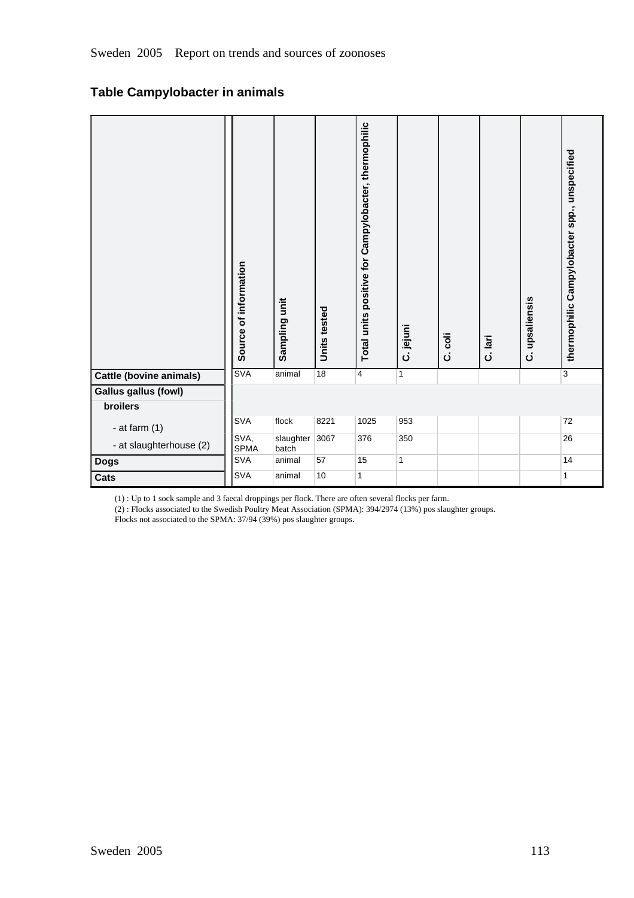## Table Campylobacter in animals

| | Source of information | Sampling unit | Units tested | Total units positive for Campylobacter, thermophilic | C. jejuni | C. coli | C. lari | C. upsaliensis | thermophilic Campylobacter spp., unspecified |
|---|---|---|---|---|---|---|---|---|---|
| **Cattle (bovine animals)** | SVA | animal | 18 | 4 | 1 | | | | 3 |
| **Gallus gallus (fowl)** | | | | | | | | | |
| **broilers** | | | | | | | | | |
| - at farm (1) | SVA | flock | 8221 | 1025 | 953 | | | | 72 |
| - at slaughterhouse (2) | SVA, SPMA | slaughter batch | 3067 | 376 | 350 | | | | 26 |
| **Dogs** | SVA | animal | 57 | 15 | 1 | | | | 14 |
| **Cats** | SVA | animal | 10 | 1 | | | | | 1 |

(1) : Up to 1 sock sample and 3 faecal droppings per flock. There are often several flocks per farm.

(2) : Flocks associated to the Swedish Poultry Meat Association (SPMA): 394/2974 (13%) pos slaughter groups.
Flocks not associated to the SPMA: 37/94 (39%) pos slaughter groups.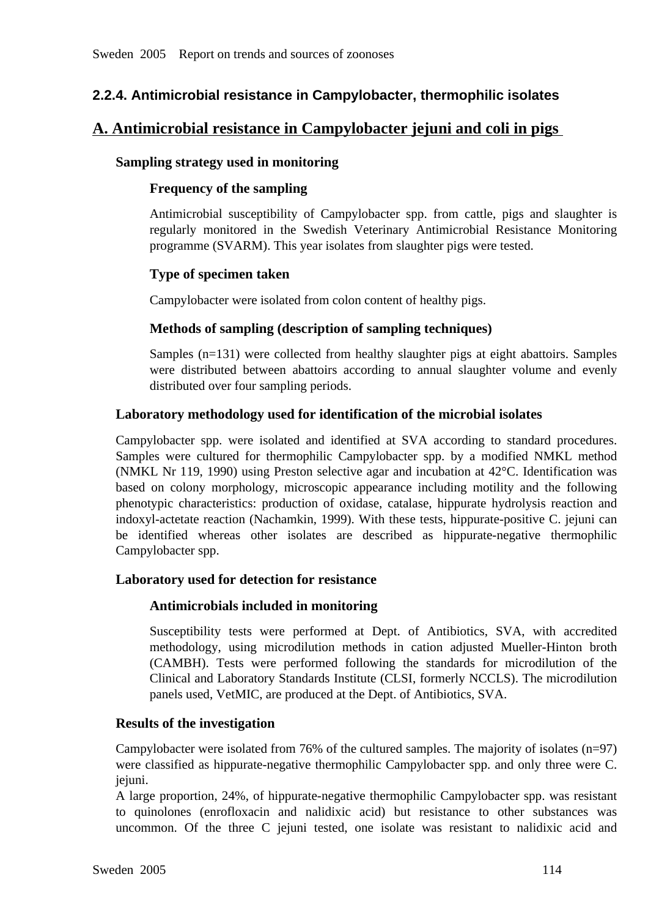## 2.2.4. Antimicrobial resistance in Campylobacter, thermophilic isolates

## A. Antimicrobial resistance in Campylobacter jejuni and coli in pigs

### Sampling strategy used in monitoring

#### Frequency of the sampling

Antimicrobial susceptibility of Campylobacter spp. from cattle, pigs and slaughter is regularly monitored in the Swedish Veterinary Antimicrobial Resistance Monitoring programme (SVARM). This year isolates from slaughter pigs were tested.

#### Type of specimen taken

Campylobacter were isolated from colon content of healthy pigs.

#### Methods of sampling (description of sampling techniques)

Samples (n=131) were collected from healthy slaughter pigs at eight abattoirs. Samples were distributed between abattoirs according to annual slaughter volume and evenly distributed over four sampling periods.

### Laboratory methodology used for identification of the microbial isolates

Campylobacter spp. were isolated and identified at SVA according to standard procedures. Samples were cultured for thermophilic Campylobacter spp. by a modified NMKL method (NMKL Nr 119, 1990) using Preston selective agar and incubation at 42°C. Identification was based on colony morphology, microscopic appearance including motility and the following phenotypic characteristics: production of oxidase, catalase, hippurate hydrolysis reaction and indoxyl-actetate reaction (Nachamkin, 1999). With these tests, hippurate-positive C. jejuni can be identified whereas other isolates are described as hippurate-negative thermophilic Campylobacter spp.

### Laboratory used for detection for resistance

#### Antimicrobials included in monitoring

Susceptibility tests were performed at Dept. of Antibiotics, SVA, with accredited methodology, using microdilution methods in cation adjusted Mueller-Hinton broth (CAMBH). Tests were performed following the standards for microdilution of the Clinical and Laboratory Standards Institute (CLSI, formerly NCCLS). The microdilution panels used, VetMIC, are produced at the Dept. of Antibiotics, SVA.

### Results of the investigation

Campylobacter were isolated from 76% of the cultured samples. The majority of isolates (n=97) were classified as hippurate-negative thermophilic Campylobacter spp. and only three were C. jejuni.
A large proportion, 24%, of hippurate-negative thermophilic Campylobacter spp. was resistant to quinolones (enrofloxacin and nalidixic acid) but resistance to other substances was uncommon. Of the three C jejuni tested, one isolate was resistant to nalidixic acid and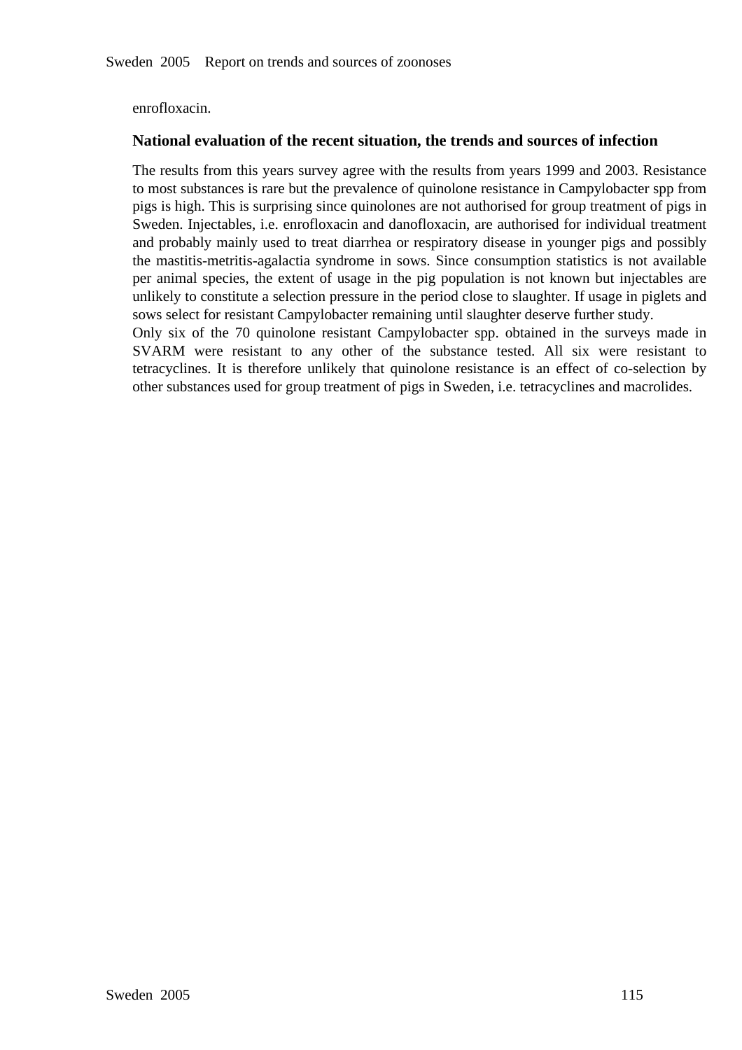enrofloxacin.

### National evaluation of the recent situation, the trends and sources of infection

The results from this years survey agree with the results from years 1999 and 2003. Resistance to most substances is rare but the prevalence of quinolone resistance in Campylobacter spp from pigs is high. This is surprising since quinolones are not authorised for group treatment of pigs in Sweden. Injectables, i.e. enrofloxacin and danofloxacin, are authorised for individual treatment and probably mainly used to treat diarrhea or respiratory disease in younger pigs and possibly the mastitis-metritis-agalactia syndrome in sows. Since consumption statistics is not available per animal species, the extent of usage in the pig population is not known but injectables are unlikely to constitute a selection pressure in the period close to slaughter. If usage in piglets and sows select for resistant Campylobacter remaining until slaughter deserve further study.
Only six of the 70 quinolone resistant Campylobacter spp. obtained in the surveys made in SVARM were resistant to any other of the substance tested. All six were resistant to tetracyclines. It is therefore unlikely that quinolone resistance is an effect of co-selection by other substances used for group treatment of pigs in Sweden, i.e. tetracyclines and macrolides.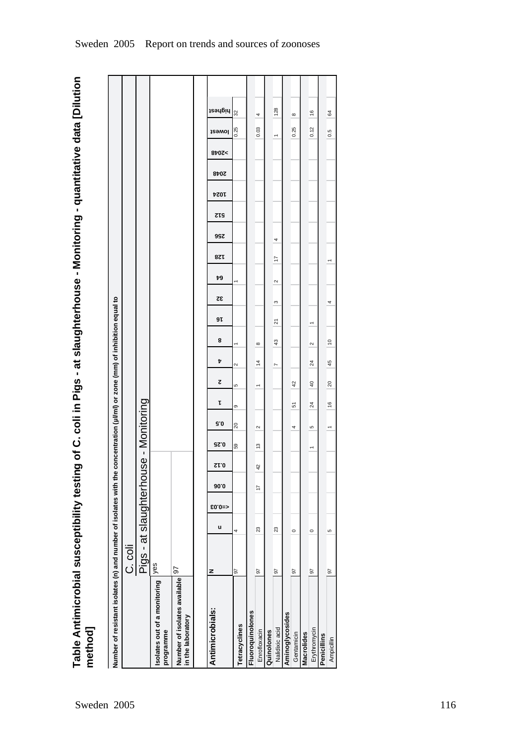# Table Antimicrobial susceptibility testing of C. coli in Pigs - at slaughterhouse - Monitoring - quantitative data [Dilution method]

Number of resistant isolates (n) and number of isolates with the concentration (µl/ml) or zone (mm) of inhibition equal to

| | |
|---|---|
| | C. coli |
| | Pigs - at slaughterhouse - Monitoring |
| Isolates out of a monitoring programme | yes |
| Number of isolates available in the laboratory | 97 |

| Antimicrobials: | N | n | <=0.03 | 0.06 | 0.12 | 0.25 | 0.5 | 1 | 2 | 4 | 8 | 16 | 32 | 64 | 128 | 256 | 512 | 1024 | 2048 | >2048 | lowest | highest |
|---|---|---|---|---|---|---|---|---|---|---|---|---|---|---|---|---|---|---|---|---|---|---|
| **Tetracyclines** | 97 | 4 | | | | 59 | 20 | 9 | 5 | 2 | 1 | | | 1 | | | | | | | 0.25 | 32 |
| **Fluoroquinolones** | | | | | | | | | | | | | | | | | | | | | | |
| Enrofloxacin | 97 | 23 | | 17 | 42 | 13 | 2 | | 1 | 14 | 8 | | | | | | | | | | 0.03 | 4 |
| **Quinolones** | | | | | | | | | | | | | | | | | | | | | | |
| Nalidixic acid | 97 | 23 | | | | | | | | 7 | 43 | 21 | 3 | 2 | 17 | 4 | | | | | 1 | 128 |
| **Aminoglycosides** | | | | | | | | | | | | | | | | | | | | | | |
| Gentamicin | 97 | 0 | | | | | 4 | 51 | 42 | | | | | | | | | | | | 0.25 | 8 |
| **Macrolides** | | | | | | | | | | | | | | | | | | | | | | |
| Erythromycin | 97 | 0 | | | | 1 | 5 | 24 | 40 | 24 | 2 | 1 | | | | | | | | | 0.12 | 16 |
| **Penicillins** | | | | | | | | | | | | | | | | | | | | | | |
| Ampicillin | 97 | 5 | | | | | 1 | 16 | 20 | 45 | 10 | | 4 | | 1 | | | | | | 0.5 | 64 |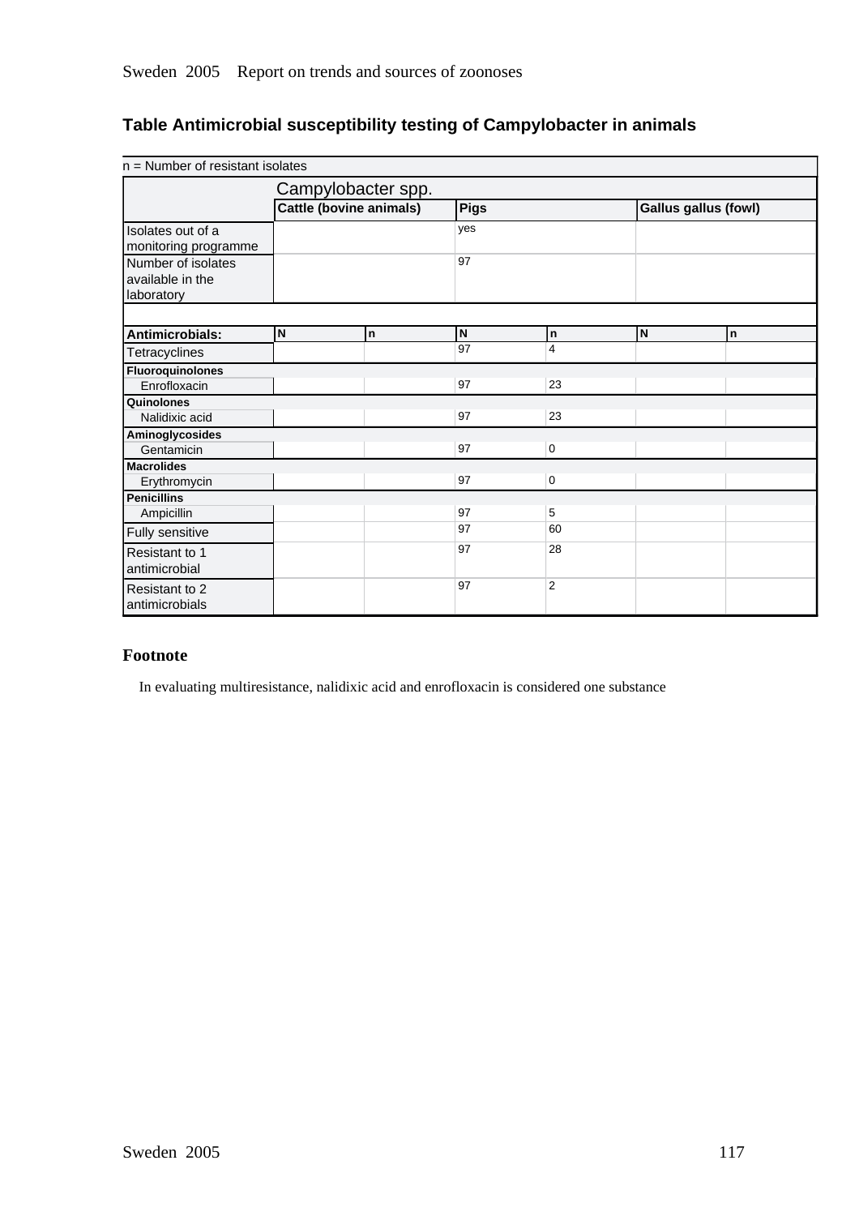## Table Antimicrobial susceptibility testing of Campylobacter in animals

| n = Number of resistant isolates | | | | | | |
|---|---|---|---|---|---|---|
| | Campylobacter spp. | | | | | |
| | Cattle (bovine animals) | | Pigs | | Gallus gallus (fowl) | |
| Isolates out of a monitoring programme | | | yes | | | |
| Number of isolates available in the laboratory | | | 97 | | | |
| **Antimicrobials:** | N | n | N | n | N | n |
| Tetracyclines | | | 97 | 4 | | |
| **Fluoroquinolones** | | | | | | |
| Enrofloxacin | | | 97 | 23 | | |
| **Quinolones** | | | | | | |
| Nalidixic acid | | | 97 | 23 | | |
| **Aminoglycosides** | | | | | | |
| Gentamicin | | | 97 | 0 | | |
| **Macrolides** | | | | | | |
| Erythromycin | | | 97 | 0 | | |
| **Penicillins** | | | | | | |
| Ampicillin | | | 97 | 5 | | |
| Fully sensitive | | | 97 | 60 | | |
| Resistant to 1 antimicrobial | | | 97 | 28 | | |
| Resistant to 2 antimicrobials | | | 97 | 2 | | |

### Footnote

In evaluating multiresistance, nalidixic acid and enrofloxacin is considered one substance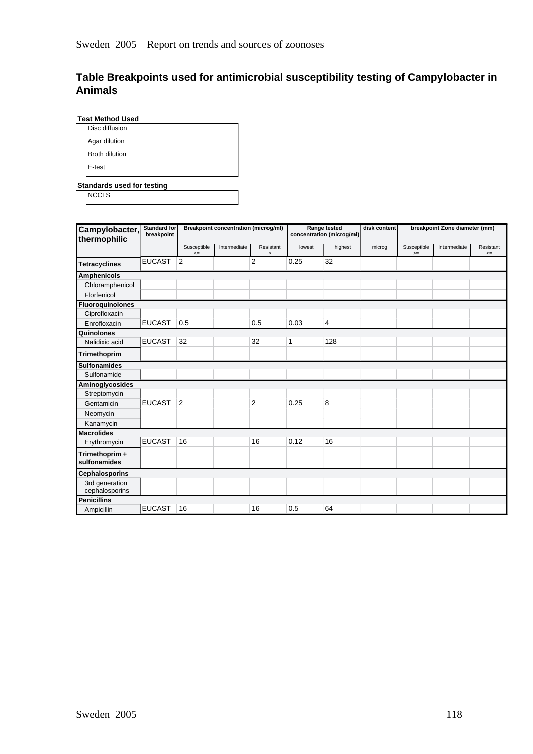## Table Breakpoints used for antimicrobial susceptibility testing of Campylobacter in Animals

**Test Method Used**

- Disc diffusion
- Agar dilution
- Broth dilution
- E-test

**Standards used for testing**

- NCCLS

| Campylobacter, thermophilic | Standard for breakpoint | Breakpoint concentration (microg/ml) | | | Range tested concentration (microg/ml) | | disk content | breakpoint Zone diameter (mm) | | |
|---|---|---|---|---|---|---|---|---|---|---|
| | | Susceptible <= | Intermediate | Resistant > | lowest | highest | microg | Susceptible >= | Intermediate | Resistant <= |
| **Tetracyclines** | EUCAST | 2 | | 2 | 0.25 | 32 | | | | |
| **Amphenicols** | | | | | | | | | | |
| Chloramphenicol | | | | | | | | | | |
| Florfenicol | | | | | | | | | | |
| **Fluoroquinolones** | | | | | | | | | | |
| Ciprofloxacin | | | | | | | | | | |
| Enrofloxacin | EUCAST | 0.5 | | 0.5 | 0.03 | 4 | | | | |
| **Quinolones** | | | | | | | | | | |
| Nalidixic acid | EUCAST | 32 | | 32 | 1 | 128 | | | | |
| **Trimethoprim** | | | | | | | | | | |
| **Sulfonamides** | | | | | | | | | | |
| Sulfonamide | | | | | | | | | | |
| **Aminoglycosides** | | | | | | | | | | |
| Streptomycin | | | | | | | | | | |
| Gentamicin | EUCAST | 2 | | 2 | 0.25 | 8 | | | | |
| Neomycin | | | | | | | | | | |
| Kanamycin | | | | | | | | | | |
| **Macrolides** | | | | | | | | | | |
| Erythromycin | EUCAST | 16 | | 16 | 0.12 | 16 | | | | |
| **Trimethoprim + sulfonamides** | | | | | | | | | | |
| **Cephalosporins** | | | | | | | | | | |
| 3rd generation cephalosporins | | | | | | | | | | |
| **Penicillins** | | | | | | | | | | |
| Ampicillin | EUCAST | 16 | | 16 | 0.5 | 64 | | | | |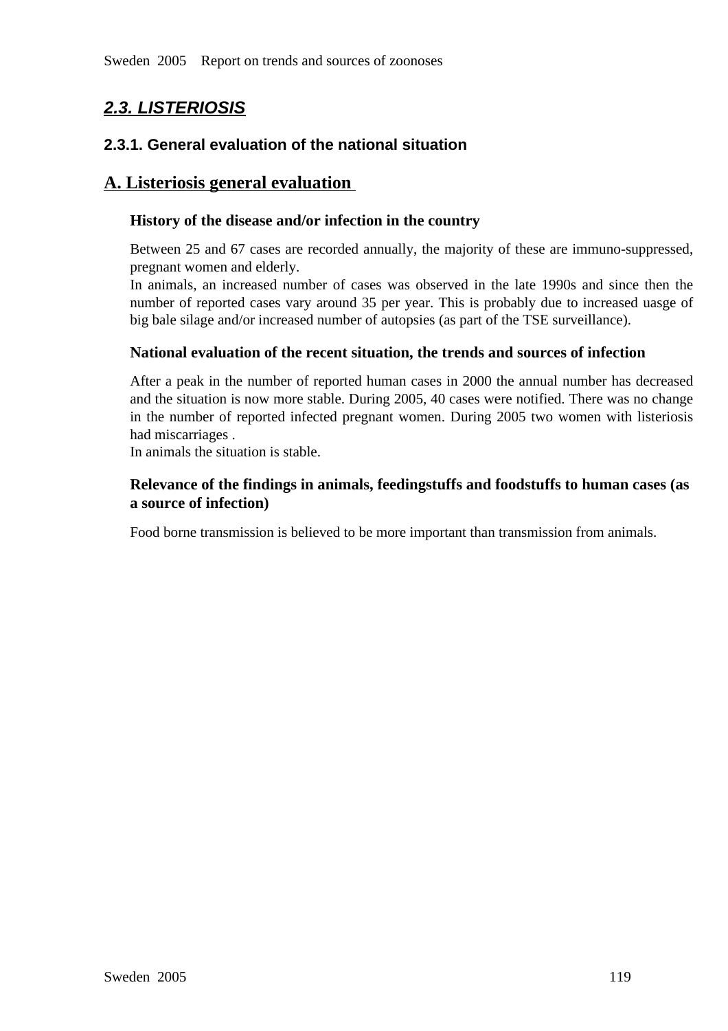## *2.3. LISTERIOSIS*

### 2.3.1. General evaluation of the national situation

## A. Listeriosis general evaluation

**History of the disease and/or infection in the country**

Between 25 and 67 cases are recorded annually, the majority of these are immuno-suppressed, pregnant women and elderly.
In animals, an increased number of cases was observed in the late 1990s and since then the number of reported cases vary around 35 per year. This is probably due to increased uasge of big bale silage and/or increased number of autopsies (as part of the TSE surveillance).

**National evaluation of the recent situation, the trends and sources of infection**

After a peak in the number of reported human cases in 2000 the annual number has decreased and the situation is now more stable. During 2005, 40 cases were notified. There was no change in the number of reported infected pregnant women. During 2005 two women with listeriosis had miscarriages .
In animals the situation is stable.

**Relevance of the findings in animals, feedingstuffs and foodstuffs to human cases (as a source of infection)**

Food borne transmission is believed to be more important than transmission from animals.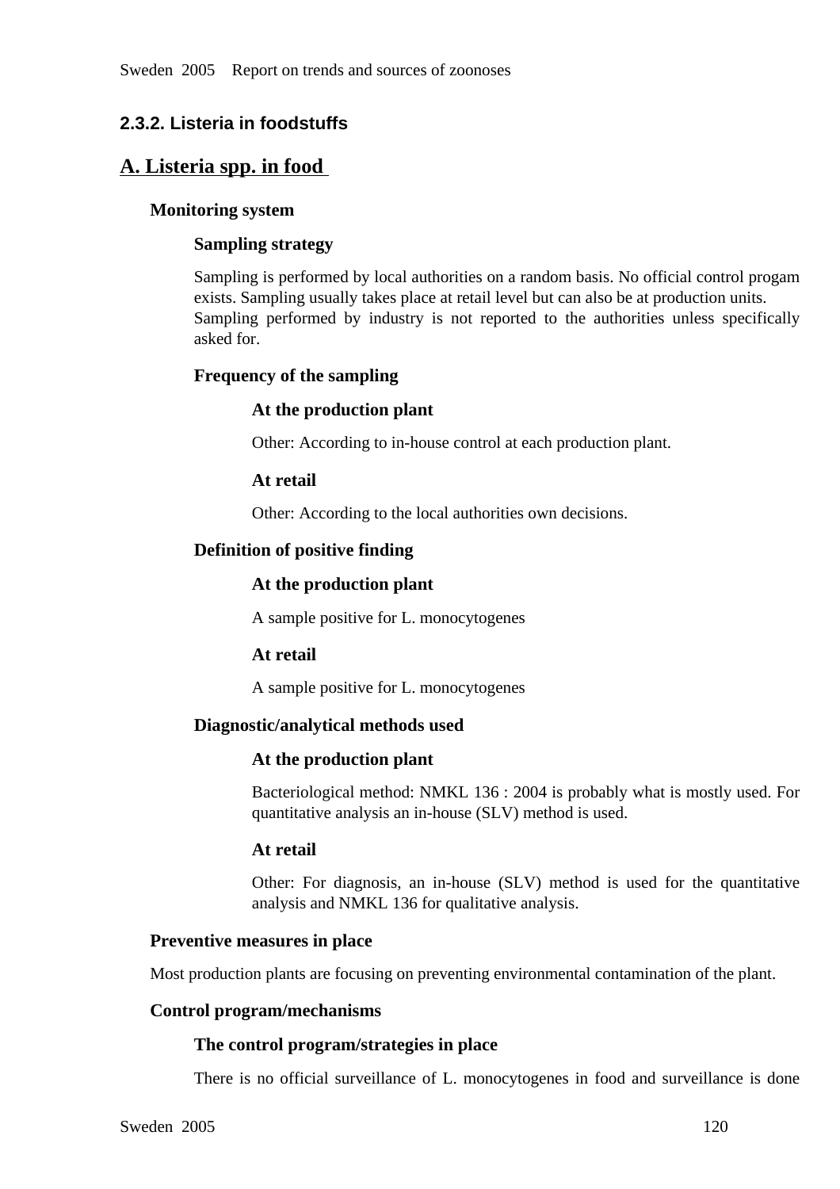### 2.3.2. Listeria in foodstuffs

## A. Listeria spp. in food

**Monitoring system**

**Sampling strategy**

Sampling is performed by local authorities on a random basis. No official control progam exists. Sampling usually takes place at retail level but can also be at production units.
Sampling performed by industry is not reported to the authorities unless specifically asked for.

**Frequency of the sampling**

**At the production plant**

Other: According to in-house control at each production plant.

**At retail**

Other: According to the local authorities own decisions.

**Definition of positive finding**

**At the production plant**

A sample positive for L. monocytogenes

**At retail**

A sample positive for L. monocytogenes

**Diagnostic/analytical methods used**

**At the production plant**

Bacteriological method: NMKL 136 : 2004 is probably what is mostly used. For quantitative analysis an in-house (SLV) method is used.

**At retail**

Other: For diagnosis, an in-house (SLV) method is used for the quantitative analysis and NMKL 136 for qualitative analysis.

**Preventive measures in place**

Most production plants are focusing on preventing environmental contamination of the plant.

**Control program/mechanisms**

**The control program/strategies in place**

There is no official surveillance of L. monocytogenes in food and surveillance is done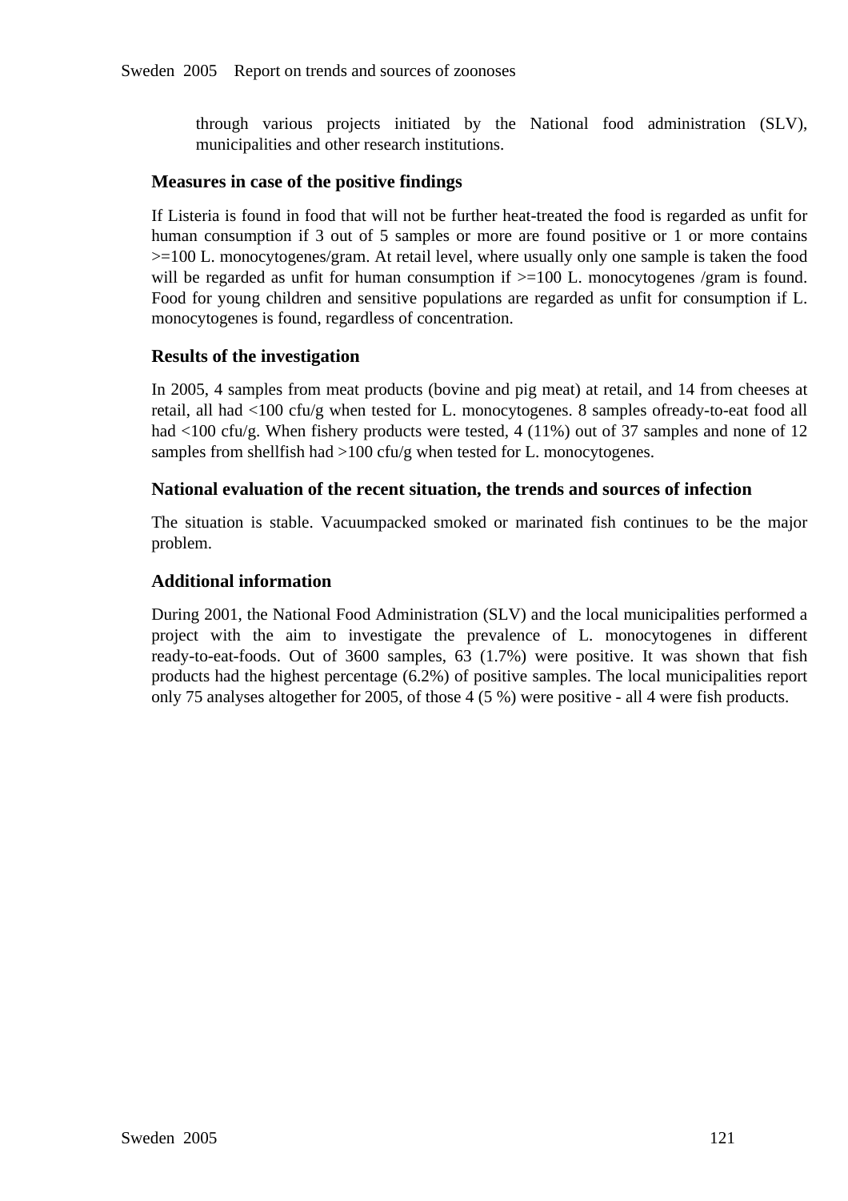through various projects initiated by the National food administration (SLV), municipalities and other research institutions.

### Measures in case of the positive findings

If Listeria is found in food that will not be further heat-treated the food is regarded as unfit for human consumption if 3 out of 5 samples or more are found positive or 1 or more contains >=100 L. monocytogenes/gram. At retail level, where usually only one sample is taken the food will be regarded as unfit for human consumption if >=100 L. monocytogenes /gram is found. Food for young children and sensitive populations are regarded as unfit for consumption if L. monocytogenes is found, regardless of concentration.

### Results of the investigation

In 2005, 4 samples from meat products (bovine and pig meat) at retail, and 14 from cheeses at retail, all had <100 cfu/g when tested for L. monocytogenes. 8 samples ofready-to-eat food all had <100 cfu/g. When fishery products were tested, 4 (11%) out of 37 samples and none of 12 samples from shellfish had >100 cfu/g when tested for L. monocytogenes.

### National evaluation of the recent situation, the trends and sources of infection

The situation is stable. Vacuumpacked smoked or marinated fish continues to be the major problem.

### Additional information

During 2001, the National Food Administration (SLV) and the local municipalities performed a project with the aim to investigate the prevalence of L. monocytogenes in different ready-to-eat-foods. Out of 3600 samples, 63 (1.7%) were positive. It was shown that fish products had the highest percentage (6.2%) of positive samples. The local municipalities report only 75 analyses altogether for 2005, of those 4 (5 %) were positive - all 4 were fish products.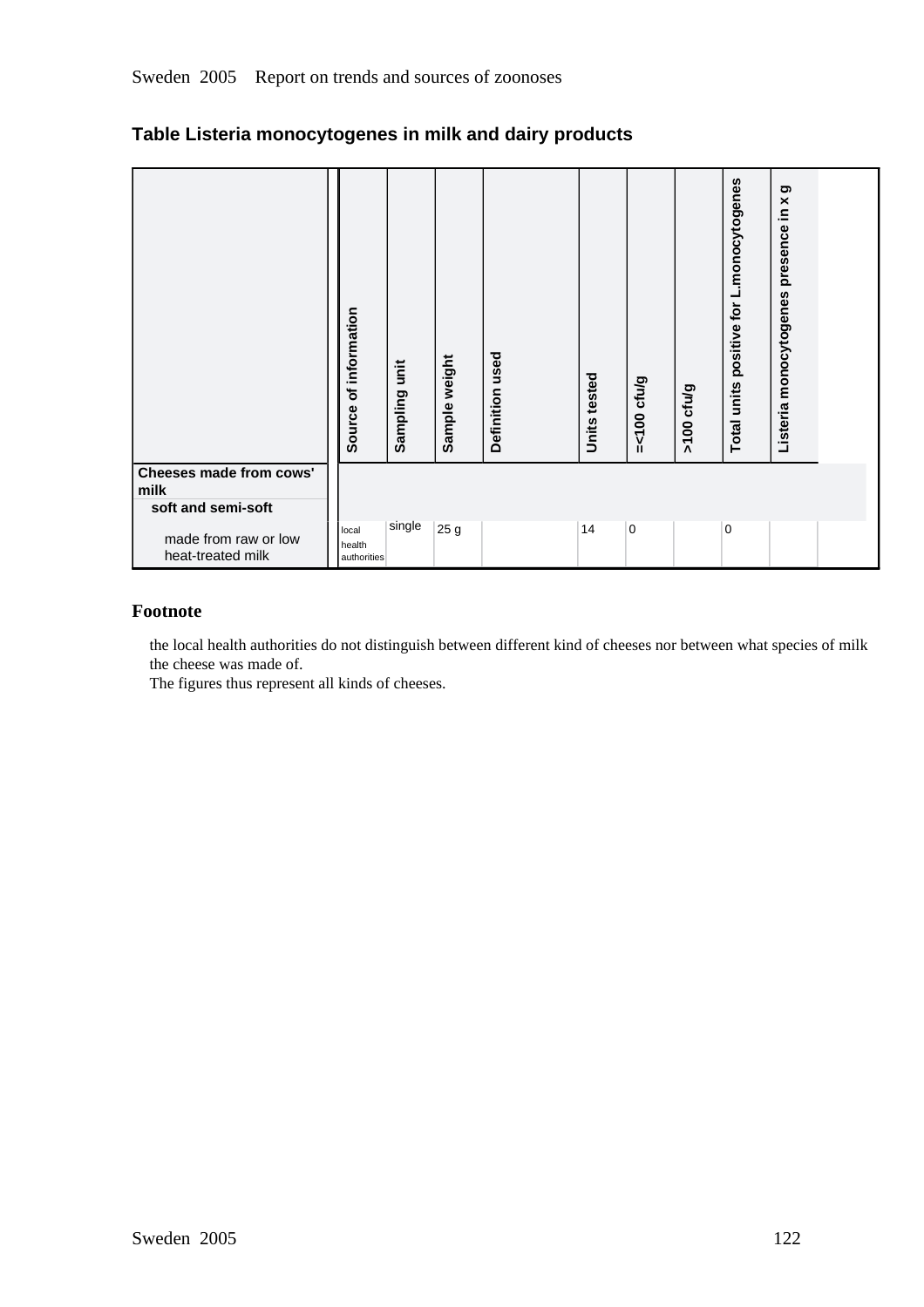## Table Listeria monocytogenes in milk and dairy products

| | Source of information | Sampling unit | Sample weight | Definition used | Units tested | =<100 cfu/g | >100 cfu/g | Total units positive for L.monocytogenes | Listeria monocytogenes presence in x g | |
|---|---|---|---|---|---|---|---|---|---|---|
| **Cheeses made from cows' milk** | | | | | | | | | | |
| **soft and semi-soft** | | | | | | | | | | |
| made from raw or low heat-treated milk | local health authorities | single | 25 g | | 14 | 0 | | 0 | | |

**Footnote**

the local health authorities do not distinguish between different kind of cheeses nor between what species of milk the cheese was made of.
The figures thus represent all kinds of cheeses.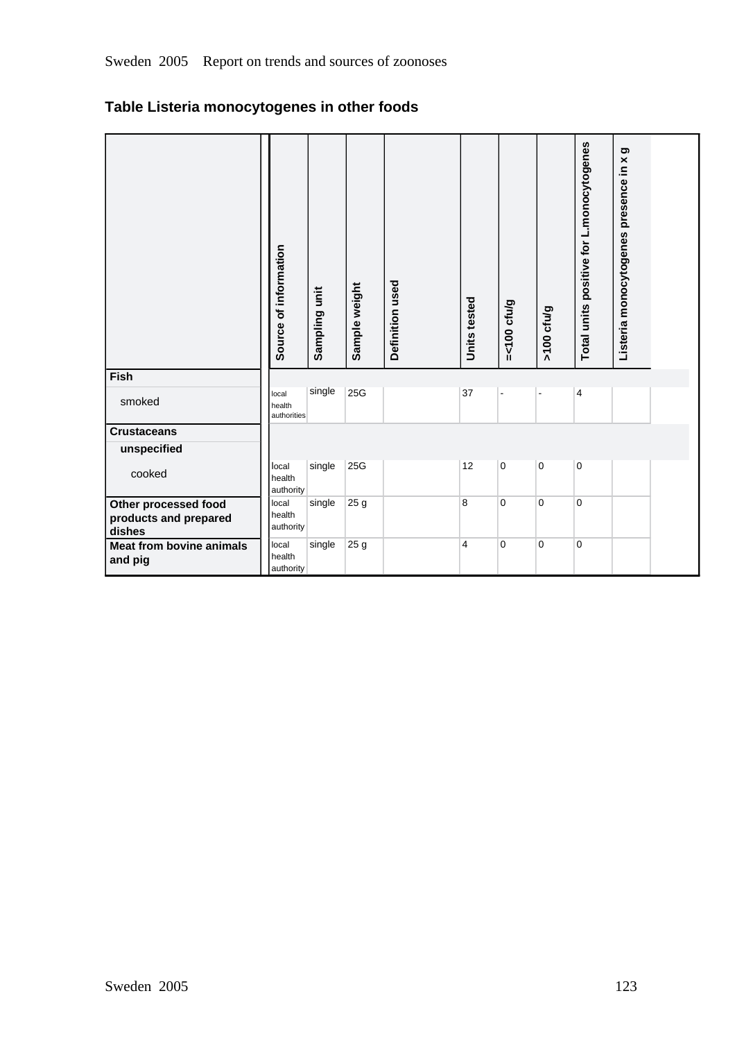## Table Listeria monocytogenes in other foods

| | Source of information | Sampling unit | Sample weight | Definition used | Units tested | =<100 cfu/g | >100 cfu/g | Total units positive for L.monocytogenes | Listeria monocytogenes presence in x g |
|---|---|---|---|---|---|---|---|---|---|
| **Fish** | | | | | | | | | |
| smoked | local health authorities | single | 25G | | 37 | - | - | 4 | |
| **Crustaceans** | | | | | | | | | |
| **unspecified** | | | | | | | | | |
| cooked | local health authority | single | 25G | | 12 | 0 | 0 | 0 | |
| **Other processed food products and prepared dishes** | local health authority | single | 25 g | | 8 | 0 | 0 | 0 | |
| **Meat from bovine animals and pig** | local health authority | single | 25 g | | 4 | 0 | 0 | 0 | |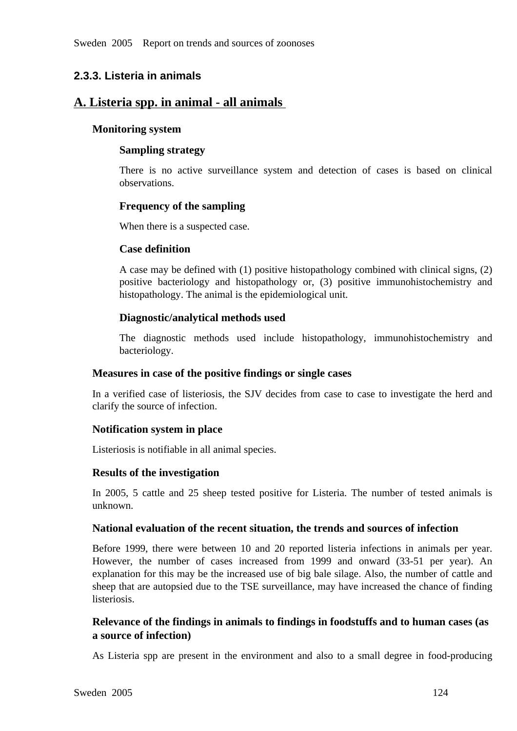### 2.3.3. Listeria in animals

## A. Listeria spp. in animal - all animals

**Monitoring system**

**Sampling strategy**

There is no active surveillance system and detection of cases is based on clinical observations.

**Frequency of the sampling**

When there is a suspected case.

**Case definition**

A case may be defined with (1) positive histopathology combined with clinical signs, (2) positive bacteriology and histopathology or, (3) positive immunohistochemistry and histopathology. The animal is the epidemiological unit.

**Diagnostic/analytical methods used**

The diagnostic methods used include histopathology, immunohistochemistry and bacteriology.

**Measures in case of the positive findings or single cases**

In a verified case of listeriosis, the SJV decides from case to case to investigate the herd and clarify the source of infection.

**Notification system in place**

Listeriosis is notifiable in all animal species.

**Results of the investigation**

In 2005, 5 cattle and 25 sheep tested positive for Listeria. The number of tested animals is unknown.

**National evaluation of the recent situation, the trends and sources of infection**

Before 1999, there were between 10 and 20 reported listeria infections in animals per year. However, the number of cases increased from 1999 and onward (33-51 per year). An explanation for this may be the increased use of big bale silage. Also, the number of cattle and sheep that are autopsied due to the TSE surveillance, may have increased the chance of finding listeriosis.

**Relevance of the findings in animals to findings in foodstuffs and to human cases (as a source of infection)**

As Listeria spp are present in the environment and also to a small degree in food-producing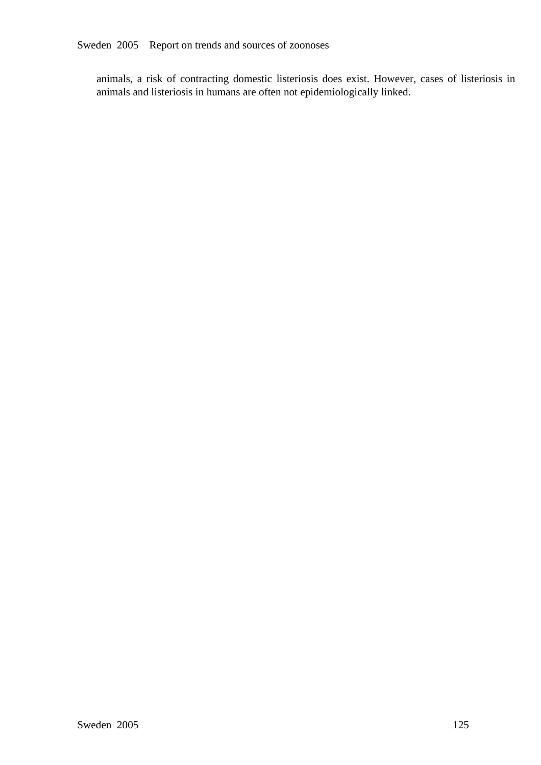animals, a risk of contracting domestic listeriosis does exist. However, cases of listeriosis in animals and listeriosis in humans are often not epidemiologically linked.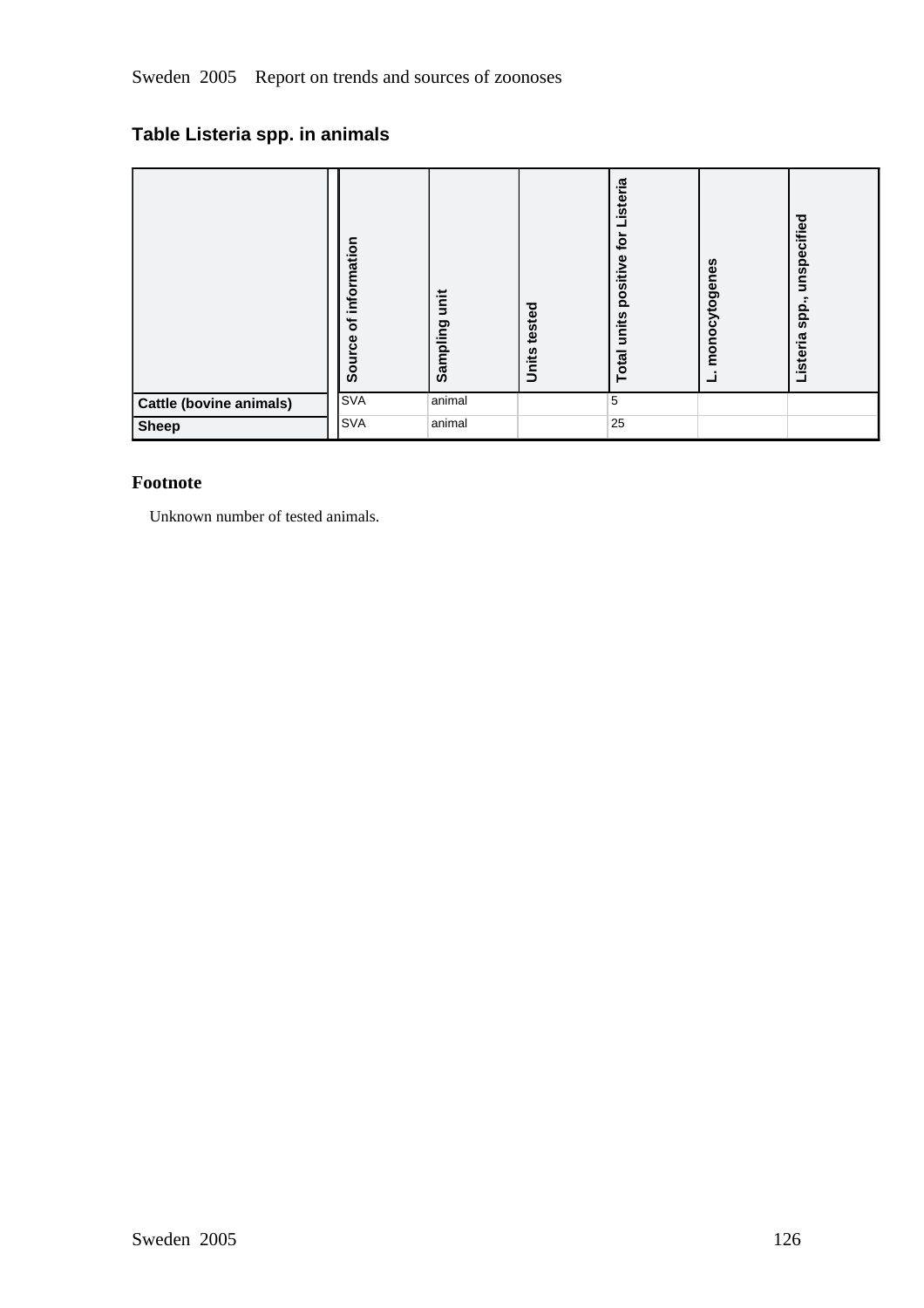## Table Listeria spp. in animals

| | Source of information | Sampling unit | Units tested | Total units positive for Listeria | L. monocytogenes | Listeria spp., unspecified |
|---|---|---|---|---|---|---|
| **Cattle (bovine animals)** | SVA | animal | | 5 | | |
| **Sheep** | SVA | animal | | 25 | | |

### Footnote

Unknown number of tested animals.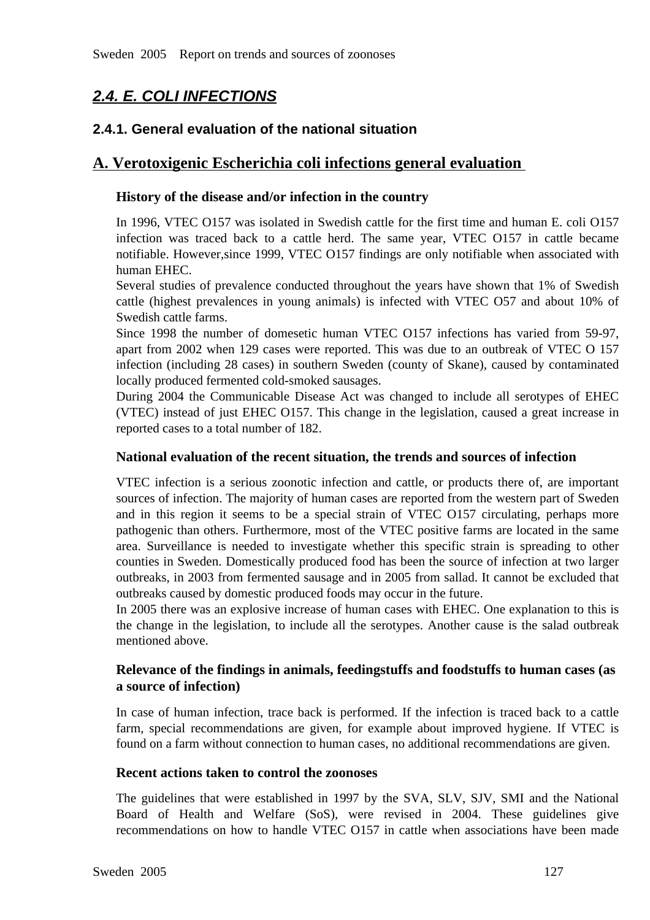## *2.4. E. COLI INFECTIONS*

### 2.4.1. General evaluation of the national situation

### A. Verotoxigenic Escherichia coli infections general evaluation

#### History of the disease and/or infection in the country

In 1996, VTEC O157 was isolated in Swedish cattle for the first time and human E. coli O157 infection was traced back to a cattle herd. The same year, VTEC O157 in cattle became notifiable. However,since 1999, VTEC O157 findings are only notifiable when associated with human EHEC.
Several studies of prevalence conducted throughout the years have shown that 1% of Swedish cattle (highest prevalences in young animals) is infected with VTEC O57 and about 10% of Swedish cattle farms.
Since 1998 the number of domesetic human VTEC O157 infections has varied from 59-97, apart from 2002 when 129 cases were reported. This was due to an outbreak of VTEC O 157 infection (including 28 cases) in southern Sweden (county of Skane), caused by contaminated locally produced fermented cold-smoked sausages.
During 2004 the Communicable Disease Act was changed to include all serotypes of EHEC (VTEC) instead of just EHEC O157. This change in the legislation, caused a great increase in reported cases to a total number of 182.

#### National evaluation of the recent situation, the trends and sources of infection

VTEC infection is a serious zoonotic infection and cattle, or products there of, are important sources of infection. The majority of human cases are reported from the western part of Sweden and in this region it seems to be a special strain of VTEC O157 circulating, perhaps more pathogenic than others. Furthermore, most of the VTEC positive farms are located in the same area. Surveillance is needed to investigate whether this specific strain is spreading to other counties in Sweden. Domestically produced food has been the source of infection at two larger outbreaks, in 2003 from fermented sausage and in 2005 from sallad. It cannot be excluded that outbreaks caused by domestic produced foods may occur in the future.
In 2005 there was an explosive increase of human cases with EHEC. One explanation to this is the change in the legislation, to include all the serotypes. Another cause is the salad outbreak mentioned above.

#### Relevance of the findings in animals, feedingstuffs and foodstuffs to human cases (as a source of infection)

In case of human infection, trace back is performed. If the infection is traced back to a cattle farm, special recommendations are given, for example about improved hygiene. If VTEC is found on a farm without connection to human cases, no additional recommendations are given.

#### Recent actions taken to control the zoonoses

The guidelines that were established in 1997 by the SVA, SLV, SJV, SMI and the National Board of Health and Welfare (SoS), were revised in 2004. These guidelines give recommendations on how to handle VTEC O157 in cattle when associations have been made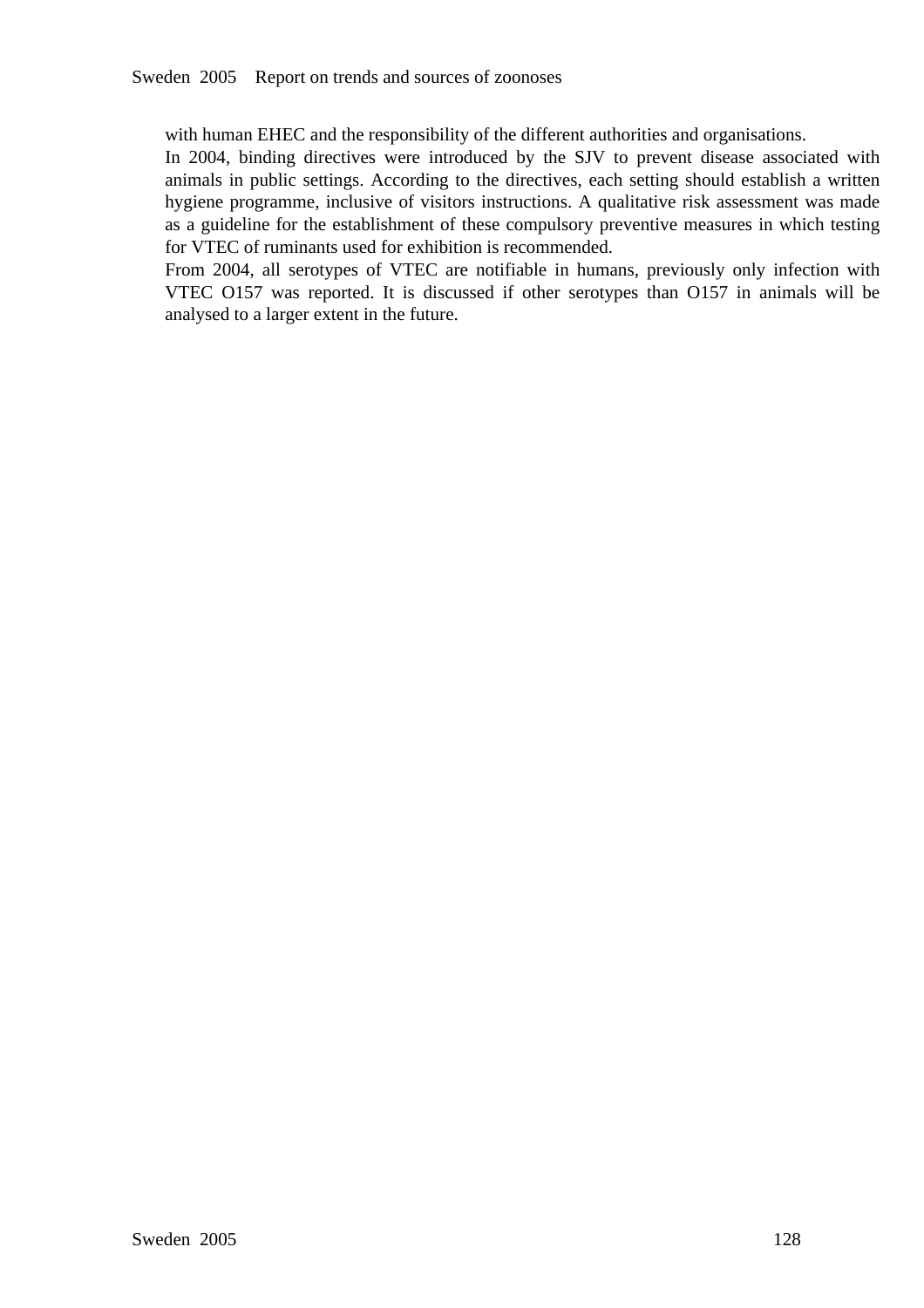with human EHEC and the responsibility of the different authorities and organisations.

In 2004, binding directives were introduced by the SJV to prevent disease associated with animals in public settings. According to the directives, each setting should establish a written hygiene programme, inclusive of visitors instructions. A qualitative risk assessment was made as a guideline for the establishment of these compulsory preventive measures in which testing for VTEC of ruminants used for exhibition is recommended.

From 2004, all serotypes of VTEC are notifiable in humans, previously only infection with VTEC O157 was reported. It is discussed if other serotypes than O157 in animals will be analysed to a larger extent in the future.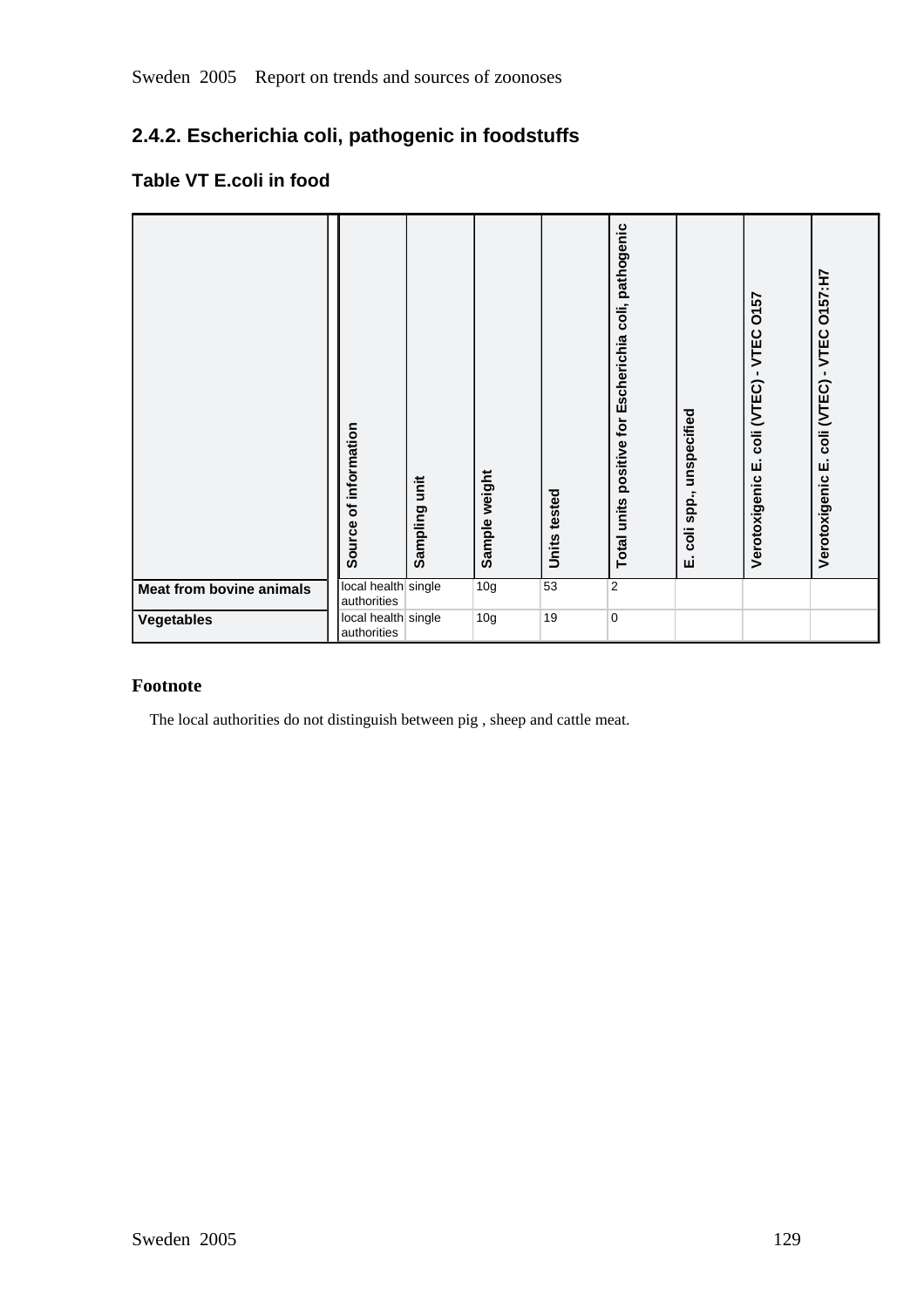## 2.4.2. Escherichia coli, pathogenic in foodstuffs

### Table VT E.coli in food

| | Source of information | Sampling unit | Sample weight | Units tested | Total units positive for Escherichia coli, pathogenic | E. coli spp., unspecified | Verotoxigenic E. coli (VTEC) - VTEC O157 | Verotoxigenic E. coli (VTEC) - VTEC O157:H7 |
|---|---|---|---|---|---|---|---|---|
| **Meat from bovine animals** | local health authorities | single | 10g | 53 | 2 | | | |
| **Vegetables** | local health authorities | single | 10g | 19 | 0 | | | |

**Footnote**

The local authorities do not distinguish between pig , sheep and cattle meat.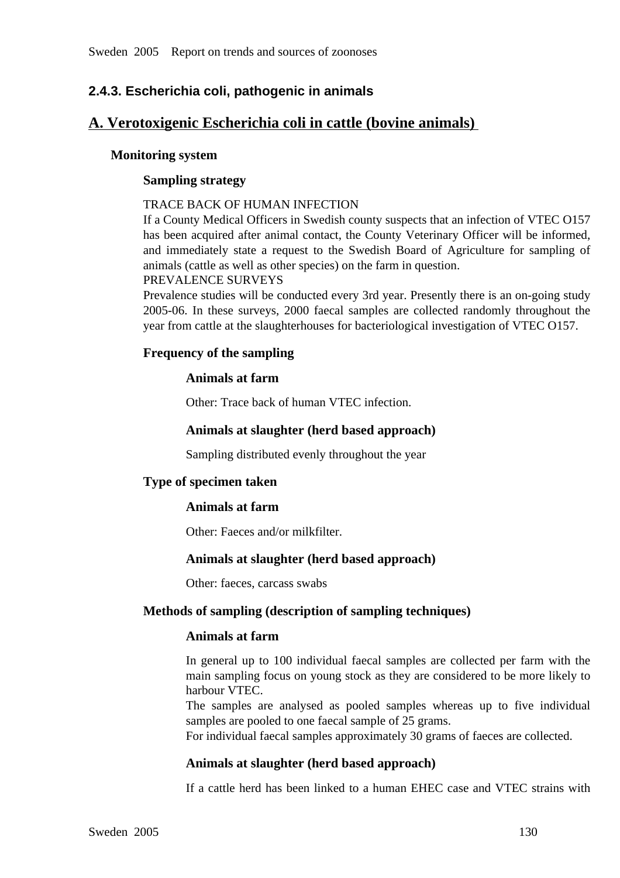### 2.4.3. Escherichia coli, pathogenic in animals

## A. Verotoxigenic Escherichia coli in cattle (bovine animals)

**Monitoring system**

**Sampling strategy**

TRACE BACK OF HUMAN INFECTION
If a County Medical Officers in Swedish county suspects that an infection of VTEC O157 has been acquired after animal contact, the County Veterinary Officer will be informed, and immediately state a request to the Swedish Board of Agriculture for sampling of animals (cattle as well as other species) on the farm in question.
PREVALENCE SURVEYS
Prevalence studies will be conducted every 3rd year. Presently there is an on-going study 2005-06. In these surveys, 2000 faecal samples are collected randomly throughout the year from cattle at the slaughterhouses for bacteriological investigation of VTEC O157.

**Frequency of the sampling**

**Animals at farm**

Other: Trace back of human VTEC infection.

**Animals at slaughter (herd based approach)**

Sampling distributed evenly throughout the year

**Type of specimen taken**

**Animals at farm**

Other: Faeces and/or milkfilter.

**Animals at slaughter (herd based approach)**

Other: faeces, carcass swabs

**Methods of sampling (description of sampling techniques)**

**Animals at farm**

In general up to 100 individual faecal samples are collected per farm with the main sampling focus on young stock as they are considered to be more likely to harbour VTEC.
The samples are analysed as pooled samples whereas up to five individual samples are pooled to one faecal sample of 25 grams.
For individual faecal samples approximately 30 grams of faeces are collected.

**Animals at slaughter (herd based approach)**

If a cattle herd has been linked to a human EHEC case and VTEC strains with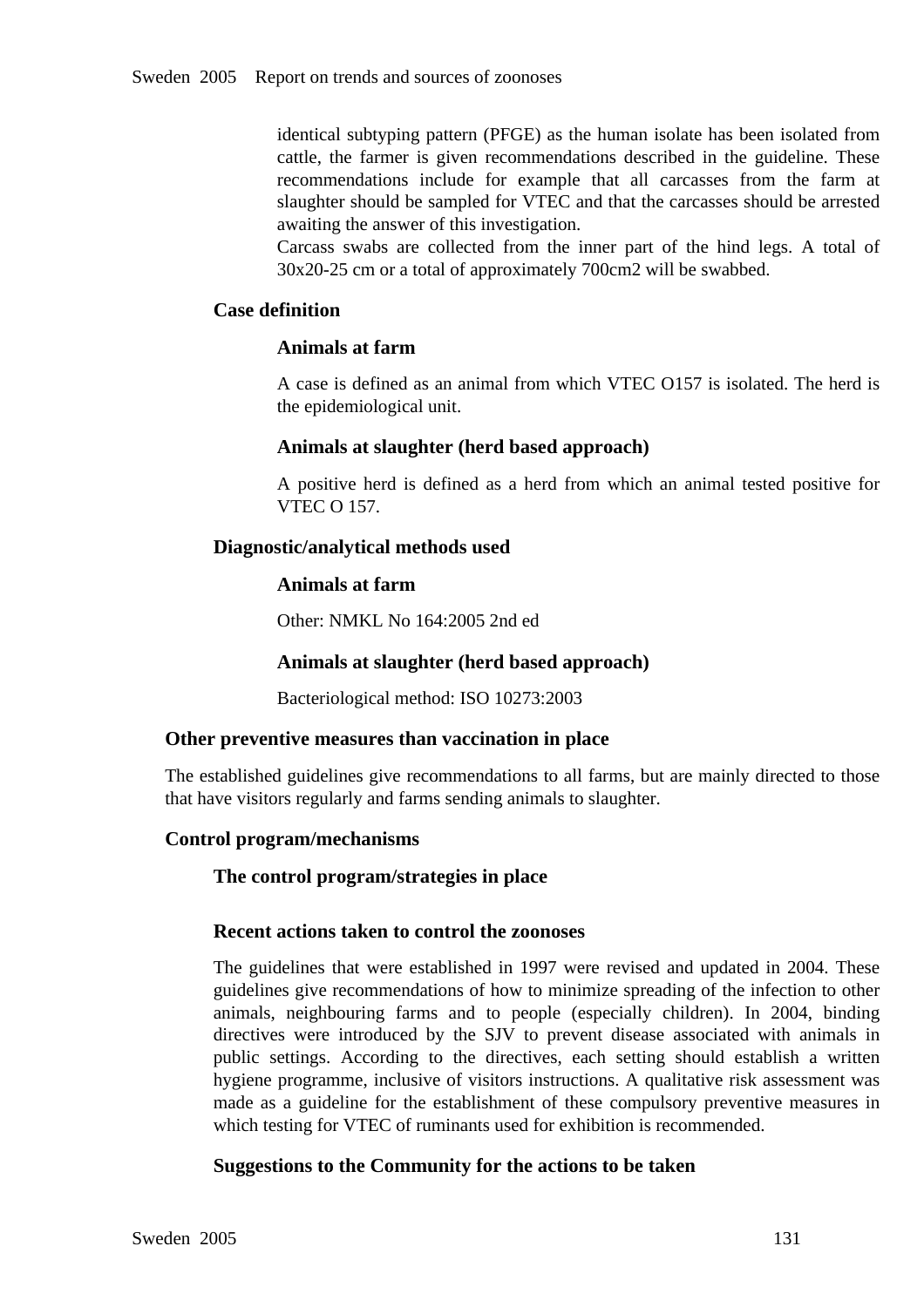identical subtyping pattern (PFGE) as the human isolate has been isolated from cattle, the farmer is given recommendations described in the guideline. These recommendations include for example that all carcasses from the farm at slaughter should be sampled for VTEC and that the carcasses should be arrested awaiting the answer of this investigation.
Carcass swabs are collected from the inner part of the hind legs. A total of 30x20-25 cm or a total of approximately 700cm2 will be swabbed.

### Case definition

#### Animals at farm

A case is defined as an animal from which VTEC O157 is isolated. The herd is the epidemiological unit.

#### Animals at slaughter (herd based approach)

A positive herd is defined as a herd from which an animal tested positive for VTEC O 157.

### Diagnostic/analytical methods used

#### Animals at farm

Other: NMKL No 164:2005 2nd ed

#### Animals at slaughter (herd based approach)

Bacteriological method: ISO 10273:2003

## Other preventive measures than vaccination in place

The established guidelines give recommendations to all farms, but are mainly directed to those that have visitors regularly and farms sending animals to slaughter.

## Control program/mechanisms

### The control program/strategies in place

### Recent actions taken to control the zoonoses

The guidelines that were established in 1997 were revised and updated in 2004. These guidelines give recommendations of how to minimize spreading of the infection to other animals, neighbouring farms and to people (especially children). In 2004, binding directives were introduced by the SJV to prevent disease associated with animals in public settings. According to the directives, each setting should establish a written hygiene programme, inclusive of visitors instructions. A qualitative risk assessment was made as a guideline for the establishment of these compulsory preventive measures in which testing for VTEC of ruminants used for exhibition is recommended.

### Suggestions to the Community for the actions to be taken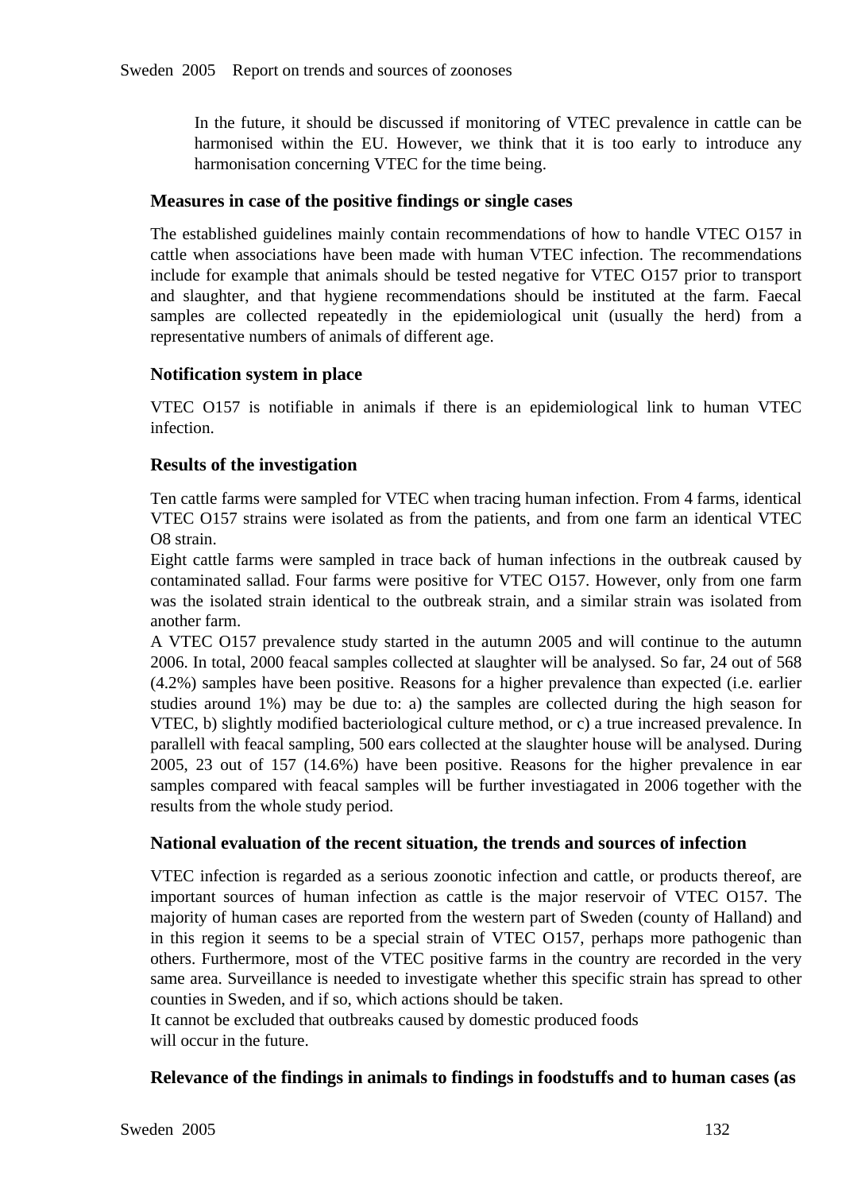In the future, it should be discussed if monitoring of VTEC prevalence in cattle can be harmonised within the EU. However, we think that it is too early to introduce any harmonisation concerning VTEC for the time being.

### Measures in case of the positive findings or single cases

The established guidelines mainly contain recommendations of how to handle VTEC O157 in cattle when associations have been made with human VTEC infection. The recommendations include for example that animals should be tested negative for VTEC O157 prior to transport and slaughter, and that hygiene recommendations should be instituted at the farm. Faecal samples are collected repeatedly in the epidemiological unit (usually the herd) from a representative numbers of animals of different age.

### Notification system in place

VTEC O157 is notifiable in animals if there is an epidemiological link to human VTEC infection.

### Results of the investigation

Ten cattle farms were sampled for VTEC when tracing human infection. From 4 farms, identical VTEC O157 strains were isolated as from the patients, and from one farm an identical VTEC O8 strain.
Eight cattle farms were sampled in trace back of human infections in the outbreak caused by contaminated sallad. Four farms were positive for VTEC O157. However, only from one farm was the isolated strain identical to the outbreak strain, and a similar strain was isolated from another farm.
A VTEC O157 prevalence study started in the autumn 2005 and will continue to the autumn 2006. In total, 2000 feacal samples collected at slaughter will be analysed. So far, 24 out of 568 (4.2%) samples have been positive. Reasons for a higher prevalence than expected (i.e. earlier studies around 1%) may be due to: a) the samples are collected during the high season for VTEC, b) slightly modified bacteriological culture method, or c) a true increased prevalence. In parallell with feacal sampling, 500 ears collected at the slaughter house will be analysed. During 2005, 23 out of 157 (14.6%) have been positive. Reasons for the higher prevalence in ear samples compared with feacal samples will be further investiagated in 2006 together with the results from the whole study period.

### National evaluation of the recent situation, the trends and sources of infection

VTEC infection is regarded as a serious zoonotic infection and cattle, or products thereof, are important sources of human infection as cattle is the major reservoir of VTEC O157. The majority of human cases are reported from the western part of Sweden (county of Halland) and in this region it seems to be a special strain of VTEC O157, perhaps more pathogenic than others. Furthermore, most of the VTEC positive farms in the country are recorded in the very same area. Surveillance is needed to investigate whether this specific strain has spread to other counties in Sweden, and if so, which actions should be taken.
It cannot be excluded that outbreaks caused by domestic produced foods will occur in the future.

### Relevance of the findings in animals to findings in foodstuffs and to human cases (as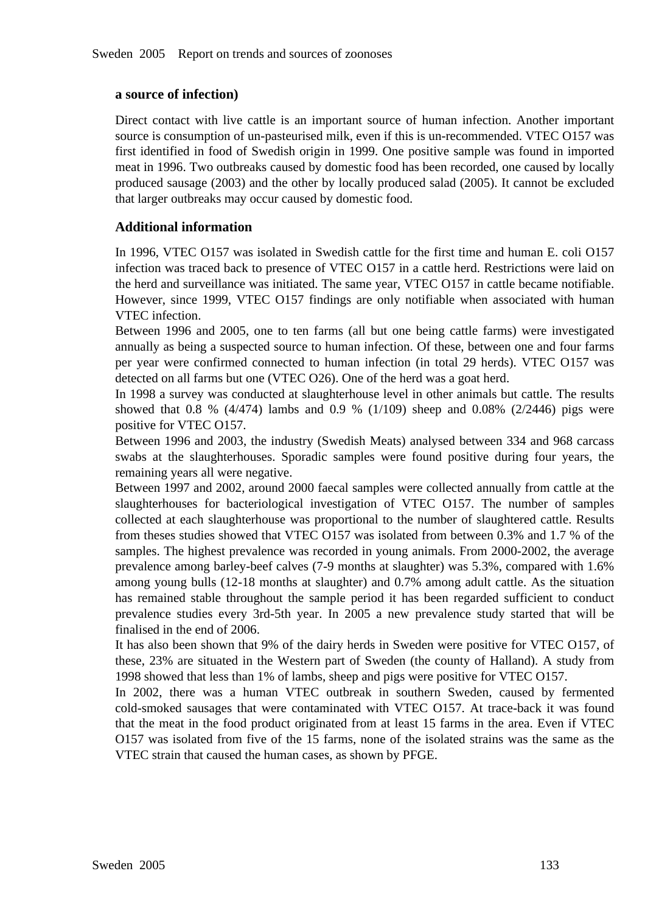**a source of infection)**

Direct contact with live cattle is an important source of human infection. Another important source is consumption of un-pasteurised milk, even if this is un-recommended. VTEC O157 was first identified in food of Swedish origin in 1999. One positive sample was found in imported meat in 1996. Two outbreaks caused by domestic food has been recorded, one caused by locally produced sausage (2003) and the other by locally produced salad (2005). It cannot be excluded that larger outbreaks may occur caused by domestic food.

**Additional information**

In 1996, VTEC O157 was isolated in Swedish cattle for the first time and human E. coli O157 infection was traced back to presence of VTEC O157 in a cattle herd. Restrictions were laid on the herd and surveillance was initiated. The same year, VTEC O157 in cattle became notifiable. However, since 1999, VTEC O157 findings are only notifiable when associated with human VTEC infection.

Between 1996 and 2005, one to ten farms (all but one being cattle farms) were investigated annually as being a suspected source to human infection. Of these, between one and four farms per year were confirmed connected to human infection (in total 29 herds). VTEC O157 was detected on all farms but one (VTEC O26). One of the herd was a goat herd.

In 1998 a survey was conducted at slaughterhouse level in other animals but cattle. The results showed that 0.8 % (4/474) lambs and 0.9 % (1/109) sheep and 0.08% (2/2446) pigs were positive for VTEC O157.

Between 1996 and 2003, the industry (Swedish Meats) analysed between 334 and 968 carcass swabs at the slaughterhouses. Sporadic samples were found positive during four years, the remaining years all were negative.

Between 1997 and 2002, around 2000 faecal samples were collected annually from cattle at the slaughterhouses for bacteriological investigation of VTEC O157. The number of samples collected at each slaughterhouse was proportional to the number of slaughtered cattle. Results from theses studies showed that VTEC O157 was isolated from between 0.3% and 1.7 % of the samples. The highest prevalence was recorded in young animals. From 2000-2002, the average prevalence among barley-beef calves (7-9 months at slaughter) was 5.3%, compared with 1.6% among young bulls (12-18 months at slaughter) and 0.7% among adult cattle. As the situation has remained stable throughout the sample period it has been regarded sufficient to conduct prevalence studies every 3rd-5th year. In 2005 a new prevalence study started that will be finalised in the end of 2006.

It has also been shown that 9% of the dairy herds in Sweden were positive for VTEC O157, of these, 23% are situated in the Western part of Sweden (the county of Halland). A study from 1998 showed that less than 1% of lambs, sheep and pigs were positive for VTEC O157.

In 2002, there was a human VTEC outbreak in southern Sweden, caused by fermented cold-smoked sausages that were contaminated with VTEC O157. At trace-back it was found that the meat in the food product originated from at least 15 farms in the area. Even if VTEC O157 was isolated from five of the 15 farms, none of the isolated strains was the same as the VTEC strain that caused the human cases, as shown by PFGE.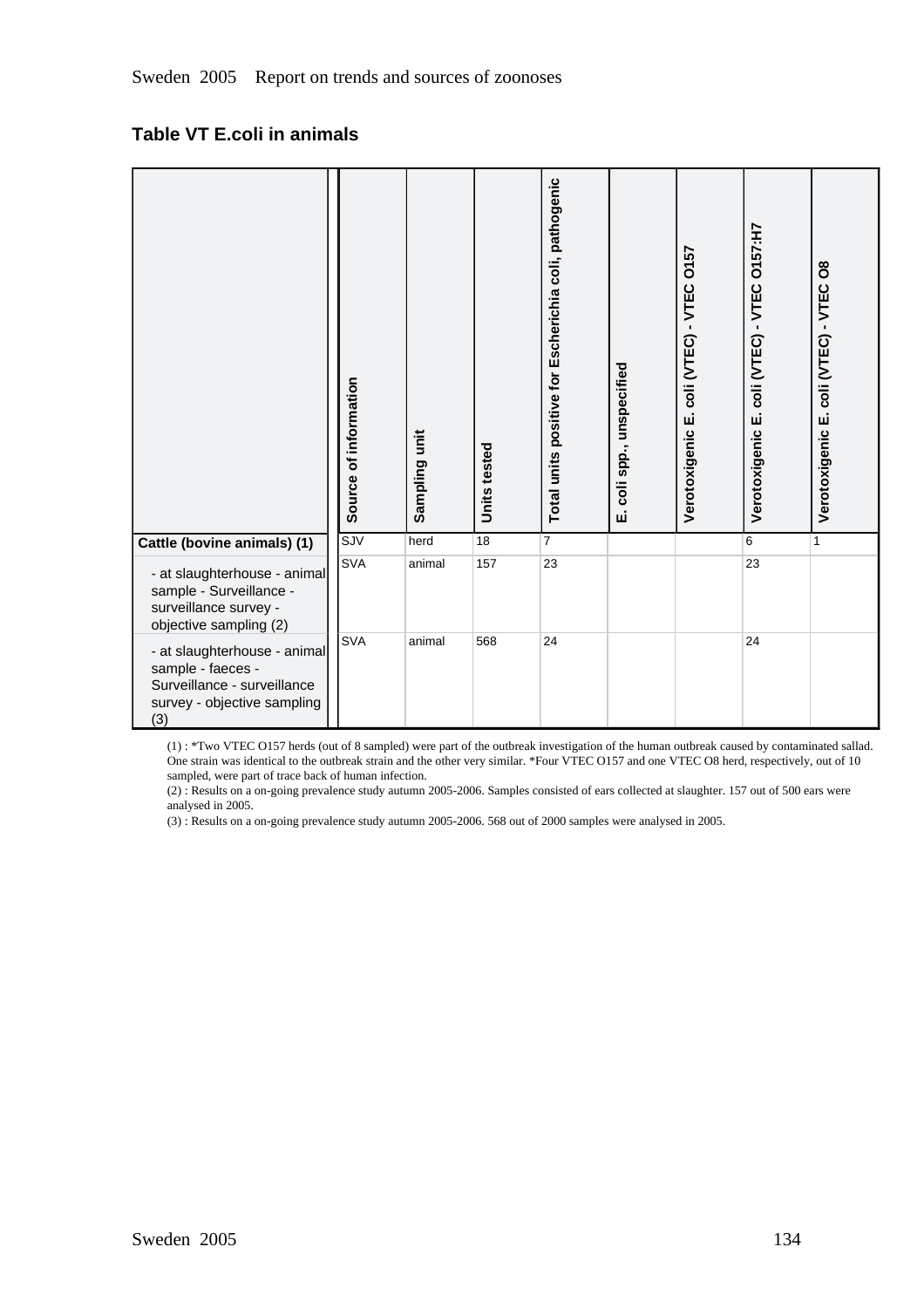## Table VT E.coli in animals

| | Source of information | Sampling unit | Units tested | Total units positive for Escherichia coli, pathogenic | E. coli spp., unspecified | Verotoxigenic E. coli (VTEC) - VTEC O157 | Verotoxigenic E. coli (VTEC) - VTEC O157:H7 | Verotoxigenic E. coli (VTEC) - VTEC O8 |
|---|---|---|---|---|---|---|---|---|
| **Cattle (bovine animals) (1)** | SJV | herd | 18 | 7 | | | 6 | 1 |
| - at slaughterhouse - animal sample - Surveillance - surveillance survey - objective sampling (2) | SVA | animal | 157 | 23 | | | 23 | |
| - at slaughterhouse - animal sample - faeces - Surveillance - surveillance survey - objective sampling (3) | SVA | animal | 568 | 24 | | | 24 | |

(1) : *Two VTEC O157 herds (out of 8 sampled) were part of the outbreak investigation of the human outbreak caused by contaminated sallad. One strain was identical to the outbreak strain and the other very similar. *Four VTEC O157 and one VTEC O8 herd, respectively, out of 10 sampled, were part of trace back of human infection.

(2) : Results on a on-going prevalence study autumn 2005-2006. Samples consisted of ears collected at slaughter. 157 out of 500 ears were analysed in 2005.

(3) : Results on a on-going prevalence study autumn 2005-2006. 568 out of 2000 samples were analysed in 2005.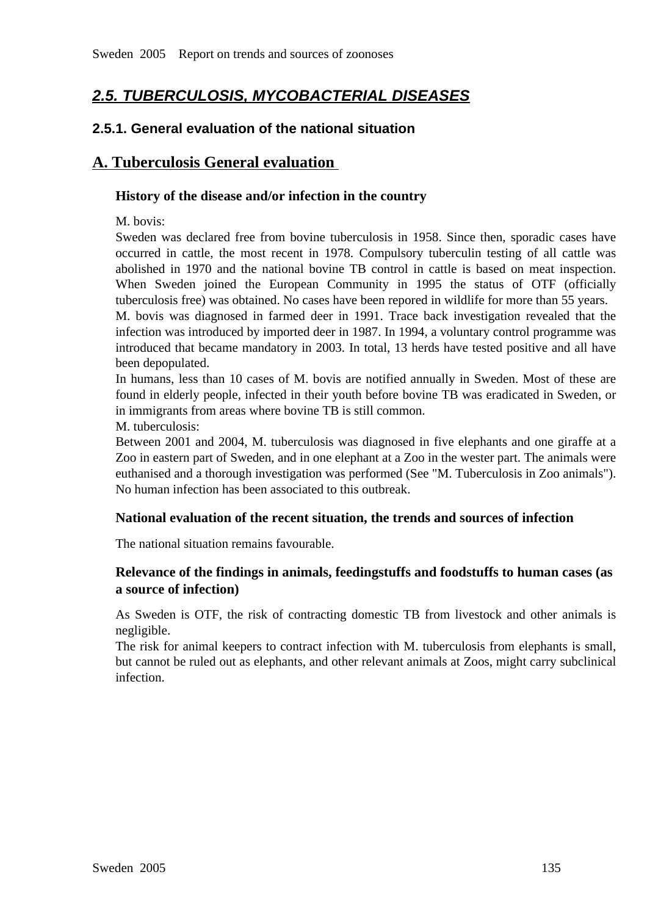## *2.5. TUBERCULOSIS, MYCOBACTERIAL DISEASES*

### 2.5.1. General evaluation of the national situation

## A. Tuberculosis General evaluation

#### History of the disease and/or infection in the country

M. bovis:
Sweden was declared free from bovine tuberculosis in 1958. Since then, sporadic cases have occurred in cattle, the most recent in 1978. Compulsory tuberculin testing of all cattle was abolished in 1970 and the national bovine TB control in cattle is based on meat inspection. When Sweden joined the European Community in 1995 the status of OTF (officially tuberculosis free) was obtained. No cases have been repored in wildlife for more than 55 years.
M. bovis was diagnosed in farmed deer in 1991. Trace back investigation revealed that the infection was introduced by imported deer in 1987. In 1994, a voluntary control programme was introduced that became mandatory in 2003. In total, 13 herds have tested positive and all have been depopulated.
In humans, less than 10 cases of M. bovis are notified annually in Sweden. Most of these are found in elderly people, infected in their youth before bovine TB was eradicated in Sweden, or in immigrants from areas where bovine TB is still common.
M. tuberculosis:
Between 2001 and 2004, M. tuberculosis was diagnosed in five elephants and one giraffe at a Zoo in eastern part of Sweden, and in one elephant at a Zoo in the wester part. The animals were euthanised and a thorough investigation was performed (See "M. Tuberculosis in Zoo animals"). No human infection has been associated to this outbreak.

#### National evaluation of the recent situation, the trends and sources of infection

The national situation remains favourable.

#### Relevance of the findings in animals, feedingstuffs and foodstuffs to human cases (as a source of infection)

As Sweden is OTF, the risk of contracting domestic TB from livestock and other animals is negligible.
The risk for animal keepers to contract infection with M. tuberculosis from elephants is small, but cannot be ruled out as elephants, and other relevant animals at Zoos, might carry subclinical infection.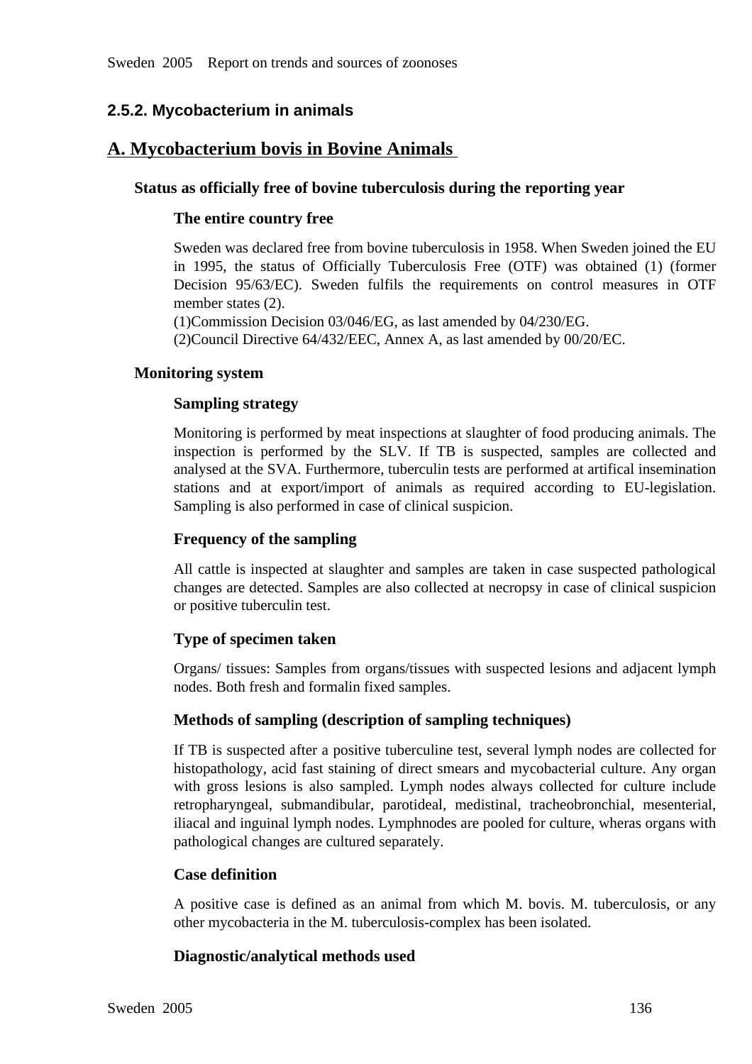### 2.5.2. Mycobacterium in animals

## A. Mycobacterium bovis in Bovine Animals

#### Status as officially free of bovine tuberculosis during the reporting year

**The entire country free**

Sweden was declared free from bovine tuberculosis in 1958. When Sweden joined the EU in 1995, the status of Officially Tuberculosis Free (OTF) was obtained (1) (former Decision 95/63/EC). Sweden fulfils the requirements on control measures in OTF member states (2).
(1)Commission Decision 03/046/EG, as last amended by 04/230/EG.
(2)Council Directive 64/432/EEC, Annex A, as last amended by 00/20/EC.

#### Monitoring system

**Sampling strategy**

Monitoring is performed by meat inspections at slaughter of food producing animals. The inspection is performed by the SLV. If TB is suspected, samples are collected and analysed at the SVA. Furthermore, tuberculin tests are performed at artifical insemination stations and at export/import of animals as required according to EU-legislation. Sampling is also performed in case of clinical suspicion.

**Frequency of the sampling**

All cattle is inspected at slaughter and samples are taken in case suspected pathological changes are detected. Samples are also collected at necropsy in case of clinical suspicion or positive tuberculin test.

**Type of specimen taken**

Organs/ tissues: Samples from organs/tissues with suspected lesions and adjacent lymph nodes. Both fresh and formalin fixed samples.

**Methods of sampling (description of sampling techniques)**

If TB is suspected after a positive tuberculine test, several lymph nodes are collected for histopathology, acid fast staining of direct smears and mycobacterial culture. Any organ with gross lesions is also sampled. Lymph nodes always collected for culture include retropharyngeal, submandibular, parotideal, medistinal, tracheobronchial, mesenterial, iliacal and inguinal lymph nodes. Lymphnodes are pooled for culture, wheras organs with pathological changes are cultured separately.

**Case definition**

A positive case is defined as an animal from which M. bovis. M. tuberculosis, or any other mycobacteria in the M. tuberculosis-complex has been isolated.

**Diagnostic/analytical methods used**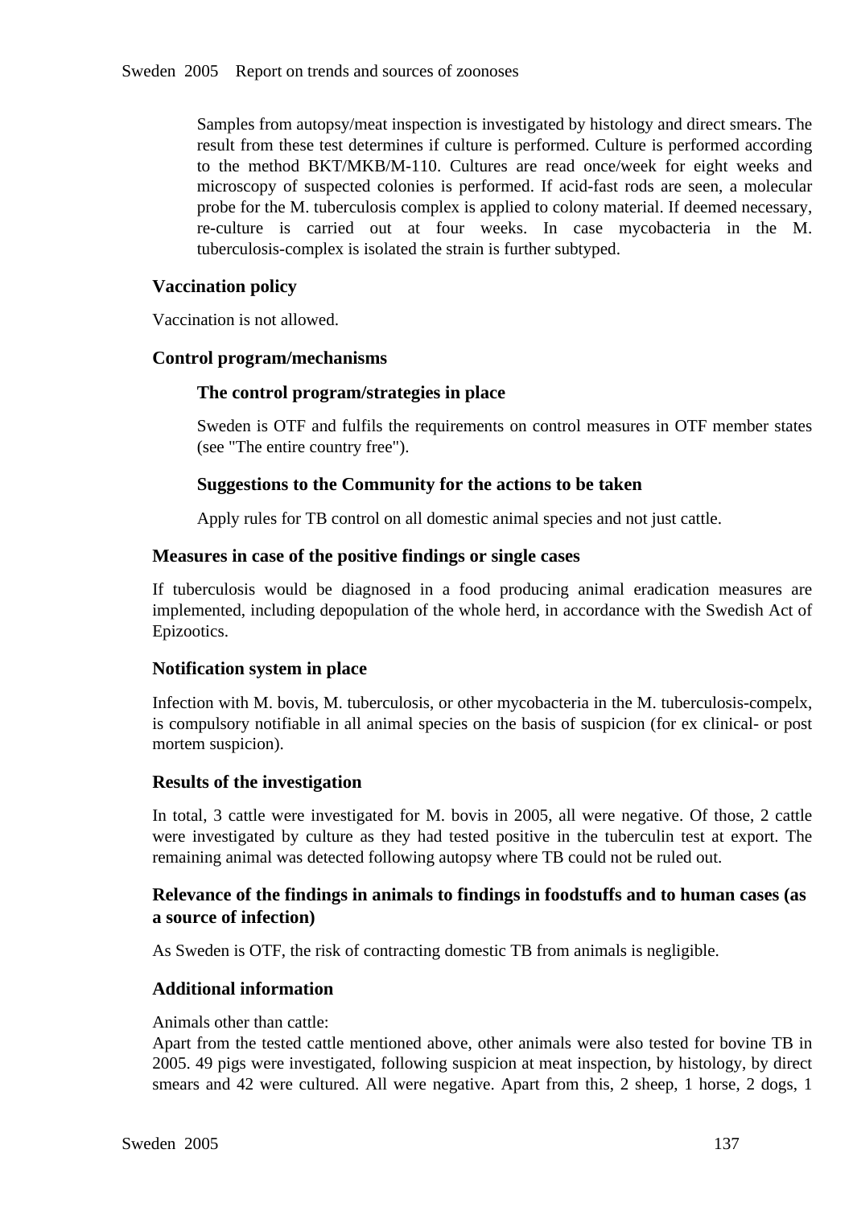Samples from autopsy/meat inspection is investigated by histology and direct smears. The result from these test determines if culture is performed. Culture is performed according to the method BKT/MKB/M-110. Cultures are read once/week for eight weeks and microscopy of suspected colonies is performed. If acid-fast rods are seen, a molecular probe for the M. tuberculosis complex is applied to colony material. If deemed necessary, re-culture is carried out at four weeks. In case mycobacteria in the M. tuberculosis-complex is isolated the strain is further subtyped.

### Vaccination policy

Vaccination is not allowed.

### Control program/mechanisms

#### The control program/strategies in place

Sweden is OTF and fulfils the requirements on control measures in OTF member states (see "The entire country free").

#### Suggestions to the Community for the actions to be taken

Apply rules for TB control on all domestic animal species and not just cattle.

### Measures in case of the positive findings or single cases

If tuberculosis would be diagnosed in a food producing animal eradication measures are implemented, including depopulation of the whole herd, in accordance with the Swedish Act of Epizootics.

### Notification system in place

Infection with M. bovis, M. tuberculosis, or other mycobacteria in the M. tuberculosis-compelx, is compulsory notifiable in all animal species on the basis of suspicion (for ex clinical- or post mortem suspicion).

### Results of the investigation

In total, 3 cattle were investigated for M. bovis in 2005, all were negative. Of those, 2 cattle were investigated by culture as they had tested positive in the tuberculin test at export. The remaining animal was detected following autopsy where TB could not be ruled out.

### Relevance of the findings in animals to findings in foodstuffs and to human cases (as a source of infection)

As Sweden is OTF, the risk of contracting domestic TB from animals is negligible.

### Additional information

Animals other than cattle:
Apart from the tested cattle mentioned above, other animals were also tested for bovine TB in 2005. 49 pigs were investigated, following suspicion at meat inspection, by histology, by direct smears and 42 were cultured. All were negative. Apart from this, 2 sheep, 1 horse, 2 dogs, 1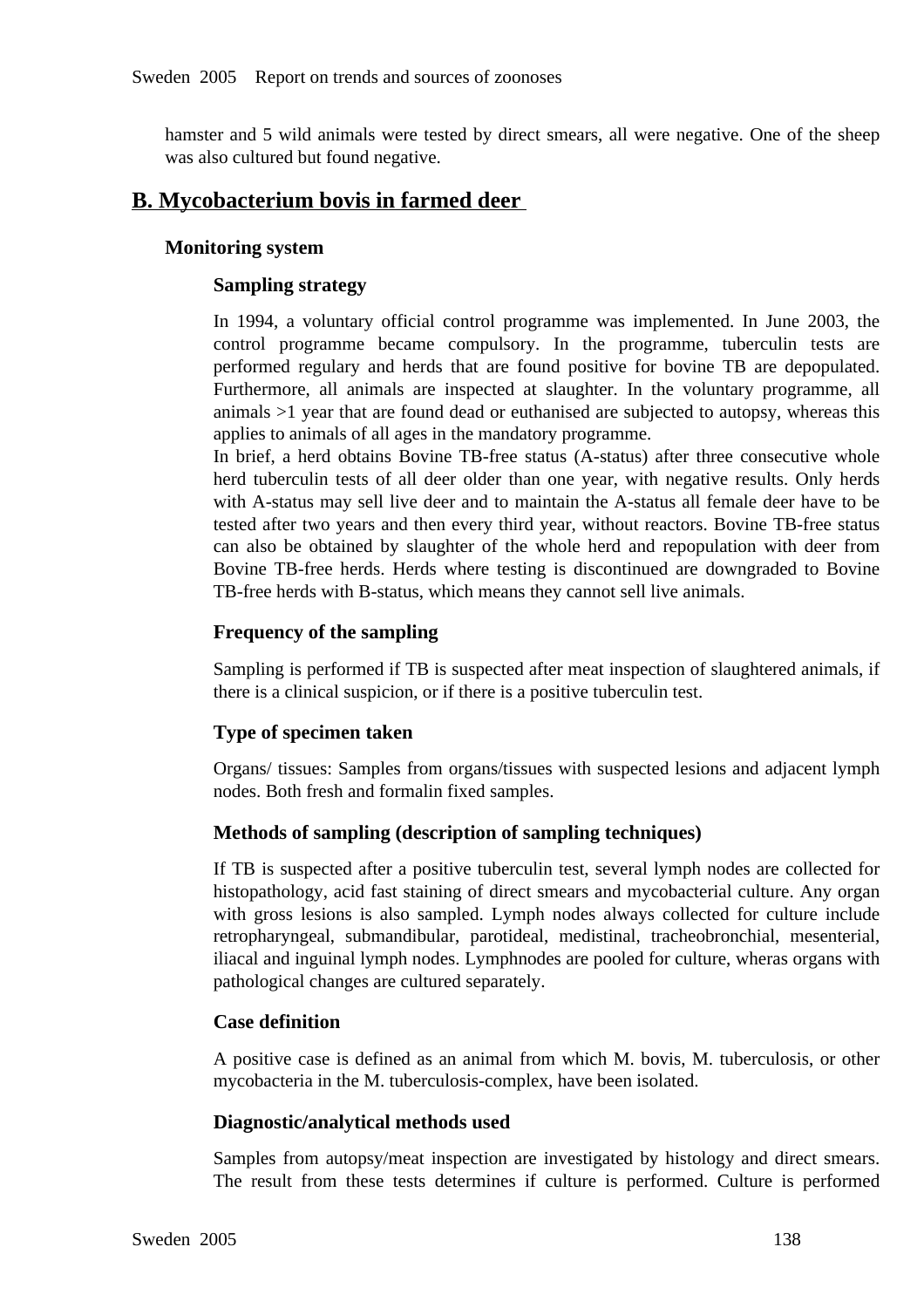hamster and 5 wild animals were tested by direct smears, all were negative. One of the sheep was also cultured but found negative.

## B. Mycobacterium bovis in farmed deer

### Monitoring system

#### Sampling strategy

In 1994, a voluntary official control programme was implemented. In June 2003, the control programme became compulsory. In the programme, tuberculin tests are performed regulary and herds that are found positive for bovine TB are depopulated. Furthermore, all animals are inspected at slaughter. In the voluntary programme, all animals >1 year that are found dead or euthanised are subjected to autopsy, whereas this applies to animals of all ages in the mandatory programme.
In brief, a herd obtains Bovine TB-free status (A-status) after three consecutive whole herd tuberculin tests of all deer older than one year, with negative results. Only herds with A-status may sell live deer and to maintain the A-status all female deer have to be tested after two years and then every third year, without reactors. Bovine TB-free status can also be obtained by slaughter of the whole herd and repopulation with deer from Bovine TB-free herds. Herds where testing is discontinued are downgraded to Bovine TB-free herds with B-status, which means they cannot sell live animals.

#### Frequency of the sampling

Sampling is performed if TB is suspected after meat inspection of slaughtered animals, if there is a clinical suspicion, or if there is a positive tuberculin test.

#### Type of specimen taken

Organs/ tissues: Samples from organs/tissues with suspected lesions and adjacent lymph nodes. Both fresh and formalin fixed samples.

#### Methods of sampling (description of sampling techniques)

If TB is suspected after a positive tuberculin test, several lymph nodes are collected for histopathology, acid fast staining of direct smears and mycobacterial culture. Any organ with gross lesions is also sampled. Lymph nodes always collected for culture include retropharyngeal, submandibular, parotideal, medistinal, tracheobronchial, mesenterial, iliacal and inguinal lymph nodes. Lymphnodes are pooled for culture, wheras organs with pathological changes are cultured separately.

#### Case definition

A positive case is defined as an animal from which M. bovis, M. tuberculosis, or other mycobacteria in the M. tuberculosis-complex, have been isolated.

#### Diagnostic/analytical methods used

Samples from autopsy/meat inspection are investigated by histology and direct smears. The result from these tests determines if culture is performed. Culture is performed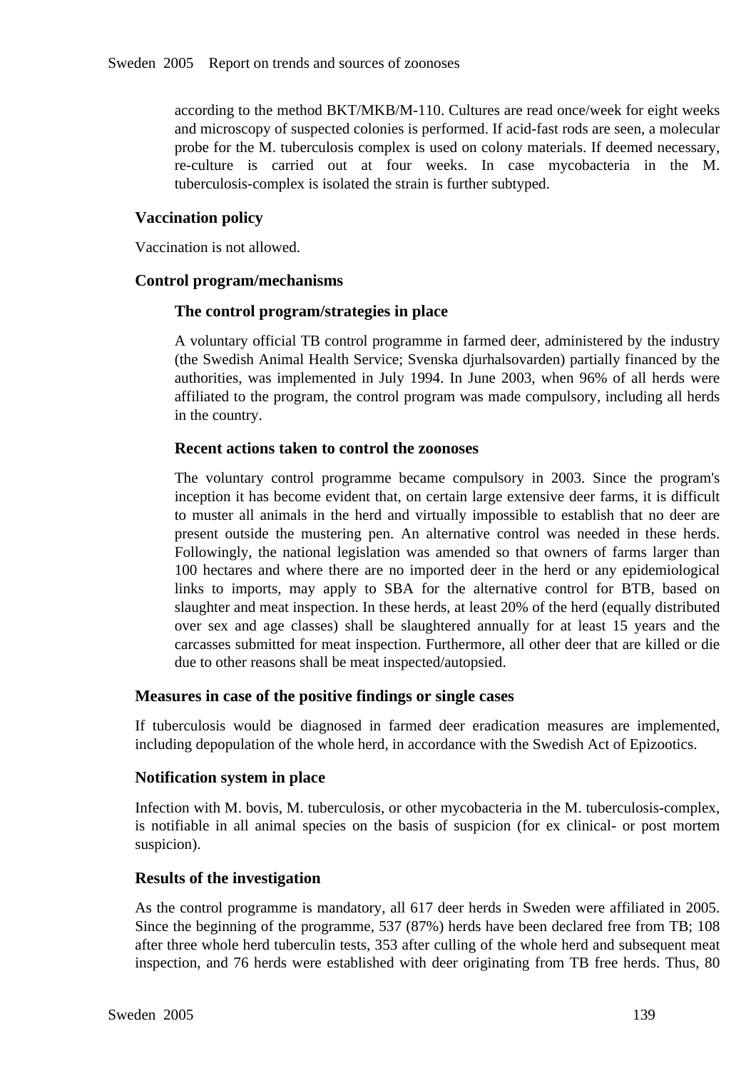according to the method BKT/MKB/M-110. Cultures are read once/week for eight weeks and microscopy of suspected colonies is performed. If acid-fast rods are seen, a molecular probe for the M. tuberculosis complex is used on colony materials. If deemed necessary, re-culture is carried out at four weeks. In case mycobacteria in the M. tuberculosis-complex is isolated the strain is further subtyped.

### Vaccination policy

Vaccination is not allowed.

### Control program/mechanisms

#### The control program/strategies in place

A voluntary official TB control programme in farmed deer, administered by the industry (the Swedish Animal Health Service; Svenska djurhalsovarden) partially financed by the authorities, was implemented in July 1994. In June 2003, when 96% of all herds were affiliated to the program, the control program was made compulsory, including all herds in the country.

#### Recent actions taken to control the zoonoses

The voluntary control programme became compulsory in 2003. Since the program's inception it has become evident that, on certain large extensive deer farms, it is difficult to muster all animals in the herd and virtually impossible to establish that no deer are present outside the mustering pen. An alternative control was needed in these herds. Followingly, the national legislation was amended so that owners of farms larger than 100 hectares and where there are no imported deer in the herd or any epidemiological links to imports, may apply to SBA for the alternative control for BTB, based on slaughter and meat inspection. In these herds, at least 20% of the herd (equally distributed over sex and age classes) shall be slaughtered annually for at least 15 years and the carcasses submitted for meat inspection. Furthermore, all other deer that are killed or die due to other reasons shall be meat inspected/autopsied.

### Measures in case of the positive findings or single cases

If tuberculosis would be diagnosed in farmed deer eradication measures are implemented, including depopulation of the whole herd, in accordance with the Swedish Act of Epizootics.

### Notification system in place

Infection with M. bovis, M. tuberculosis, or other mycobacteria in the M. tuberculosis-complex, is notifiable in all animal species on the basis of suspicion (for ex clinical- or post mortem suspicion).

### Results of the investigation

As the control programme is mandatory, all 617 deer herds in Sweden were affiliated in 2005. Since the beginning of the programme, 537 (87%) herds have been declared free from TB; 108 after three whole herd tuberculin tests, 353 after culling of the whole herd and subsequent meat inspection, and 76 herds were established with deer originating from TB free herds. Thus, 80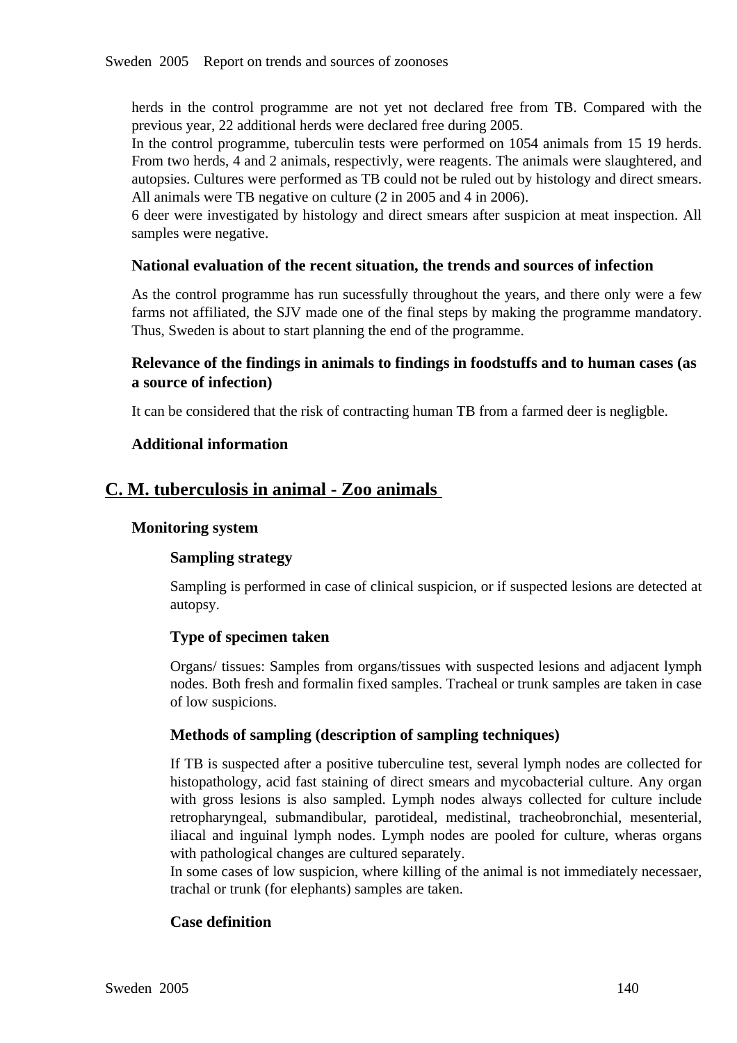herds in the control programme are not yet not declared free from TB. Compared with the previous year, 22 additional herds were declared free during 2005.
In the control programme, tuberculin tests were performed on 1054 animals from 15 19 herds. From two herds, 4 and 2 animals, respectivly, were reagents. The animals were slaughtered, and autopsies. Cultures were performed as TB could not be ruled out by histology and direct smears. All animals were TB negative on culture (2 in 2005 and 4 in 2006).
6 deer were investigated by histology and direct smears after suspicion at meat inspection. All samples were negative.

### National evaluation of the recent situation, the trends and sources of infection

As the control programme has run sucessfully throughout the years, and there only were a few farms not affiliated, the SJV made one of the final steps by making the programme mandatory. Thus, Sweden is about to start planning the end of the programme.

### Relevance of the findings in animals to findings in foodstuffs and to human cases (as a source of infection)

It can be considered that the risk of contracting human TB from a farmed deer is negligble.

### Additional information

## C. M. tuberculosis in animal - Zoo animals

### Monitoring system

#### Sampling strategy

Sampling is performed in case of clinical suspicion, or if suspected lesions are detected at autopsy.

#### Type of specimen taken

Organs/ tissues: Samples from organs/tissues with suspected lesions and adjacent lymph nodes. Both fresh and formalin fixed samples. Tracheal or trunk samples are taken in case of low suspicions.

#### Methods of sampling (description of sampling techniques)

If TB is suspected after a positive tuberculine test, several lymph nodes are collected for histopathology, acid fast staining of direct smears and mycobacterial culture. Any organ with gross lesions is also sampled. Lymph nodes always collected for culture include retropharyngeal, submandibular, parotideal, medistinal, tracheobronchial, mesenterial, iliacal and inguinal lymph nodes. Lymph nodes are pooled for culture, wheras organs with pathological changes are cultured separately.
In some cases of low suspicion, where killing of the animal is not immediately necessaer, trachal or trunk (for elephants) samples are taken.

#### Case definition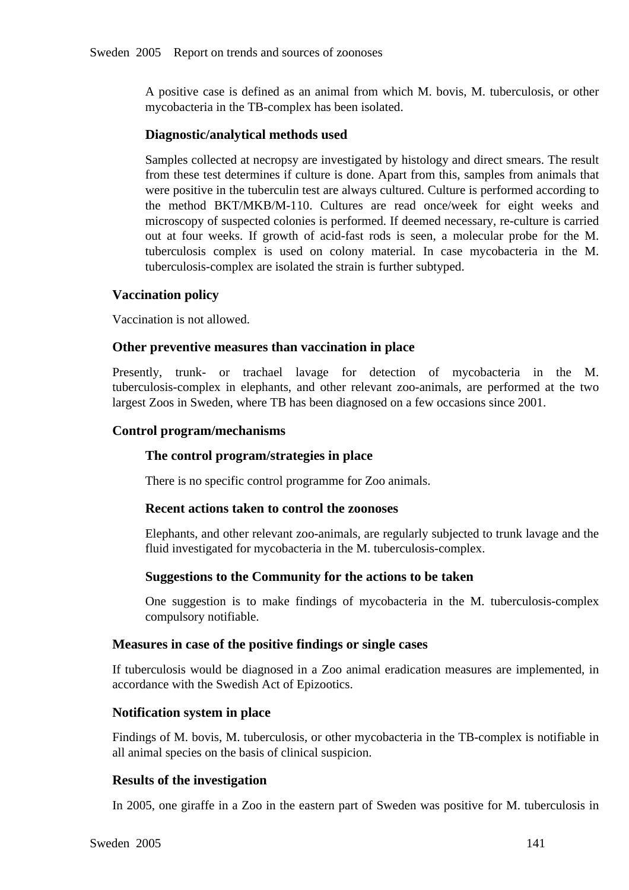A positive case is defined as an animal from which M. bovis, M. tuberculosis, or other mycobacteria in the TB-complex has been isolated.

#### Diagnostic/analytical methods used

Samples collected at necropsy are investigated by histology and direct smears. The result from these test determines if culture is done. Apart from this, samples from animals that were positive in the tuberculin test are always cultured. Culture is performed according to the method BKT/MKB/M-110. Cultures are read once/week for eight weeks and microscopy of suspected colonies is performed. If deemed necessary, re-culture is carried out at four weeks. If growth of acid-fast rods is seen, a molecular probe for the M. tuberculosis complex is used on colony material. In case mycobacteria in the M. tuberculosis-complex are isolated the strain is further subtyped.

### Vaccination policy

Vaccination is not allowed.

### Other preventive measures than vaccination in place

Presently, trunk- or trachael lavage for detection of mycobacteria in the M. tuberculosis-complex in elephants, and other relevant zoo-animals, are performed at the two largest Zoos in Sweden, where TB has been diagnosed on a few occasions since 2001.

### Control program/mechanisms

#### The control program/strategies in place

There is no specific control programme for Zoo animals.

#### Recent actions taken to control the zoonoses

Elephants, and other relevant zoo-animals, are regularly subjected to trunk lavage and the fluid investigated for mycobacteria in the M. tuberculosis-complex.

#### Suggestions to the Community for the actions to be taken

One suggestion is to make findings of mycobacteria in the M. tuberculosis-complex compulsory notifiable.

### Measures in case of the positive findings or single cases

If tuberculosis would be diagnosed in a Zoo animal eradication measures are implemented, in accordance with the Swedish Act of Epizootics.

### Notification system in place

Findings of M. bovis, M. tuberculosis, or other mycobacteria in the TB-complex is notifiable in all animal species on the basis of clinical suspicion.

### Results of the investigation

In 2005, one giraffe in a Zoo in the eastern part of Sweden was positive for M. tuberculosis in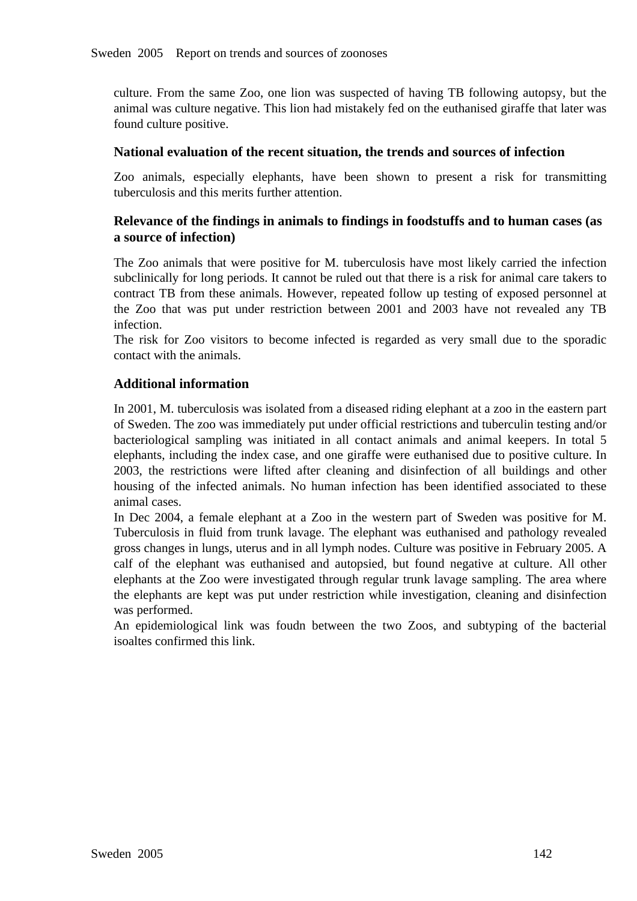culture. From the same Zoo, one lion was suspected of having TB following autopsy, but the animal was culture negative. This lion had mistakely fed on the euthanised giraffe that later was found culture positive.

### National evaluation of the recent situation, the trends and sources of infection

Zoo animals, especially elephants, have been shown to present a risk for transmitting tuberculosis and this merits further attention.

### Relevance of the findings in animals to findings in foodstuffs and to human cases (as a source of infection)

The Zoo animals that were positive for M. tuberculosis have most likely carried the infection subclinically for long periods. It cannot be ruled out that there is a risk for animal care takers to contract TB from these animals. However, repeated follow up testing of exposed personnel at the Zoo that was put under restriction between 2001 and 2003 have not revealed any TB infection.
The risk for Zoo visitors to become infected is regarded as very small due to the sporadic contact with the animals.

### Additional information

In 2001, M. tuberculosis was isolated from a diseased riding elephant at a zoo in the eastern part of Sweden. The zoo was immediately put under official restrictions and tuberculin testing and/or bacteriological sampling was initiated in all contact animals and animal keepers. In total 5 elephants, including the index case, and one giraffe were euthanised due to positive culture. In 2003, the restrictions were lifted after cleaning and disinfection of all buildings and other housing of the infected animals. No human infection has been identified associated to these animal cases.
In Dec 2004, a female elephant at a Zoo in the western part of Sweden was positive for M. Tuberculosis in fluid from trunk lavage. The elephant was euthanised and pathology revealed gross changes in lungs, uterus and in all lymph nodes. Culture was positive in February 2005. A calf of the elephant was euthanised and autopsied, but found negative at culture. All other elephants at the Zoo were investigated through regular trunk lavage sampling. The area where the elephants are kept was put under restriction while investigation, cleaning and disinfection was performed.
An epidemiological link was foudn between the two Zoos, and subtyping of the bacterial isoaltes confirmed this link.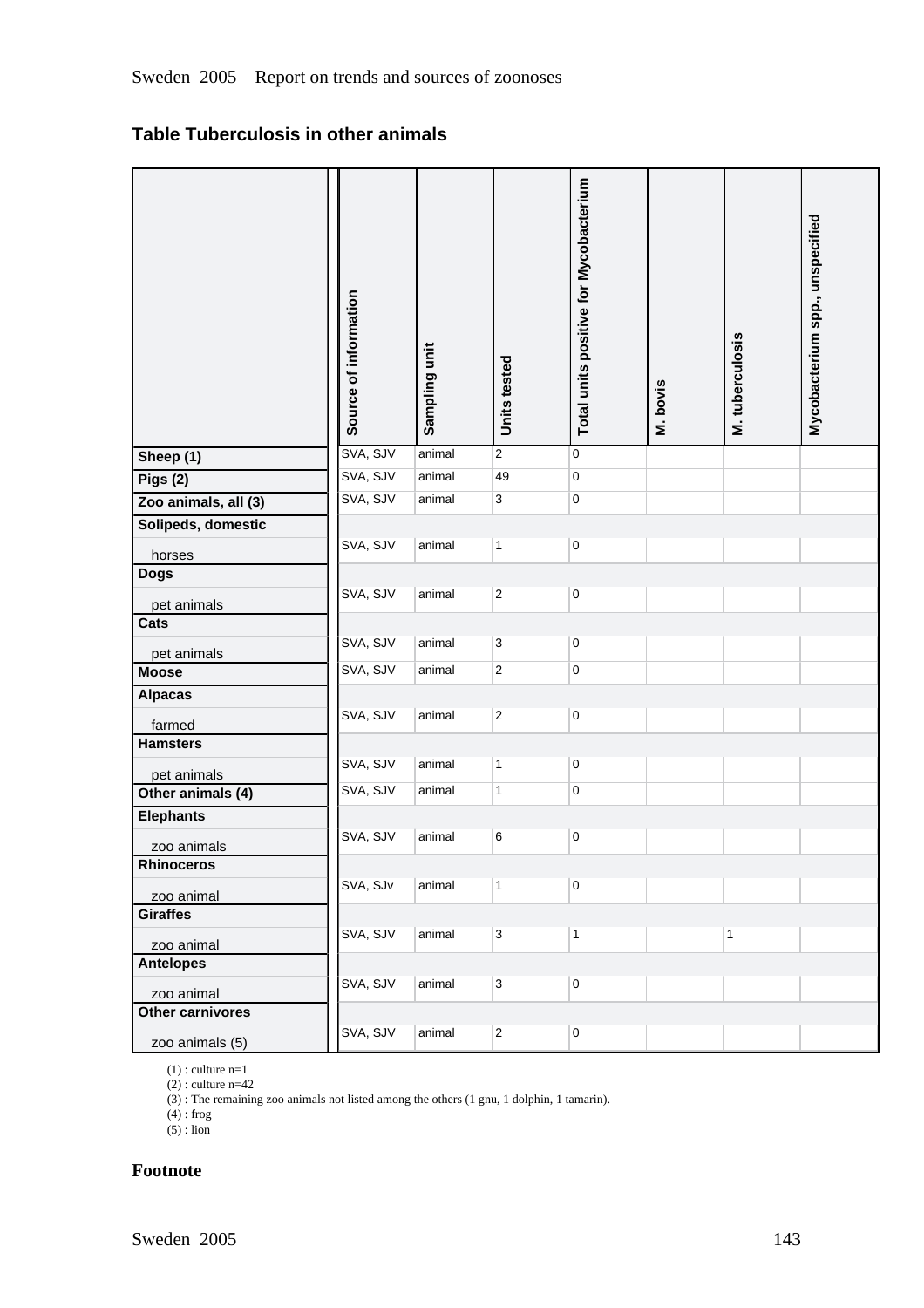## Table Tuberculosis in other animals

| | Source of information | Sampling unit | Units tested | Total units positive for Mycobacterium | M. bovis | M. tuberculosis | Mycobacterium spp., unspecified |
|---|---|---|---|---|---|---|---|
| **Sheep (1)** | SVA, SJV | animal | 2 | 0 | | | |
| **Pigs (2)** | SVA, SJV | animal | 49 | 0 | | | |
| **Zoo animals, all (3)** | SVA, SJV | animal | 3 | 0 | | | |
| **Solipeds, domestic** | | | | | | | |
| horses | SVA, SJV | animal | 1 | 0 | | | |
| **Dogs** | | | | | | | |
| pet animals | SVA, SJV | animal | 2 | 0 | | | |
| **Cats** | | | | | | | |
| pet animals | SVA, SJV | animal | 3 | 0 | | | |
| **Moose** | SVA, SJV | animal | 2 | 0 | | | |
| **Alpacas** | | | | | | | |
| farmed | SVA, SJV | animal | 2 | 0 | | | |
| **Hamsters** | | | | | | | |
| pet animals | SVA, SJV | animal | 1 | 0 | | | |
| **Other animals (4)** | SVA, SJV | animal | 1 | 0 | | | |
| **Elephants** | | | | | | | |
| zoo animals | SVA, SJV | animal | 6 | 0 | | | |
| **Rhinoceros** | | | | | | | |
| zoo animal | SVA, SJv | animal | 1 | 0 | | | |
| **Giraffes** | | | | | | | |
| zoo animal | SVA, SJV | animal | 3 | 1 | | 1 | |
| **Antelopes** | | | | | | | |
| zoo animal | SVA, SJV | animal | 3 | 0 | | | |
| **Other carnivores** | | | | | | | |
| zoo animals (5) | SVA, SJV | animal | 2 | 0 | | | |

(1) : culture n=1  
(2) : culture n=42  
(3) : The remaining zoo animals not listed among the others (1 gnu, 1 dolphin, 1 tamarin).  
(4) : frog  
(5) : lion

**Footnote**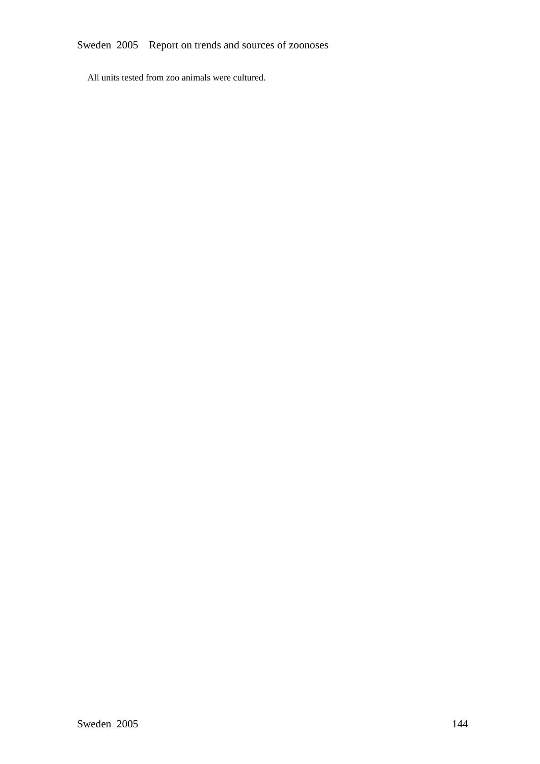All units tested from zoo animals were cultured.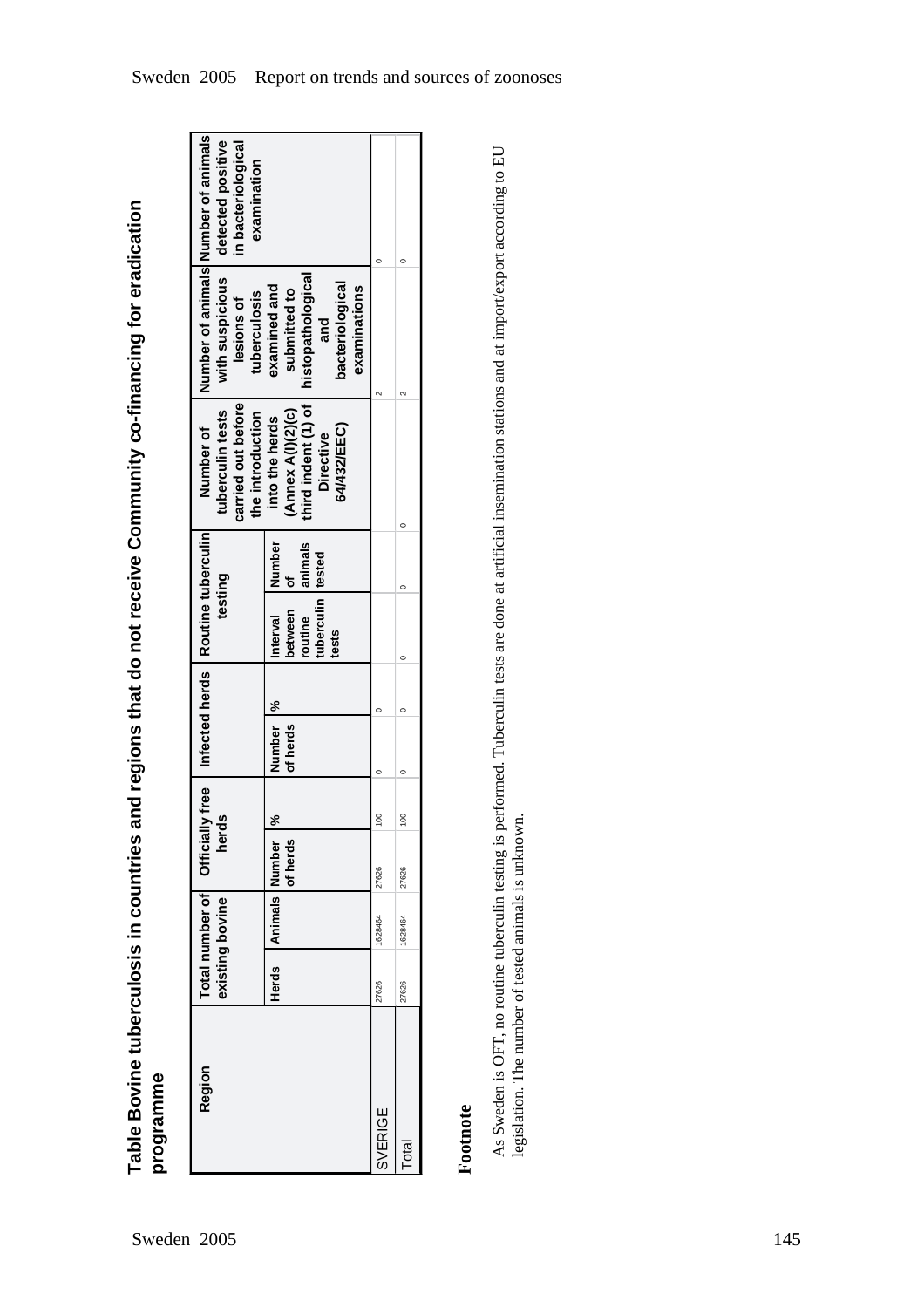## Table Bovine tuberculosis in countries and regions that do not receive Community co-financing for eradication programme

| Region | Total number of existing bovine | | Officially free herds | | Infected herds | | Routine tuberculin testing | | Number of tuberculin tests carried out before the introduction into the herds (Annex A(I)(2)(c) third indent (1) of Directive 64/432/EEC) | Number of animals with suspicious lesions of tuberculosis examined and submitted to histopathological and bacteriological examinations | Number of animals detected positive in bacteriological examination |
|---|---|---|---|---|---|---|---|---|---|---|---|
| | Herds | Animals | Number of herds | % | Number of herds | % | Interval between routine tuberculin tests | Number of animals tested | | | |
| SVERIGE | 27626 | 1628464 | 27626 | 100 | 0 | 0 | | | | 2 | 0 |
| Total | 27626 | 1628464 | 27626 | 100 | 0 | 0 | 0 | 0 | 0 | 2 | 0 |

**Footnote**

As Sweden is OFT, no routine tuberculin testing is performed. Tuberculin tests are done at artificial insemination stations and at import/export according to EU legislation. The number of tested animals is unknown.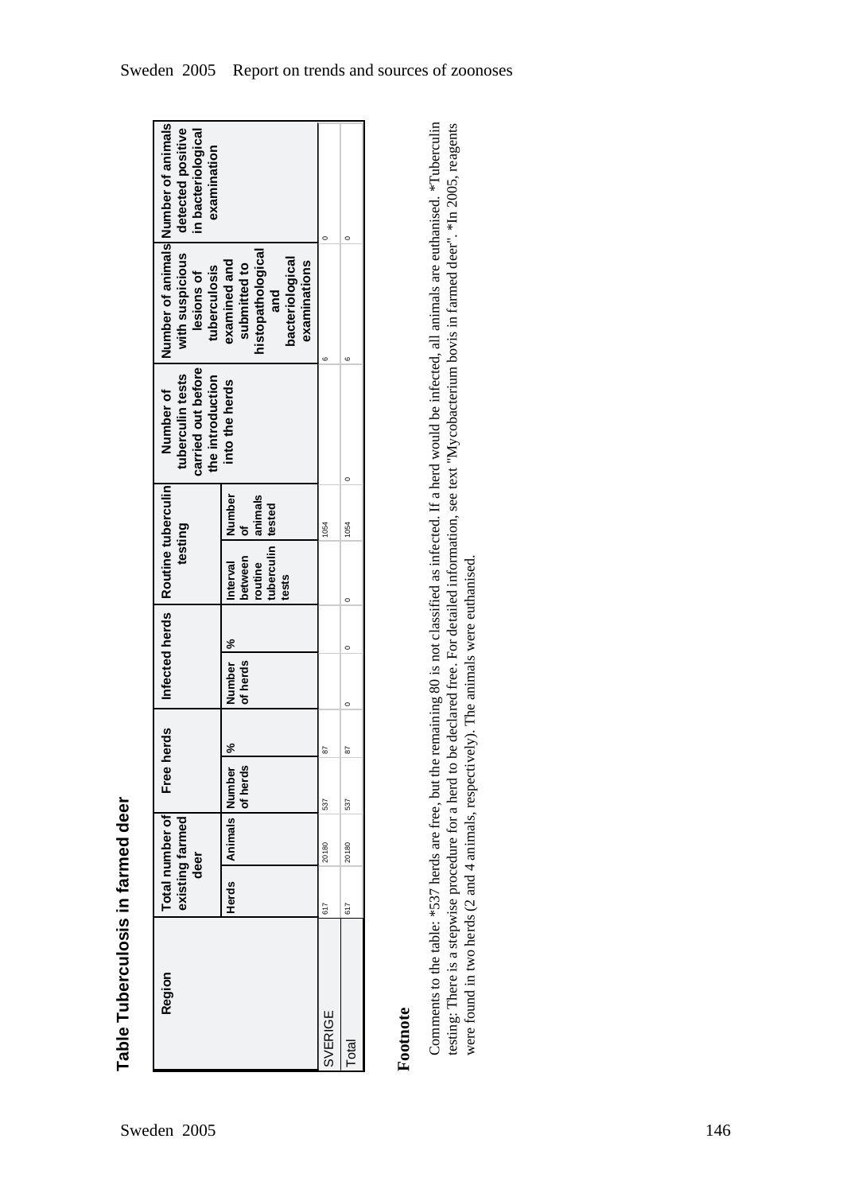## Table Tuberculosis in farmed deer

| Region | Total number of existing farmed deer | | Free herds | | Infected herds | | Routine tuberculin testing | | Number of tuberculin tests carried out before the introduction into the herds | Number of animals with suspicious lesions of tuberculosis examined and submitted to histopathological and bacteriological examinations | Number of animals detected positive in bacteriological examination |
|---|---|---|---|---|---|---|---|---|---|---|---|
| | Herds | Animals | Number of herds | % | Number of herds | % | Interval between routine tuberculin tests | Number of animals tested | | | |
| SVERIGE | 617 | 20180 | 537 | 87 | | | | 1054 | | 6 | 0 |
| Total | 617 | 20180 | 537 | 87 | 0 | 0 | 0 | 1054 | 0 | 6 | 0 |

### Footnote

Comments to the table: *537 herds are free, but the remaining 80 is not classified as infected. If a herd would be infected, all animals are euthanised. *Tuberculin testing: There is a stepwise procedure for a herd to be declared free. For detailed information, see text "Mycobacterium bovis in farmed deer". *In 2005, reagents were found in two herds (2 and 4 animals, respectively). The animals were euthanised.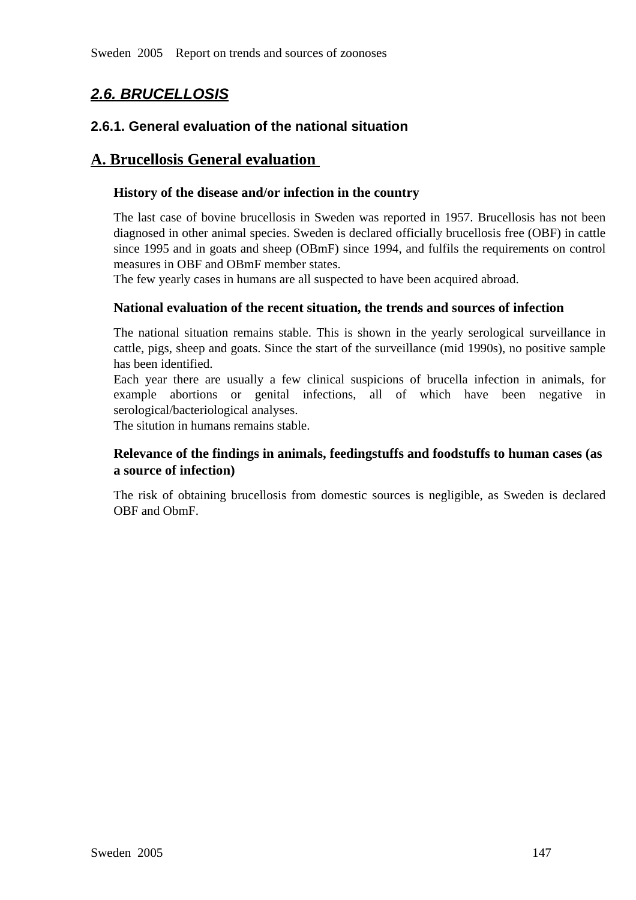## *2.6. BRUCELLOSIS*

### 2.6.1. General evaluation of the national situation

### A. Brucellosis General evaluation

**History of the disease and/or infection in the country**

The last case of bovine brucellosis in Sweden was reported in 1957. Brucellosis has not been diagnosed in other animal species. Sweden is declared officially brucellosis free (OBF) in cattle since 1995 and in goats and sheep (OBmF) since 1994, and fulfils the requirements on control measures in OBF and OBmF member states.
The few yearly cases in humans are all suspected to have been acquired abroad.

**National evaluation of the recent situation, the trends and sources of infection**

The national situation remains stable. This is shown in the yearly serological surveillance in cattle, pigs, sheep and goats. Since the start of the surveillance (mid 1990s), no positive sample has been identified.
Each year there are usually a few clinical suspicions of brucella infection in animals, for example abortions or genital infections, all of which have been negative in serological/bacteriological analyses.
The sitution in humans remains stable.

**Relevance of the findings in animals, feedingstuffs and foodstuffs to human cases (as a source of infection)**

The risk of obtaining brucellosis from domestic sources is negligible, as Sweden is declared OBF and ObmF.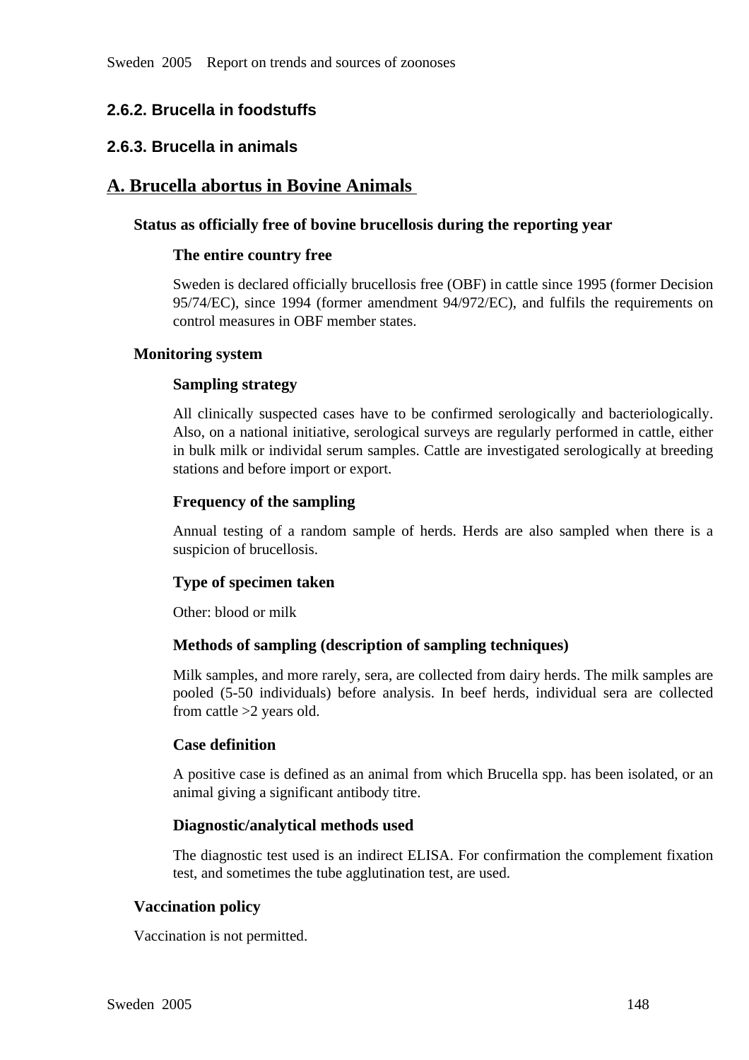### 2.6.2. Brucella in foodstuffs

### 2.6.3. Brucella in animals

## A. Brucella abortus in Bovine Animals

**Status as officially free of bovine brucellosis during the reporting year**

**The entire country free**

Sweden is declared officially brucellosis free (OBF) in cattle since 1995 (former Decision 95/74/EC), since 1994 (former amendment 94/972/EC), and fulfils the requirements on control measures in OBF member states.

**Monitoring system**

**Sampling strategy**

All clinically suspected cases have to be confirmed serologically and bacteriologically. Also, on a national initiative, serological surveys are regularly performed in cattle, either in bulk milk or individal serum samples. Cattle are investigated serologically at breeding stations and before import or export.

**Frequency of the sampling**

Annual testing of a random sample of herds. Herds are also sampled when there is a suspicion of brucellosis.

**Type of specimen taken**

Other: blood or milk

**Methods of sampling (description of sampling techniques)**

Milk samples, and more rarely, sera, are collected from dairy herds. The milk samples are pooled (5-50 individuals) before analysis. In beef herds, individual sera are collected from cattle >2 years old.

**Case definition**

A positive case is defined as an animal from which Brucella spp. has been isolated, or an animal giving a significant antibody titre.

**Diagnostic/analytical methods used**

The diagnostic test used is an indirect ELISA. For confirmation the complement fixation test, and sometimes the tube agglutination test, are used.

**Vaccination policy**

Vaccination is not permitted.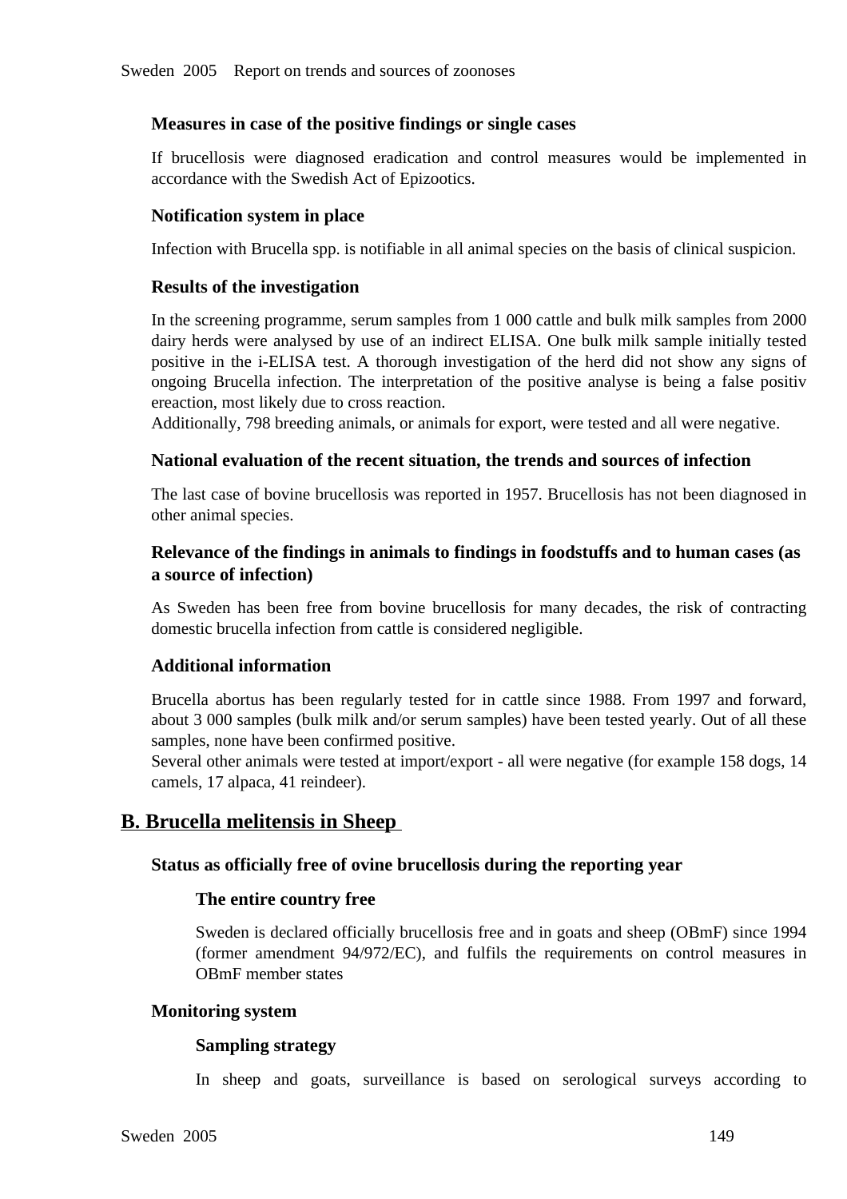#### Measures in case of the positive findings or single cases

If brucellosis were diagnosed eradication and control measures would be implemented in accordance with the Swedish Act of Epizootics.

#### Notification system in place

Infection with Brucella spp. is notifiable in all animal species on the basis of clinical suspicion.

#### Results of the investigation

In the screening programme, serum samples from 1 000 cattle and bulk milk samples from 2000 dairy herds were analysed by use of an indirect ELISA. One bulk milk sample initially tested positive in the i-ELISA test. A thorough investigation of the herd did not show any signs of ongoing Brucella infection. The interpretation of the positive analyse is being a false positiv ereaction, most likely due to cross reaction.
Additionally, 798 breeding animals, or animals for export, were tested and all were negative.

#### National evaluation of the recent situation, the trends and sources of infection

The last case of bovine brucellosis was reported in 1957. Brucellosis has not been diagnosed in other animal species.

#### Relevance of the findings in animals to findings in foodstuffs and to human cases (as a source of infection)

As Sweden has been free from bovine brucellosis for many decades, the risk of contracting domestic brucella infection from cattle is considered negligible.

#### Additional information

Brucella abortus has been regularly tested for in cattle since 1988. From 1997 and forward, about 3 000 samples (bulk milk and/or serum samples) have been tested yearly. Out of all these samples, none have been confirmed positive.
Several other animals were tested at import/export - all were negative (for example 158 dogs, 14 camels, 17 alpaca, 41 reindeer).

## B. Brucella melitensis in Sheep

#### Status as officially free of ovine brucellosis during the reporting year

##### The entire country free

Sweden is declared officially brucellosis free and in goats and sheep (OBmF) since 1994 (former amendment 94/972/EC), and fulfils the requirements on control measures in OBmF member states

#### Monitoring system

##### Sampling strategy

In sheep and goats, surveillance is based on serological surveys according to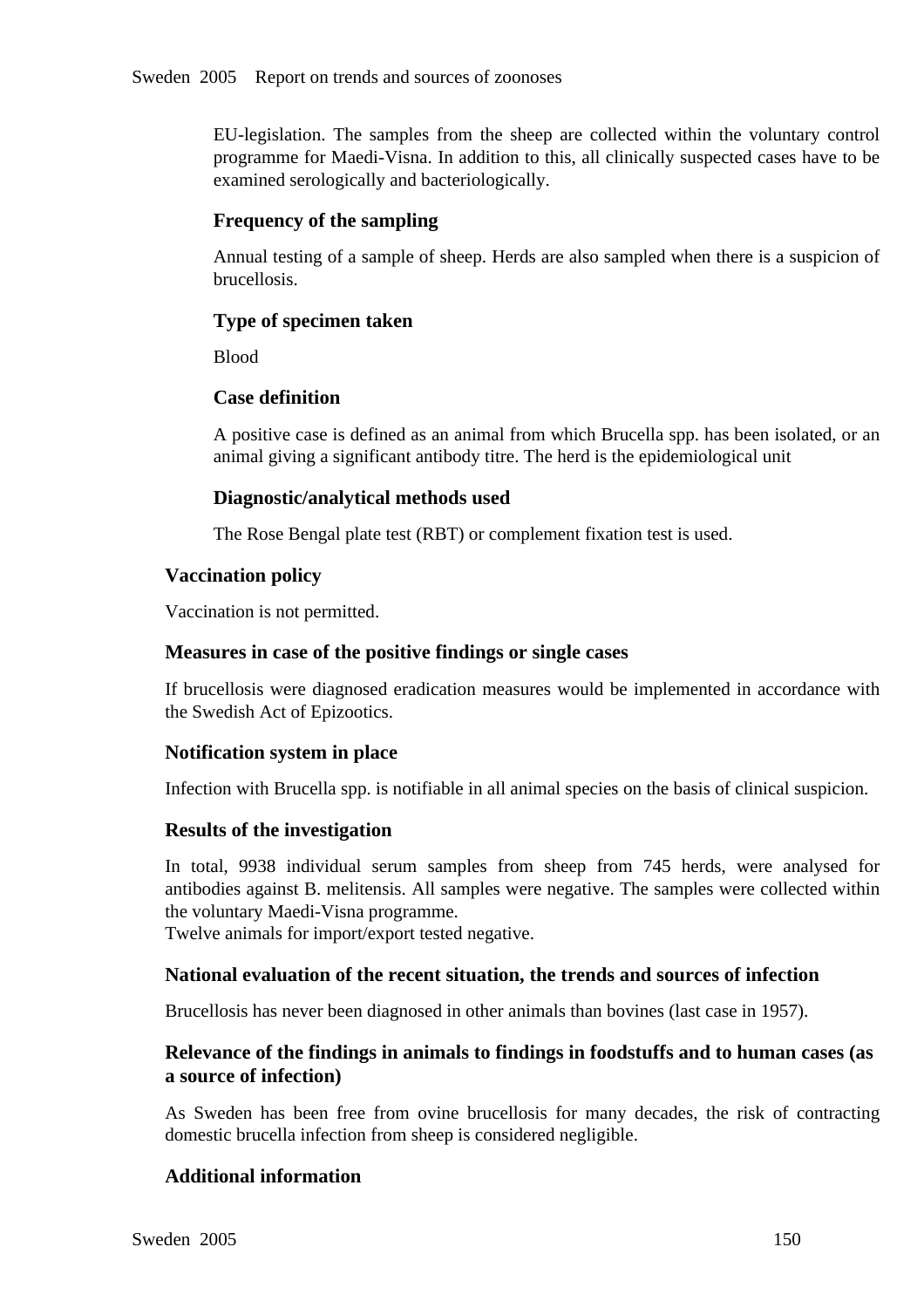EU-legislation. The samples from the sheep are collected within the voluntary control programme for Maedi-Visna. In addition to this, all clinically suspected cases have to be examined serologically and bacteriologically.

#### Frequency of the sampling

Annual testing of a sample of sheep. Herds are also sampled when there is a suspicion of brucellosis.

#### Type of specimen taken

Blood

#### Case definition

A positive case is defined as an animal from which Brucella spp. has been isolated, or an animal giving a significant antibody titre. The herd is the epidemiological unit

#### Diagnostic/analytical methods used

The Rose Bengal plate test (RBT) or complement fixation test is used.

### Vaccination policy

Vaccination is not permitted.

### Measures in case of the positive findings or single cases

If brucellosis were diagnosed eradication measures would be implemented in accordance with the Swedish Act of Epizootics.

### Notification system in place

Infection with Brucella spp. is notifiable in all animal species on the basis of clinical suspicion.

### Results of the investigation

In total, 9938 individual serum samples from sheep from 745 herds, were analysed for antibodies against B. melitensis. All samples were negative. The samples were collected within the voluntary Maedi-Visna programme.
Twelve animals for import/export tested negative.

### National evaluation of the recent situation, the trends and sources of infection

Brucellosis has never been diagnosed in other animals than bovines (last case in 1957).

### Relevance of the findings in animals to findings in foodstuffs and to human cases (as a source of infection)

As Sweden has been free from ovine brucellosis for many decades, the risk of contracting domestic brucella infection from sheep is considered negligible.

### Additional information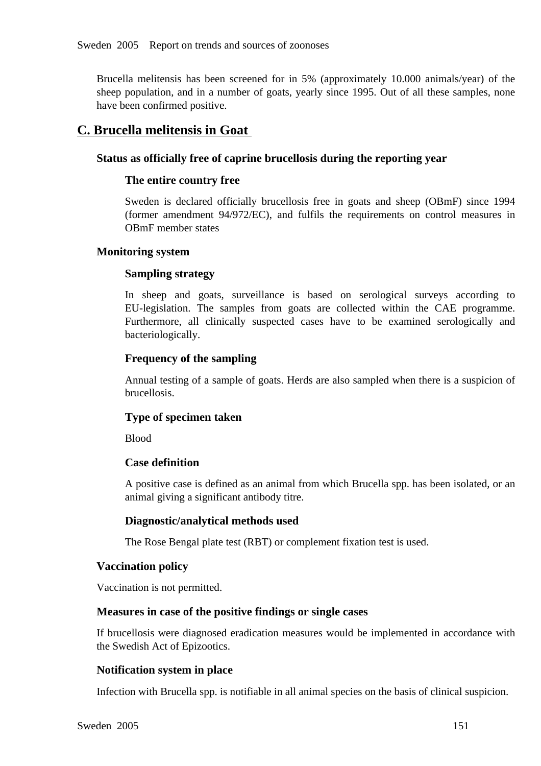Brucella melitensis has been screened for in 5% (approximately 10.000 animals/year) of the sheep population, and in a number of goats, yearly since 1995. Out of all these samples, none have been confirmed positive.

## C. Brucella melitensis in Goat

### Status as officially free of caprine brucellosis during the reporting year

#### The entire country free

Sweden is declared officially brucellosis free in goats and sheep (OBmF) since 1994 (former amendment 94/972/EC), and fulfils the requirements on control measures in OBmF member states

### Monitoring system

#### Sampling strategy

In sheep and goats, surveillance is based on serological surveys according to EU-legislation. The samples from goats are collected within the CAE programme. Furthermore, all clinically suspected cases have to be examined serologically and bacteriologically.

#### Frequency of the sampling

Annual testing of a sample of goats. Herds are also sampled when there is a suspicion of brucellosis.

#### Type of specimen taken

Blood

#### Case definition

A positive case is defined as an animal from which Brucella spp. has been isolated, or an animal giving a significant antibody titre.

#### Diagnostic/analytical methods used

The Rose Bengal plate test (RBT) or complement fixation test is used.

### Vaccination policy

Vaccination is not permitted.

### Measures in case of the positive findings or single cases

If brucellosis were diagnosed eradication measures would be implemented in accordance with the Swedish Act of Epizootics.

### Notification system in place

Infection with Brucella spp. is notifiable in all animal species on the basis of clinical suspicion.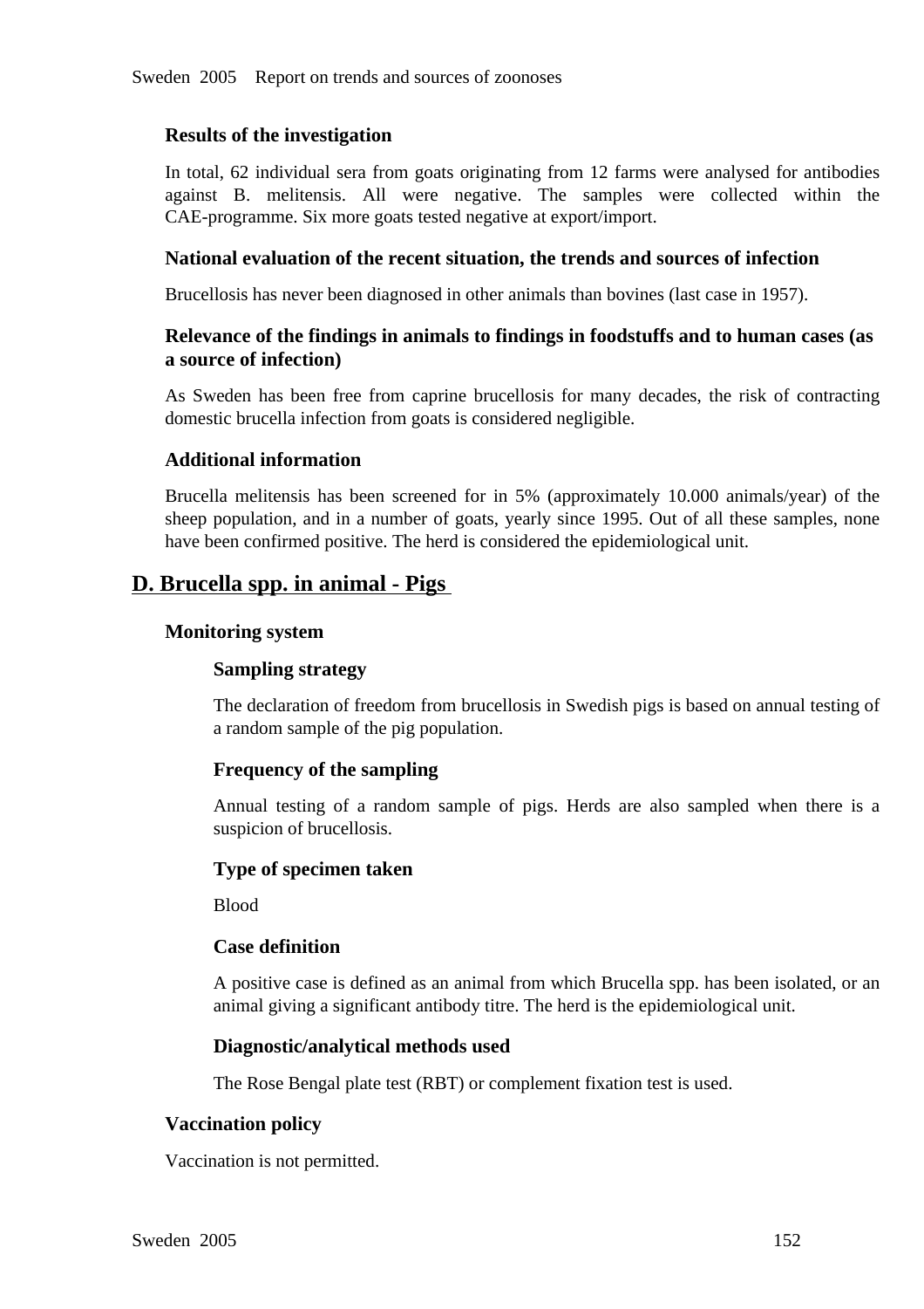### Results of the investigation

In total, 62 individual sera from goats originating from 12 farms were analysed for antibodies against B. melitensis. All were negative. The samples were collected within the CAE-programme. Six more goats tested negative at export/import.

### National evaluation of the recent situation, the trends and sources of infection

Brucellosis has never been diagnosed in other animals than bovines (last case in 1957).

### Relevance of the findings in animals to findings in foodstuffs and to human cases (as a source of infection)

As Sweden has been free from caprine brucellosis for many decades, the risk of contracting domestic brucella infection from goats is considered negligible.

### Additional information

Brucella melitensis has been screened for in 5% (approximately 10.000 animals/year) of the sheep population, and in a number of goats, yearly since 1995. Out of all these samples, none have been confirmed positive. The herd is considered the epidemiological unit.

## D. Brucella spp. in animal - Pigs

### Monitoring system

#### Sampling strategy

The declaration of freedom from brucellosis in Swedish pigs is based on annual testing of a random sample of the pig population.

#### Frequency of the sampling

Annual testing of a random sample of pigs. Herds are also sampled when there is a suspicion of brucellosis.

#### Type of specimen taken

Blood

#### Case definition

A positive case is defined as an animal from which Brucella spp. has been isolated, or an animal giving a significant antibody titre. The herd is the epidemiological unit.

#### Diagnostic/analytical methods used

The Rose Bengal plate test (RBT) or complement fixation test is used.

### Vaccination policy

Vaccination is not permitted.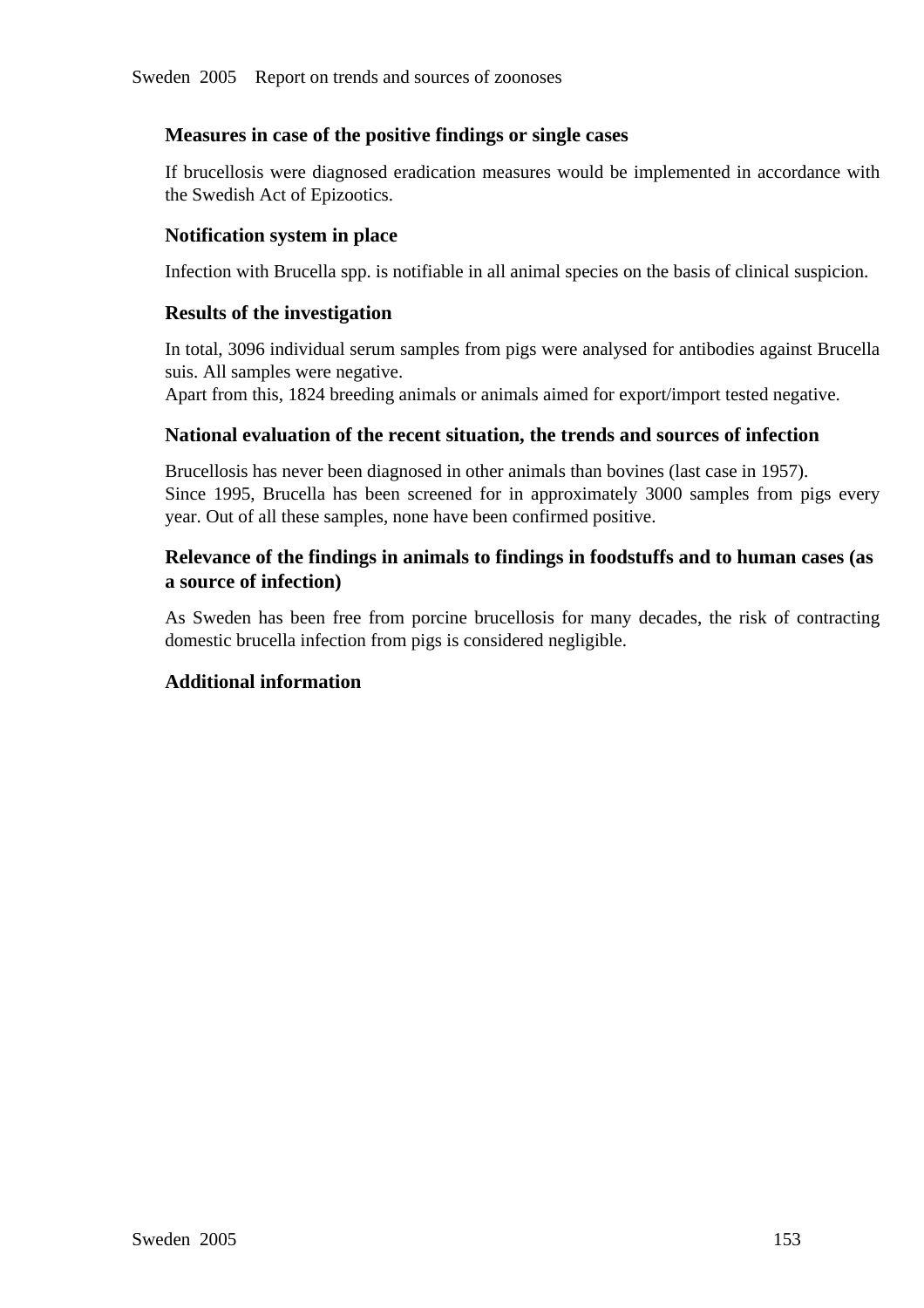### Measures in case of the positive findings or single cases

If brucellosis were diagnosed eradication measures would be implemented in accordance with the Swedish Act of Epizootics.

### Notification system in place

Infection with Brucella spp. is notifiable in all animal species on the basis of clinical suspicion.

### Results of the investigation

In total, 3096 individual serum samples from pigs were analysed for antibodies against Brucella suis. All samples were negative.
Apart from this, 1824 breeding animals or animals aimed for export/import tested negative.

### National evaluation of the recent situation, the trends and sources of infection

Brucellosis has never been diagnosed in other animals than bovines (last case in 1957).
Since 1995, Brucella has been screened for in approximately 3000 samples from pigs every year. Out of all these samples, none have been confirmed positive.

### Relevance of the findings in animals to findings in foodstuffs and to human cases (as a source of infection)

As Sweden has been free from porcine brucellosis for many decades, the risk of contracting domestic brucella infection from pigs is considered negligible.

### Additional information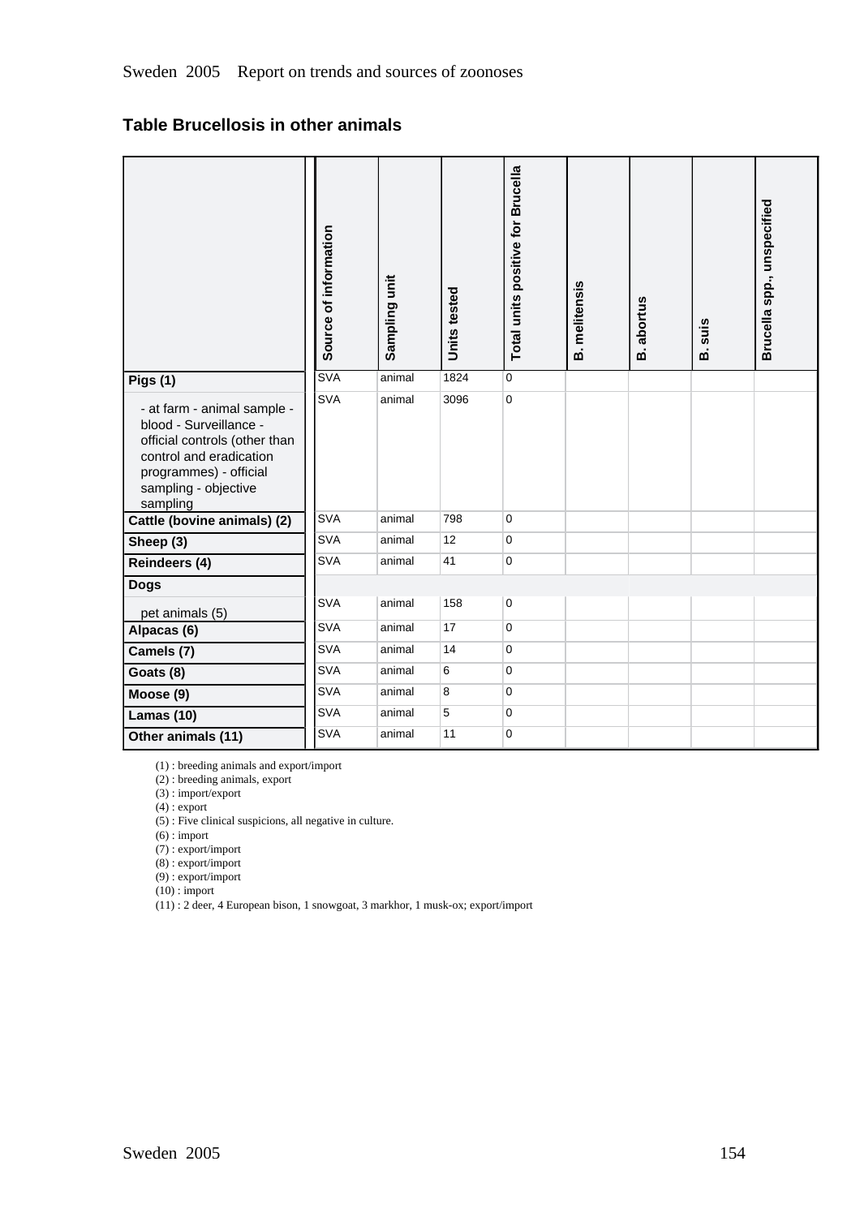## Table Brucellosis in other animals

| | Source of information | Sampling unit | Units tested | Total units positive for Brucella | B. melitensis | B. abortus | B. suis | Brucella spp., unspecified |
|---|---|---|---|---|---|---|---|---|
| **Pigs (1)** | SVA | animal | 1824 | 0 | | | | |
| - at farm - animal sample - blood - Surveillance - official controls (other than control and eradication programmes) - official sampling - objective sampling | SVA | animal | 3096 | 0 | | | | |
| **Cattle (bovine animals) (2)** | SVA | animal | 798 | 0 | | | | |
| **Sheep (3)** | SVA | animal | 12 | 0 | | | | |
| **Reindeers (4)** | SVA | animal | 41 | 0 | | | | |
| **Dogs** | | | | | | | | |
| pet animals (5) | SVA | animal | 158 | 0 | | | | |
| **Alpacas (6)** | SVA | animal | 17 | 0 | | | | |
| **Camels (7)** | SVA | animal | 14 | 0 | | | | |
| **Goats (8)** | SVA | animal | 6 | 0 | | | | |
| **Moose (9)** | SVA | animal | 8 | 0 | | | | |
| **Lamas (10)** | SVA | animal | 5 | 0 | | | | |
| **Other animals (11)** | SVA | animal | 11 | 0 | | | | |

(1) : breeding animals and export/import
(2) : breeding animals, export
(3) : import/export
(4) : export
(5) : Five clinical suspicions, all negative in culture.
(6) : import
(7) : export/import
(8) : export/import
(9) : export/import
(10) : import
(11) : 2 deer, 4 European bison, 1 snowgoat, 3 markhor, 1 musk-ox; export/import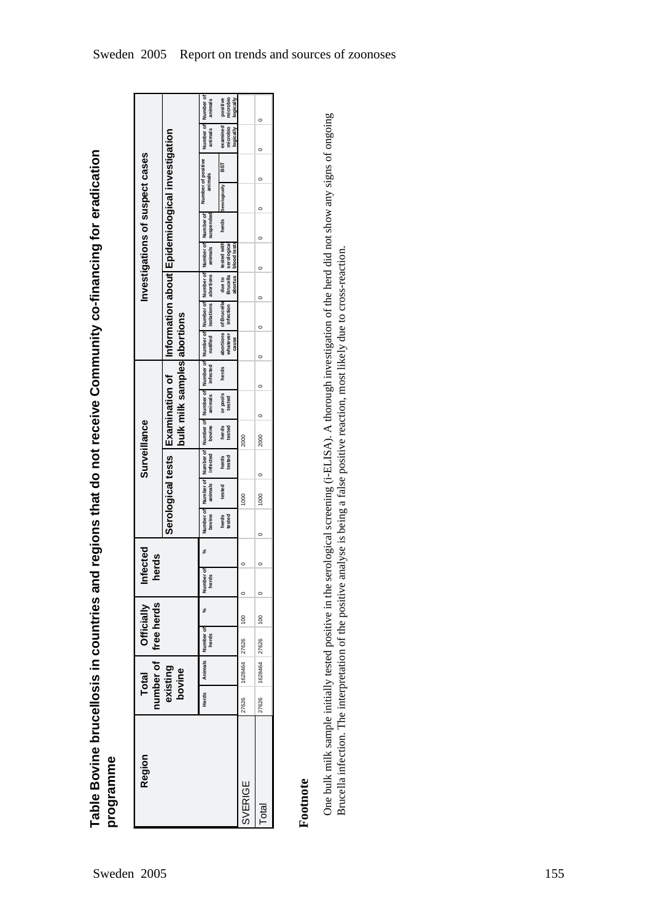## Table Bovine brucellosis in countries and regions that do not receive Community co-financing for eradication programme

| Region | Total number of existing bovine | | Officially free herds | | Infected herds | | Surveillance | | | | | | Investigations of suspect cases | | | | | | | | |
|---|---|---|---|---|---|---|---|---|---|---|---|---|---|---|---|---|---|---|---|---|---|
| | | | | | | | Serological tests | | | Examination of bulk milk samples | | | Information about abortions | | | Epidemiological investigation | | | | | |
| | Herds | Animals | Number of herds | % | Number of herds | % | Number of bovine herds tested | Number of animals tested | Number of infected herds tested | Number of bovine herds tested | Number of animals or pools tested | Number of infected herds | Number of notified abortions whatever cause | Number of isolations of Brucella infection | Number of abortions due to Brucella abortus | Number of animals tested with serological blood tests | Number of suspended herds | Number of positive animals Serologically | Number of positive animals BST | Number of animals examined microbiologically | Number of animals positive microbiologically |
| SVERIGE | 27626 | 1628464 | 27626 | 100 | 0 | 0 | | 1000 | | 2000 | | | | | | | | | | | |
| Total | 27626 | 1628464 | 27626 | 100 | 0 | 0 | 0 | 1000 | 0 | 2000 | 0 | 0 | 0 | 0 | 0 | 0 | 0 | 0 | 0 | 0 | 0 |

**Footnote**

One bulk milk sample initially tested positive in the serological screening (i-ELISA). A thorough investigation of the herd did not show any signs of ongoing Brucella infection. The interpretation of the positive analyse is being a false positive reaction, most likely due to cross-reaction.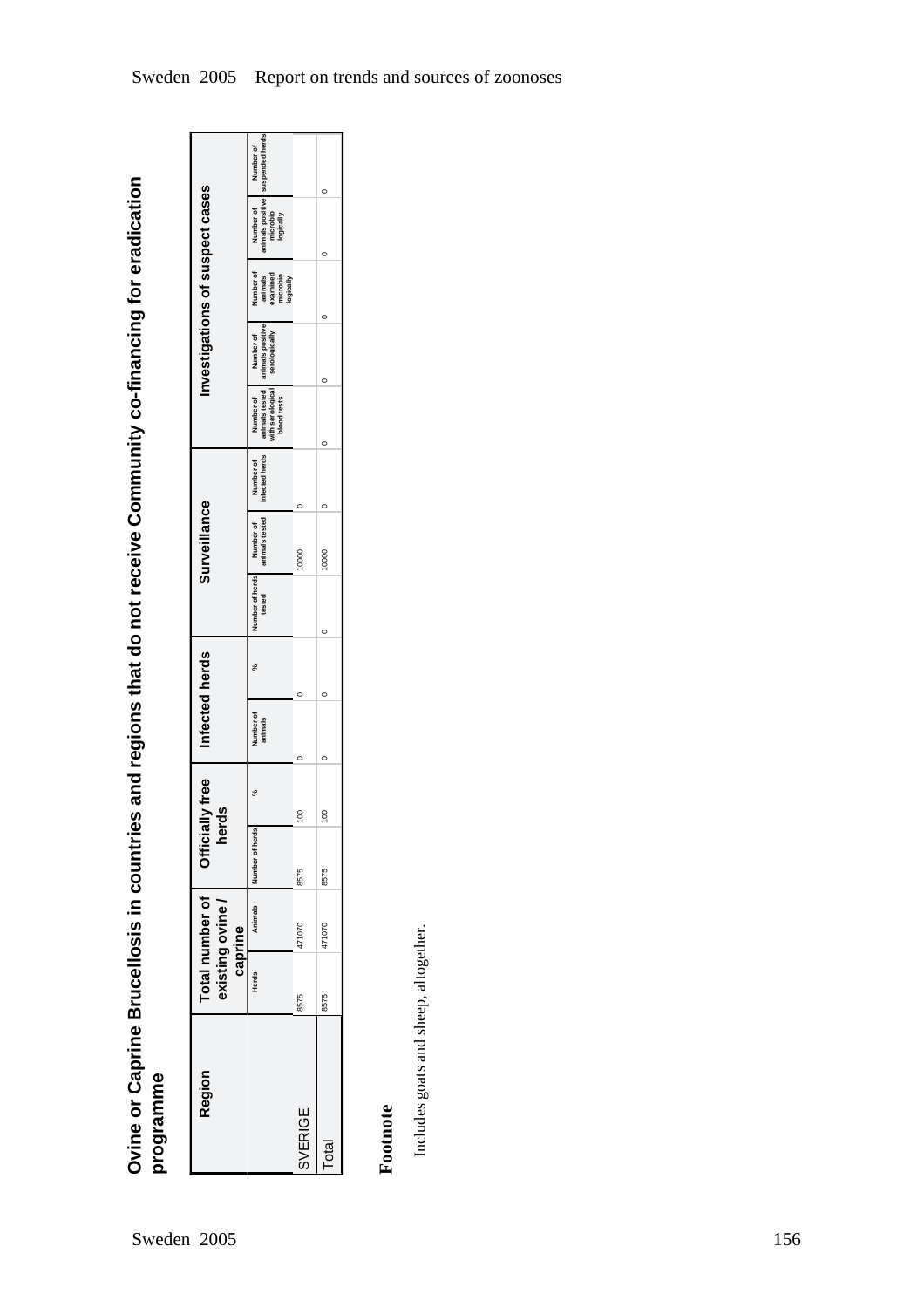## Ovine or Caprine Brucellosis in countries and regions that do not receive Community co-financing for eradication programme

| Region | Total number of existing ovine / caprine | | Officially free herds | | Infected herds | | Surveillance | | | Investigations of suspect cases | | | | |
|---|---|---|---|---|---|---|---|---|---|---|---|---|---|---|
| | Herds | Animals | Number of herds | % | Number of animals | % | Number of herds tested | Number of animals tested | Number of infected herds | Number of animals tested with serological blood tests | Number of animals positive serologically | Number of animals examined microbio logically | Number of animals positive microbio logically | Number of suspended herds |
| SVERIGE | 8575 | 471070 | 8575 | 100 | 0 | 0 | | 10000 | 0 | | | | | |
| Total | 8575 | 471070 | 8575 | 100 | 0 | 0 | 0 | 10000 | 0 | 0 | 0 | 0 | 0 | 0 |

**Footnote**

Includes goats and sheep, altogether.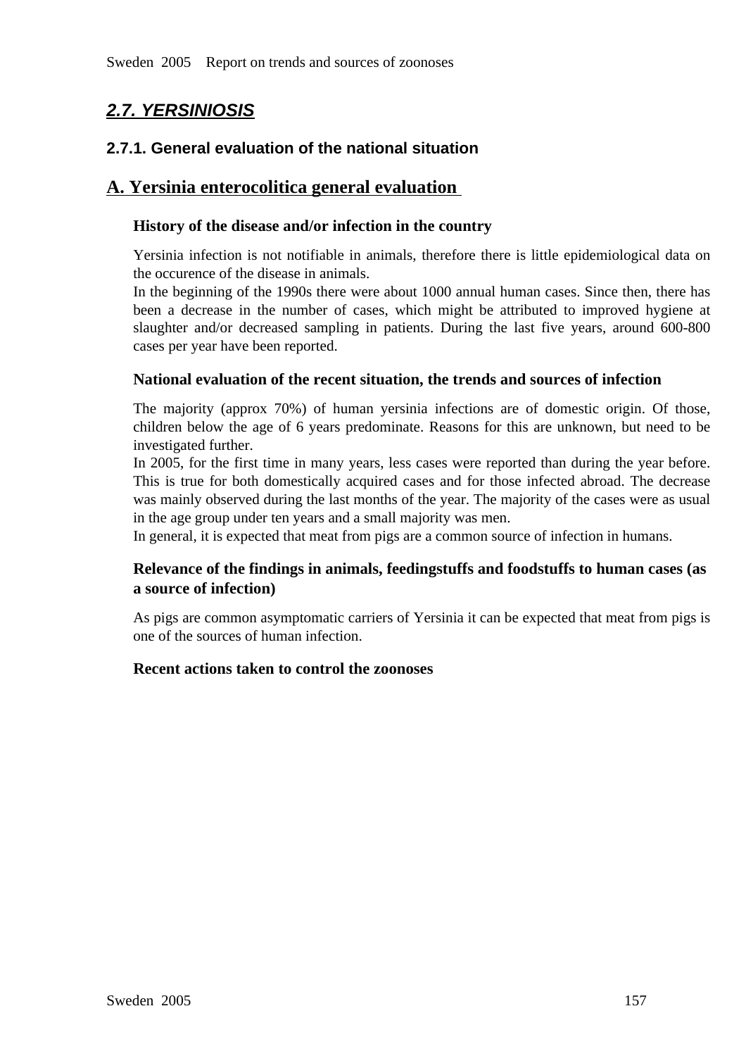## *2.7. YERSINIOSIS*

### 2.7.1. General evaluation of the national situation

### A. Yersinia enterocolitica general evaluation

**History of the disease and/or infection in the country**

Yersinia infection is not notifiable in animals, therefore there is little epidemiological data on the occurence of the disease in animals.
In the beginning of the 1990s there were about 1000 annual human cases. Since then, there has been a decrease in the number of cases, which might be attributed to improved hygiene at slaughter and/or decreased sampling in patients. During the last five years, around 600-800 cases per year have been reported.

**National evaluation of the recent situation, the trends and sources of infection**

The majority (approx 70%) of human yersinia infections are of domestic origin. Of those, children below the age of 6 years predominate. Reasons for this are unknown, but need to be investigated further.
In 2005, for the first time in many years, less cases were reported than during the year before. This is true for both domestically acquired cases and for those infected abroad. The decrease was mainly observed during the last months of the year. The majority of the cases were as usual in the age group under ten years and a small majority was men.
In general, it is expected that meat from pigs are a common source of infection in humans.

**Relevance of the findings in animals, feedingstuffs and foodstuffs to human cases (as a source of infection)**

As pigs are common asymptomatic carriers of Yersinia it can be expected that meat from pigs is one of the sources of human infection.

**Recent actions taken to control the zoonoses**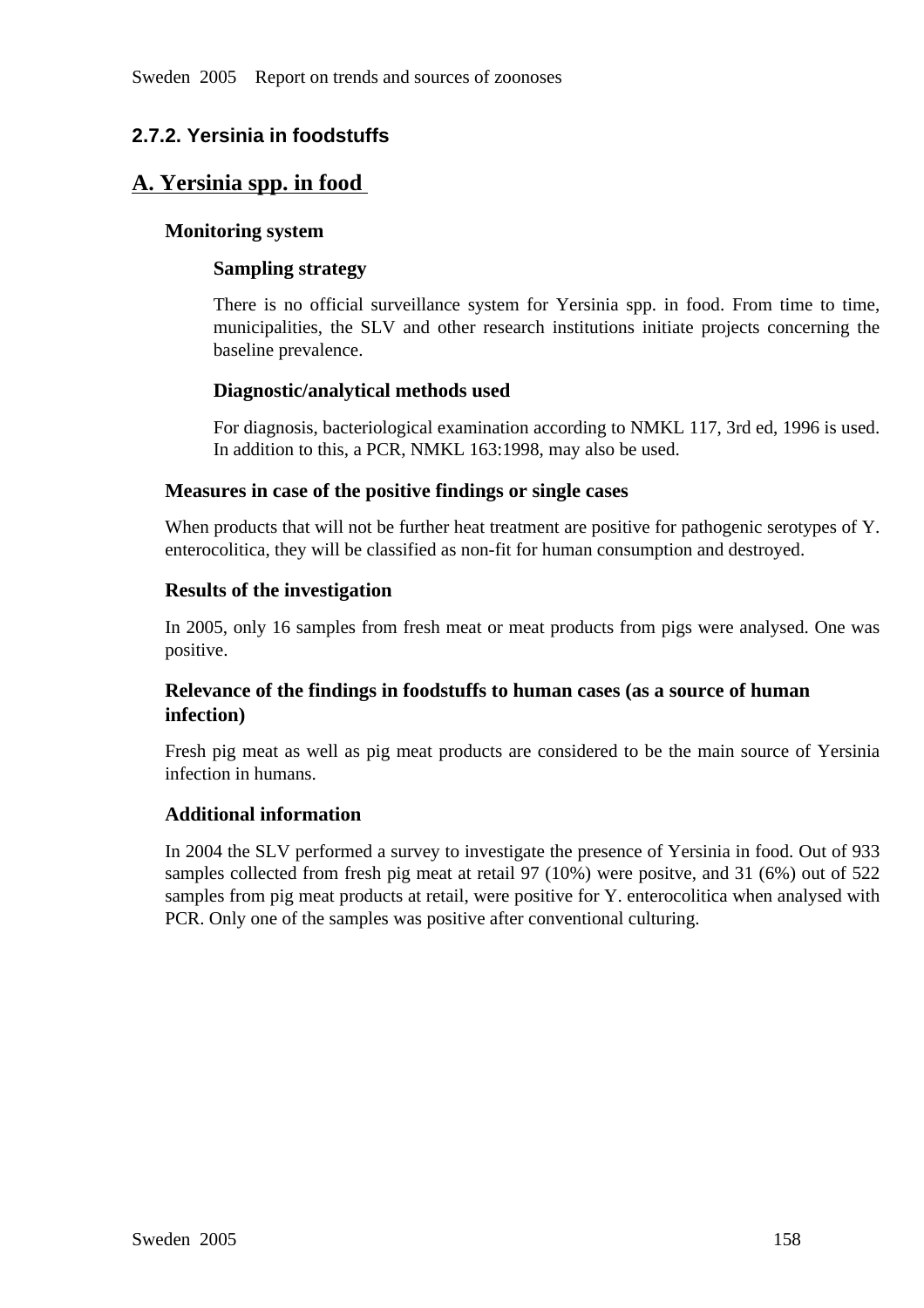## 2.7.2. Yersinia in foodstuffs

## A. Yersinia spp. in food

### Monitoring system

#### Sampling strategy

There is no official surveillance system for Yersinia spp. in food. From time to time, municipalities, the SLV and other research institutions initiate projects concerning the baseline prevalence.

#### Diagnostic/analytical methods used

For diagnosis, bacteriological examination according to NMKL 117, 3rd ed, 1996 is used. In addition to this, a PCR, NMKL 163:1998, may also be used.

### Measures in case of the positive findings or single cases

When products that will not be further heat treatment are positive for pathogenic serotypes of Y. enterocolitica, they will be classified as non-fit for human consumption and destroyed.

### Results of the investigation

In 2005, only 16 samples from fresh meat or meat products from pigs were analysed. One was positive.

### Relevance of the findings in foodstuffs to human cases (as a source of human infection)

Fresh pig meat as well as pig meat products are considered to be the main source of Yersinia infection in humans.

### Additional information

In 2004 the SLV performed a survey to investigate the presence of Yersinia in food. Out of 933 samples collected from fresh pig meat at retail 97 (10%) were positve, and 31 (6%) out of 522 samples from pig meat products at retail, were positive for Y. enterocolitica when analysed with PCR. Only one of the samples was positive after conventional culturing.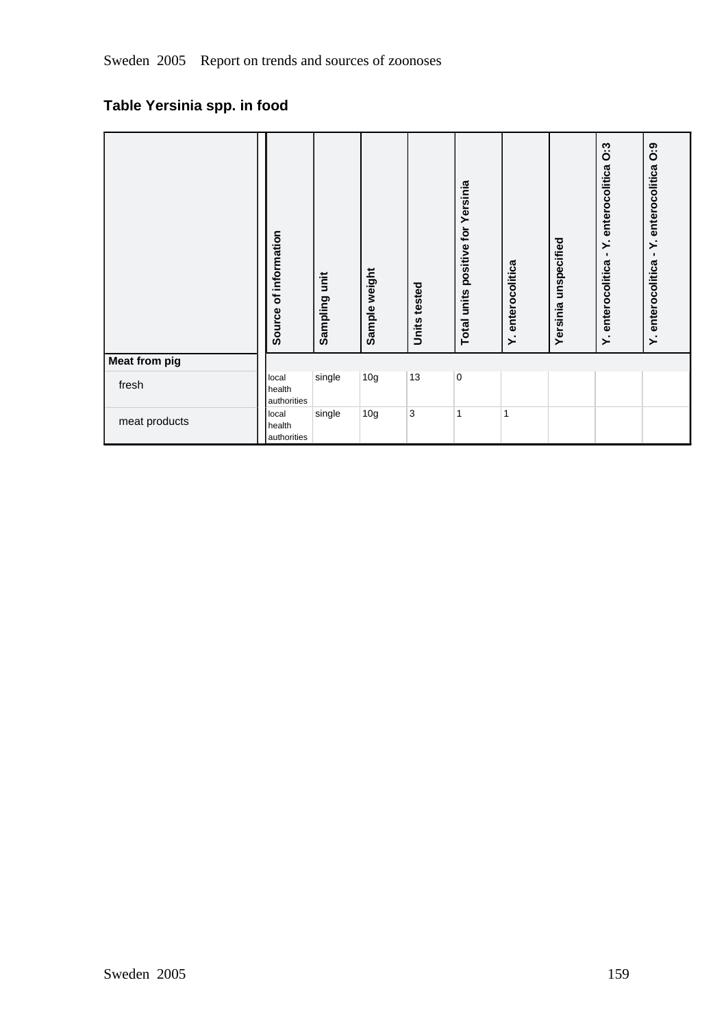## Table Yersinia spp. in food

| | Source of information | Sampling unit | Sample weight | Units tested | Total units positive for Yersinia | Y. enterocolitica | Yersinia unspecified | Y. enterocolitica - Y. enterocolitica O:3 | Y. enterocolitica - Y. enterocolitica O:9 |
|---|---|---|---|---|---|---|---|---|---|
| **Meat from pig** | | | | | | | | | |
| fresh | local health authorities | single | 10g | 13 | 0 | | | | |
| meat products | local health authorities | single | 10g | 3 | 1 | 1 | | | |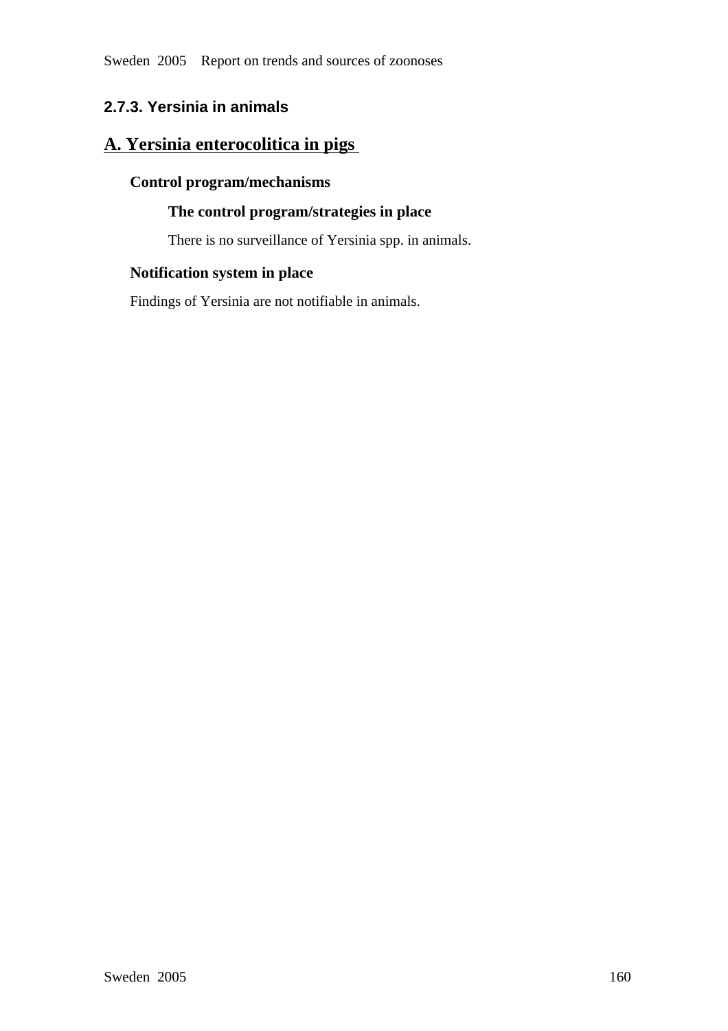## 2.7.3. Yersinia in animals

## A. Yersinia enterocolitica in pigs

### Control program/mechanisms

#### The control program/strategies in place

There is no surveillance of Yersinia spp. in animals.

### Notification system in place

Findings of Yersinia are not notifiable in animals.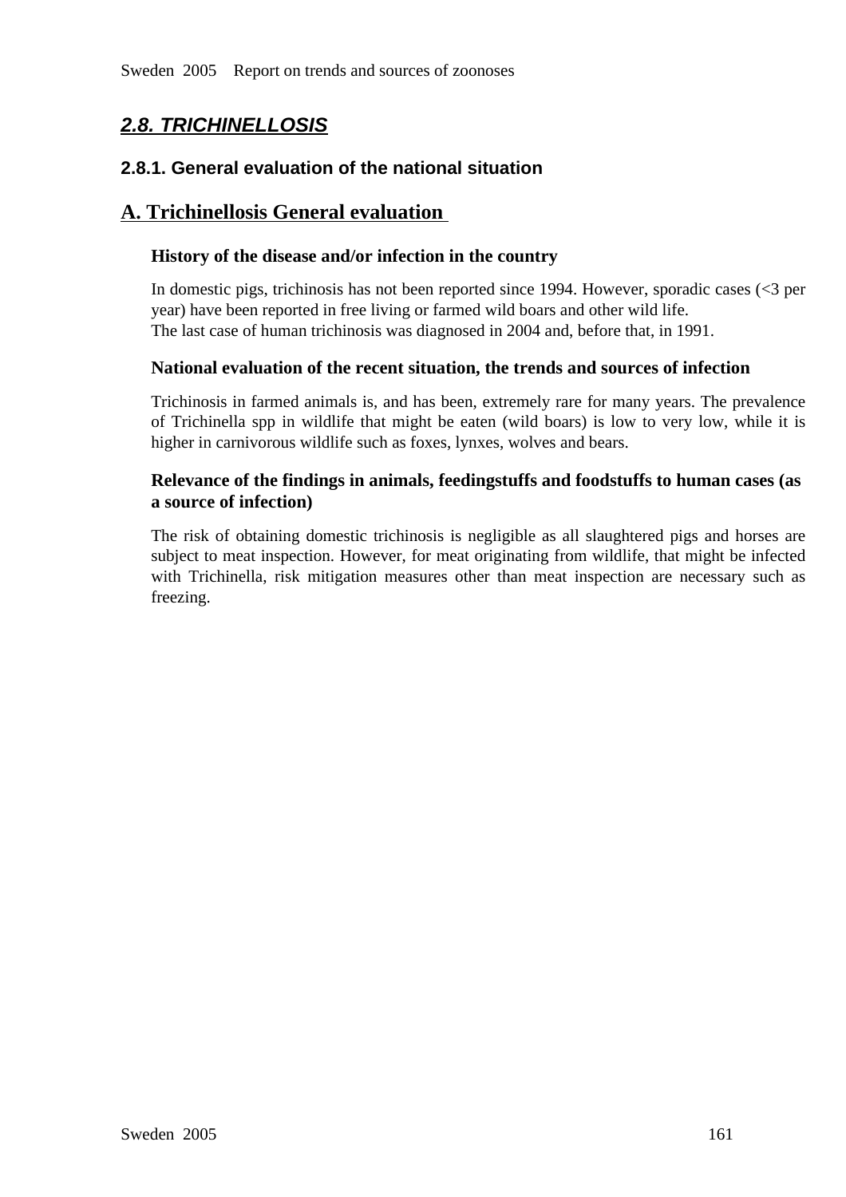## *2.8. TRICHINELLOSIS*

### 2.8.1. General evaluation of the national situation

### A. Trichinellosis General evaluation

#### History of the disease and/or infection in the country

In domestic pigs, trichinosis has not been reported since 1994. However, sporadic cases (<3 per year) have been reported in free living or farmed wild boars and other wild life.
The last case of human trichinosis was diagnosed in 2004 and, before that, in 1991.

#### National evaluation of the recent situation, the trends and sources of infection

Trichinosis in farmed animals is, and has been, extremely rare for many years. The prevalence of Trichinella spp in wildlife that might be eaten (wild boars) is low to very low, while it is higher in carnivorous wildlife such as foxes, lynxes, wolves and bears.

#### Relevance of the findings in animals, feedingstuffs and foodstuffs to human cases (as a source of infection)

The risk of obtaining domestic trichinosis is negligible as all slaughtered pigs and horses are subject to meat inspection. However, for meat originating from wildlife, that might be infected with Trichinella, risk mitigation measures other than meat inspection are necessary such as freezing.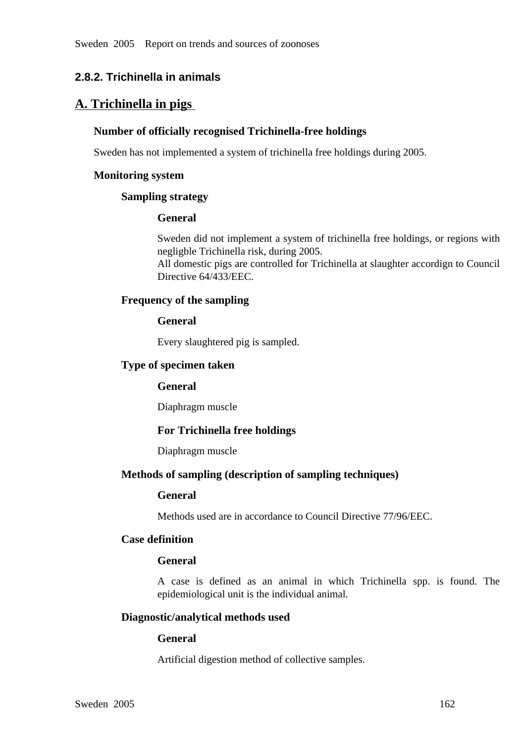### 2.8.2. Trichinella in animals

## A. Trichinella in pigs

**Number of officially recognised Trichinella-free holdings**

Sweden has not implemented a system of trichinella free holdings during 2005.

**Monitoring system**

**Sampling strategy**

**General**

Sweden did not implement a system of trichinella free holdings, or regions with negligble Trichinella risk, during 2005.
All domestic pigs are controlled for Trichinella at slaughter accordign to Council Directive 64/433/EEC.

**Frequency of the sampling**

**General**

Every slaughtered pig is sampled.

**Type of specimen taken**

**General**

Diaphragm muscle

**For Trichinella free holdings**

Diaphragm muscle

**Methods of sampling (description of sampling techniques)**

**General**

Methods used are in accordance to Council Directive 77/96/EEC.

**Case definition**

**General**

A case is defined as an animal in which Trichinella spp. is found. The epidemiological unit is the individual animal.

**Diagnostic/analytical methods used**

**General**

Artificial digestion method of collective samples.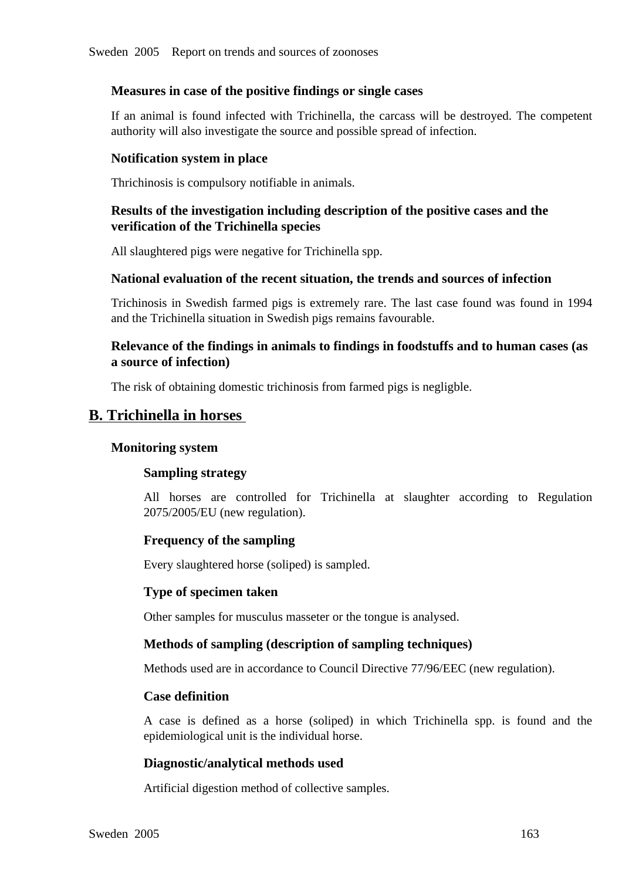### Measures in case of the positive findings or single cases

If an animal is found infected with Trichinella, the carcass will be destroyed. The competent authority will also investigate the source and possible spread of infection.

### Notification system in place

Thrichinosis is compulsory notifiable in animals.

### Results of the investigation including description of the positive cases and the verification of the Trichinella species

All slaughtered pigs were negative for Trichinella spp.

### National evaluation of the recent situation, the trends and sources of infection

Trichinosis in Swedish farmed pigs is extremely rare. The last case found was found in 1994 and the Trichinella situation in Swedish pigs remains favourable.

### Relevance of the findings in animals to findings in foodstuffs and to human cases (as a source of infection)

The risk of obtaining domestic trichinosis from farmed pigs is negligble.

## B. Trichinella in horses

### Monitoring system

#### Sampling strategy

All horses are controlled for Trichinella at slaughter according to Regulation 2075/2005/EU (new regulation).

#### Frequency of the sampling

Every slaughtered horse (soliped) is sampled.

#### Type of specimen taken

Other samples for musculus masseter or the tongue is analysed.

#### Methods of sampling (description of sampling techniques)

Methods used are in accordance to Council Directive 77/96/EEC (new regulation).

#### Case definition

A case is defined as a horse (soliped) in which Trichinella spp. is found and the epidemiological unit is the individual horse.

#### Diagnostic/analytical methods used

Artificial digestion method of collective samples.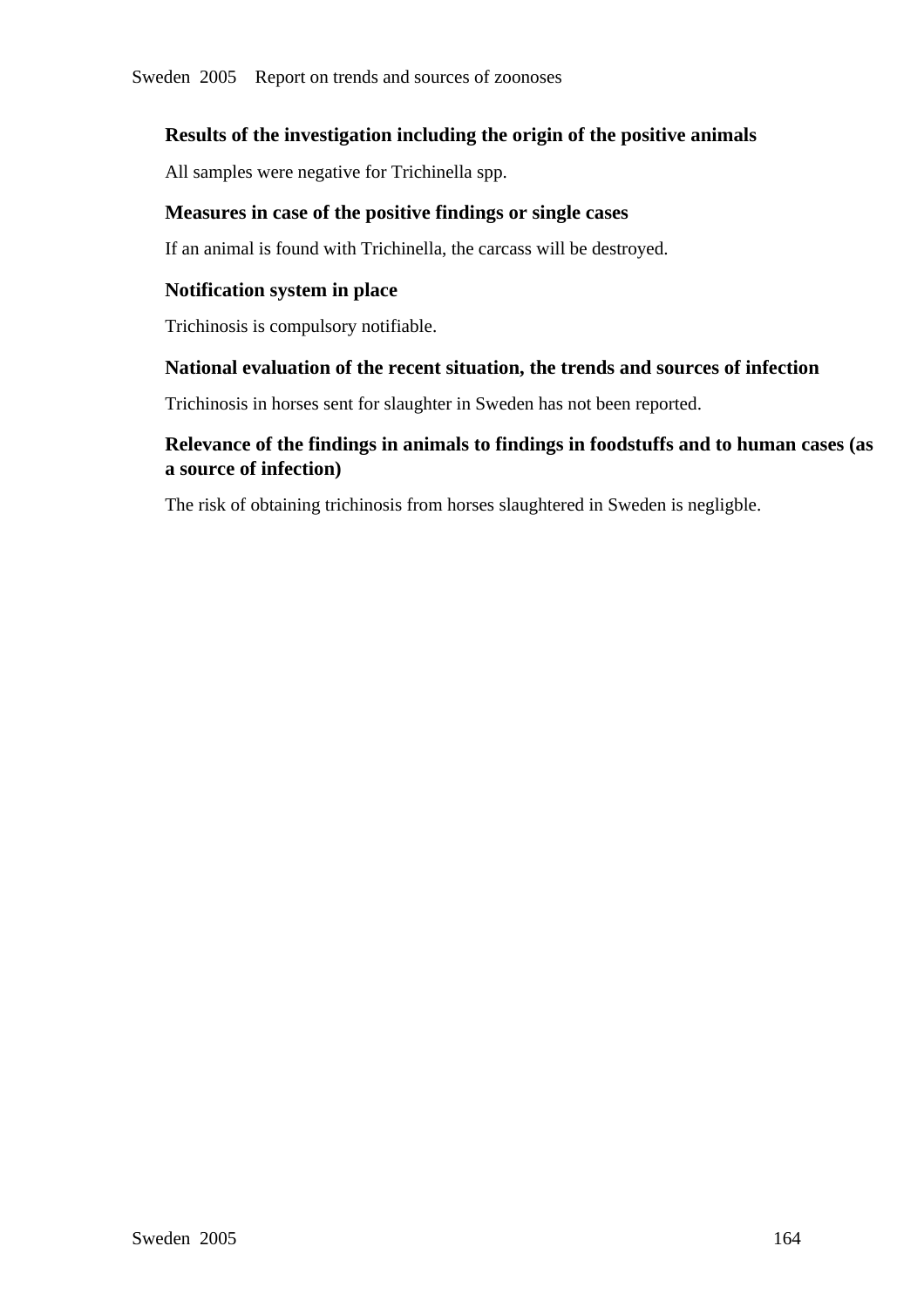### Results of the investigation including the origin of the positive animals

All samples were negative for Trichinella spp.

### Measures in case of the positive findings or single cases

If an animal is found with Trichinella, the carcass will be destroyed.

### Notification system in place

Trichinosis is compulsory notifiable.

### National evaluation of the recent situation, the trends and sources of infection

Trichinosis in horses sent for slaughter in Sweden has not been reported.

### Relevance of the findings in animals to findings in foodstuffs and to human cases (as a source of infection)

The risk of obtaining trichinosis from horses slaughtered in Sweden is negligble.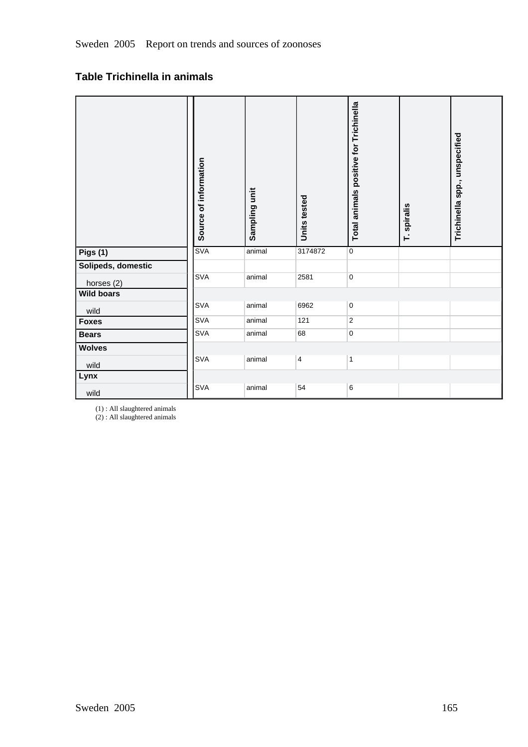## Table Trichinella in animals

| | Source of information | Sampling unit | Units tested | Total animals positive for Trichinella | T. spiralis | Trichinella spp., unspecified |
|---|---|---|---|---|---|---|
| **Pigs (1)** | SVA | animal | 3174872 | 0 | | |
| **Solipeds, domestic** | | | | | | |
| horses (2) | SVA | animal | 2581 | 0 | | |
| **Wild boars** | | | | | | |
| wild | SVA | animal | 6962 | 0 | | |
| **Foxes** | SVA | animal | 121 | 2 | | |
| **Bears** | SVA | animal | 68 | 0 | | |
| **Wolves** | | | | | | |
| wild | SVA | animal | 4 | 1 | | |
| **Lynx** | | | | | | |
| wild | SVA | animal | 54 | 6 | | |

(1) : All slaughtered animals
(2) : All slaughtered animals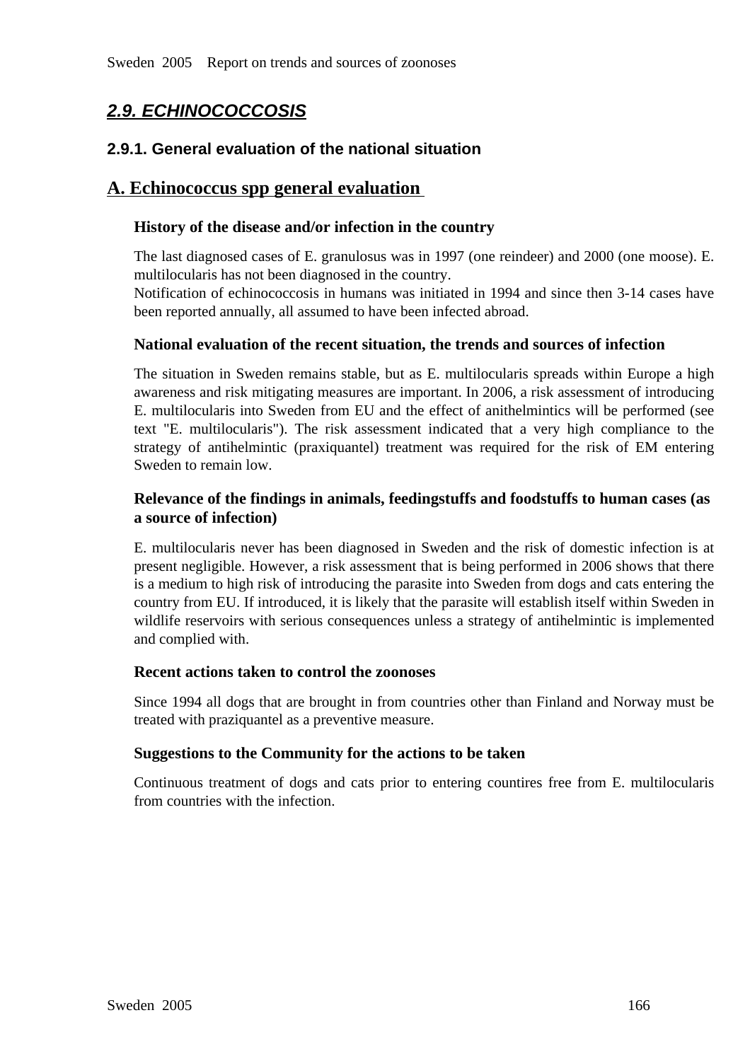## *2.9. ECHINOCOCCOSIS*

### 2.9.1. General evaluation of the national situation

### A. Echinococcus spp general evaluation

#### History of the disease and/or infection in the country

The last diagnosed cases of E. granulosus was in 1997 (one reindeer) and 2000 (one moose). E. multilocularis has not been diagnosed in the country.
Notification of echinococcosis in humans was initiated in 1994 and since then 3-14 cases have been reported annually, all assumed to have been infected abroad.

#### National evaluation of the recent situation, the trends and sources of infection

The situation in Sweden remains stable, but as E. multilocularis spreads within Europe a high awareness and risk mitigating measures are important. In 2006, a risk assessment of introducing E. multilocularis into Sweden from EU and the effect of anithelmintics will be performed (see text "E. multilocularis"). The risk assessment indicated that a very high compliance to the strategy of antihelmintic (praxiquantel) treatment was required for the risk of EM entering Sweden to remain low.

#### Relevance of the findings in animals, feedingstuffs and foodstuffs to human cases (as a source of infection)

E. multilocularis never has been diagnosed in Sweden and the risk of domestic infection is at present negligible. However, a risk assessment that is being performed in 2006 shows that there is a medium to high risk of introducing the parasite into Sweden from dogs and cats entering the country from EU. If introduced, it is likely that the parasite will establish itself within Sweden in wildlife reservoirs with serious consequences unless a strategy of antihelmintic is implemented and complied with.

#### Recent actions taken to control the zoonoses

Since 1994 all dogs that are brought in from countries other than Finland and Norway must be treated with praziquantel as a preventive measure.

#### Suggestions to the Community for the actions to be taken

Continuous treatment of dogs and cats prior to entering countires free from E. multilocularis from countries with the infection.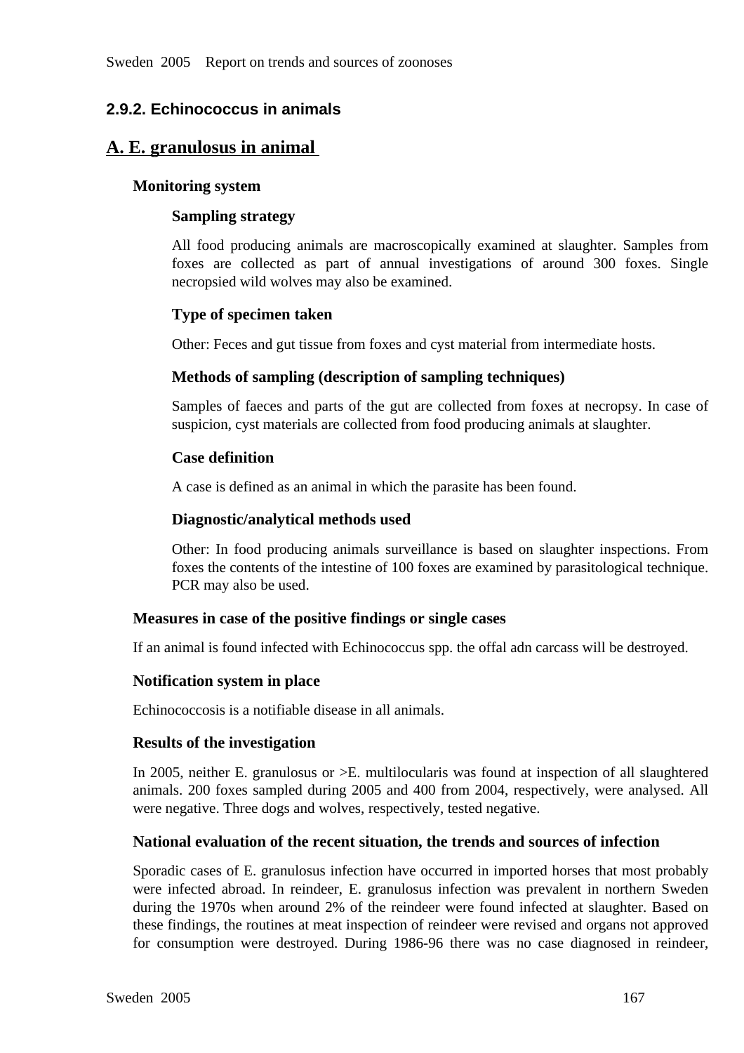## 2.9.2. Echinococcus in animals

## A. E. granulosus in animal

### Monitoring system

#### Sampling strategy

All food producing animals are macroscopically examined at slaughter. Samples from foxes are collected as part of annual investigations of around 300 foxes. Single necropsied wild wolves may also be examined.

#### Type of specimen taken

Other: Feces and gut tissue from foxes and cyst material from intermediate hosts.

#### Methods of sampling (description of sampling techniques)

Samples of faeces and parts of the gut are collected from foxes at necropsy. In case of suspicion, cyst materials are collected from food producing animals at slaughter.

#### Case definition

A case is defined as an animal in which the parasite has been found.

#### Diagnostic/analytical methods used

Other: In food producing animals surveillance is based on slaughter inspections. From foxes the contents of the intestine of 100 foxes are examined by parasitological technique. PCR may also be used.

### Measures in case of the positive findings or single cases

If an animal is found infected with Echinococcus spp. the offal adn carcass will be destroyed.

### Notification system in place

Echinococcosis is a notifiable disease in all animals.

### Results of the investigation

In 2005, neither E. granulosus or >E. multilocularis was found at inspection of all slaughtered animals. 200 foxes sampled during 2005 and 400 from 2004, respectively, were analysed. All were negative. Three dogs and wolves, respectively, tested negative.

### National evaluation of the recent situation, the trends and sources of infection

Sporadic cases of E. granulosus infection have occurred in imported horses that most probably were infected abroad. In reindeer, E. granulosus infection was prevalent in northern Sweden during the 1970s when around 2% of the reindeer were found infected at slaughter. Based on these findings, the routines at meat inspection of reindeer were revised and organs not approved for consumption were destroyed. During 1986-96 there was no case diagnosed in reindeer,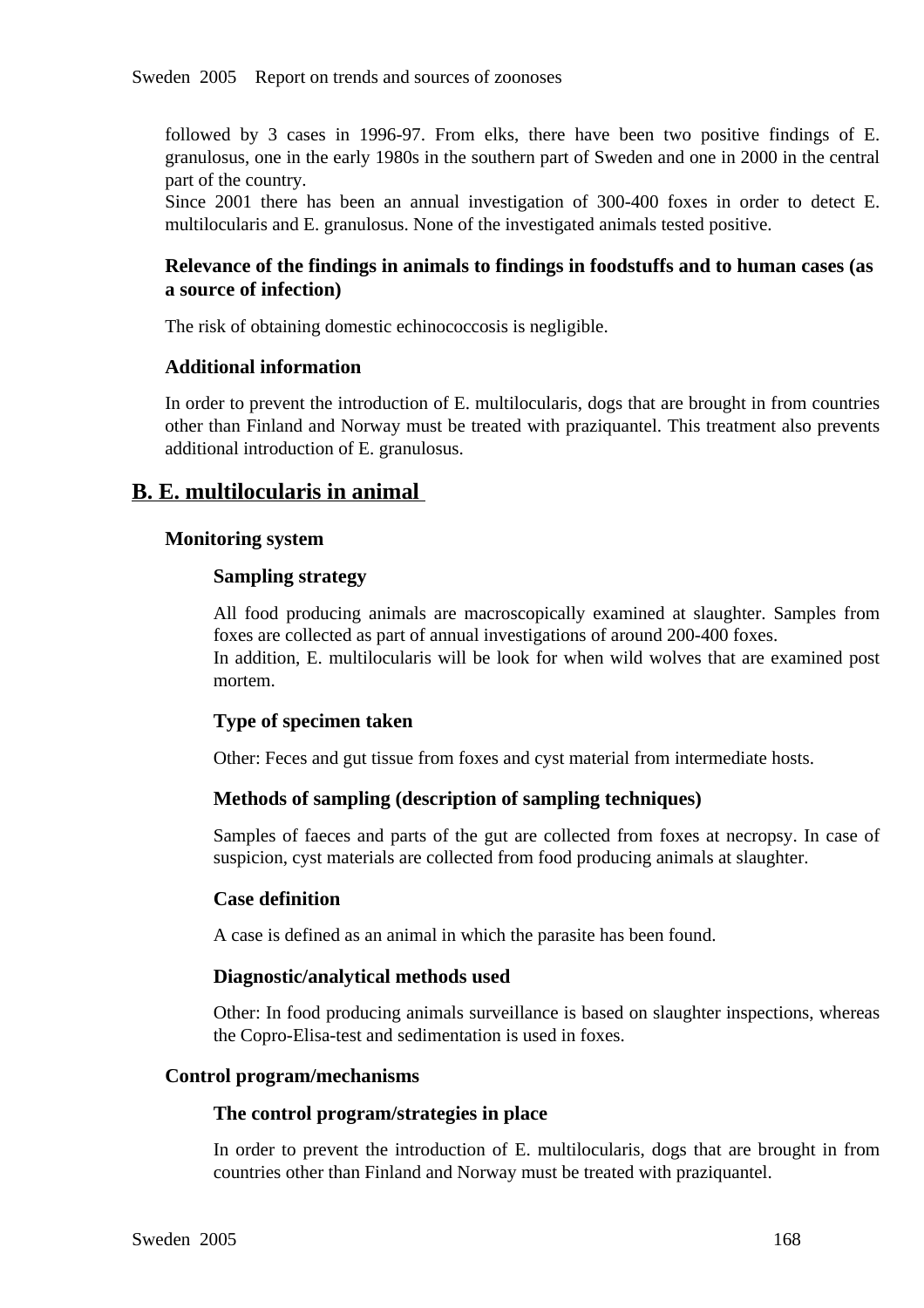followed by 3 cases in 1996-97. From elks, there have been two positive findings of E. granulosus, one in the early 1980s in the southern part of Sweden and one in 2000 in the central part of the country.
Since 2001 there has been an annual investigation of 300-400 foxes in order to detect E. multilocularis and E. granulosus. None of the investigated animals tested positive.

### Relevance of the findings in animals to findings in foodstuffs and to human cases (as a source of infection)

The risk of obtaining domestic echinococcosis is negligible.

### Additional information

In order to prevent the introduction of E. multilocularis, dogs that are brought in from countries other than Finland and Norway must be treated with praziquantel. This treatment also prevents additional introduction of E. granulosus.

## B. E. multilocularis in animal

### Monitoring system

#### Sampling strategy

All food producing animals are macroscopically examined at slaughter. Samples from foxes are collected as part of annual investigations of around 200-400 foxes.
In addition, E. multilocularis will be look for when wild wolves that are examined post mortem.

#### Type of specimen taken

Other: Feces and gut tissue from foxes and cyst material from intermediate hosts.

#### Methods of sampling (description of sampling techniques)

Samples of faeces and parts of the gut are collected from foxes at necropsy. In case of suspicion, cyst materials are collected from food producing animals at slaughter.

#### Case definition

A case is defined as an animal in which the parasite has been found.

#### Diagnostic/analytical methods used

Other: In food producing animals surveillance is based on slaughter inspections, whereas the Copro-Elisa-test and sedimentation is used in foxes.

### Control program/mechanisms

#### The control program/strategies in place

In order to prevent the introduction of E. multilocularis, dogs that are brought in from countries other than Finland and Norway must be treated with praziquantel.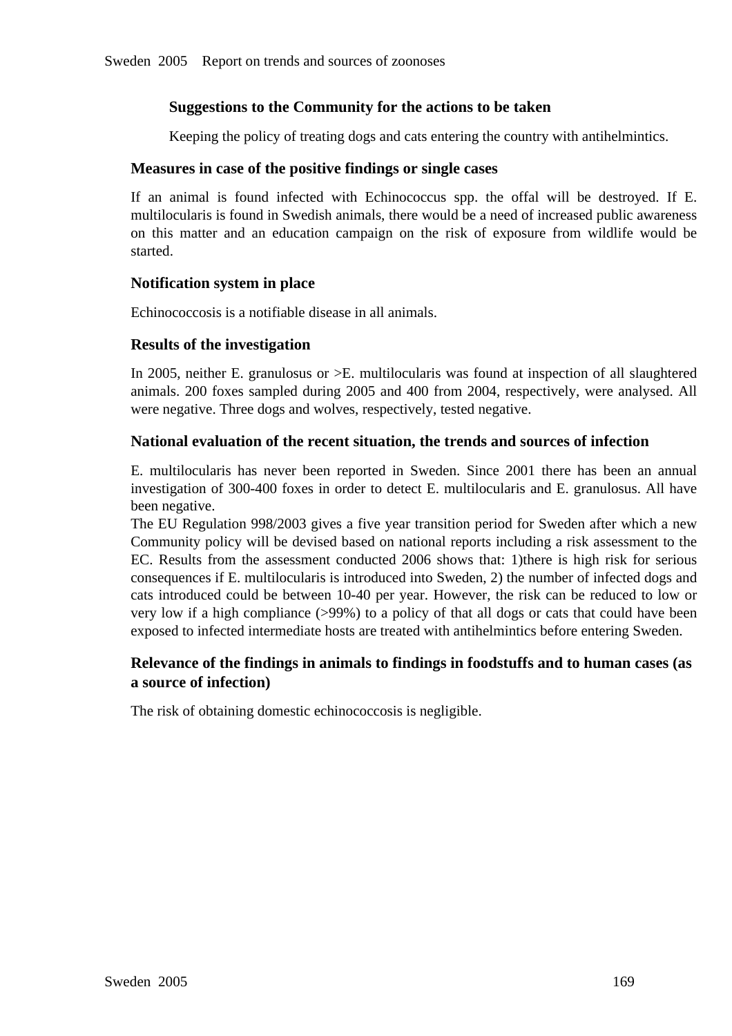#### Suggestions to the Community for the actions to be taken

Keeping the policy of treating dogs and cats entering the country with antihelmintics.

### Measures in case of the positive findings or single cases

If an animal is found infected with Echinococcus spp. the offal will be destroyed. If E. multilocularis is found in Swedish animals, there would be a need of increased public awareness on this matter and an education campaign on the risk of exposure from wildlife would be started.

### Notification system in place

Echinococcosis is a notifiable disease in all animals.

### Results of the investigation

In 2005, neither E. granulosus or >E. multilocularis was found at inspection of all slaughtered animals. 200 foxes sampled during 2005 and 400 from 2004, respectively, were analysed. All were negative. Three dogs and wolves, respectively, tested negative.

### National evaluation of the recent situation, the trends and sources of infection

E. multilocularis has never been reported in Sweden. Since 2001 there has been an annual investigation of 300-400 foxes in order to detect E. multilocularis and E. granulosus. All have been negative.
The EU Regulation 998/2003 gives a five year transition period for Sweden after which a new Community policy will be devised based on national reports including a risk assessment to the EC. Results from the assessment conducted 2006 shows that: 1)there is high risk for serious consequences if E. multilocularis is introduced into Sweden, 2) the number of infected dogs and cats introduced could be between 10-40 per year. However, the risk can be reduced to low or very low if a high compliance (>99%) to a policy of that all dogs or cats that could have been exposed to infected intermediate hosts are treated with antihelmintics before entering Sweden.

### Relevance of the findings in animals to findings in foodstuffs and to human cases (as a source of infection)

The risk of obtaining domestic echinococcosis is negligible.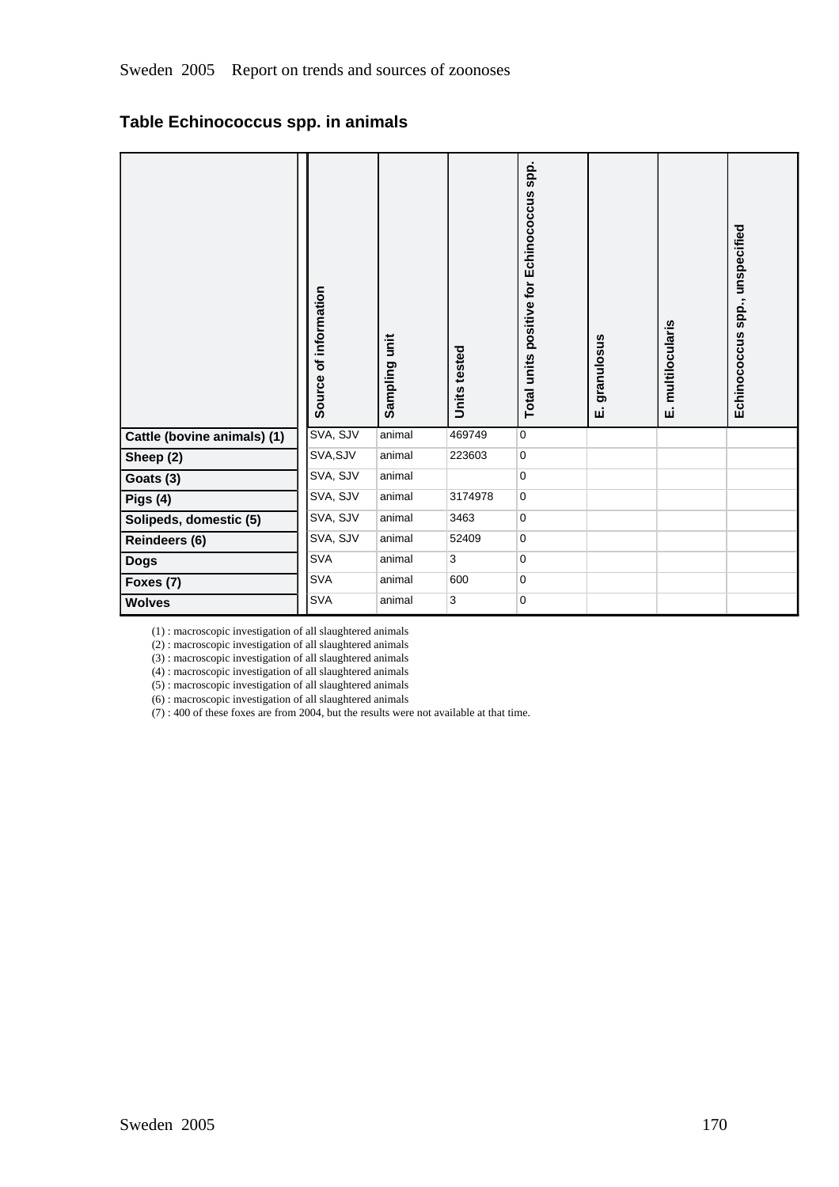## Table Echinococcus spp. in animals

| | Source of information | Sampling unit | Units tested | Total units positive for Echinococcus spp. | E. granulosus | E. multilocularis | Echinococcus spp., unspecified |
|---|---|---|---|---|---|---|---|
| **Cattle (bovine animals) (1)** | SVA, SJV | animal | 469749 | 0 | | | |
| **Sheep (2)** | SVA,SJV | animal | 223603 | 0 | | | |
| **Goats (3)** | SVA, SJV | animal | | 0 | | | |
| **Pigs (4)** | SVA, SJV | animal | 3174978 | 0 | | | |
| **Solipeds, domestic (5)** | SVA, SJV | animal | 3463 | 0 | | | |
| **Reindeers (6)** | SVA, SJV | animal | 52409 | 0 | | | |
| **Dogs** | SVA | animal | 3 | 0 | | | |
| **Foxes (7)** | SVA | animal | 600 | 0 | | | |
| **Wolves** | SVA | animal | 3 | 0 | | | |

(1) : macroscopic investigation of all slaughtered animals
(2) : macroscopic investigation of all slaughtered animals
(3) : macroscopic investigation of all slaughtered animals
(4) : macroscopic investigation of all slaughtered animals
(5) : macroscopic investigation of all slaughtered animals
(6) : macroscopic investigation of all slaughtered animals
(7) : 400 of these foxes are from 2004, but the results were not available at that time.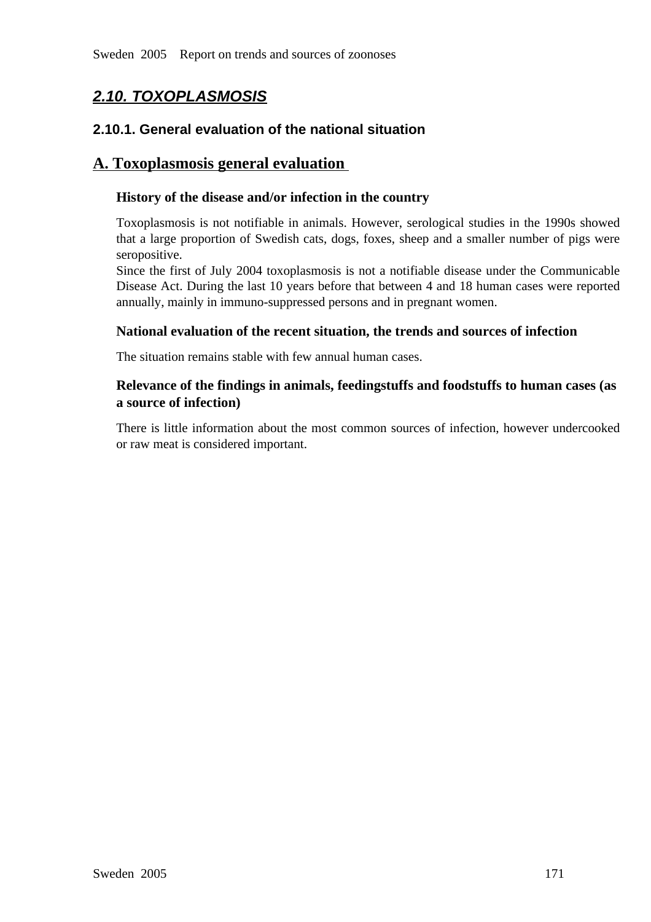## *2.10. TOXOPLASMOSIS*

### 2.10.1. General evaluation of the national situation

### A. Toxoplasmosis general evaluation

**History of the disease and/or infection in the country**

Toxoplasmosis is not notifiable in animals. However, serological studies in the 1990s showed that a large proportion of Swedish cats, dogs, foxes, sheep and a smaller number of pigs were seropositive.
Since the first of July 2004 toxoplasmosis is not a notifiable disease under the Communicable Disease Act. During the last 10 years before that between 4 and 18 human cases were reported annually, mainly in immuno-suppressed persons and in pregnant women.

**National evaluation of the recent situation, the trends and sources of infection**

The situation remains stable with few annual human cases.

**Relevance of the findings in animals, feedingstuffs and foodstuffs to human cases (as a source of infection)**

There is little information about the most common sources of infection, however undercooked or raw meat is considered important.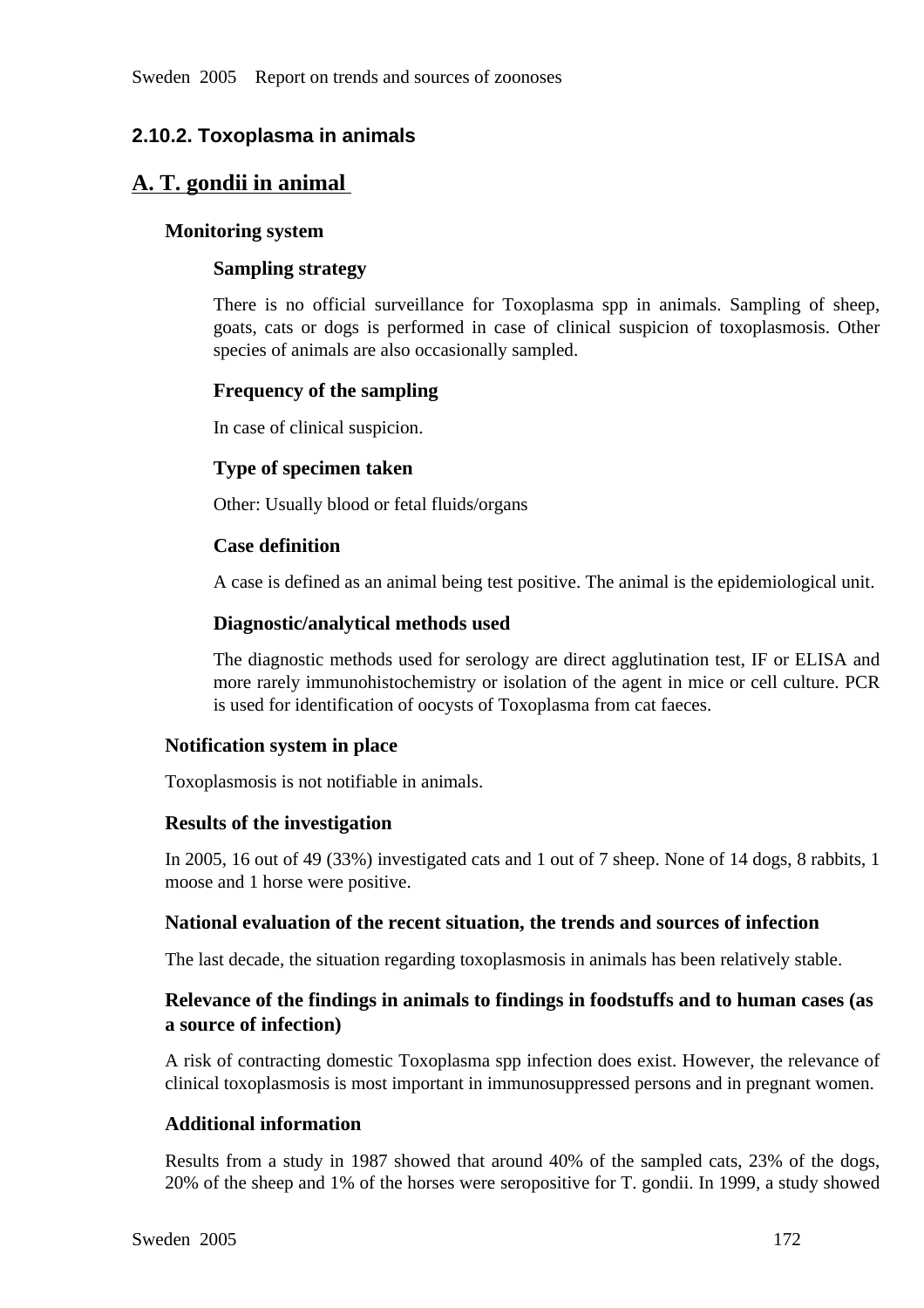## 2.10.2. Toxoplasma in animals

## A. T. gondii in animal

### Monitoring system

#### Sampling strategy

There is no official surveillance for Toxoplasma spp in animals. Sampling of sheep, goats, cats or dogs is performed in case of clinical suspicion of toxoplasmosis. Other species of animals are also occasionally sampled.

#### Frequency of the sampling

In case of clinical suspicion.

#### Type of specimen taken

Other: Usually blood or fetal fluids/organs

#### Case definition

A case is defined as an animal being test positive. The animal is the epidemiological unit.

#### Diagnostic/analytical methods used

The diagnostic methods used for serology are direct agglutination test, IF or ELISA and more rarely immunohistochemistry or isolation of the agent in mice or cell culture. PCR is used for identification of oocysts of Toxoplasma from cat faeces.

### Notification system in place

Toxoplasmosis is not notifiable in animals.

### Results of the investigation

In 2005, 16 out of 49 (33%) investigated cats and 1 out of 7 sheep. None of 14 dogs, 8 rabbits, 1 moose and 1 horse were positive.

### National evaluation of the recent situation, the trends and sources of infection

The last decade, the situation regarding toxoplasmosis in animals has been relatively stable.

### Relevance of the findings in animals to findings in foodstuffs and to human cases (as a source of infection)

A risk of contracting domestic Toxoplasma spp infection does exist. However, the relevance of clinical toxoplasmosis is most important in immunosuppressed persons and in pregnant women.

### Additional information

Results from a study in 1987 showed that around 40% of the sampled cats, 23% of the dogs, 20% of the sheep and 1% of the horses were seropositive for T. gondii. In 1999, a study showed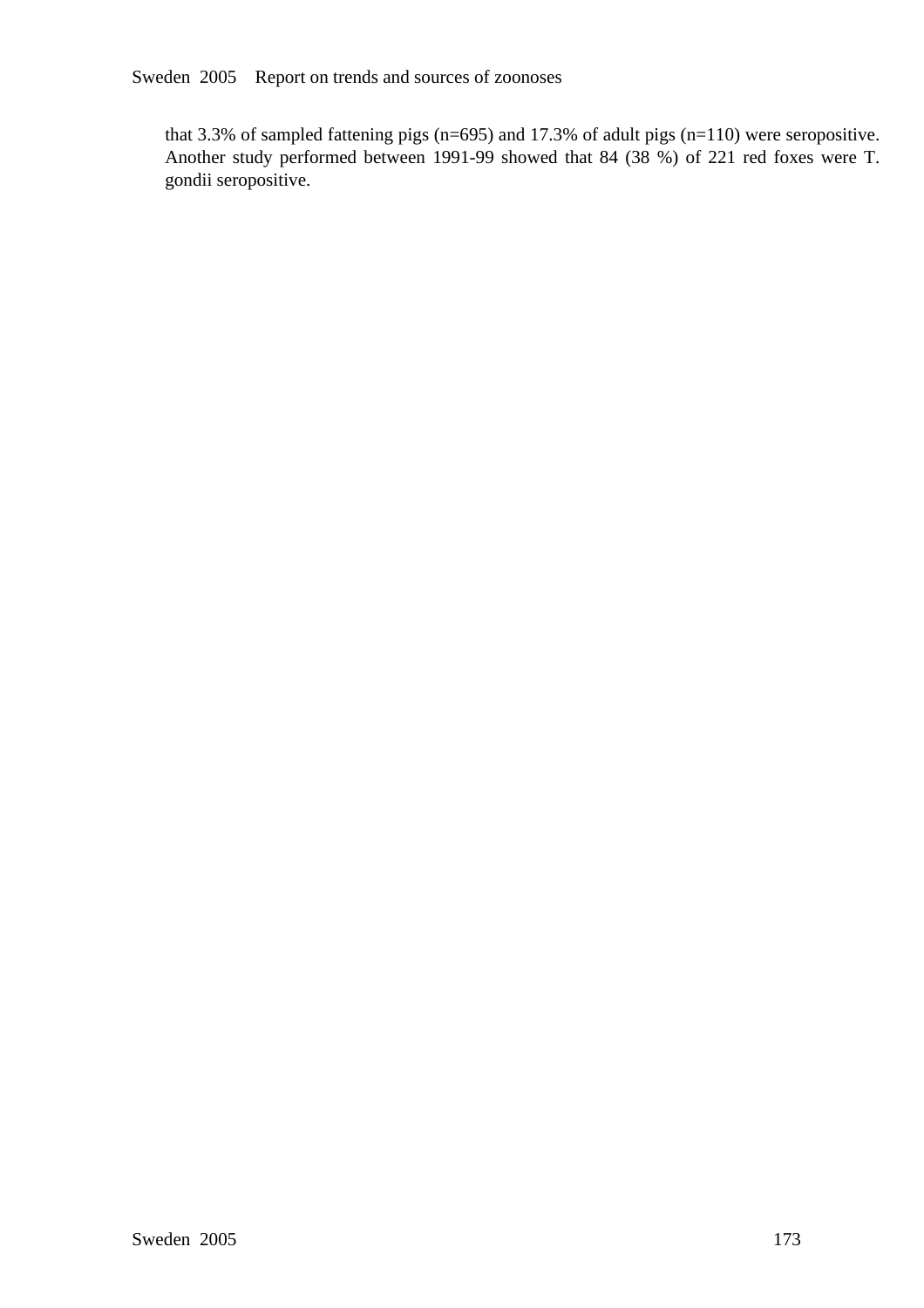that 3.3% of sampled fattening pigs (n=695) and 17.3% of adult pigs (n=110) were seropositive. Another study performed between 1991-99 showed that 84 (38 %) of 221 red foxes were T. gondii seropositive.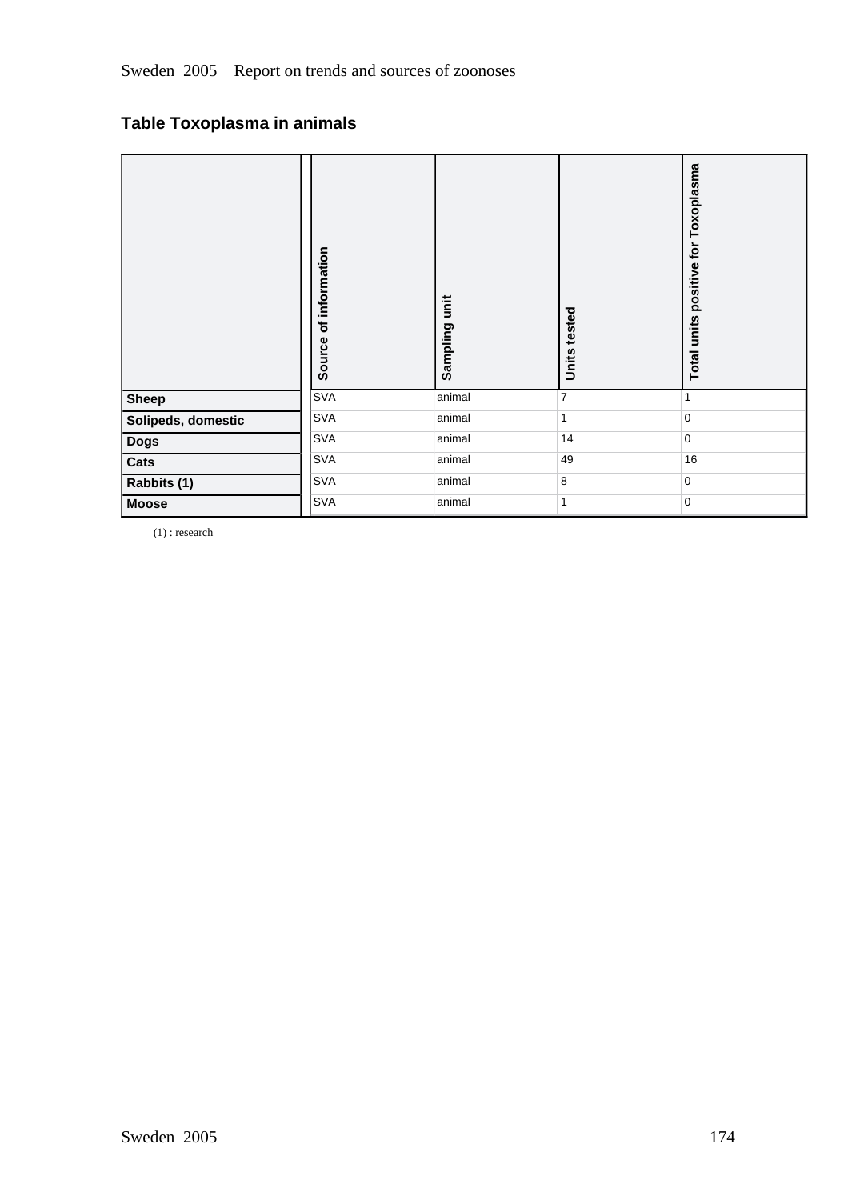## Table Toxoplasma in animals

| | Source of information | Sampling unit | Units tested | Total units positive for Toxoplasma |
|---|---|---|---|---|
| **Sheep** | SVA | animal | 7 | 1 |
| **Solipeds, domestic** | SVA | animal | 1 | 0 |
| **Dogs** | SVA | animal | 14 | 0 |
| **Cats** | SVA | animal | 49 | 16 |
| **Rabbits (1)** | SVA | animal | 8 | 0 |
| **Moose** | SVA | animal | 1 | 0 |

(1) : research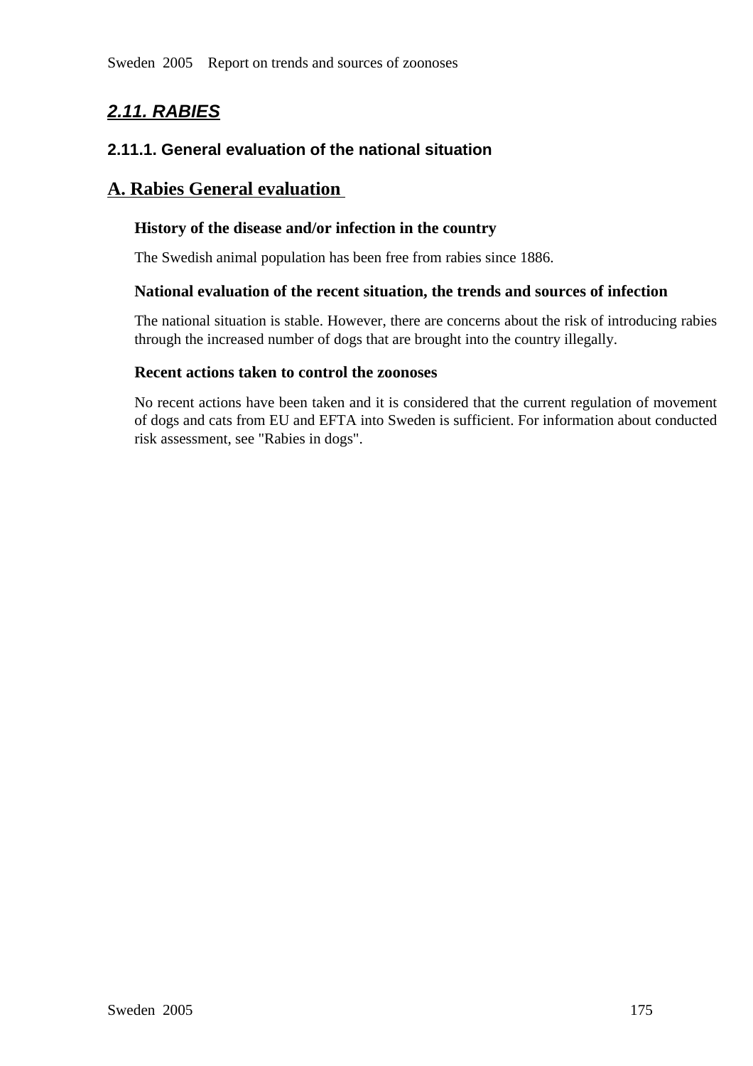## *2.11. RABIES*

### 2.11.1. General evaluation of the national situation

### A. Rabies General evaluation

**History of the disease and/or infection in the country**

The Swedish animal population has been free from rabies since 1886.

**National evaluation of the recent situation, the trends and sources of infection**

The national situation is stable. However, there are concerns about the risk of introducing rabies through the increased number of dogs that are brought into the country illegally.

**Recent actions taken to control the zoonoses**

No recent actions have been taken and it is considered that the current regulation of movement of dogs and cats from EU and EFTA into Sweden is sufficient. For information about conducted risk assessment, see "Rabies in dogs".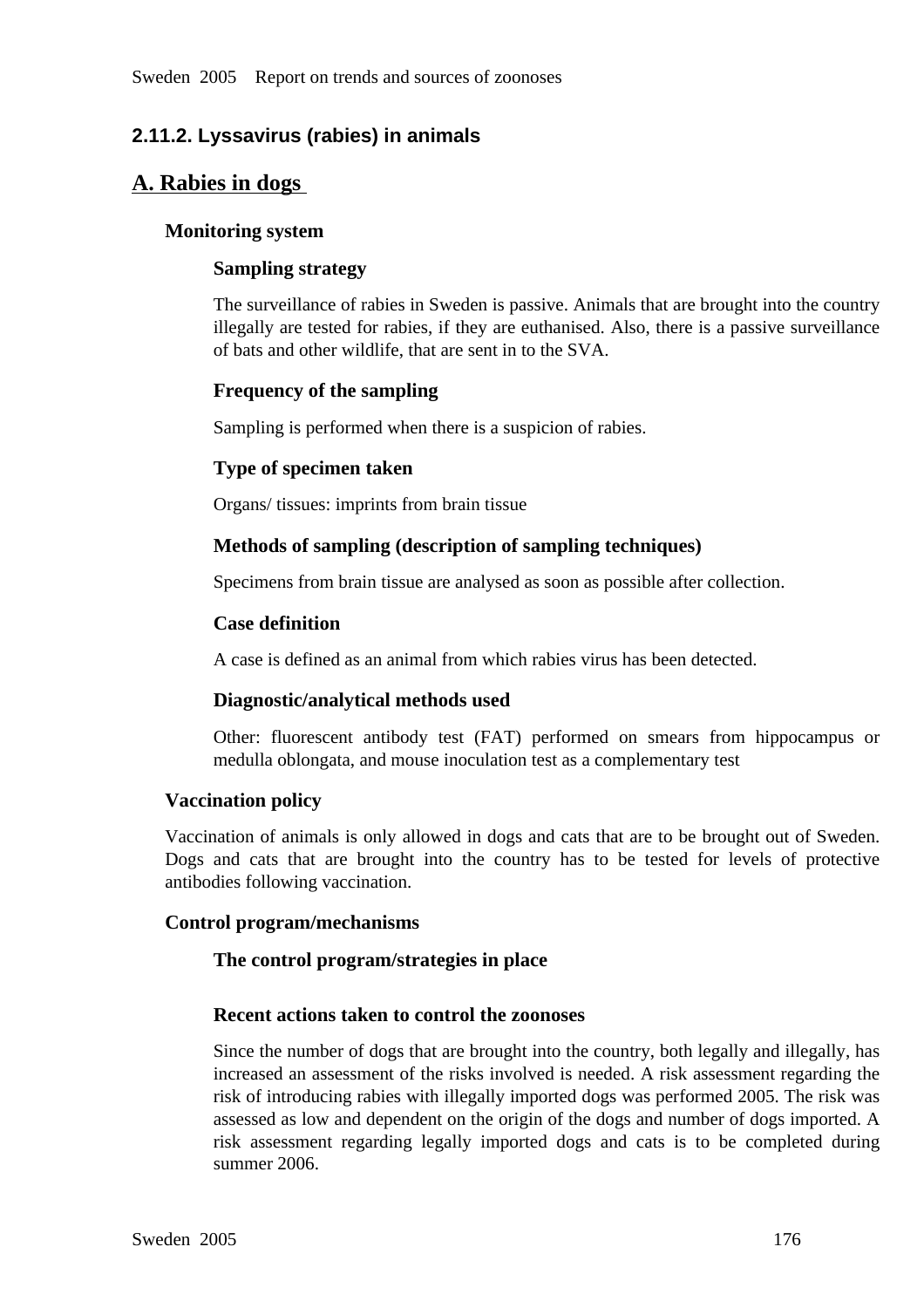## 2.11.2. Lyssavirus (rabies) in animals

### A. Rabies in dogs

#### Monitoring system

##### Sampling strategy

The surveillance of rabies in Sweden is passive. Animals that are brought into the country illegally are tested for rabies, if they are euthanised. Also, there is a passive surveillance of bats and other wildlife, that are sent in to the SVA.

##### Frequency of the sampling

Sampling is performed when there is a suspicion of rabies.

##### Type of specimen taken

Organs/ tissues: imprints from brain tissue

##### Methods of sampling (description of sampling techniques)

Specimens from brain tissue are analysed as soon as possible after collection.

##### Case definition

A case is defined as an animal from which rabies virus has been detected.

##### Diagnostic/analytical methods used

Other: fluorescent antibody test (FAT) performed on smears from hippocampus or medulla oblongata, and mouse inoculation test as a complementary test

#### Vaccination policy

Vaccination of animals is only allowed in dogs and cats that are to be brought out of Sweden. Dogs and cats that are brought into the country has to be tested for levels of protective antibodies following vaccination.

#### Control program/mechanisms

##### The control program/strategies in place

##### Recent actions taken to control the zoonoses

Since the number of dogs that are brought into the country, both legally and illegally, has increased an assessment of the risks involved is needed. A risk assessment regarding the risk of introducing rabies with illegally imported dogs was performed 2005. The risk was assessed as low and dependent on the origin of the dogs and number of dogs imported. A risk assessment regarding legally imported dogs and cats is to be completed during summer 2006.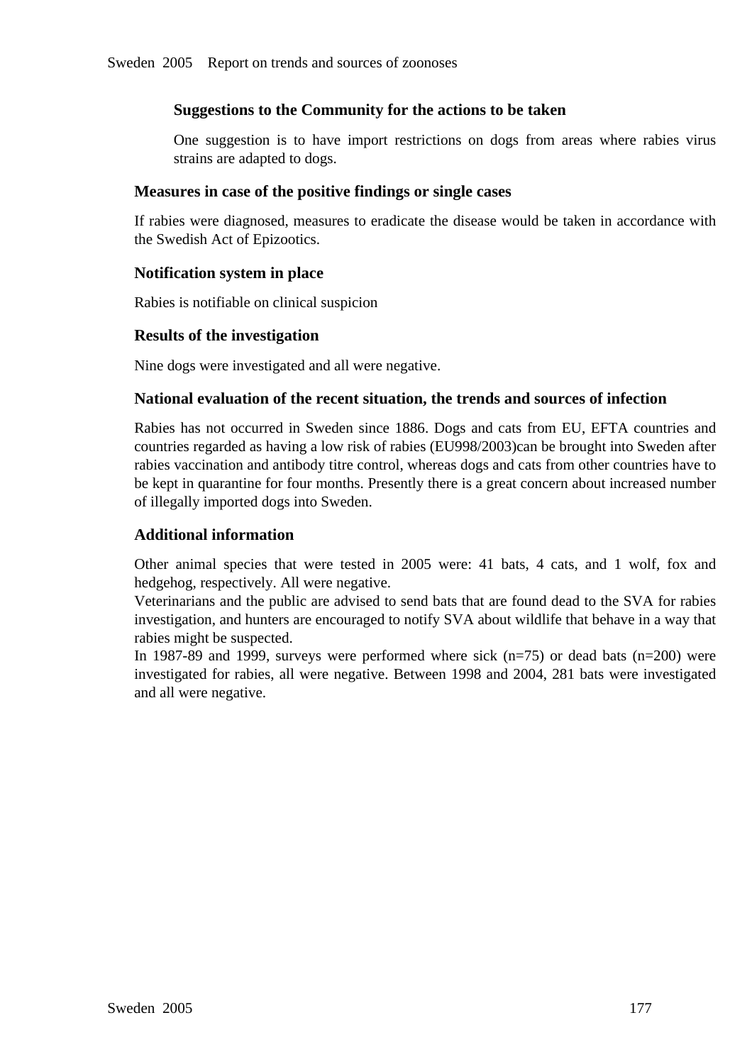#### Suggestions to the Community for the actions to be taken

One suggestion is to have import restrictions on dogs from areas where rabies virus strains are adapted to dogs.

### Measures in case of the positive findings or single cases

If rabies were diagnosed, measures to eradicate the disease would be taken in accordance with the Swedish Act of Epizootics.

### Notification system in place

Rabies is notifiable on clinical suspicion

### Results of the investigation

Nine dogs were investigated and all were negative.

### National evaluation of the recent situation, the trends and sources of infection

Rabies has not occurred in Sweden since 1886. Dogs and cats from EU, EFTA countries and countries regarded as having a low risk of rabies (EU998/2003)can be brought into Sweden after rabies vaccination and antibody titre control, whereas dogs and cats from other countries have to be kept in quarantine for four months. Presently there is a great concern about increased number of illegally imported dogs into Sweden.

### Additional information

Other animal species that were tested in 2005 were: 41 bats, 4 cats, and 1 wolf, fox and hedgehog, respectively. All were negative.
Veterinarians and the public are advised to send bats that are found dead to the SVA for rabies investigation, and hunters are encouraged to notify SVA about wildlife that behave in a way that rabies might be suspected.
In 1987-89 and 1999, surveys were performed where sick (n=75) or dead bats (n=200) were investigated for rabies, all were negative. Between 1998 and 2004, 281 bats were investigated and all were negative.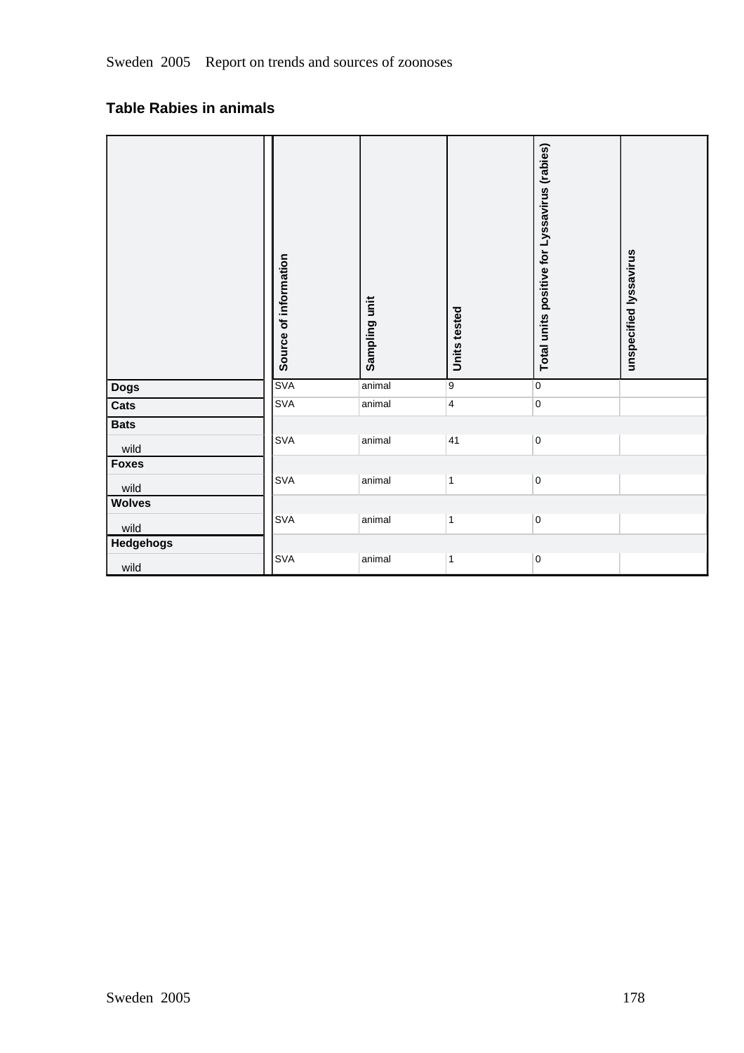## Table Rabies in animals

| | Source of information | Sampling unit | Units tested | Total units positive for Lyssavirus (rabies) | unspecified lyssavirus |
|---|---|---|---|---|---|
| **Dogs** | SVA | animal | 9 | 0 | |
| **Cats** | SVA | animal | 4 | 0 | |
| **Bats** | | | | | |
| wild | SVA | animal | 41 | 0 | |
| **Foxes** | | | | | |
| wild | SVA | animal | 1 | 0 | |
| **Wolves** | | | | | |
| wild | SVA | animal | 1 | 0 | |
| **Hedgehogs** | | | | | |
| wild | SVA | animal | 1 | 0 | |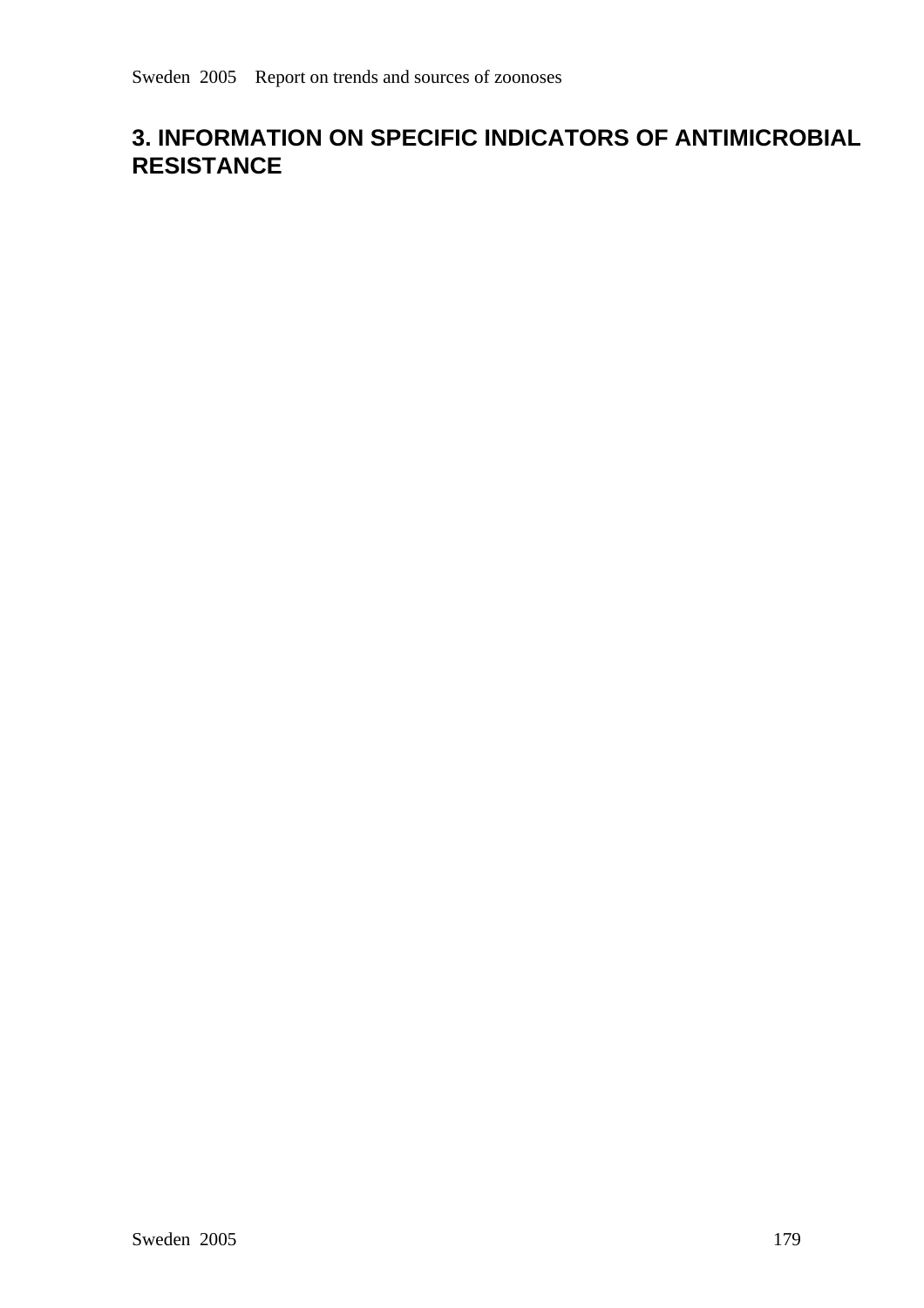# 3. INFORMATION ON SPECIFIC INDICATORS OF ANTIMICROBIAL RESISTANCE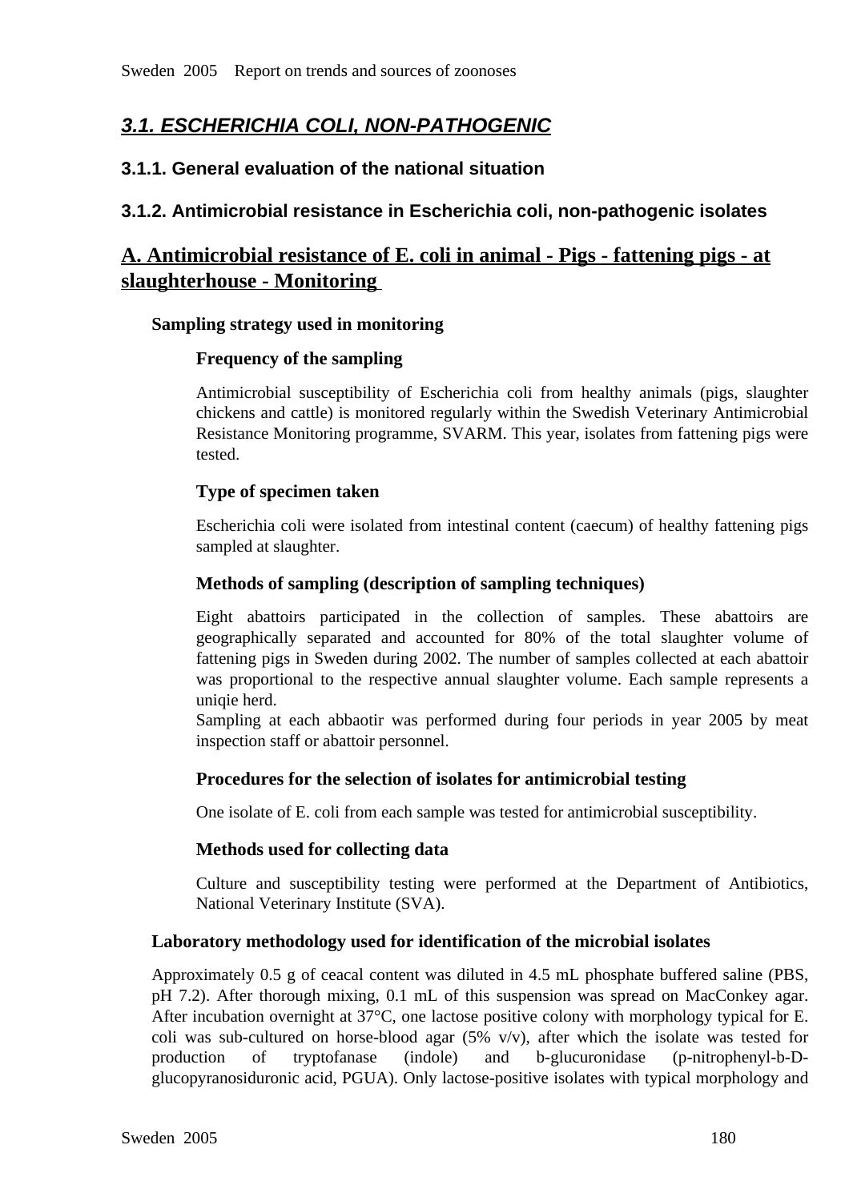## *3.1. ESCHERICHIA COLI, NON-PATHOGENIC*

### 3.1.1. General evaluation of the national situation

### 3.1.2. Antimicrobial resistance in Escherichia coli, non-pathogenic isolates

## A. Antimicrobial resistance of E. coli in animal - Pigs - fattening pigs - at slaughterhouse - Monitoring

**Sampling strategy used in monitoring**

**Frequency of the sampling**

Antimicrobial susceptibility of Escherichia coli from healthy animals (pigs, slaughter chickens and cattle) is monitored regularly within the Swedish Veterinary Antimicrobial Resistance Monitoring programme, SVARM. This year, isolates from fattening pigs were tested.

**Type of specimen taken**

Escherichia coli were isolated from intestinal content (caecum) of healthy fattening pigs sampled at slaughter.

**Methods of sampling (description of sampling techniques)**

Eight abattoirs participated in the collection of samples. These abattoirs are geographically separated and accounted for 80% of the total slaughter volume of fattening pigs in Sweden during 2002. The number of samples collected at each abattoir was proportional to the respective annual slaughter volume. Each sample represents a uniqie herd.
Sampling at each abbaotir was performed during four periods in year 2005 by meat inspection staff or abattoir personnel.

**Procedures for the selection of isolates for antimicrobial testing**

One isolate of E. coli from each sample was tested for antimicrobial susceptibility.

**Methods used for collecting data**

Culture and susceptibility testing were performed at the Department of Antibiotics, National Veterinary Institute (SVA).

**Laboratory methodology used for identification of the microbial isolates**

Approximately 0.5 g of ceacal content was diluted in 4.5 mL phosphate buffered saline (PBS, pH 7.2). After thorough mixing, 0.1 mL of this suspension was spread on MacConkey agar. After incubation overnight at 37°C, one lactose positive colony with morphology typical for E. coli was sub-cultured on horse-blood agar (5% v/v), after which the isolate was tested for production of tryptofanase (indole) and b-glucuronidase (p-nitrophenyl-b-D-glucopyranosiduronic acid, PGUA). Only lactose-positive isolates with typical morphology and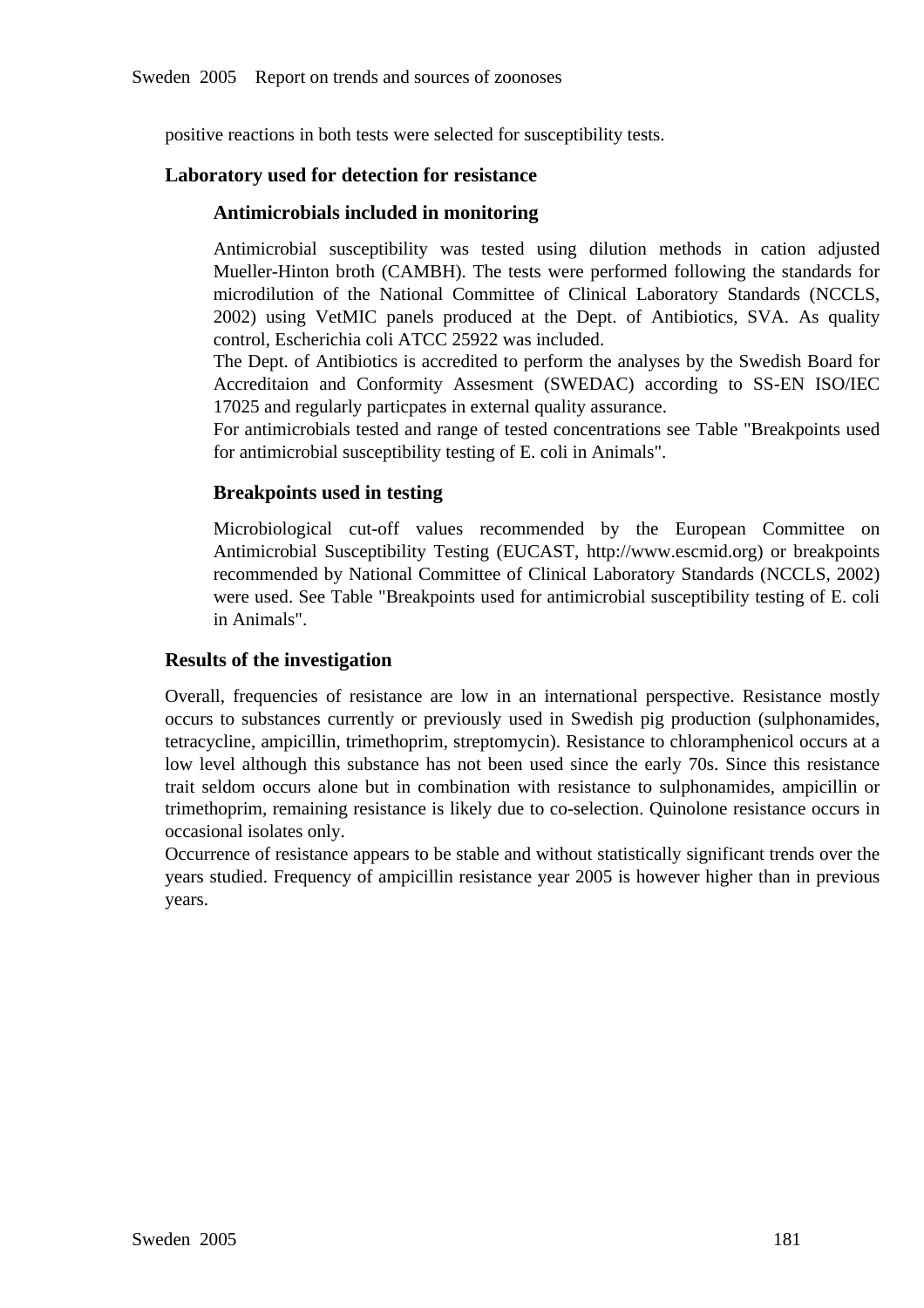positive reactions in both tests were selected for susceptibility tests.

### Laboratory used for detection for resistance

#### Antimicrobials included in monitoring

Antimicrobial susceptibility was tested using dilution methods in cation adjusted Mueller-Hinton broth (CAMBH). The tests were performed following the standards for microdilution of the National Committee of Clinical Laboratory Standards (NCCLS, 2002) using VetMIC panels produced at the Dept. of Antibiotics, SVA. As quality control, Escherichia coli ATCC 25922 was included.
The Dept. of Antibiotics is accredited to perform the analyses by the Swedish Board for Accreditaion and Conformity Assesment (SWEDAC) according to SS-EN ISO/IEC 17025 and regularly particpates in external quality assurance.
For antimicrobials tested and range of tested concentrations see Table "Breakpoints used for antimicrobial susceptibility testing of E. coli in Animals".

#### Breakpoints used in testing

Microbiological cut-off values recommended by the European Committee on Antimicrobial Susceptibility Testing (EUCAST, http://www.escmid.org) or breakpoints recommended by National Committee of Clinical Laboratory Standards (NCCLS, 2002) were used. See Table "Breakpoints used for antimicrobial susceptibility testing of E. coli in Animals".

### Results of the investigation

Overall, frequencies of resistance are low in an international perspective. Resistance mostly occurs to substances currently or previously used in Swedish pig production (sulphonamides, tetracycline, ampicillin, trimethoprim, streptomycin). Resistance to chloramphenicol occurs at a low level although this substance has not been used since the early 70s. Since this resistance trait seldom occurs alone but in combination with resistance to sulphonamides, ampicillin or trimethoprim, remaining resistance is likely due to co-selection. Quinolone resistance occurs in occasional isolates only.
Occurrence of resistance appears to be stable and without statistically significant trends over the years studied. Frequency of ampicillin resistance year 2005 is however higher than in previous years.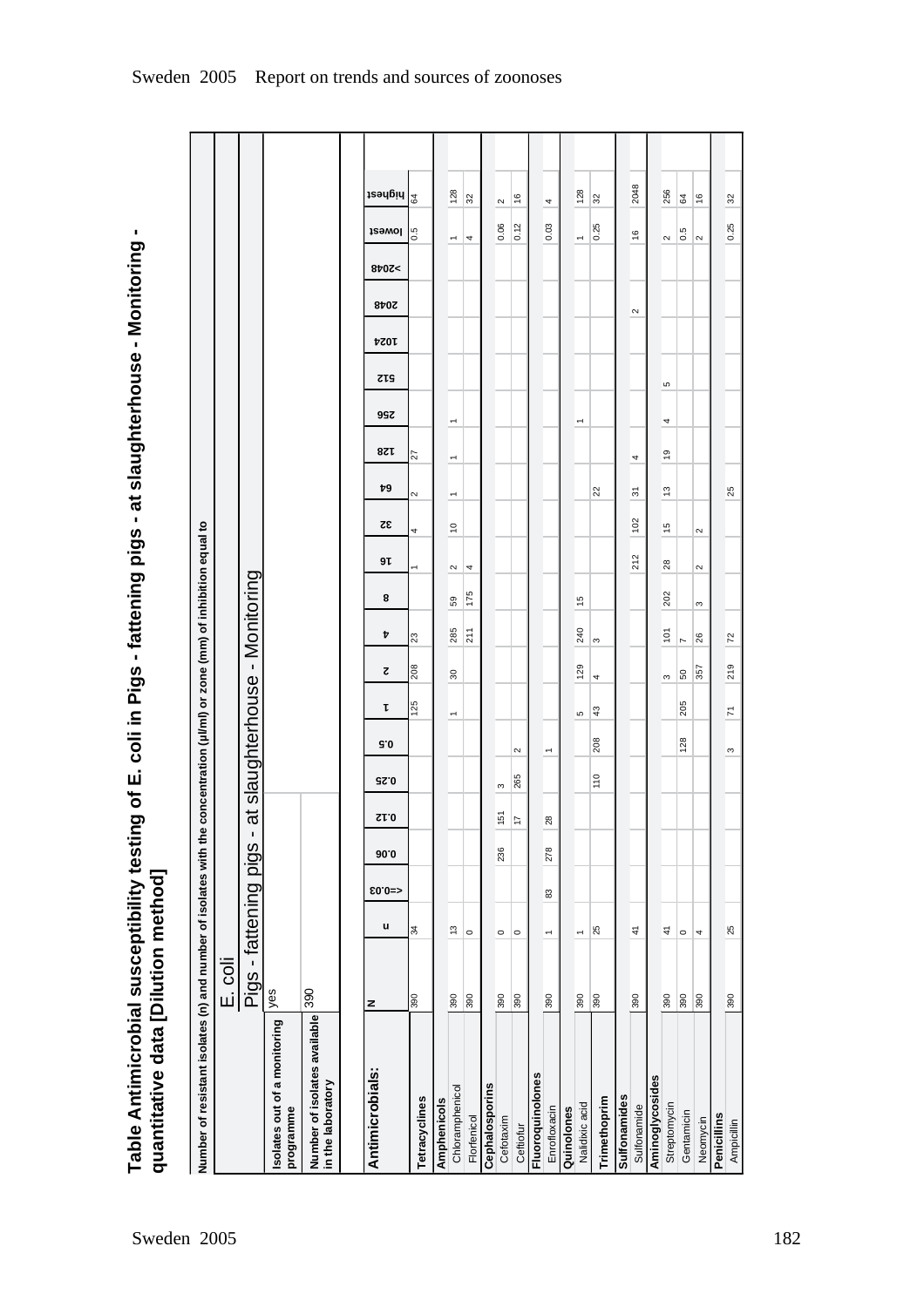# Table Antimicrobial susceptibility testing of E. coli in Pigs - fattening pigs - at slaughterhouse - Monitoring - quantitative data [Dilution method]

Number of resistant isolates (n) and number of isolates with the concentration (µl/ml) or zone (mm) of inhibition equal to

| | |
|---|---|
| | E. coli |
| | Pigs - fattening pigs - at slaughterhouse - Monitoring |
| Isolates out of a monitoring programme | yes |
| Number of isolates available in the laboratory | 390 |

| Antimicrobials: | N | n | <=0.03 | 0.06 | 0.12 | 0.25 | 0.5 | 1 | 2 | 4 | 8 | 16 | 32 | 64 | 128 | 256 | 512 | 1024 | 2048 | >2048 | lowest | highest |
|---|---|---|---|---|---|---|---|---|---|---|---|---|---|---|---|---|---|---|---|---|---|---|
| **Tetracyclines** | 390 | 34 | | | | | | 125 | 208 | 23 | | 1 | 4 | 2 | 27 | | | | | | 0.5 | 64 |
| **Amphenicols** | | | | | | | | | | | | | | | | | | | | | | |
| Chloramphenicol | 390 | 13 | | | | | | 1 | 30 | 285 | 59 | 2 | 10 | 1 | 1 | 1 | | | | | 1 | 128 |
| Florfenicol | 390 | 0 | | | | | | | | 211 | 175 | 4 | | | | | | | | | 4 | 32 |
| **Cephalosporins** | | | | | | | | | | | | | | | | | | | | | | |
| Cefotaxim | 390 | 0 | | 236 | 151 | 3 | | | | | | | | | | | | | | | 0.06 | 2 |
| Ceftiofur | 390 | 0 | | | 17 | 265 | 2 | | | | | | | | | | | | | | 0.12 | 16 |
| **Fluoroquinolones** | | | | | | | | | | | | | | | | | | | | | | |
| Enrofloxacin | 390 | 1 | 83 | 278 | 28 | | 1 | | | | | | | | | | | | | | 0.03 | 4 |
| **Quinolones** | | | | | | | | | | | | | | | | | | | | | | |
| Nalidixic acid | 390 | 1 | | | | | | 5 | 129 | 240 | 15 | | | | | 1 | | | | | 1 | 128 |
| **Trimethoprim** | 390 | 25 | | | | 110 | 208 | 43 | 4 | 3 | | | | 22 | | | | | | | 0.25 | 32 |
| **Sulfonamides** | | | | | | | | | | | | | | | | | | | | | | |
| Sulfonamide | 390 | 41 | | | | | | | | | | 212 | 102 | 31 | 4 | | | | 2 | | 16 | 2048 |
| **Aminoglycosides** | | | | | | | | | | | | | | | | | | | | | | |
| Streptomycin | 390 | 41 | | | | | | | 3 | 101 | 202 | 28 | 15 | 13 | 19 | 4 | 5 | | | | 2 | 256 |
| Gentamicin | 390 | 0 | | | | | 128 | 205 | 50 | 7 | | | | | | | | | | | 0.5 | 64 |
| Neomycin | 390 | 4 | | | | | | | 357 | 26 | 3 | 2 | 2 | | | | | | | | 2 | 16 |
| **Penicillins** | | | | | | | | | | | | | | | | | | | | | | |
| Ampicillin | 390 | 25 | | | | | 3 | 71 | 219 | 72 | | | | 25 | | | | | | | 0.25 | 32 |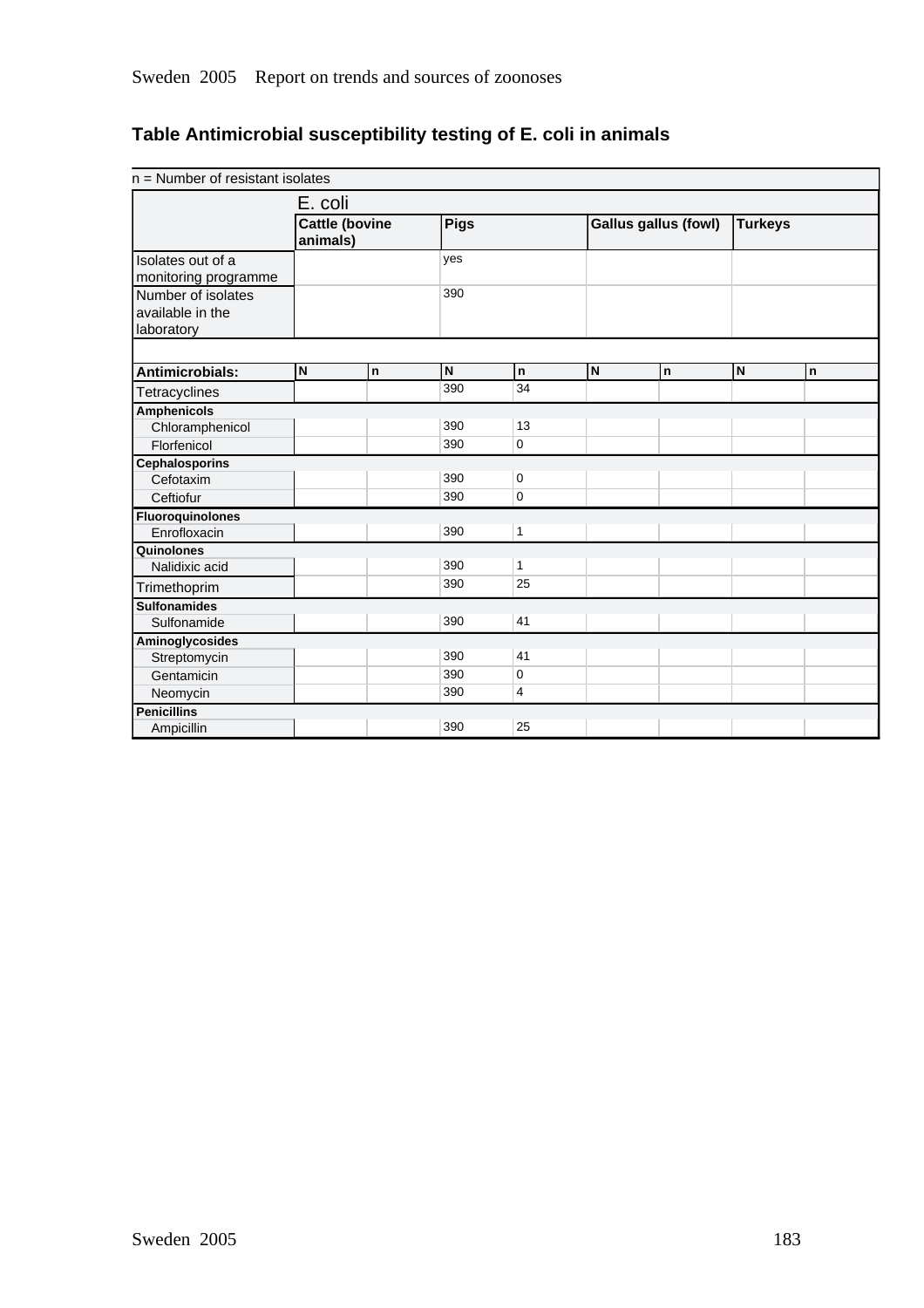## Table Antimicrobial susceptibility testing of E. coli in animals

| n = Number of resistant isolates | | | | | | | | |
|---|---|---|---|---|---|---|---|---|
| | E. coli | | | | | | | |
| | Cattle (bovine animals) | | Pigs | | Gallus gallus (fowl) | | Turkeys | |
| Isolates out of a monitoring programme | | | yes | | | | | |
| Number of isolates available in the laboratory | | | 390 | | | | | |
| **Antimicrobials:** | N | n | N | n | N | n | N | n |
| Tetracyclines | | | 390 | 34 | | | | |
| **Amphenicols** | | | | | | | | |
| Chloramphenicol | | | 390 | 13 | | | | |
| Florfenicol | | | 390 | 0 | | | | |
| **Cephalosporins** | | | | | | | | |
| Cefotaxim | | | 390 | 0 | | | | |
| Ceftiofur | | | 390 | 0 | | | | |
| **Fluoroquinolones** | | | | | | | | |
| Enrofloxacin | | | 390 | 1 | | | | |
| **Quinolones** | | | | | | | | |
| Nalidixic acid | | | 390 | 1 | | | | |
| Trimethoprim | | | 390 | 25 | | | | |
| **Sulfonamides** | | | | | | | | |
| Sulfonamide | | | 390 | 41 | | | | |
| **Aminoglycosides** | | | | | | | | |
| Streptomycin | | | 390 | 41 | | | | |
| Gentamicin | | | 390 | 0 | | | | |
| Neomycin | | | 390 | 4 | | | | |
| **Penicillins** | | | | | | | | |
| Ampicillin | | | 390 | 25 | | | | |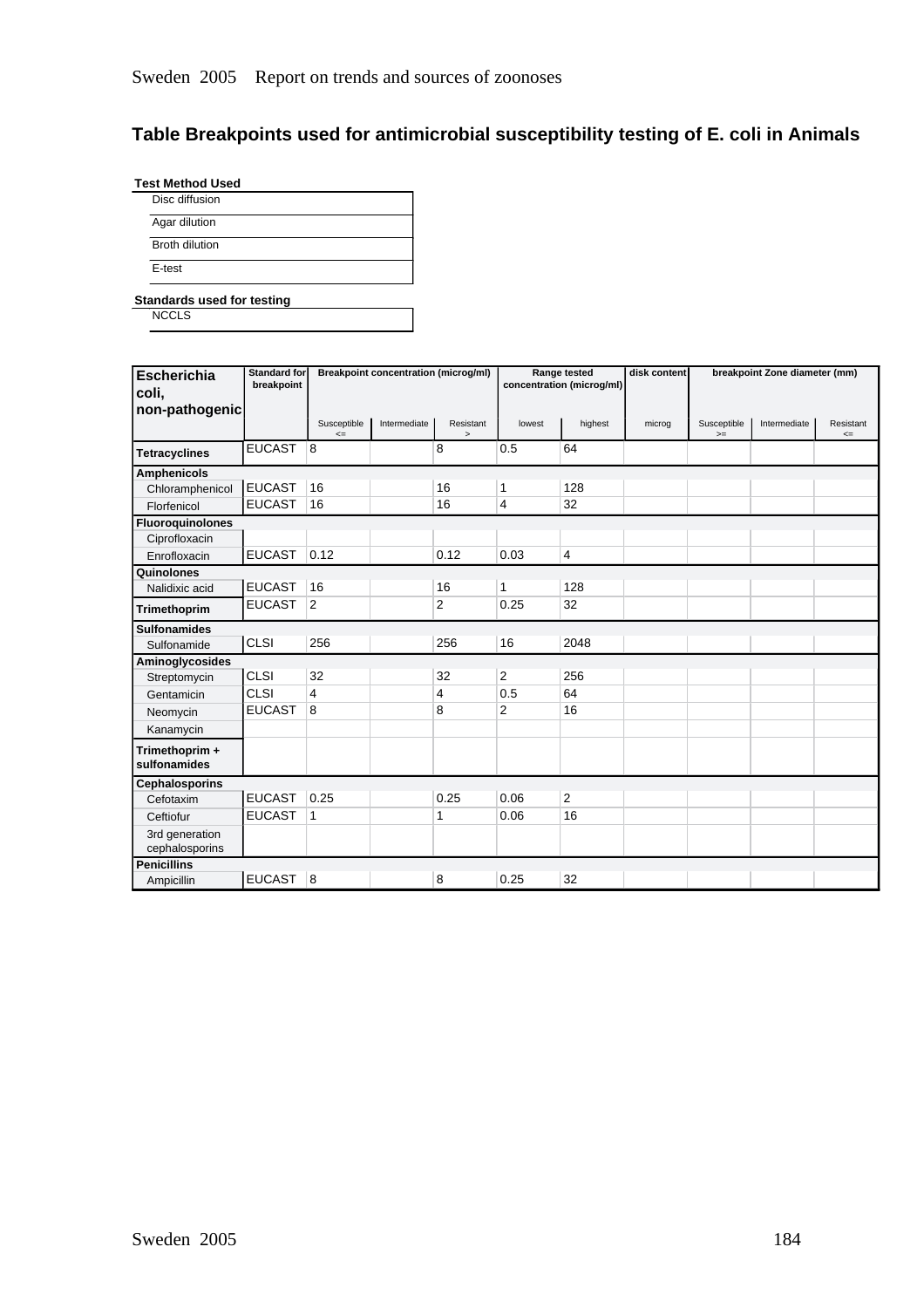## Table Breakpoints used for antimicrobial susceptibility testing of E. coli in Animals

**Test Method Used**

- Disc diffusion
- Agar dilution
- Broth dilution
- E-test

**Standards used for testing**

- NCCLS

| Escherichia coli, non-pathogenic | Standard for breakpoint | Breakpoint concentration (microg/ml) | | | Range tested concentration (microg/ml) | | disk content | breakpoint Zone diameter (mm) | | |
|---|---|---|---|---|---|---|---|---|---|---|
| | | Susceptible <= | Intermediate | Resistant > | lowest | highest | microg | Susceptible >= | Intermediate | Resistant <= |
| **Tetracyclines** | EUCAST | 8 | | 8 | 0.5 | 64 | | | | |
| **Amphenicols** | | | | | | | | | | |
| Chloramphenicol | EUCAST | 16 | | 16 | 1 | 128 | | | | |
| Florfenicol | EUCAST | 16 | | 16 | 4 | 32 | | | | |
| **Fluoroquinolones** | | | | | | | | | | |
| Ciprofloxacin | | | | | | | | | | |
| Enrofloxacin | EUCAST | 0.12 | | 0.12 | 0.03 | 4 | | | | |
| **Quinolones** | | | | | | | | | | |
| Nalidixic acid | EUCAST | 16 | | 16 | 1 | 128 | | | | |
| **Trimethoprim** | EUCAST | 2 | | 2 | 0.25 | 32 | | | | |
| **Sulfonamides** | | | | | | | | | | |
| Sulfonamide | CLSI | 256 | | 256 | 16 | 2048 | | | | |
| **Aminoglycosides** | | | | | | | | | | |
| Streptomycin | CLSI | 32 | | 32 | 2 | 256 | | | | |
| Gentamicin | CLSI | 4 | | 4 | 0.5 | 64 | | | | |
| Neomycin | EUCAST | 8 | | 8 | 2 | 16 | | | | |
| Kanamycin | | | | | | | | | | |
| **Trimethoprim + sulfonamides** | | | | | | | | | | |
| **Cephalosporins** | | | | | | | | | | |
| Cefotaxim | EUCAST | 0.25 | | 0.25 | 0.06 | 2 | | | | |
| Ceftiofur | EUCAST | 1 | | 1 | 0.06 | 16 | | | | |
| 3rd generation cephalosporins | | | | | | | | | | |
| **Penicillins** | | | | | | | | | | |
| Ampicillin | EUCAST | 8 | | 8 | 0.25 | 32 | | | | |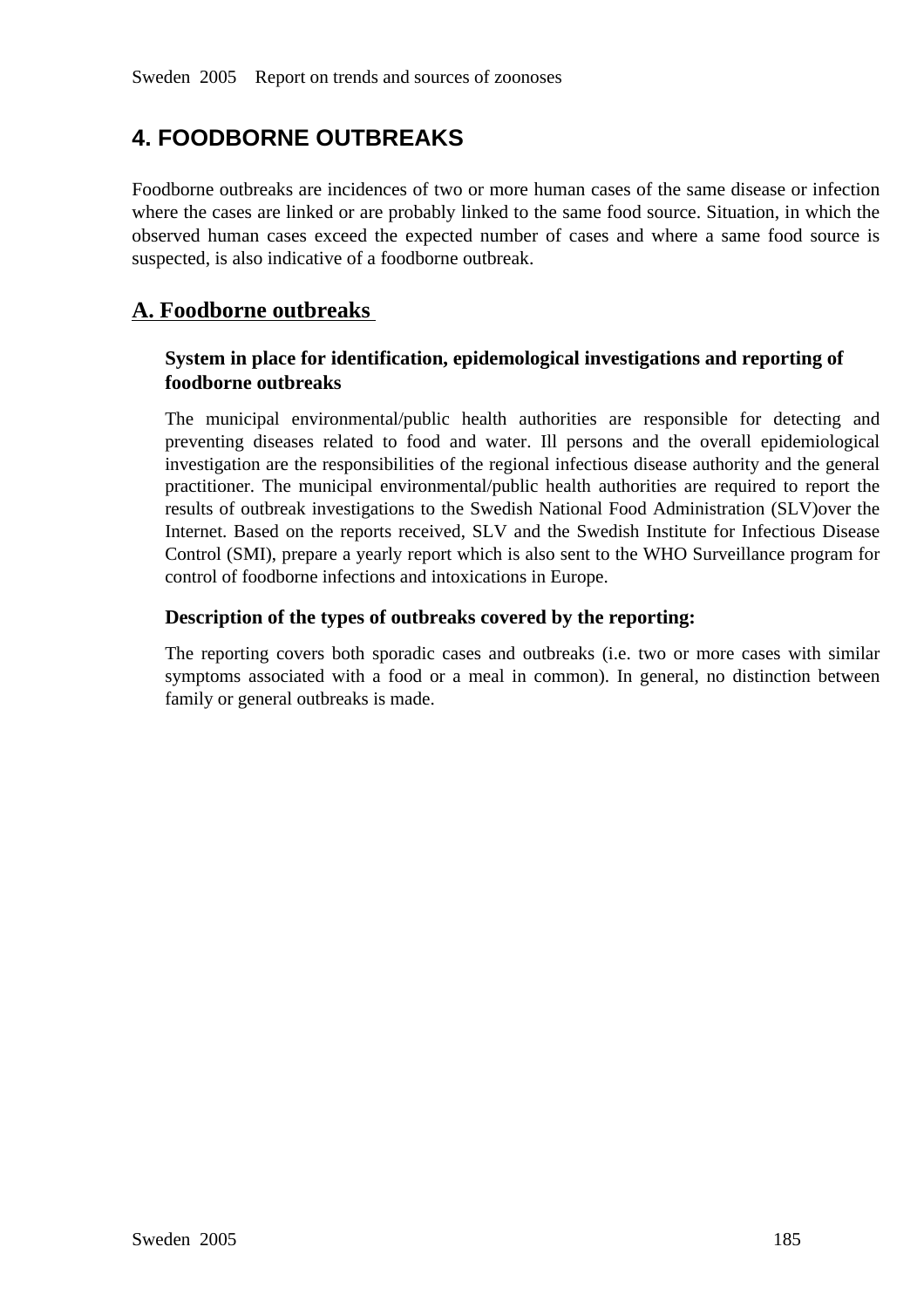# 4. FOODBORNE OUTBREAKS

Foodborne outbreaks are incidences of two or more human cases of the same disease or infection where the cases are linked or are probably linked to the same food source. Situation, in which the observed human cases exceed the expected number of cases and where a same food source is suspected, is also indicative of a foodborne outbreak.

## A. Foodborne outbreaks

### System in place for identification, epidemological investigations and reporting of foodborne outbreaks

The municipal environmental/public health authorities are responsible for detecting and preventing diseases related to food and water. Ill persons and the overall epidemiological investigation are the responsibilities of the regional infectious disease authority and the general practitioner. The municipal environmental/public health authorities are required to report the results of outbreak investigations to the Swedish National Food Administration (SLV)over the Internet. Based on the reports received, SLV and the Swedish Institute for Infectious Disease Control (SMI), prepare a yearly report which is also sent to the WHO Surveillance program for control of foodborne infections and intoxications in Europe.

### Description of the types of outbreaks covered by the reporting:

The reporting covers both sporadic cases and outbreaks (i.e. two or more cases with similar symptoms associated with a food or a meal in common). In general, no distinction between family or general outbreaks is made.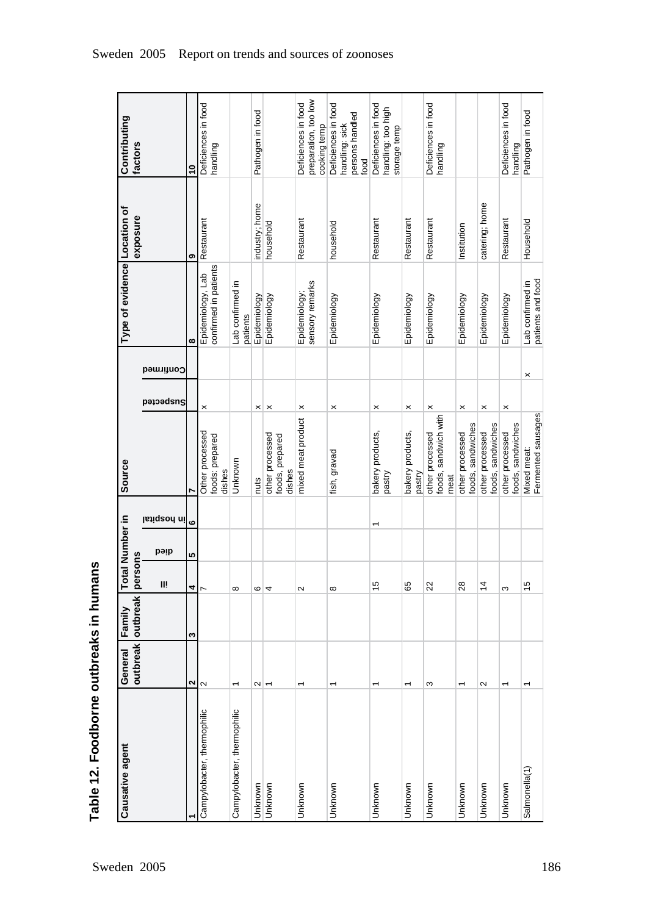## Table 12. Foodborne outbreaks in humans

| Causative agent | General outbreak | Family outbreak | Total Number in persons | | | Source | | | Type of evidence | Location of exposure | Contributing factors |
|---|---|---|---|---|---|---|---|---|---|---|---|
| | | | Ill | died | in hospital | | Suspected | Confirmed | | | |
| 1 | 2 | 3 | 4 | 5 | 6 | 7 | | | 8 | 9 | 10 |
| Campylobacter, thermophilic | 2 | | 7 | | | Other processed foods: prepared dishes | x | | Epidemiology, Lab confirmed in patients | Restaurant | Deficiences in food handling |
| Campylobacter, thermophilic | 1 | | 8 | | | Unknown | | | Lab confirmed in patients | | |
| Unknown | 2 | | 6 | | | nuts | x | | Epidemiology | industry; home | Pathogen in food |
| Unknown | 1 | | 4 | | | other processed foods, prepared dishes | x | | Epidemiology | household | |
| Unknown | 1 | | 2 | | | mixed meat product | x | | Epidemiology; sensory remarks | Restaurant | Deficiences in food preparation, too low cooking temp |
| Unknown | 1 | | 8 | | | fish, gravad | x | | Epidemiology | household | Deficiences in food handling: sick persons handled food |
| Unknown | 1 | | 15 | | 1 | bakery products, pastry | x | | Epidemiology | Restaurant | Deficiences in food handling: too high storage temp |
| Unknown | 1 | | 65 | | | bakery products, pastry | x | | Epidemiology | Restaurant | |
| Unknown | 3 | | 22 | | | other processed foods, sandwich with meat | x | | Epidemiology | Restaurant | Deficiences in food handling |
| Unknown | 1 | | 28 | | | other processed foods, sandwiches | x | | Epidemiology | Institution | |
| Unknown | 2 | | 14 | | | other processed foods, sandwiches | x | | Epidemiology | catering; home | |
| Unknown | 1 | | 3 | | | other processed foods, sandwiches | x | | Epidemiology | Restaurant | Deficiences in food handling |
| Salmonella(1) | 1 | | 15 | | | Mixed meat: Fermented sausages | | x | Lab confirmed in patients and food | Household | Pathogen in food |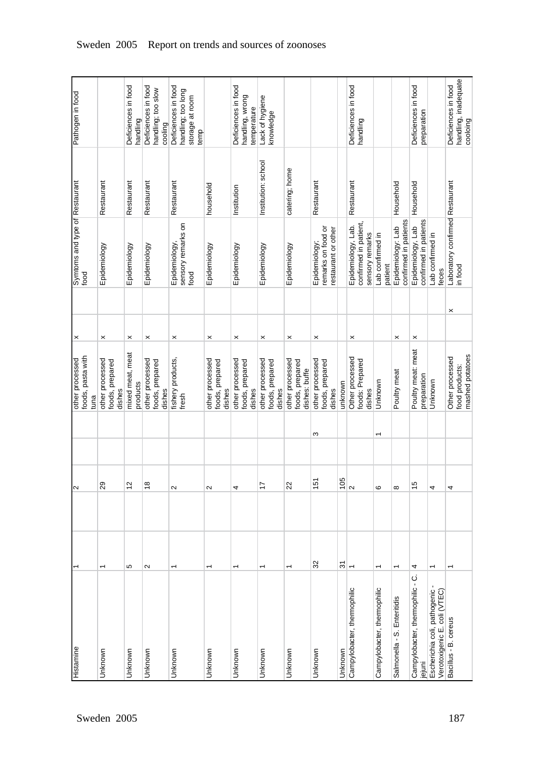| | | | | | | | | | | | |
|---|---|---|---|---|---|---|---|---|---|---|---|
| Histamine | 1 | | 2 | | | other processed foods, pasta with tuna | x | | Symptoms and type of food | Restaurant | Pathogen in food |
| Unknown | 1 | | 29 | | | other processed foods, prepared dishes | x | | Epidemiology | Restaurant | |
| Unknown | 5 | | 12 | | | mixed meat, meat products | x | | Epidemiology | Restaurant | Deficiences in food handling |
| Unknown | 2 | | 18 | | | other processed foods, prepared dishes | x | | Epidemiology | Restaurant | Deficiences in food handling; too slow cooling |
| Unknown | 1 | | 2 | | | fishery products, fresh | x | | Epidemiology, sensory remarks on food | Restaurant | Deficiences in food handling; too long storage at room temp |
| Unknown | 1 | | 2 | | | other processed foods, prepared dishes | x | | Epidemiology | household | |
| Unknown | 1 | | 4 | | | other processed foods, prepared dishes | x | | Epidemiology | Institution | Deficiences in food handling, wrong temperature |
| Unknown | 1 | | 17 | | | other processed foods, prepared dishes | x | | Epidemiology | Institution: school | Lack of hygiene knowledge |
| Unknown | 1 | | 22 | | | other processed foods, prepared dishes: buffe | x | | Epidemiology | catering; home | |
| Unknown | 32 | | 151 | | 3 | other processed foods, prepared dishes | x | | Epidemiology; remarks on food or restaurant or other | Restaurant | |
| Unknown | 31 | | 105 | | | unknown | | | | | |
| Campylobacter, thermophilic | 1 | | 2 | | | Other processed foods: Prepared dishes | x | | Epidemiology, Lab. confirmed in patient, sensory remarks | Restaurant | Deficiences in food handling |
| Campylobacter, thermophilic | 1 | | 6 | | 1 | Unknown | | | Lab confirmed in patient | | |
| Salmonella - S. Enteritidis | 1 | | 8 | | | Poultry meat | x | | Epidemiology: Lab confirmed in patients | Household | |
| Campylobacter, thermophilic - C. jejuni | 4 | | 15 | | | Poultry meat: meat preparation | x | | Epidemiology, Lab confirmed in patients | Household | Deficiences in food preparation |
| Escherichia coli, pathogenic - Verotoxigenic E. coli (VTEC) | 1 | | 4 | | | Unknown | | | Lab confirmed in feces | | |
| Bacillus - B. cereus | 1 | | 4 | | | Other processed food products: mashed potatoes | | x | Laboratory confirmed in food | Restaurant | Deficiences in food handling, inadequate cooloing |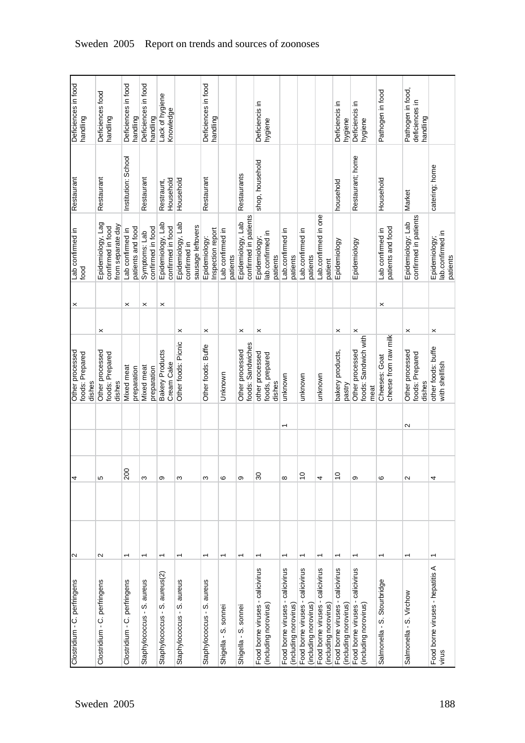| | | | | | | | | | | | |
|---|---|---|---|---|---|---|---|---|---|---|---|
| Clostridium - C. perfringens | 2 | | 4 | | | Other processed foods: Prepared dishes | | x | Lab confirmed in food | Restaurant | Deficiences in food handling |
| Clostridium - C. perfringens | 2 | | 5 | | | Other processed foods: Prepared dishes | x | | Epidemiology, Lag confirmed in food from separate day | Restaurant | Deficiences food handling |
| Clostridium - C. perfringens | 1 | | 200 | | | Mixed meat preparation | | x | Lab confirmed in patients and food | Institution: School | Deficiences in food handling |
| Staphylococcus - S. aureus | 1 | | 3 | | | Mixed meat preparation | | x | Symptoms: Lab confirmed in food | Restaurant | Deficiences in food handling |
| Staphylococcus - S. aureus(2) | 1 | | 9 | | | Bakery Products Cream Cake | | x | Epidemiology, Lab confirmed in food | Restraunt, Household | Lack of hygiene Knowledge |
| Staphylococcus - S. aureus | 1 | | 3 | | | Other foods: Picnic | x | | Epidemiology, Lab confirmed in sausage leftovers | Household | |
| Staphylococcus - S. aureus | 1 | | 3 | | | Other foods: Buffe | x | | Epidemiology: Inspection report | Restaurant | Deficiences in food handling |
| Shigella - S. sonnei | 1 | | 6 | | | Unknown | | | Lab confirmed in patients | | |
| Shigella - S. sonnei | 1 | | 9 | | | Other processed foods: Sandwiches | x | | Epidemiology, Lab confirmed in patients | Restaurants | |
| Food borne viruses - calicivirus (including norovirus) | 1 | | 30 | | | other processed foods, prepared dishes | x | | Epidemiology; lab.confirmed in patients | shop, household | Deficiencis in hygiene |
| Food borne viruses - calicivirus (including norovirus) | 1 | | 8 | | 1 | unknown | | | Lab.confirmed in patients | | |
| Food borne viruses - calicivirus (including norovirus) | 1 | | 10 | | | unknown | | | Lab.confirmed in patients | | |
| Food borne viruses - calicivirus (including norovirus) | 1 | | 4 | | | unknown | | | Lab.confirmed in one patient | | |
| Food borne viruses - calicivirus (including norovirus) | 1 | | 10 | | | bakery products, pastry | x | | Epidemiology | household | Deficiencis in hygiene |
| Food borne viruses - calicivirus (including norovirus) | 1 | | 9 | | | Other processed foods: Sandwich with meat | x | | Epidemiology | Restaurant; home | Deficiencis in hygiene |
| Salmonella - S. Stourbridge | 1 | | 6 | | | Cheeses: Goat cheese from raw milk | | x | Lab confirmed in patients and food | Household | Pathogen in food |
| Salmonella - S. Virchow | 1 | | 2 | | | 2 | Other processed foods: Prepared dishes | x | Epidemiology: Lab confirmed in patients | Market | Pathogen in food, deficiences in handling |
| Food borne viruses - hepatitis A virus | 1 | | 4 | | | other foods: buffe with shellfish | x | | Epidemiology; lab.confirmed in patients | catering; home | |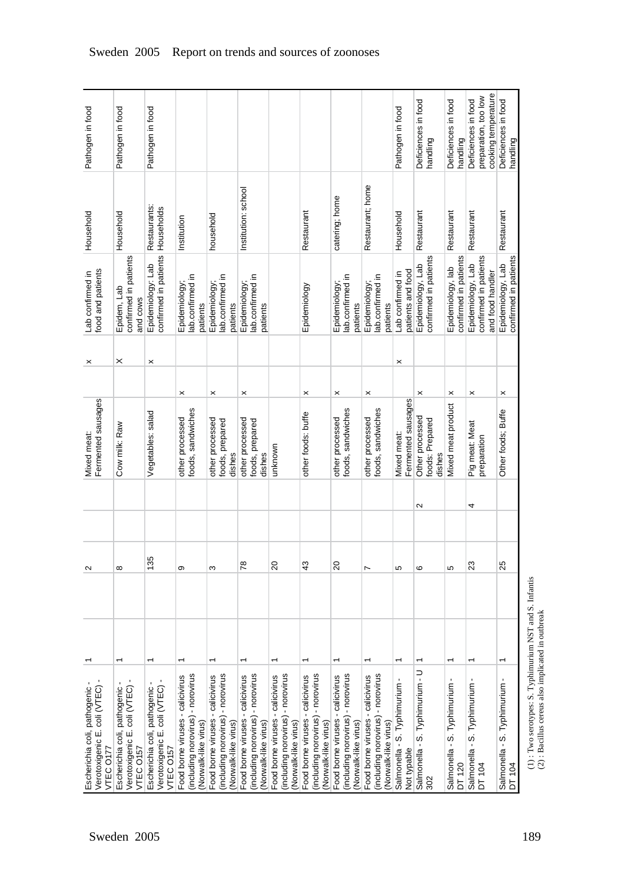| | | | | | | | | | | | |
|---|---|---|---|---|---|---|---|---|---|---|---|
| Escherichia coli, pathogenic - Verotoxigenic E. coli (VTEC) - VTEC O177 | 1 | | 2 | | | Mixed meat: Fermented sausages | | x | Lab confirmed in food and patients | Household | Pathogen in food |
| Escherichia coli, pathogenic - Verotoxigenic E. coli (VTEC) - VTEC O157 | 1 | | 8 | | | Cow milk: Raw | | x | Epidem, Lab confirmed in patients and cows | Household | Pathogen in food |
| Escherichia coli, pathogenic - Verotoxigenic E. coli (VTEC) - VTEC O157 | 1 | | 135 | | | Vegetables: salad | | x | Epidemiology: Lab confirmed in patients | Restaurants: Households | Pathogen in food |
| Food borne viruses - calicivirus (including norovirus) - norovirus (Norwalk-like virus) | 1 | | 9 | | | other processed foods, sandwiches | x | | Epidemiology; lab.confirmed in patients | Institution | |
| Food borne viruses - calicivirus (including norovirus) - norovirus (Norwalk-like virus) | 1 | | 3 | | | other processed foods, prepared dishes | x | | Epidemiology; lab.confirmed in patients | household | |
| Food borne viruses - calicivirus (including norovirus) - norovirus (Norwalk-like virus) | 1 | | 78 | | | other processed foods, prepared dishes | x | | Epidemiology; lab.confirmed in patients | Institution: school | |
| Food borne viruses - calicivirus (including norovirus) - norovirus (Norwalk-like virus) | 1 | | 20 | | | unknown | | | | | |
| Food borne viruses - calicivirus (including norovirus) - norovirus (Norwalk-like virus) | 1 | | 43 | | | other foods: buffe | x | | Epidemiology | Restaurant | |
| Food borne viruses - calicivirus (including norovirus) - norovirus (Norwalk-like virus) | 1 | | 20 | | | other processed foods, sandwiches | x | | Epidemiology; lab.confirmed in patients | catering; home | |
| Food borne viruses - calicivirus (including norovirus) - norovirus (Norwalk-like virus) | 1 | | 7 | | | other processed foods, sandwiches | x | | Epidemiology; lab.confirmed in patients | Restaurant; home | |
| Salmonella - S. Typhimurium - Not typable | 1 | | 5 | | | Mixed meat: Fermented sausages | | x | Lab confirmed in patients and food | Household | Pathogen in food |
| Salmonella - S. Typhimurium - U 302 | 1 | | 6 | | 2 | Other processed foods: Prepared dishes | x | | Epidemiology, Lab confirmed in patients | Restaurant | Deficiences in food handling |
| Salmonella - S. Typhimurium - DT 120 | 1 | | 5 | | | Mixed meat product | x | | Epidemiology, lab confirmed in patients | Restaurant | Deficiences in food handling |
| Salmonella - S. Typhimurium - DT 104 | 1 | | 23 | | 4 | Pig meat: Meat preparation | x | | Epidemiology, Lab confirmed in patients and food handler | Restaurant | Deficiences in food preparation, too low cooking temperature |
| Salmonella - S. Typhimurium - DT 104 | 1 | | 25 | | | Other foods; Buffe | x | | Epidemiology, Lab confirmed in patients | Restaurant | Deficiences in food handling |

(1) : Two serotypes: S. Typhimurium NST and S. Infantis
(2) : Bacillus cereus also implicated in outbreak